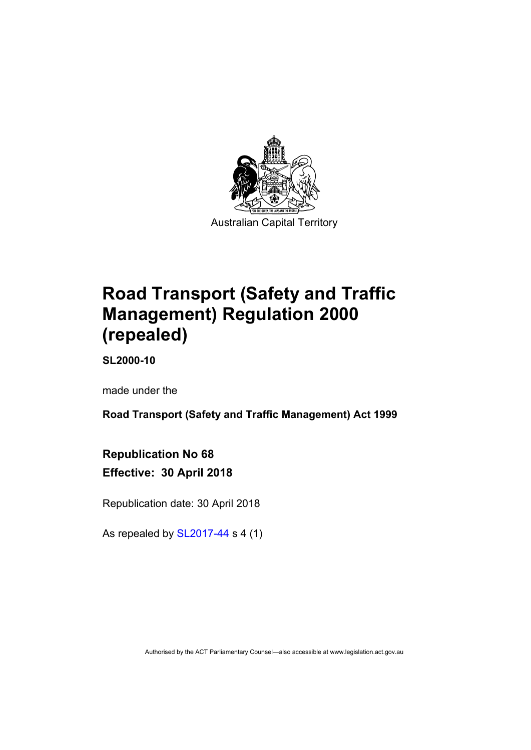Australian Capital Territory

# Road Transport (Safety and Traffic Management) Regulation 2000 (repealed)

**SL2000-10**

made under the

**Road Transport (Safety and Traffic Management) Act 1999**

## Republication No 68

## Effective: 30 April 2018

Republication date: 30 April 2018

As repealed by SL2017-44 s 4 (1)

Authorised by the ACT Parliamentary Counsel—also accessible at www.legislation.act.gov.au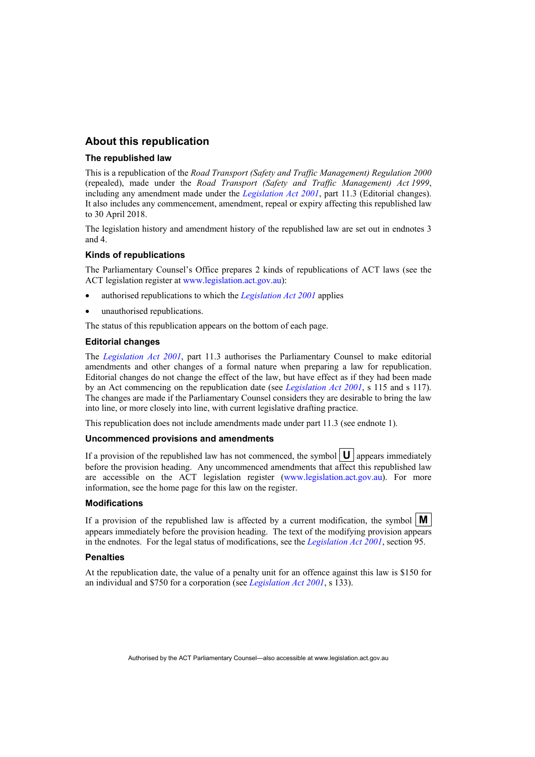## About this republication

### The republished law

This is a republication of the *Road Transport (Safety and Traffic Management) Regulation 2000* (repealed), made under the *Road Transport (Safety and Traffic Management) Act 1999*, including any amendment made under the *Legislation Act 2001*, part 11.3 (Editorial changes). It also includes any commencement, amendment, repeal or expiry affecting this republished law to 30 April 2018.

The legislation history and amendment history of the republished law are set out in endnotes 3 and 4.

### Kinds of republications

The Parliamentary Counsel's Office prepares 2 kinds of republications of ACT laws (see the ACT legislation register at www.legislation.act.gov.au):

- authorised republications to which the *Legislation Act 2001* applies
- unauthorised republications.

The status of this republication appears on the bottom of each page.

### Editorial changes

The *Legislation Act 2001*, part 11.3 authorises the Parliamentary Counsel to make editorial amendments and other changes of a formal nature when preparing a law for republication. Editorial changes do not change the effect of the law, but have effect as if they had been made by an Act commencing on the republication date (see *Legislation Act 2001*, s 115 and s 117). The changes are made if the Parliamentary Counsel considers they are desirable to bring the law into line, or more closely into line, with current legislative drafting practice.

This republication does not include amendments made under part 11.3 (see endnote 1).

### Uncommenced provisions and amendments

If a provision of the republished law has not commenced, the symbol **U** appears immediately before the provision heading. Any uncommenced amendments that affect this republished law are accessible on the ACT legislation register (www.legislation.act.gov.au). For more information, see the home page for this law on the register.

### Modifications

If a provision of the republished law is affected by a current modification, the symbol **M** appears immediately before the provision heading. The text of the modifying provision appears in the endnotes. For the legal status of modifications, see the *Legislation Act 2001*, section 95.

### Penalties

At the republication date, the value of a penalty unit for an offence against this law is $150 for an individual and $750 for a corporation (see *Legislation Act 2001*, s 133).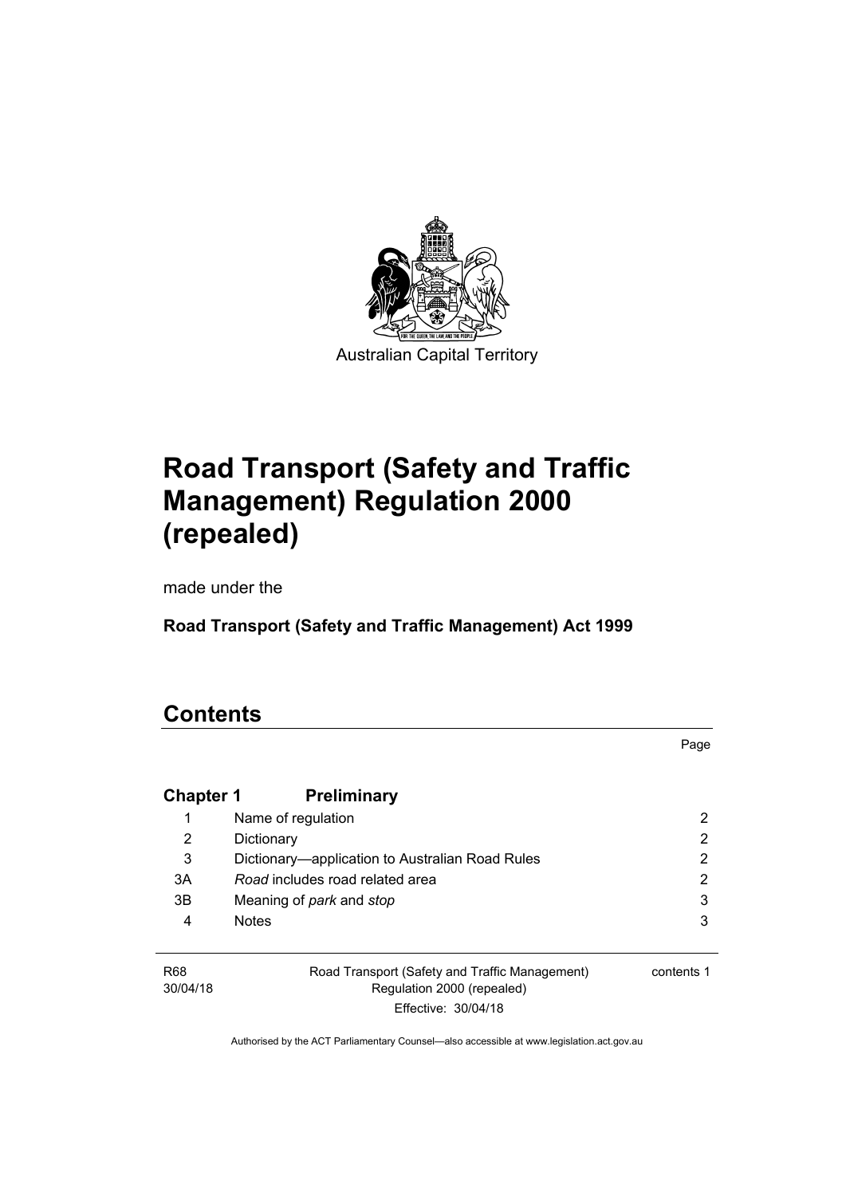Australian Capital Territory

# Road Transport (Safety and Traffic Management) Regulation 2000 (repealed)

made under the

**Road Transport (Safety and Traffic Management) Act 1999**

## Contents

| | | Page |
|---|---|---|
| **Chapter 1** | **Preliminary** | |
| 1 | Name of regulation | 2 |
| 2 | Dictionary | 2 |
| 3 | Dictionary—application to Australian Road Rules | 2 |
| 3A | *Road* includes road related area | 2 |
| 3B | Meaning of *park* and *stop* | 3 |
| 4 | Notes | 3 |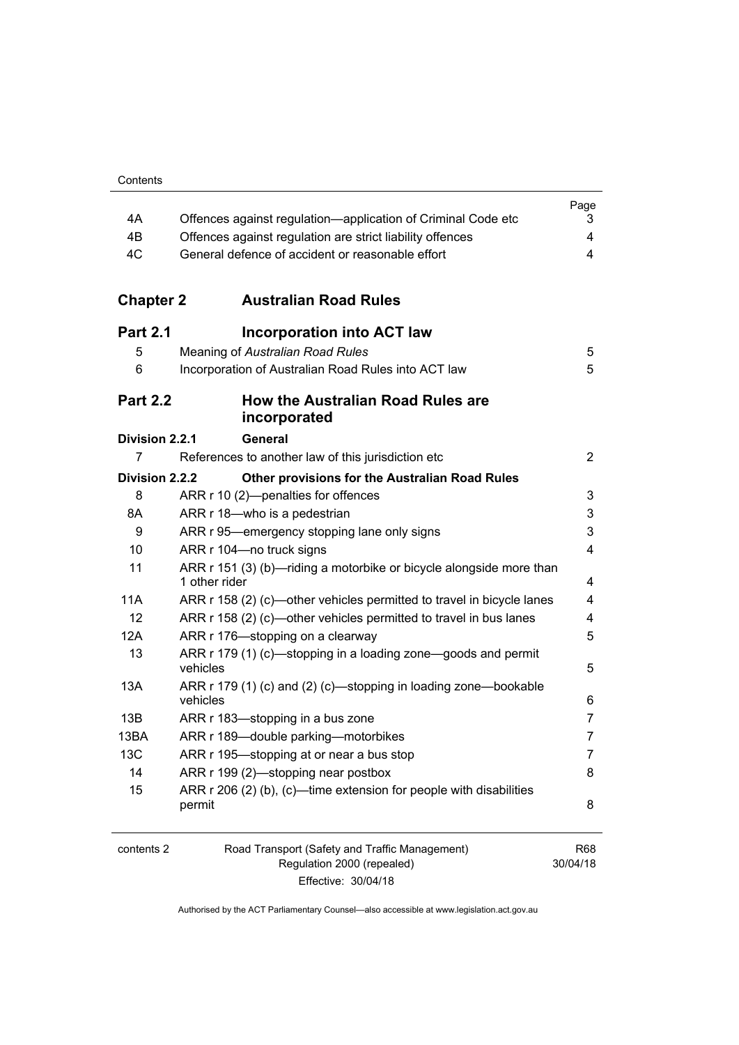| | | Page |
|---|---|---|
| 4A | Offences against regulation—application of Criminal Code etc | 3 |
| 4B | Offences against regulation are strict liability offences | 4 |
| 4C | General defence of accident or reasonable effort | 4 |

## Chapter 2 Australian Road Rules

### Part 2.1 Incorporation into ACT law

| | | |
|---|---|---|
| 5 | Meaning of *Australian Road Rules* | 5 |
| 6 | Incorporation of Australian Road Rules into ACT law | 5 |

### Part 2.2 How the Australian Road Rules are incorporated

**Division 2.2.1 General**

| | | |
|---|---|---|
| 7 | References to another law of this jurisdiction etc | 2 |

**Division 2.2.2 Other provisions for the Australian Road Rules**

| | | |
|---|---|---|
| 8 | ARR r 10 (2)—penalties for offences | 3 |
| 8A | ARR r 18—who is a pedestrian | 3 |
| 9 | ARR r 95—emergency stopping lane only signs | 3 |
| 10 | ARR r 104—no truck signs | 4 |
| 11 | ARR r 151 (3) (b)—riding a motorbike or bicycle alongside more than 1 other rider | 4 |
| 11A | ARR r 158 (2) (c)—other vehicles permitted to travel in bicycle lanes | 4 |
| 12 | ARR r 158 (2) (c)—other vehicles permitted to travel in bus lanes | 4 |
| 12A | ARR r 176—stopping on a clearway | 5 |
| 13 | ARR r 179 (1) (c)—stopping in a loading zone—goods and permit vehicles | 5 |
| 13A | ARR r 179 (1) (c) and (2) (c)—stopping in loading zone—bookable vehicles | 6 |
| 13B | ARR r 183—stopping in a bus zone | 7 |
| 13BA | ARR r 189—double parking—motorbikes | 7 |
| 13C | ARR r 195—stopping at or near a bus stop | 7 |
| 14 | ARR r 199 (2)—stopping near postbox | 8 |
| 15 | ARR r 206 (2) (b), (c)—time extension for people with disabilities permit | 8 |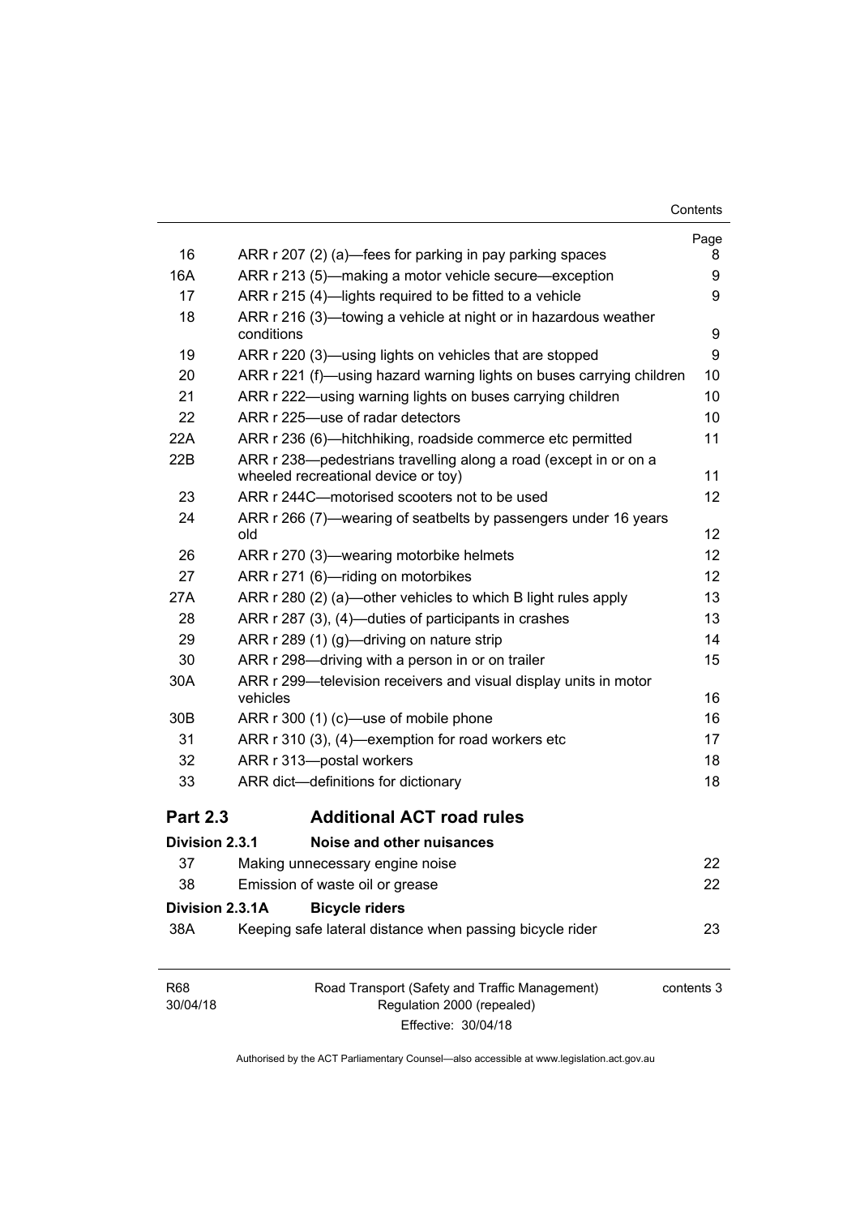| | | Page |
|---|---|---|
| 16 | ARR r 207 (2) (a)—fees for parking in pay parking spaces | 8 |
| 16A | ARR r 213 (5)—making a motor vehicle secure—exception | 9 |
| 17 | ARR r 215 (4)—lights required to be fitted to a vehicle | 9 |
| 18 | ARR r 216 (3)—towing a vehicle at night or in hazardous weather conditions | 9 |
| 19 | ARR r 220 (3)—using lights on vehicles that are stopped | 9 |
| 20 | ARR r 221 (f)—using hazard warning lights on buses carrying children | 10 |
| 21 | ARR r 222—using warning lights on buses carrying children | 10 |
| 22 | ARR r 225—use of radar detectors | 10 |
| 22A | ARR r 236 (6)—hitchhiking, roadside commerce etc permitted | 11 |
| 22B | ARR r 238—pedestrians travelling along a road (except in or on a wheeled recreational device or toy) | 11 |
| 23 | ARR r 244C—motorised scooters not to be used | 12 |
| 24 | ARR r 266 (7)—wearing of seatbelts by passengers under 16 years old | 12 |
| 26 | ARR r 270 (3)—wearing motorbike helmets | 12 |
| 27 | ARR r 271 (6)—riding on motorbikes | 12 |
| 27A | ARR r 280 (2) (a)—other vehicles to which B light rules apply | 13 |
| 28 | ARR r 287 (3), (4)—duties of participants in crashes | 13 |
| 29 | ARR r 289 (1) (g)—driving on nature strip | 14 |
| 30 | ARR r 298—driving with a person in or on trailer | 15 |
| 30A | ARR r 299—television receivers and visual display units in motor vehicles | 16 |
| 30B | ARR r 300 (1) (c)—use of mobile phone | 16 |
| 31 | ARR r 310 (3), (4)—exemption for road workers etc | 17 |
| 32 | ARR r 313—postal workers | 18 |
| 33 | ARR dict—definitions for dictionary | 18 |

## Part 2.3 Additional ACT road rules

### Division 2.3.1 Noise and other nuisances

| | | |
|---|---|---|
| 37 | Making unnecessary engine noise | 22 |
| 38 | Emission of waste oil or grease | 22 |

### Division 2.3.1A Bicycle riders

| | | |
|---|---|---|
| 38A | Keeping safe lateral distance when passing bicycle rider | 23 |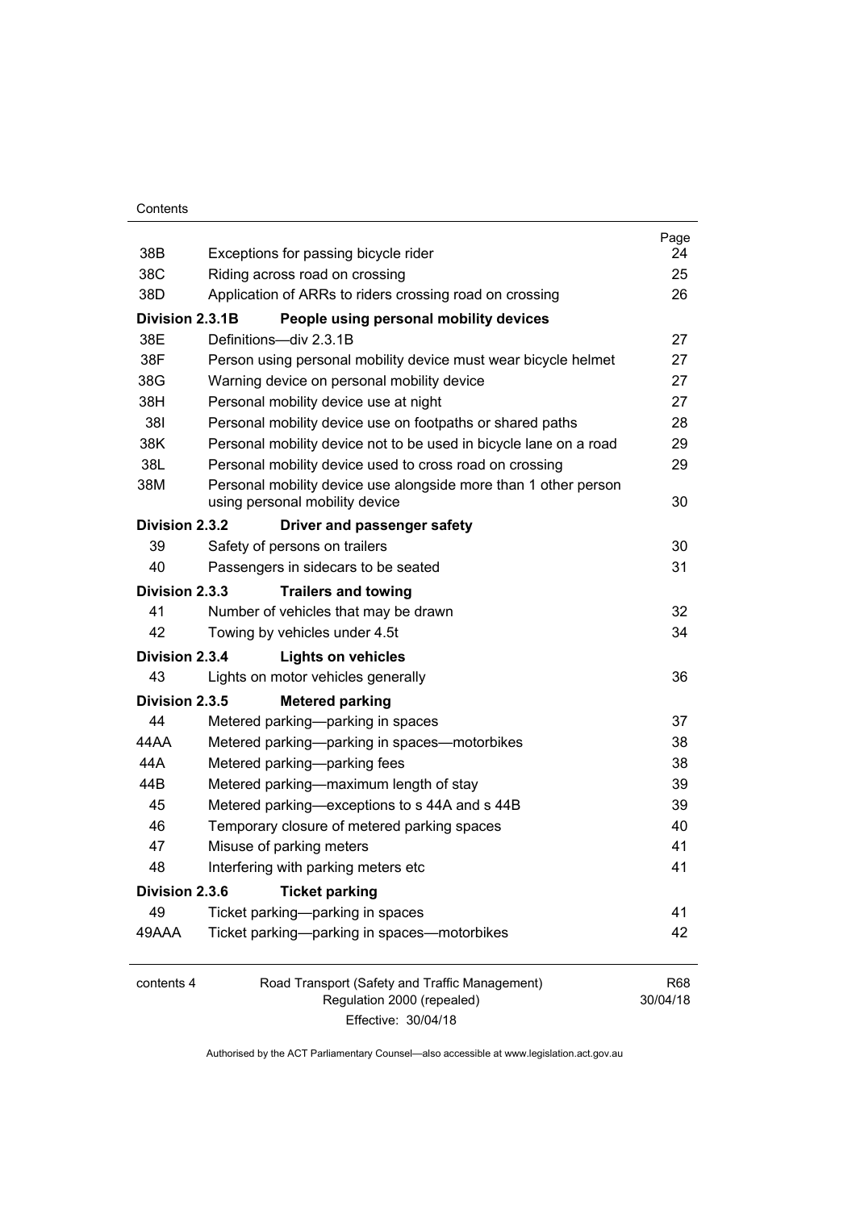| | | Page |
|---|---|---|
| 38B | Exceptions for passing bicycle rider | 24 |
| 38C | Riding across road on crossing | 25 |
| 38D | Application of ARRs to riders crossing road on crossing | 26 |
| **Division 2.3.1B** | **People using personal mobility devices** | |
| 38E | Definitions—div 2.3.1B | 27 |
| 38F | Person using personal mobility device must wear bicycle helmet | 27 |
| 38G | Warning device on personal mobility device | 27 |
| 38H | Personal mobility device use at night | 27 |
| 38I | Personal mobility device use on footpaths or shared paths | 28 |
| 38K | Personal mobility device not to be used in bicycle lane on a road | 29 |
| 38L | Personal mobility device used to cross road on crossing | 29 |
| 38M | Personal mobility device use alongside more than 1 other person using personal mobility device | 30 |
| **Division 2.3.2** | **Driver and passenger safety** | |
| 39 | Safety of persons on trailers | 30 |
| 40 | Passengers in sidecars to be seated | 31 |
| **Division 2.3.3** | **Trailers and towing** | |
| 41 | Number of vehicles that may be drawn | 32 |
| 42 | Towing by vehicles under 4.5t | 34 |
| **Division 2.3.4** | **Lights on vehicles** | |
| 43 | Lights on motor vehicles generally | 36 |
| **Division 2.3.5** | **Metered parking** | |
| 44 | Metered parking—parking in spaces | 37 |
| 44AA | Metered parking—parking in spaces—motorbikes | 38 |
| 44A | Metered parking—parking fees | 38 |
| 44B | Metered parking—maximum length of stay | 39 |
| 45 | Metered parking—exceptions to s 44A and s 44B | 39 |
| 46 | Temporary closure of metered parking spaces | 40 |
| 47 | Misuse of parking meters | 41 |
| 48 | Interfering with parking meters etc | 41 |
| **Division 2.3.6** | **Ticket parking** | |
| 49 | Ticket parking—parking in spaces | 41 |
| 49AAA | Ticket parking—parking in spaces—motorbikes | 42 |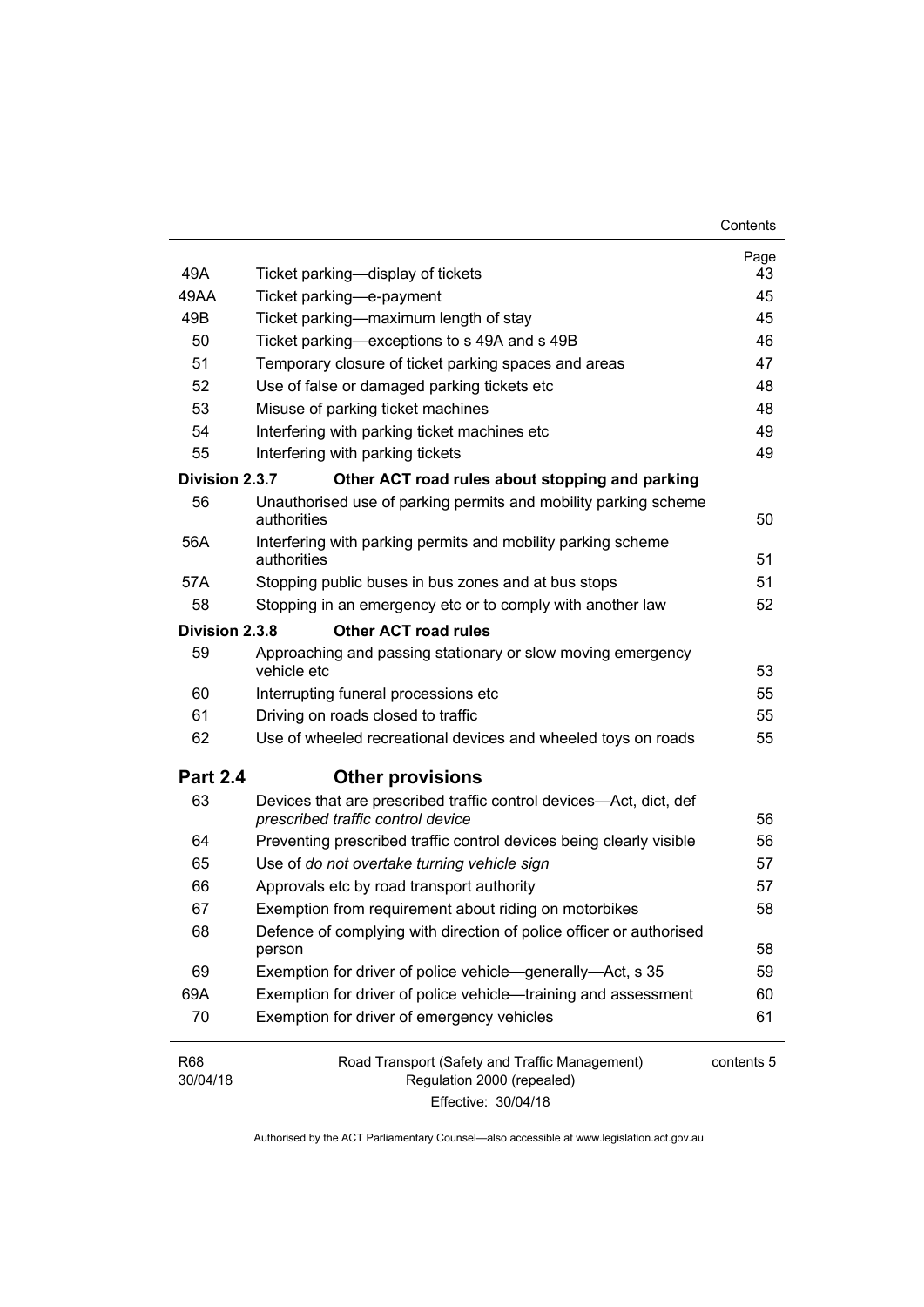| | | Page |
|---|---|---|
| 49A | Ticket parking—display of tickets | 43 |
| 49AA | Ticket parking—e-payment | 45 |
| 49B | Ticket parking—maximum length of stay | 45 |
| 50 | Ticket parking—exceptions to s 49A and s 49B | 46 |
| 51 | Temporary closure of ticket parking spaces and areas | 47 |
| 52 | Use of false or damaged parking tickets etc | 48 |
| 53 | Misuse of parking ticket machines | 48 |
| 54 | Interfering with parking ticket machines etc | 49 |
| 55 | Interfering with parking tickets | 49 |
| **Division 2.3.7** | **Other ACT road rules about stopping and parking** | |
| 56 | Unauthorised use of parking permits and mobility parking scheme authorities | 50 |
| 56A | Interfering with parking permits and mobility parking scheme authorities | 51 |
| 57A | Stopping public buses in bus zones and at bus stops | 51 |
| 58 | Stopping in an emergency etc or to comply with another law | 52 |
| **Division 2.3.8** | **Other ACT road rules** | |
| 59 | Approaching and passing stationary or slow moving emergency vehicle etc | 53 |
| 60 | Interrupting funeral processions etc | 55 |
| 61 | Driving on roads closed to traffic | 55 |
| 62 | Use of wheeled recreational devices and wheeled toys on roads | 55 |
| **Part 2.4** | **Other provisions** | |
| 63 | Devices that are prescribed traffic control devices—Act, dict, def *prescribed traffic control device* | 56 |
| 64 | Preventing prescribed traffic control devices being clearly visible | 56 |
| 65 | Use of *do not overtake turning vehicle sign* | 57 |
| 66 | Approvals etc by road transport authority | 57 |
| 67 | Exemption from requirement about riding on motorbikes | 58 |
| 68 | Defence of complying with direction of police officer or authorised person | 58 |
| 69 | Exemption for driver of police vehicle—generally—Act, s 35 | 59 |
| 69A | Exemption for driver of police vehicle—training and assessment | 60 |
| 70 | Exemption for driver of emergency vehicles | 61 |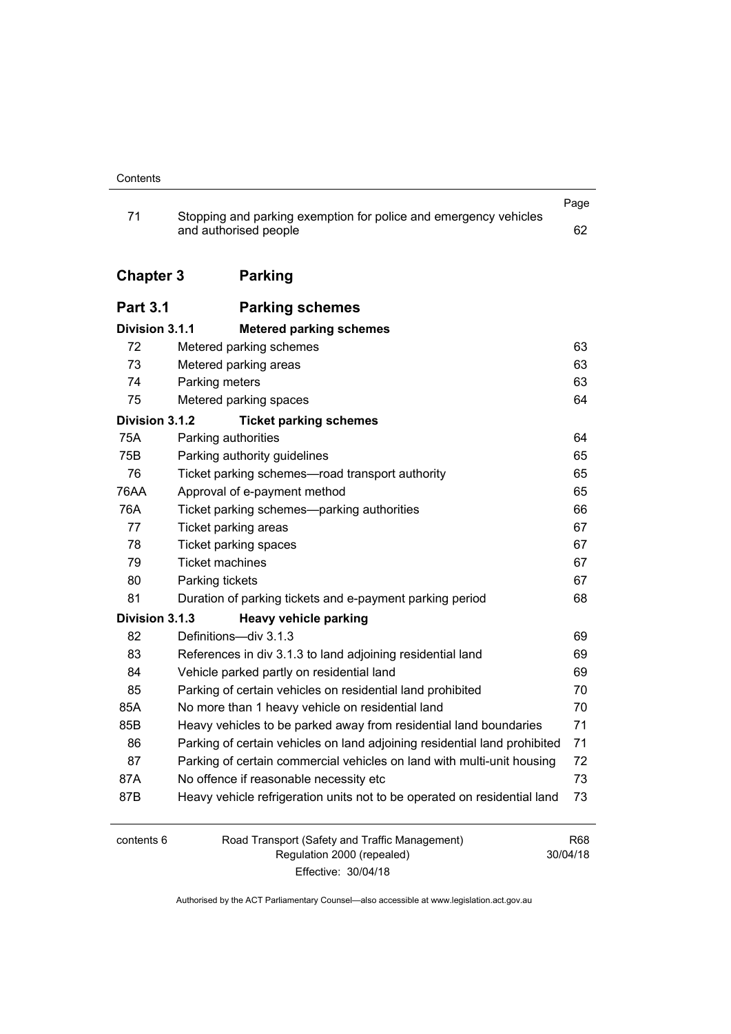| | | Page |
|---|---|---|
| 71 | Stopping and parking exemption for police and emergency vehicles and authorised people | 62 |

## Chapter 3 Parking

### Part 3.1 Parking schemes

#### Division 3.1.1 Metered parking schemes

| | | |
|---|---|---|
| 72 | Metered parking schemes | 63 |
| 73 | Metered parking areas | 63 |
| 74 | Parking meters | 63 |
| 75 | Metered parking spaces | 64 |

#### Division 3.1.2 Ticket parking schemes

| | | |
|---|---|---|
| 75A | Parking authorities | 64 |
| 75B | Parking authority guidelines | 65 |
| 76 | Ticket parking schemes—road transport authority | 65 |
| 76AA | Approval of e-payment method | 65 |
| 76A | Ticket parking schemes—parking authorities | 66 |
| 77 | Ticket parking areas | 67 |
| 78 | Ticket parking spaces | 67 |
| 79 | Ticket machines | 67 |
| 80 | Parking tickets | 67 |
| 81 | Duration of parking tickets and e-payment parking period | 68 |

#### Division 3.1.3 Heavy vehicle parking

| | | |
|---|---|---|
| 82 | Definitions—div 3.1.3 | 69 |
| 83 | References in div 3.1.3 to land adjoining residential land | 69 |
| 84 | Vehicle parked partly on residential land | 69 |
| 85 | Parking of certain vehicles on residential land prohibited | 70 |
| 85A | No more than 1 heavy vehicle on residential land | 70 |
| 85B | Heavy vehicles to be parked away from residential land boundaries | 71 |
| 86 | Parking of certain vehicles on land adjoining residential land prohibited | 71 |
| 87 | Parking of certain commercial vehicles on land with multi-unit housing | 72 |
| 87A | No offence if reasonable necessity etc | 73 |
| 87B | Heavy vehicle refrigeration units not to be operated on residential land | 73 |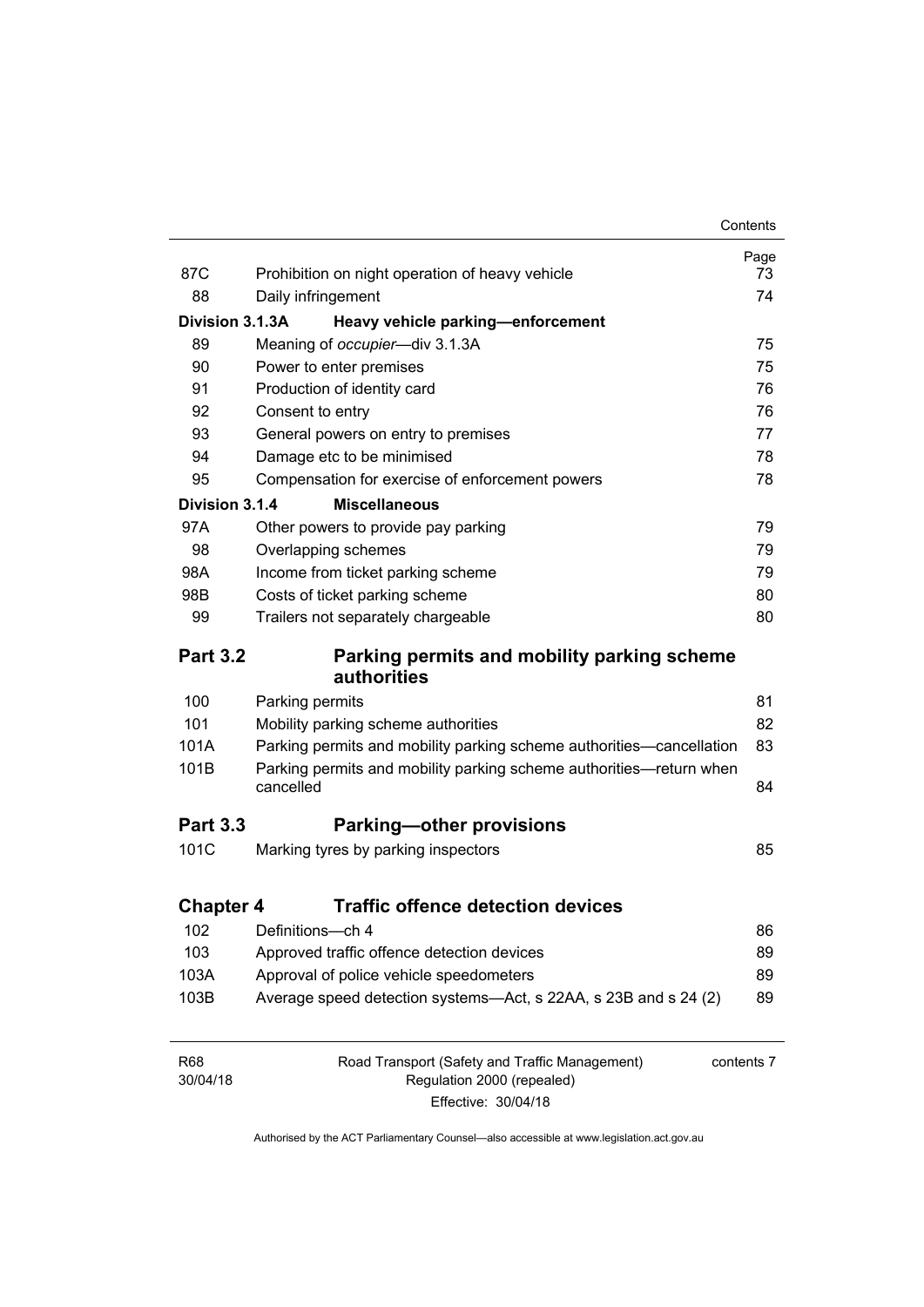| | | Page |
|---|---|---|
| 87C | Prohibition on night operation of heavy vehicle | 73 |
| 88 | Daily infringement | 74 |
| **Division 3.1.3A** | **Heavy vehicle parking—enforcement** | |
| 89 | Meaning of *occupier*—div 3.1.3A | 75 |
| 90 | Power to enter premises | 75 |
| 91 | Production of identity card | 76 |
| 92 | Consent to entry | 76 |
| 93 | General powers on entry to premises | 77 |
| 94 | Damage etc to be minimised | 78 |
| 95 | Compensation for exercise of enforcement powers | 78 |
| **Division 3.1.4** | **Miscellaneous** | |
| 97A | Other powers to provide pay parking | 79 |
| 98 | Overlapping schemes | 79 |
| 98A | Income from ticket parking scheme | 79 |
| 98B | Costs of ticket parking scheme | 80 |
| 99 | Trailers not separately chargeable | 80 |

## Part 3.2 Parking permits and mobility parking scheme authorities

| | | |
|---|---|---|
| 100 | Parking permits | 81 |
| 101 | Mobility parking scheme authorities | 82 |
| 101A | Parking permits and mobility parking scheme authorities—cancellation | 83 |
| 101B | Parking permits and mobility parking scheme authorities—return when cancelled | 84 |

## Part 3.3 Parking—other provisions

| | | |
|---|---|---|
| 101C | Marking tyres by parking inspectors | 85 |

# Chapter 4 Traffic offence detection devices

| | | |
|---|---|---|
| 102 | Definitions—ch 4 | 86 |
| 103 | Approved traffic offence detection devices | 89 |
| 103A | Approval of police vehicle speedometers | 89 |
| 103B | Average speed detection systems—Act, s 22AA, s 23B and s 24 (2) | 89 |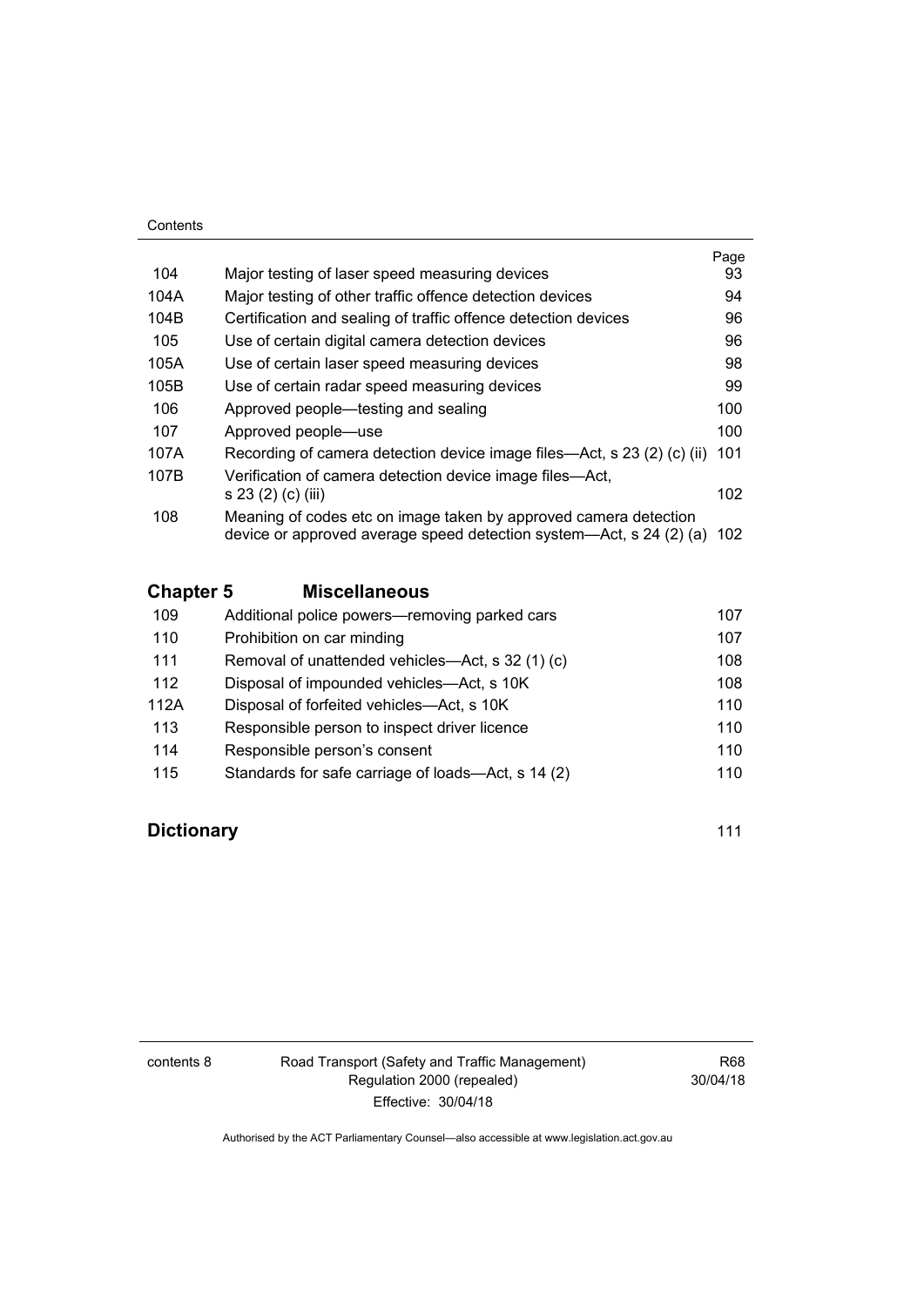| | | Page |
|---|---|---|
| 104 | Major testing of laser speed measuring devices | 93 |
| 104A | Major testing of other traffic offence detection devices | 94 |
| 104B | Certification and sealing of traffic offence detection devices | 96 |
| 105 | Use of certain digital camera detection devices | 96 |
| 105A | Use of certain laser speed measuring devices | 98 |
| 105B | Use of certain radar speed measuring devices | 99 |
| 106 | Approved people—testing and sealing | 100 |
| 107 | Approved people—use | 100 |
| 107A | Recording of camera detection device image files—Act, s 23 (2) (c) (ii) | 101 |
| 107B | Verification of camera detection device image files—Act, s 23 (2) (c) (iii) | 102 |
| 108 | Meaning of codes etc on image taken by approved camera detection device or approved average speed detection system—Act, s 24 (2) (a) | 102 |

## Chapter 5 Miscellaneous

| | | |
|---|---|---|
| 109 | Additional police powers—removing parked cars | 107 |
| 110 | Prohibition on car minding | 107 |
| 111 | Removal of unattended vehicles—Act, s 32 (1) (c) | 108 |
| 112 | Disposal of impounded vehicles—Act, s 10K | 108 |
| 112A | Disposal of forfeited vehicles—Act, s 10K | 110 |
| 113 | Responsible person to inspect driver licence | 110 |
| 114 | Responsible person's consent | 110 |
| 115 | Standards for safe carriage of loads—Act, s 14 (2) | 110 |

## Dictionary 111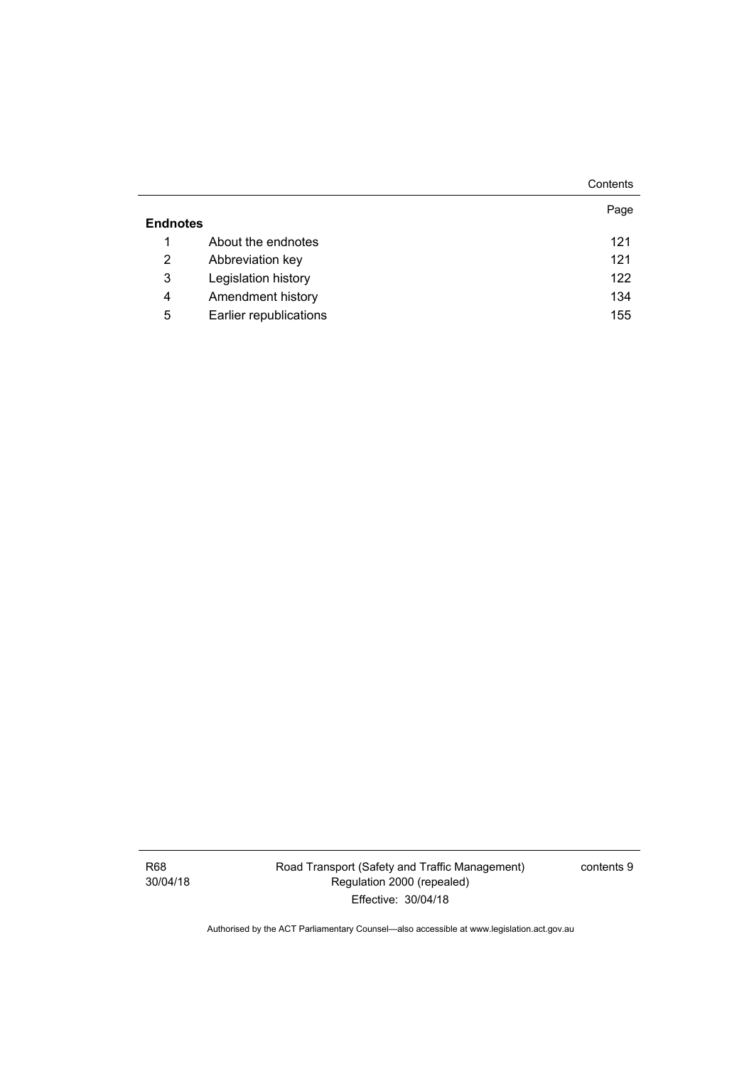| | | Page |
|---|---|---|
| **Endnotes** | | |
| 1 | About the endnotes | 121 |
| 2 | Abbreviation key | 121 |
| 3 | Legislation history | 122 |
| 4 | Amendment history | 134 |
| 5 | Earlier republications | 155 |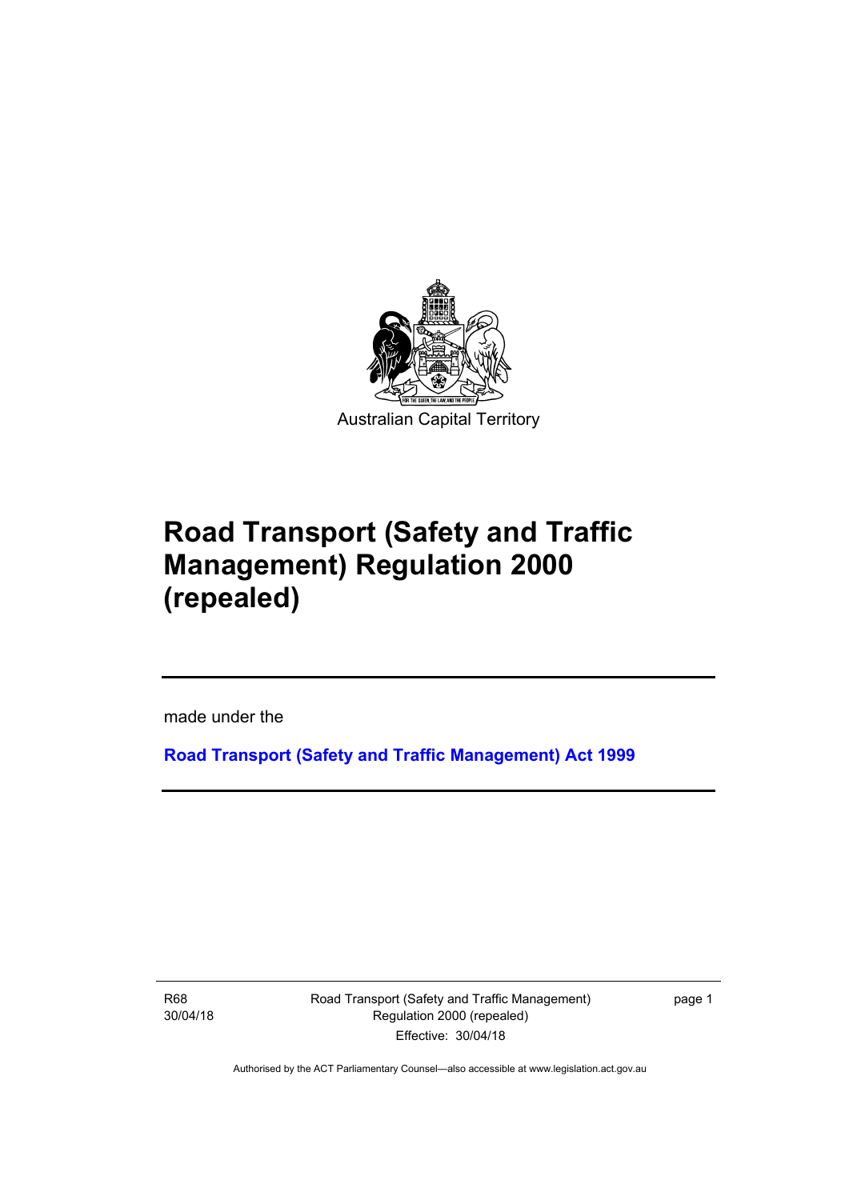Australian Capital Territory

# Road Transport (Safety and Traffic Management) Regulation 2000 (repealed)

made under the

**Road Transport (Safety and Traffic Management) Act 1999**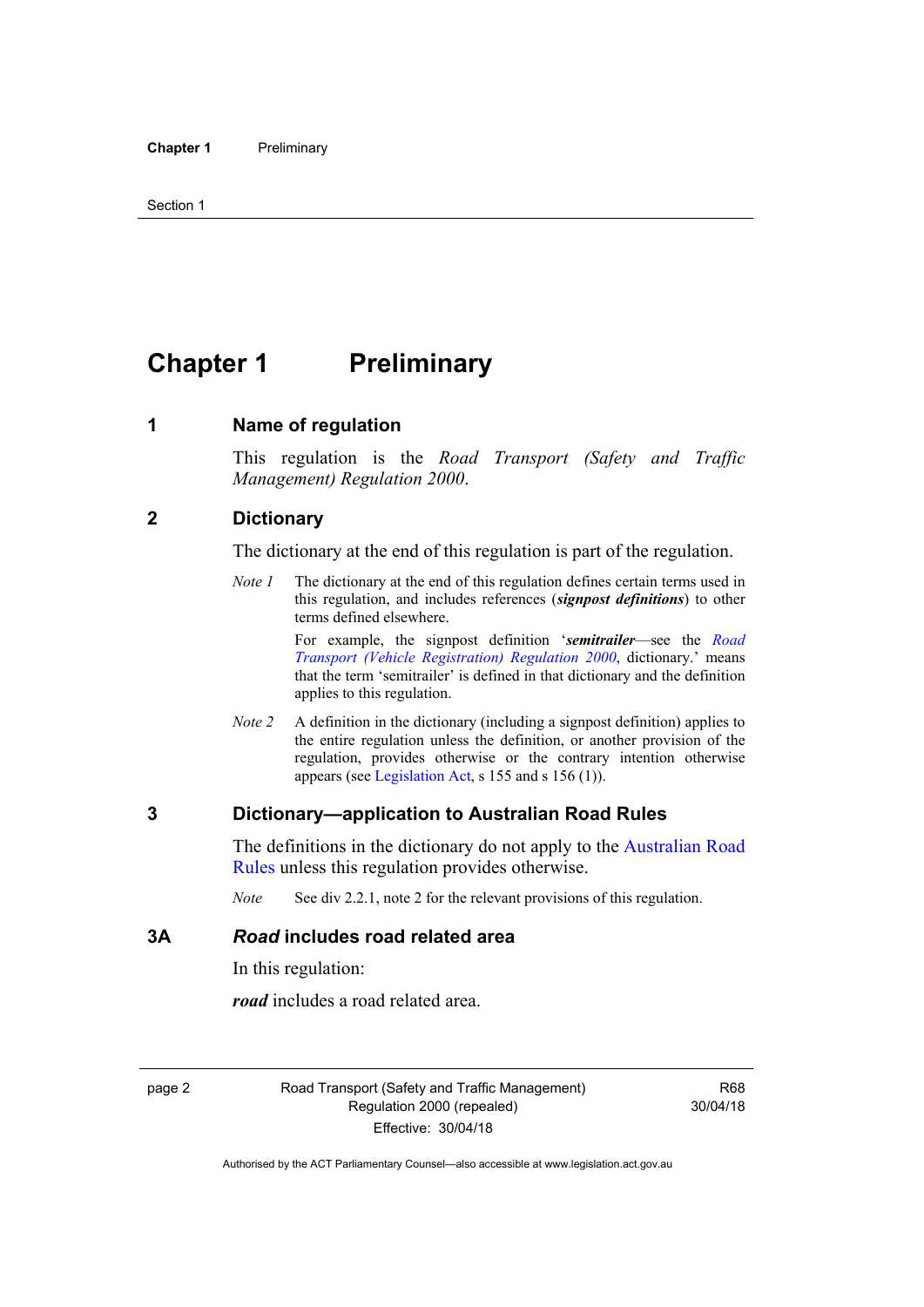# Chapter 1 Preliminary

## 1 Name of regulation

This regulation is the *Road Transport (Safety and Traffic Management) Regulation 2000*.

## 2 Dictionary

The dictionary at the end of this regulation is part of the regulation.

*Note 1* The dictionary at the end of this regulation defines certain terms used in this regulation, and includes references (***signpost definitions***) to other terms defined elsewhere.

For example, the signpost definition '***semitrailer***—see the *Road Transport (Vehicle Registration) Regulation 2000*, dictionary.' means that the term 'semitrailer' is defined in that dictionary and the definition applies to this regulation.

*Note 2* A definition in the dictionary (including a signpost definition) applies to the entire regulation unless the definition, or another provision of the regulation, provides otherwise or the contrary intention otherwise appears (see Legislation Act, s 155 and s 156 (1)).

## 3 Dictionary—application to Australian Road Rules

The definitions in the dictionary do not apply to the Australian Road Rules unless this regulation provides otherwise.

*Note* See div 2.2.1, note 2 for the relevant provisions of this regulation.

## 3A *Road* includes road related area

In this regulation:

***road*** includes a road related area.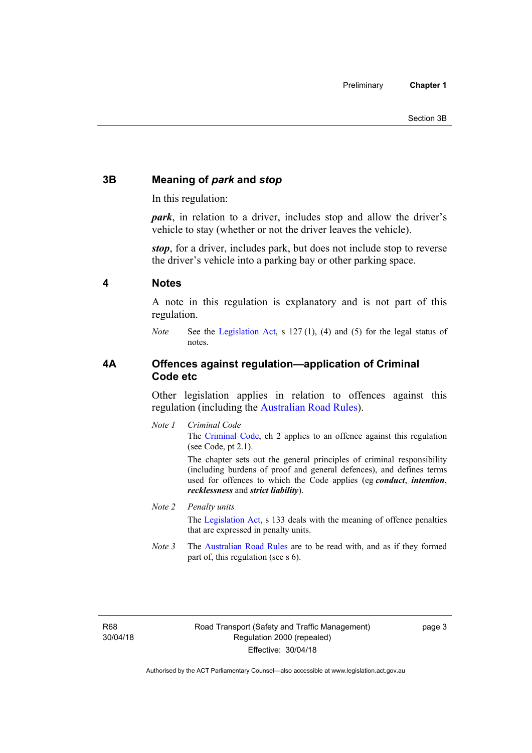## 3B Meaning of *park* and *stop*

In this regulation:

***park***, in relation to a driver, includes stop and allow the driver's vehicle to stay (whether or not the driver leaves the vehicle).

***stop***, for a driver, includes park, but does not include stop to reverse the driver's vehicle into a parking bay or other parking space.

## 4 Notes

A note in this regulation is explanatory and is not part of this regulation.

*Note* See the Legislation Act, s 127 (1), (4) and (5) for the legal status of notes.

## 4A Offences against regulation—application of Criminal Code etc

Other legislation applies in relation to offences against this regulation (including the Australian Road Rules).

*Note 1* *Criminal Code*

The Criminal Code, ch 2 applies to an offence against this regulation (see Code, pt 2.1).

The chapter sets out the general principles of criminal responsibility (including burdens of proof and general defences), and defines terms used for offences to which the Code applies (eg ***conduct***, ***intention***, ***recklessness*** and ***strict liability***).

*Note 2* *Penalty units*

The Legislation Act, s 133 deals with the meaning of offence penalties that are expressed in penalty units.

*Note 3* The Australian Road Rules are to be read with, and as if they formed part of, this regulation (see s 6).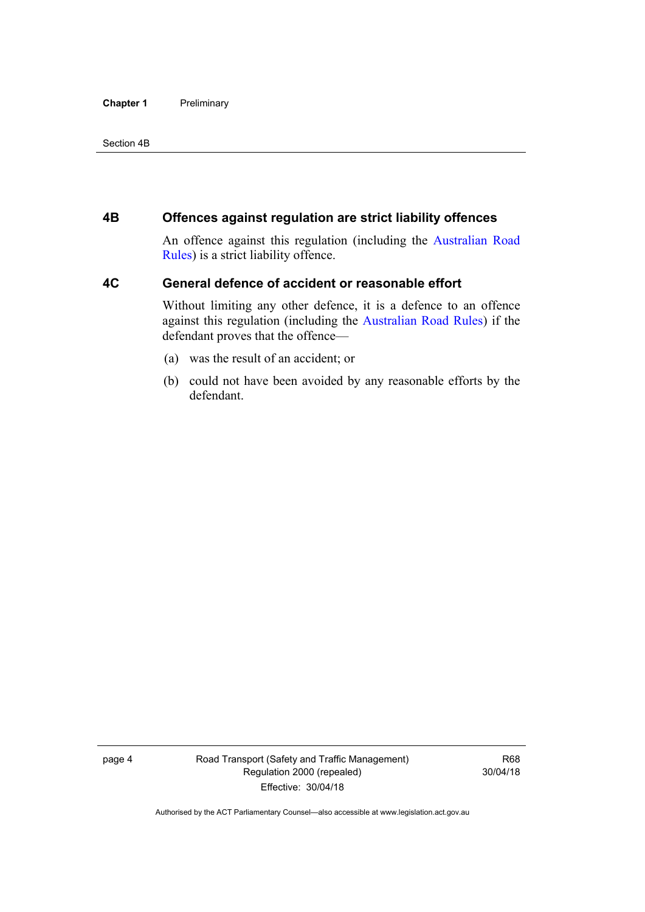## 4B Offences against regulation are strict liability offences

An offence against this regulation (including the Australian Road Rules) is a strict liability offence.

## 4C General defence of accident or reasonable effort

Without limiting any other defence, it is a defence to an offence against this regulation (including the Australian Road Rules) if the defendant proves that the offence—

(a) was the result of an accident; or

(b) could not have been avoided by any reasonable efforts by the defendant.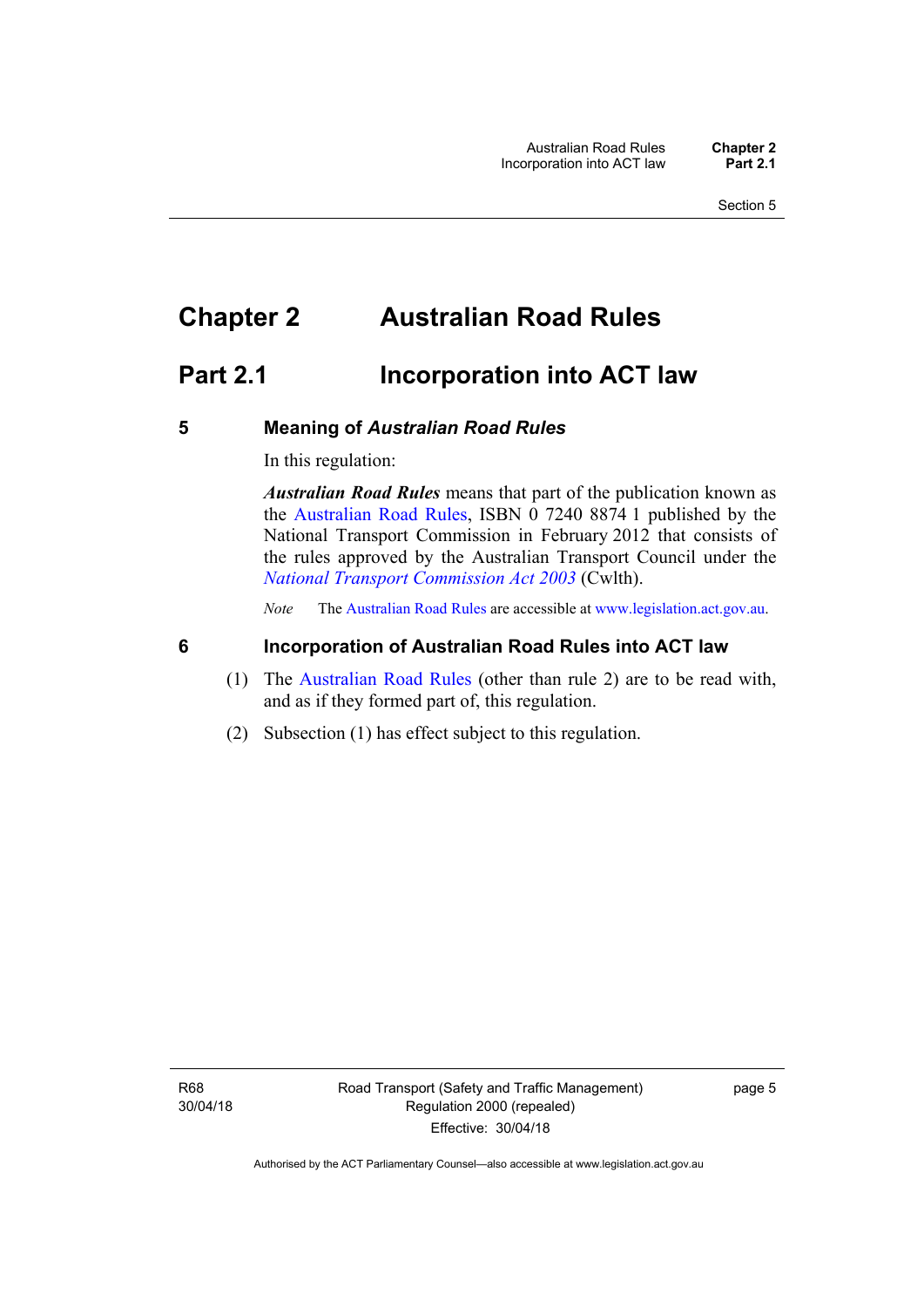# Chapter 2 Australian Road Rules

## Part 2.1 Incorporation into ACT law

### 5 Meaning of *Australian Road Rules*

In this regulation:

***Australian Road Rules*** means that part of the publication known as the Australian Road Rules, ISBN 0 7240 8874 1 published by the National Transport Commission in February 2012 that consists of the rules approved by the Australian Transport Council under the *National Transport Commission Act 2003* (Cwlth).

*Note* The Australian Road Rules are accessible at www.legislation.act.gov.au.

### 6 Incorporation of Australian Road Rules into ACT law

(1) The Australian Road Rules (other than rule 2) are to be read with, and as if they formed part of, this regulation.

(2) Subsection (1) has effect subject to this regulation.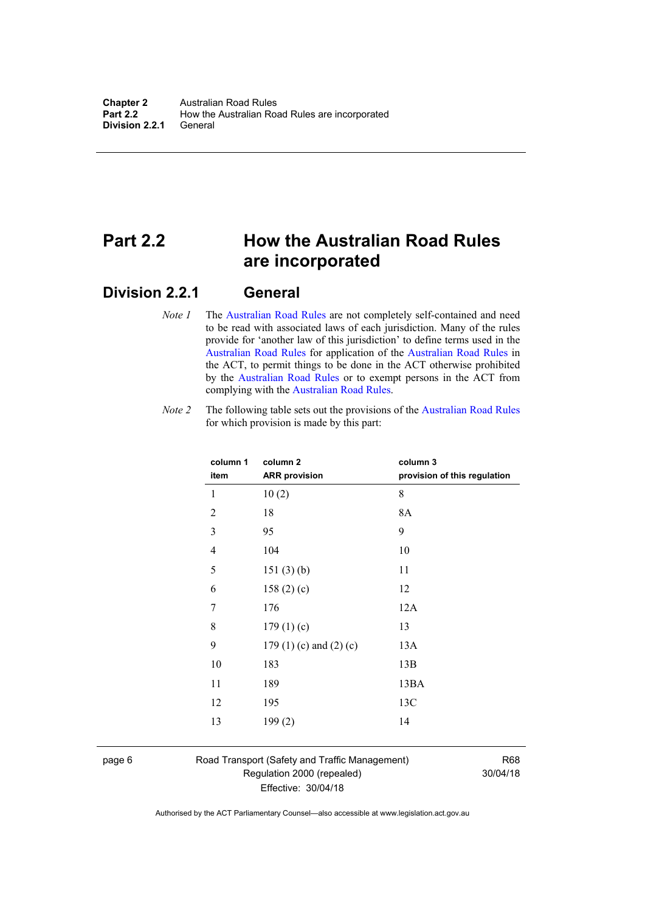# Part 2.2 How the Australian Road Rules are incorporated

## Division 2.2.1 General

*Note 1* The Australian Road Rules are not completely self-contained and need to be read with associated laws of each jurisdiction. Many of the rules provide for 'another law of this jurisdiction' to define terms used in the Australian Road Rules for application of the Australian Road Rules in the ACT, to permit things to be done in the ACT otherwise prohibited by the Australian Road Rules or to exempt persons in the ACT from complying with the Australian Road Rules.

*Note 2* The following table sets out the provisions of the Australian Road Rules for which provision is made by this part:

| column 1<br>item | column 2<br>ARR provision | column 3<br>provision of this regulation |
|---|---|---|
| 1 | 10 (2) | 8 |
| 2 | 18 | 8A |
| 3 | 95 | 9 |
| 4 | 104 | 10 |
| 5 | 151 (3) (b) | 11 |
| 6 | 158 (2) (c) | 12 |
| 7 | 176 | 12A |
| 8 | 179 (1) (c) | 13 |
| 9 | 179 (1) (c) and (2) (c) | 13A |
| 10 | 183 | 13B |
| 11 | 189 | 13BA |
| 12 | 195 | 13C |
| 13 | 199 (2) | 14 |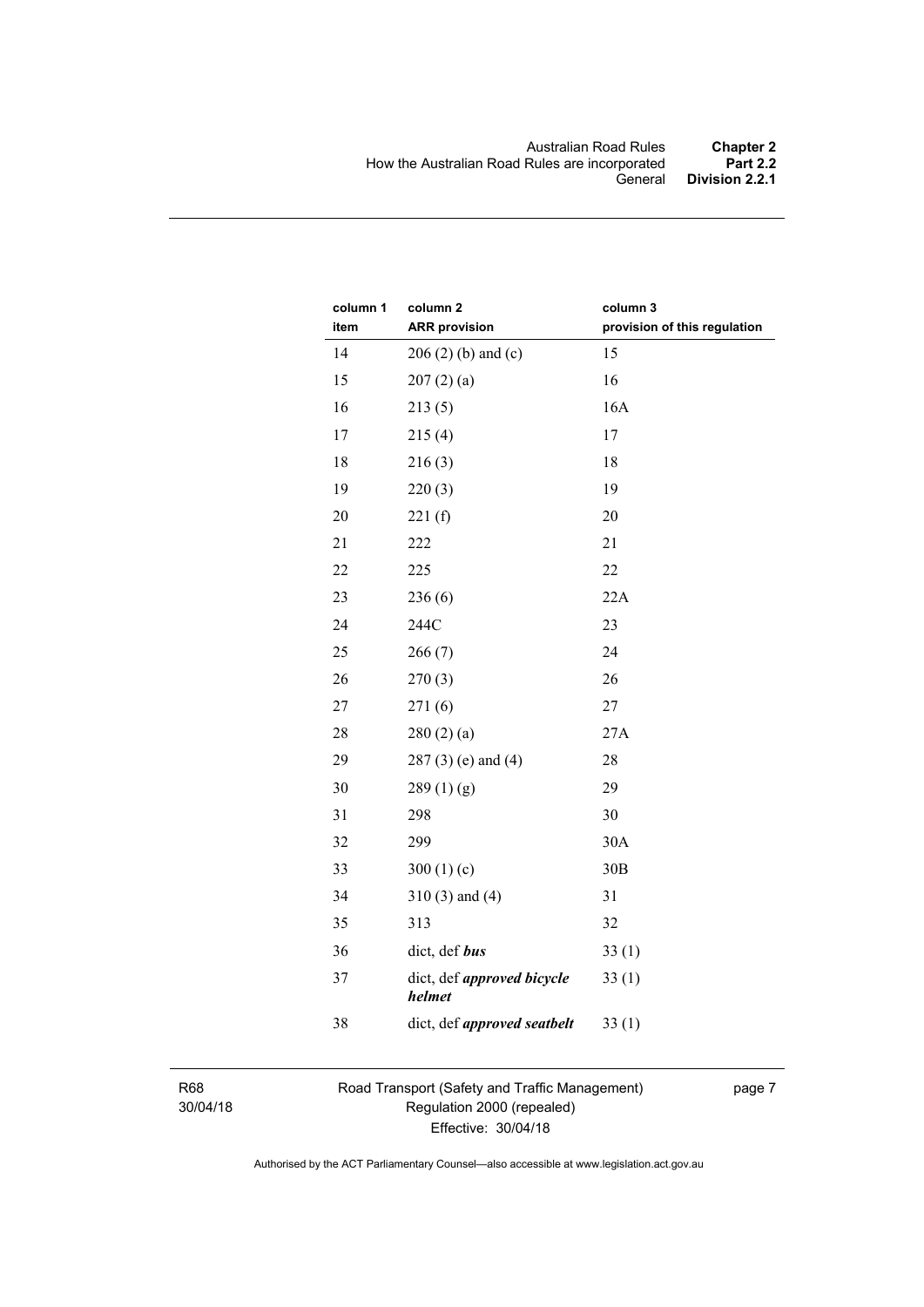| column 1 item | column 2 ARR provision | column 3 provision of this regulation |
|---|---|---|
| 14 | 206 (2) (b) and (c) | 15 |
| 15 | 207 (2) (a) | 16 |
| 16 | 213 (5) | 16A |
| 17 | 215 (4) | 17 |
| 18 | 216 (3) | 18 |
| 19 | 220 (3) | 19 |
| 20 | 221 (f) | 20 |
| 21 | 222 | 21 |
| 22 | 225 | 22 |
| 23 | 236 (6) | 22A |
| 24 | 244C | 23 |
| 25 | 266 (7) | 24 |
| 26 | 270 (3) | 26 |
| 27 | 271 (6) | 27 |
| 28 | 280 (2) (a) | 27A |
| 29 | 287 (3) (e) and (4) | 28 |
| 30 | 289 (1) (g) | 29 |
| 31 | 298 | 30 |
| 32 | 299 | 30A |
| 33 | 300 (1) (c) | 30B |
| 34 | 310 (3) and (4) | 31 |
| 35 | 313 | 32 |
| 36 | dict, def ***bus*** | 33 (1) |
| 37 | dict, def ***approved bicycle helmet*** | 33 (1) |
| 38 | dict, def ***approved seatbelt*** | 33 (1) |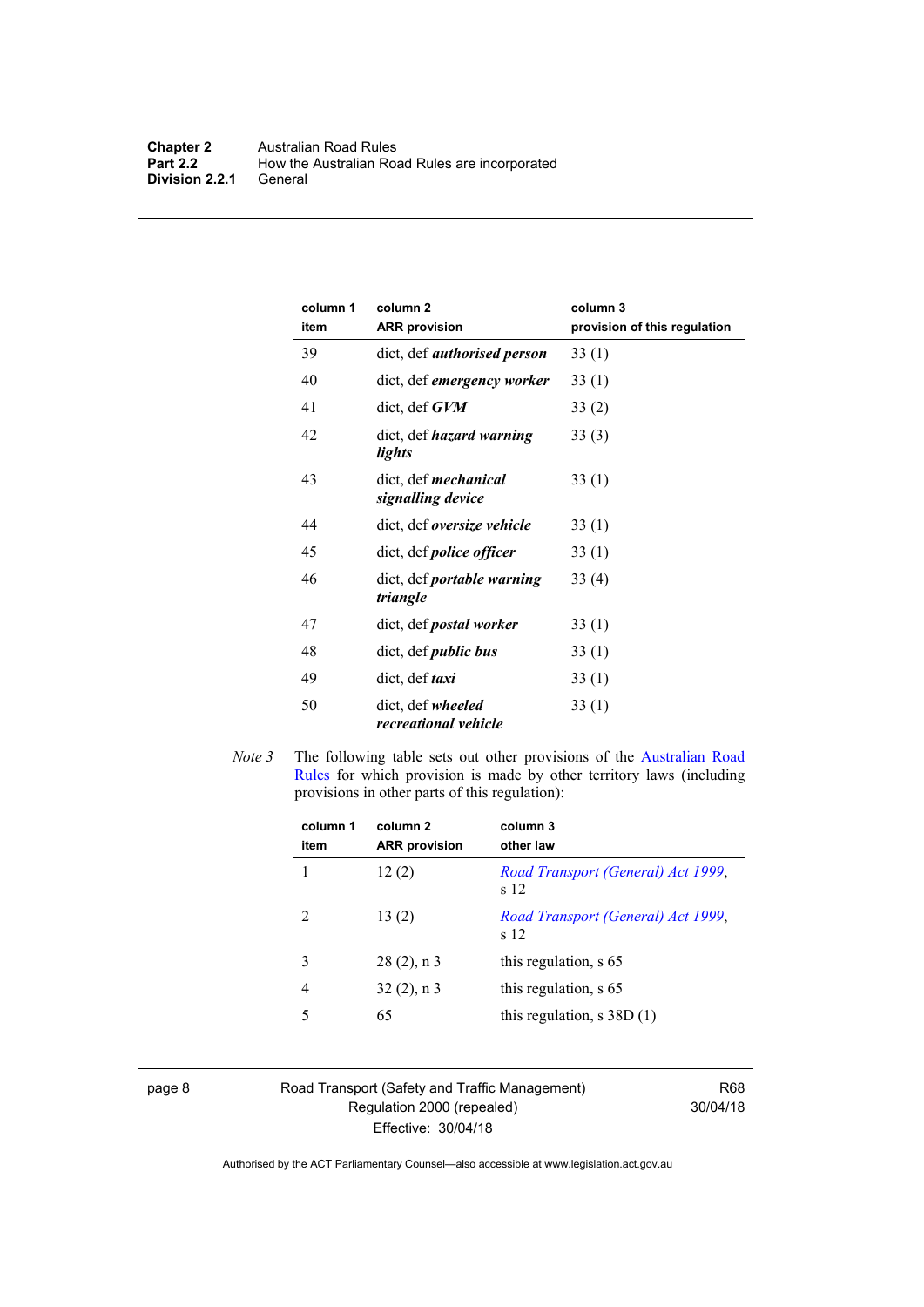| column 1 item | column 2 ARR provision | column 3 provision of this regulation |
|---|---|---|
| 39 | dict, def ***authorised person*** | 33 (1) |
| 40 | dict, def ***emergency worker*** | 33 (1) |
| 41 | dict, def ***GVM*** | 33 (2) |
| 42 | dict, def ***hazard warning lights*** | 33 (3) |
| 43 | dict, def ***mechanical signalling device*** | 33 (1) |
| 44 | dict, def ***oversize vehicle*** | 33 (1) |
| 45 | dict, def ***police officer*** | 33 (1) |
| 46 | dict, def ***portable warning triangle*** | 33 (4) |
| 47 | dict, def ***postal worker*** | 33 (1) |
| 48 | dict, def ***public bus*** | 33 (1) |
| 49 | dict, def ***taxi*** | 33 (1) |
| 50 | dict, def ***wheeled recreational vehicle*** | 33 (1) |

*Note 3* The following table sets out other provisions of the Australian Road Rules for which provision is made by other territory laws (including provisions in other parts of this regulation):

| column 1 item | column 2 ARR provision | column 3 other law |
|---|---|---|
| 1 | 12 (2) | *Road Transport (General) Act 1999*, s 12 |
| 2 | 13 (2) | *Road Transport (General) Act 1999*, s 12 |
| 3 | 28 (2), n 3 | this regulation, s 65 |
| 4 | 32 (2), n 3 | this regulation, s 65 |
| 5 | 65 | this regulation, s 38D (1) |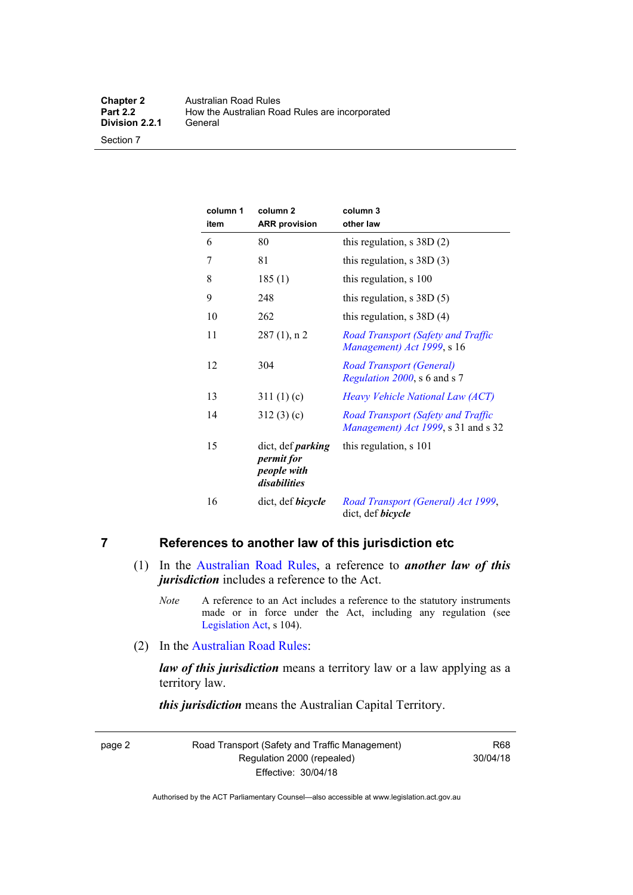| column 1 item | column 2 ARR provision | column 3 other law |
|---|---|---|
| 6 | 80 | this regulation, s 38D (2) |
| 7 | 81 | this regulation, s 38D (3) |
| 8 | 185 (1) | this regulation, s 100 |
| 9 | 248 | this regulation, s 38D (5) |
| 10 | 262 | this regulation, s 38D (4) |
| 11 | 287 (1), n 2 | *Road Transport (Safety and Traffic Management) Act 1999*, s 16 |
| 12 | 304 | *Road Transport (General) Regulation 2000*, s 6 and s 7 |
| 13 | 311 (1) (c) | *Heavy Vehicle National Law (ACT)* |
| 14 | 312 (3) (c) | *Road Transport (Safety and Traffic Management) Act 1999*, s 31 and s 32 |
| 15 | dict, def ***parking permit for people with disabilities*** | this regulation, s 101 |
| 16 | dict, def ***bicycle*** | *Road Transport (General) Act 1999*, dict, def ***bicycle*** |

## 7 References to another law of this jurisdiction etc

(1) In the Australian Road Rules, a reference to ***another law of this jurisdiction*** includes a reference to the Act.

*Note* A reference to an Act includes a reference to the statutory instruments made or in force under the Act, including any regulation (see Legislation Act, s 104).

(2) In the Australian Road Rules:

***law of this jurisdiction*** means a territory law or a law applying as a territory law.

***this jurisdiction*** means the Australian Capital Territory.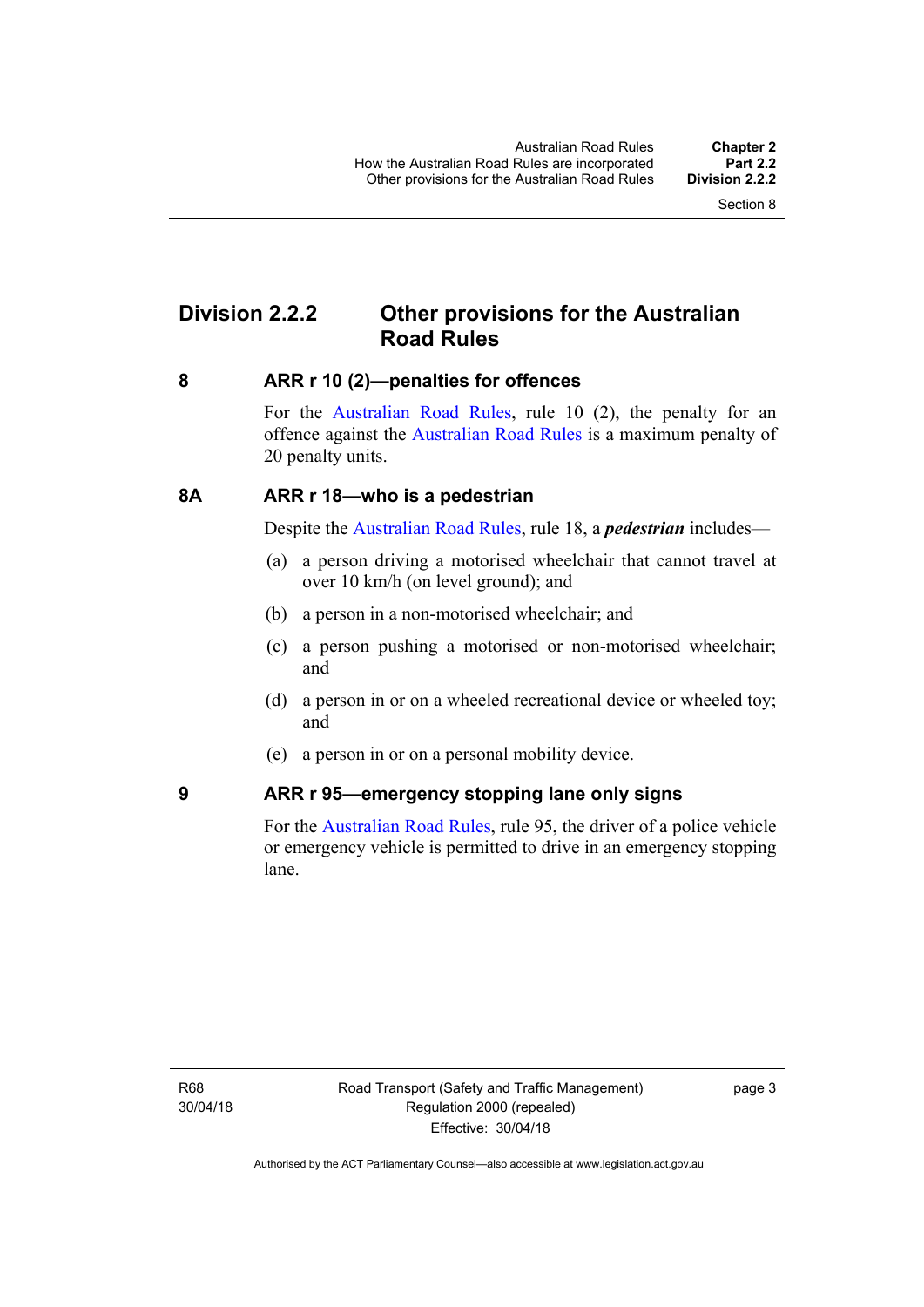## Division 2.2.2 Other provisions for the Australian Road Rules

### 8 ARR r 10 (2)—penalties for offences

For the Australian Road Rules, rule 10 (2), the penalty for an offence against the Australian Road Rules is a maximum penalty of 20 penalty units.

### 8A ARR r 18—who is a pedestrian

Despite the Australian Road Rules, rule 18, a ***pedestrian*** includes—

(a) a person driving a motorised wheelchair that cannot travel at over 10 km/h (on level ground); and

(b) a person in a non-motorised wheelchair; and

(c) a person pushing a motorised or non-motorised wheelchair; and

(d) a person in or on a wheeled recreational device or wheeled toy; and

(e) a person in or on a personal mobility device.

### 9 ARR r 95—emergency stopping lane only signs

For the Australian Road Rules, rule 95, the driver of a police vehicle or emergency vehicle is permitted to drive in an emergency stopping lane.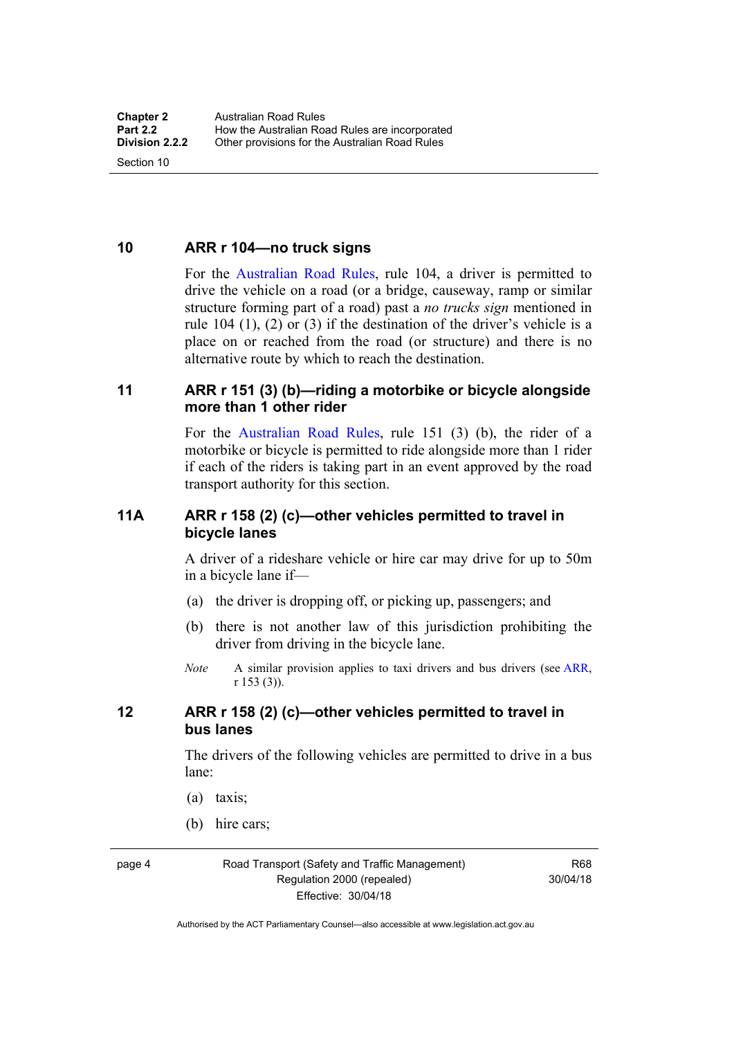### 10 ARR r 104—no truck signs

For the Australian Road Rules, rule 104, a driver is permitted to drive the vehicle on a road (or a bridge, causeway, ramp or similar structure forming part of a road) past a *no trucks sign* mentioned in rule 104 (1), (2) or (3) if the destination of the driver's vehicle is a place on or reached from the road (or structure) and there is no alternative route by which to reach the destination.

### 11 ARR r 151 (3) (b)—riding a motorbike or bicycle alongside more than 1 other rider

For the Australian Road Rules, rule 151 (3) (b), the rider of a motorbike or bicycle is permitted to ride alongside more than 1 rider if each of the riders is taking part in an event approved by the road transport authority for this section.

### 11A ARR r 158 (2) (c)—other vehicles permitted to travel in bicycle lanes

A driver of a rideshare vehicle or hire car may drive for up to 50m in a bicycle lane if—

(a) the driver is dropping off, or picking up, passengers; and

(b) there is not another law of this jurisdiction prohibiting the driver from driving in the bicycle lane.

*Note* A similar provision applies to taxi drivers and bus drivers (see ARR, r 153 (3)).

### 12 ARR r 158 (2) (c)—other vehicles permitted to travel in bus lanes

The drivers of the following vehicles are permitted to drive in a bus lane:

(a) taxis;

(b) hire cars;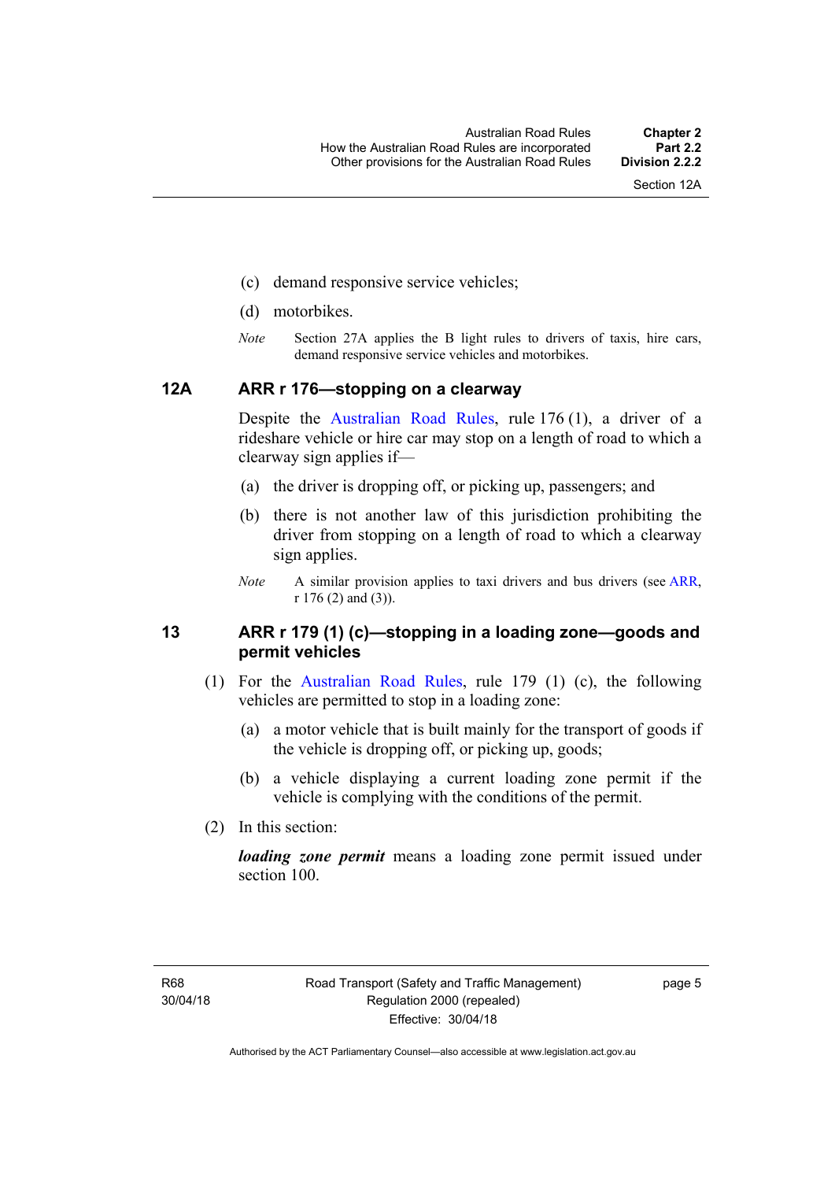(c) demand responsive service vehicles;

(d) motorbikes.

*Note* Section 27A applies the B light rules to drivers of taxis, hire cars, demand responsive service vehicles and motorbikes.

### 12A ARR r 176—stopping on a clearway

Despite the Australian Road Rules, rule 176 (1), a driver of a rideshare vehicle or hire car may stop on a length of road to which a clearway sign applies if—

(a) the driver is dropping off, or picking up, passengers; and

(b) there is not another law of this jurisdiction prohibiting the driver from stopping on a length of road to which a clearway sign applies.

*Note* A similar provision applies to taxi drivers and bus drivers (see ARR, r 176 (2) and (3)).

### 13 ARR r 179 (1) (c)—stopping in a loading zone—goods and permit vehicles

(1) For the Australian Road Rules, rule 179 (1) (c), the following vehicles are permitted to stop in a loading zone:

(a) a motor vehicle that is built mainly for the transport of goods if the vehicle is dropping off, or picking up, goods;

(b) a vehicle displaying a current loading zone permit if the vehicle is complying with the conditions of the permit.

(2) In this section:

***loading zone permit*** means a loading zone permit issued under section 100.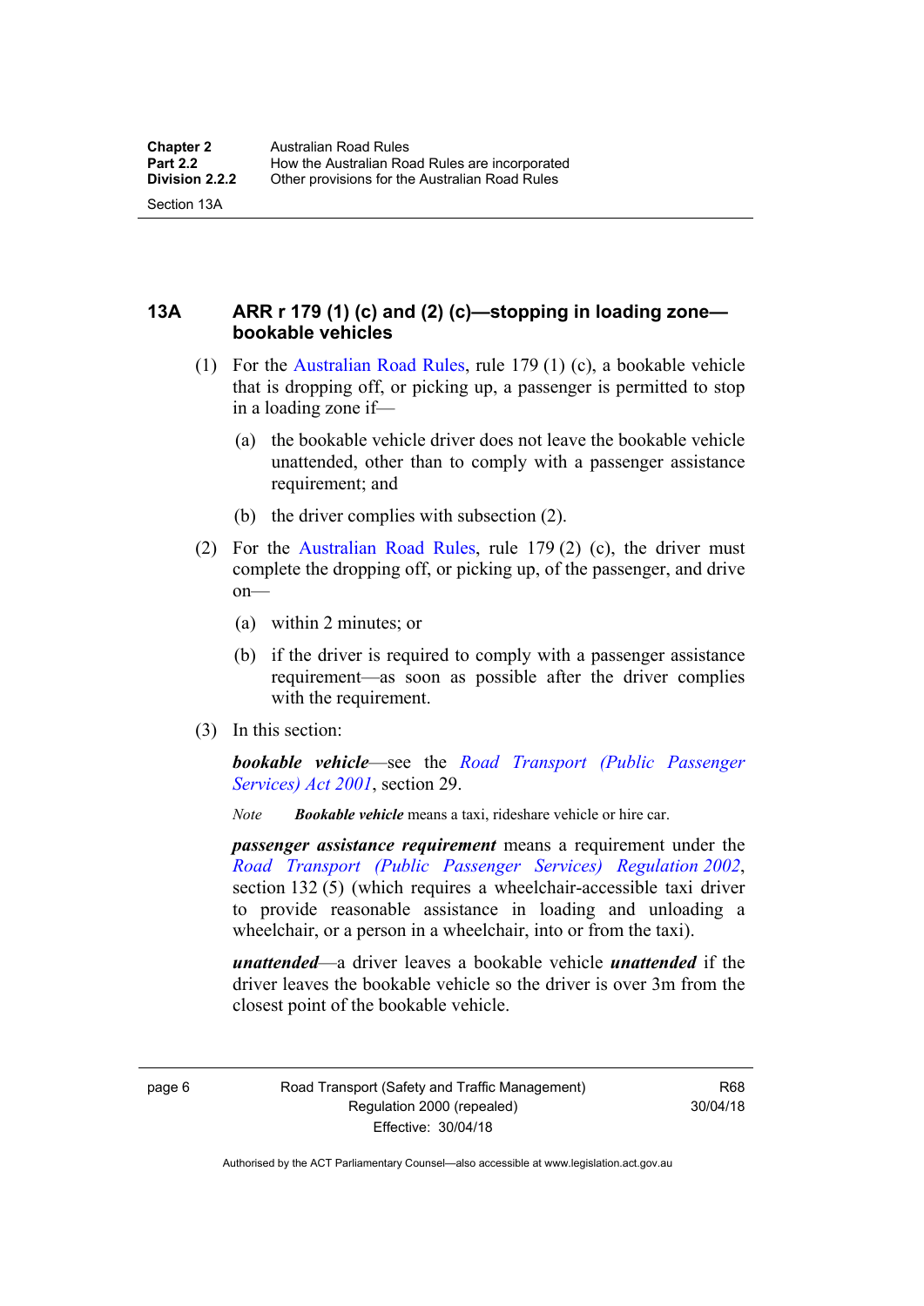## 13A ARR r 179 (1) (c) and (2) (c)—stopping in loading zone—bookable vehicles

(1) For the Australian Road Rules, rule 179 (1) (c), a bookable vehicle that is dropping off, or picking up, a passenger is permitted to stop in a loading zone if—

(a) the bookable vehicle driver does not leave the bookable vehicle unattended, other than to comply with a passenger assistance requirement; and

(b) the driver complies with subsection (2).

(2) For the Australian Road Rules, rule 179 (2) (c), the driver must complete the dropping off, or picking up, of the passenger, and drive on—

(a) within 2 minutes; or

(b) if the driver is required to comply with a passenger assistance requirement—as soon as possible after the driver complies with the requirement.

(3) In this section:

***bookable vehicle***—see the *Road Transport (Public Passenger Services) Act 2001*, section 29.

*Note* ***Bookable vehicle*** means a taxi, rideshare vehicle or hire car.

***passenger assistance requirement*** means a requirement under the *Road Transport (Public Passenger Services) Regulation 2002*, section 132 (5) (which requires a wheelchair-accessible taxi driver to provide reasonable assistance in loading and unloading a wheelchair, or a person in a wheelchair, into or from the taxi).

***unattended***—a driver leaves a bookable vehicle ***unattended*** if the driver leaves the bookable vehicle so the driver is over 3m from the closest point of the bookable vehicle.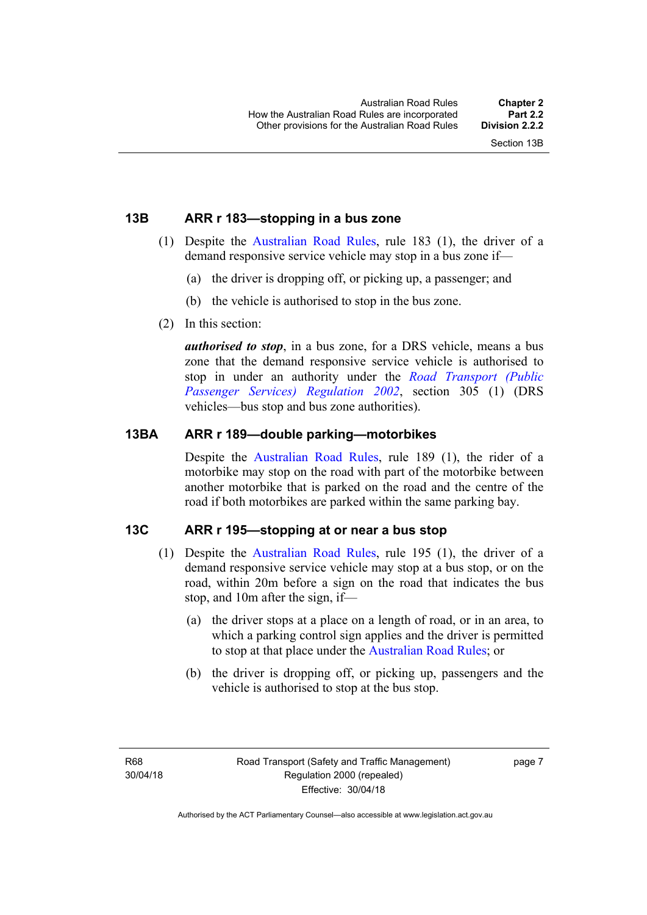## 13B ARR r 183—stopping in a bus zone

(1) Despite the Australian Road Rules, rule 183 (1), the driver of a demand responsive service vehicle may stop in a bus zone if—

(a) the driver is dropping off, or picking up, a passenger; and

(b) the vehicle is authorised to stop in the bus zone.

(2) In this section:

***authorised to stop***, in a bus zone, for a DRS vehicle, means a bus zone that the demand responsive service vehicle is authorised to stop in under an authority under the *Road Transport (Public Passenger Services) Regulation 2002*, section 305 (1) (DRS vehicles—bus stop and bus zone authorities).

## 13BA ARR r 189—double parking—motorbikes

Despite the Australian Road Rules, rule 189 (1), the rider of a motorbike may stop on the road with part of the motorbike between another motorbike that is parked on the road and the centre of the road if both motorbikes are parked within the same parking bay.

## 13C ARR r 195—stopping at or near a bus stop

(1) Despite the Australian Road Rules, rule 195 (1), the driver of a demand responsive service vehicle may stop at a bus stop, or on the road, within 20m before a sign on the road that indicates the bus stop, and 10m after the sign, if—

(a) the driver stops at a place on a length of road, or in an area, to which a parking control sign applies and the driver is permitted to stop at that place under the Australian Road Rules; or

(b) the driver is dropping off, or picking up, passengers and the vehicle is authorised to stop at the bus stop.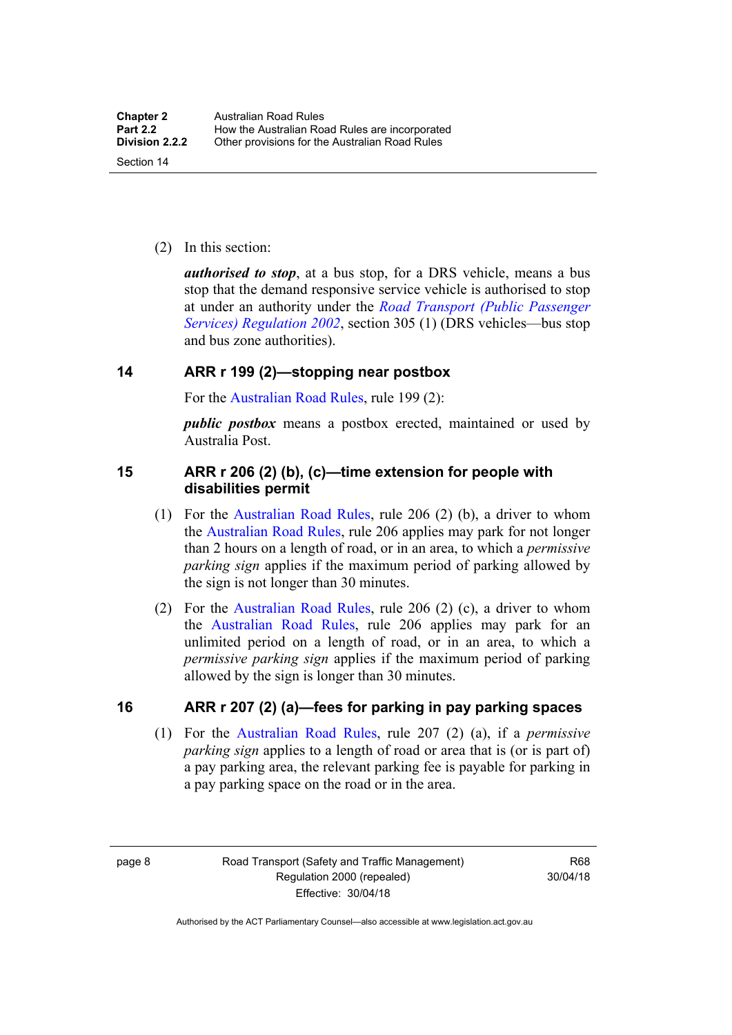(2) In this section:

***authorised to stop***, at a bus stop, for a DRS vehicle, means a bus stop that the demand responsive service vehicle is authorised to stop at under an authority under the *Road Transport (Public Passenger Services) Regulation 2002*, section 305 (1) (DRS vehicles—bus stop and bus zone authorities).

### 14 ARR r 199 (2)—stopping near postbox

For the Australian Road Rules, rule 199 (2):

***public postbox*** means a postbox erected, maintained or used by Australia Post.

### 15 ARR r 206 (2) (b), (c)—time extension for people with disabilities permit

(1) For the Australian Road Rules, rule 206 (2) (b), a driver to whom the Australian Road Rules, rule 206 applies may park for not longer than 2 hours on a length of road, or in an area, to which a *permissive parking sign* applies if the maximum period of parking allowed by the sign is not longer than 30 minutes.

(2) For the Australian Road Rules, rule 206 (2) (c), a driver to whom the Australian Road Rules, rule 206 applies may park for an unlimited period on a length of road, or in an area, to which a *permissive parking sign* applies if the maximum period of parking allowed by the sign is longer than 30 minutes.

### 16 ARR r 207 (2) (a)—fees for parking in pay parking spaces

(1) For the Australian Road Rules, rule 207 (2) (a), if a *permissive parking sign* applies to a length of road or area that is (or is part of) a pay parking area, the relevant parking fee is payable for parking in a pay parking space on the road or in the area.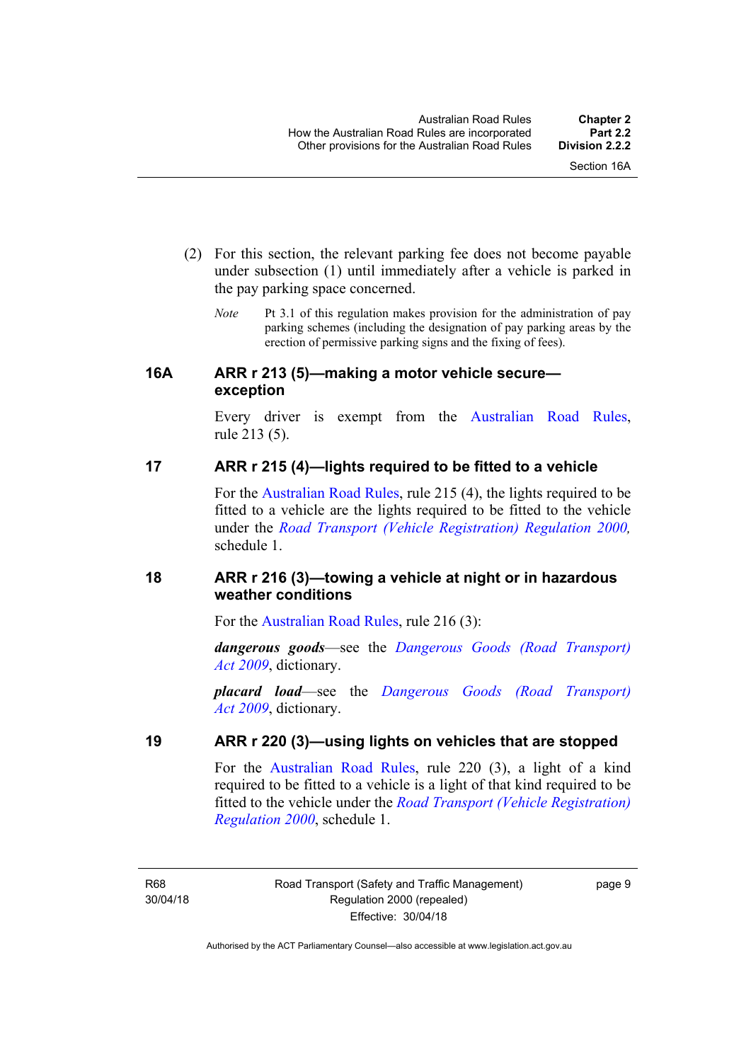(2) For this section, the relevant parking fee does not become payable under subsection (1) until immediately after a vehicle is parked in the pay parking space concerned.

*Note* Pt 3.1 of this regulation makes provision for the administration of pay parking schemes (including the designation of pay parking areas by the erection of permissive parking signs and the fixing of fees).

### 16A ARR r 213 (5)—making a motor vehicle secure—exception

Every driver is exempt from the Australian Road Rules, rule 213 (5).

### 17 ARR r 215 (4)—lights required to be fitted to a vehicle

For the Australian Road Rules, rule 215 (4), the lights required to be fitted to a vehicle are the lights required to be fitted to the vehicle under the *Road Transport (Vehicle Registration) Regulation 2000,* schedule 1.

### 18 ARR r 216 (3)—towing a vehicle at night or in hazardous weather conditions

For the Australian Road Rules, rule 216 (3):

***dangerous goods***—see the *Dangerous Goods (Road Transport) Act 2009*, dictionary.

***placard load***—see the *Dangerous Goods (Road Transport) Act 2009*, dictionary.

### 19 ARR r 220 (3)—using lights on vehicles that are stopped

For the Australian Road Rules, rule 220 (3), a light of a kind required to be fitted to a vehicle is a light of that kind required to be fitted to the vehicle under the *Road Transport (Vehicle Registration) Regulation 2000*, schedule 1.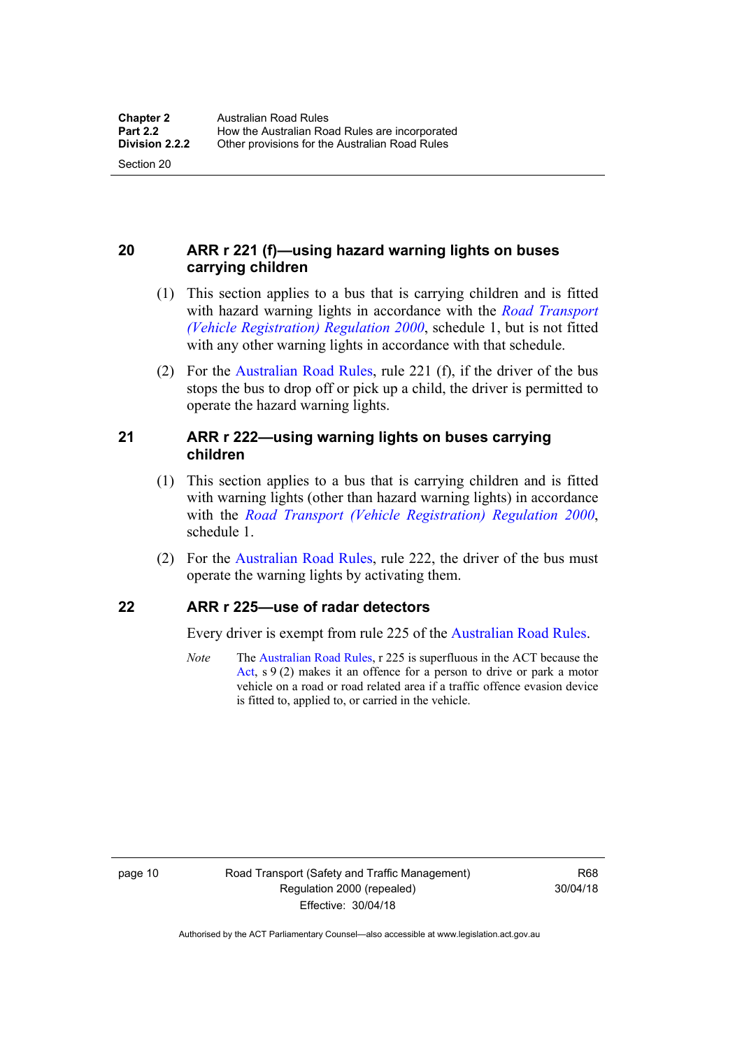## 20 ARR r 221 (f)—using hazard warning lights on buses carrying children

(1) This section applies to a bus that is carrying children and is fitted with hazard warning lights in accordance with the *Road Transport (Vehicle Registration) Regulation 2000*, schedule 1, but is not fitted with any other warning lights in accordance with that schedule.

(2) For the Australian Road Rules, rule 221 (f), if the driver of the bus stops the bus to drop off or pick up a child, the driver is permitted to operate the hazard warning lights.

## 21 ARR r 222—using warning lights on buses carrying children

(1) This section applies to a bus that is carrying children and is fitted with warning lights (other than hazard warning lights) in accordance with the *Road Transport (Vehicle Registration) Regulation 2000*, schedule 1.

(2) For the Australian Road Rules, rule 222, the driver of the bus must operate the warning lights by activating them.

## 22 ARR r 225—use of radar detectors

Every driver is exempt from rule 225 of the Australian Road Rules.

*Note* The Australian Road Rules, r 225 is superfluous in the ACT because the Act, s 9 (2) makes it an offence for a person to drive or park a motor vehicle on a road or road related area if a traffic offence evasion device is fitted to, applied to, or carried in the vehicle.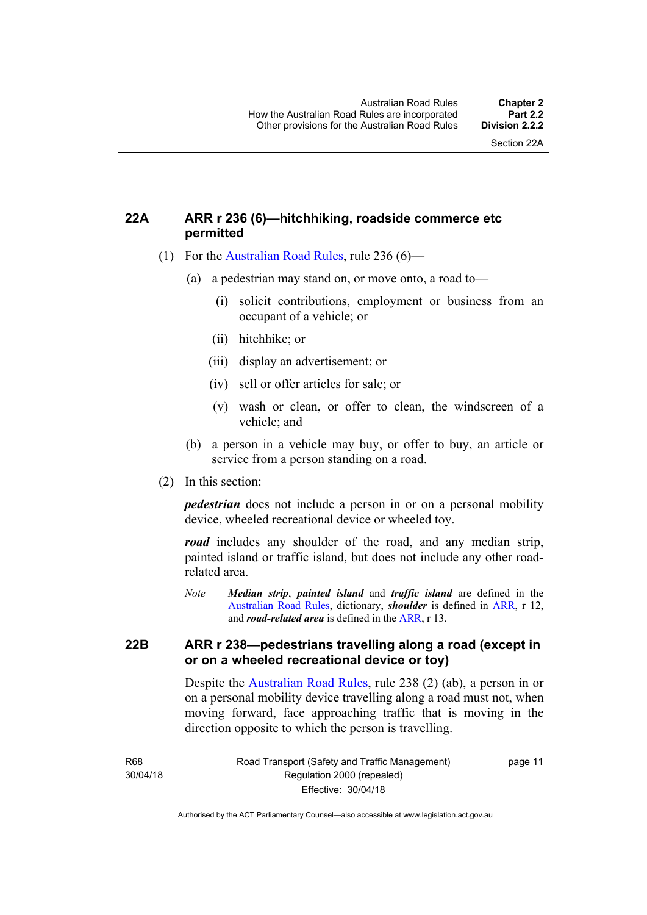### 22A ARR r 236 (6)—hitchhiking, roadside commerce etc permitted

(1) For the Australian Road Rules, rule 236 (6)—

(a) a pedestrian may stand on, or move onto, a road to—

(i) solicit contributions, employment or business from an occupant of a vehicle; or

(ii) hitchhike; or

(iii) display an advertisement; or

(iv) sell or offer articles for sale; or

(v) wash or clean, or offer to clean, the windscreen of a vehicle; and

(b) a person in a vehicle may buy, or offer to buy, an article or service from a person standing on a road.

(2) In this section:

***pedestrian*** does not include a person in or on a personal mobility device, wheeled recreational device or wheeled toy.

***road*** includes any shoulder of the road, and any median strip, painted island or traffic island, but does not include any other road-related area.

*Note* ***Median strip***, ***painted island*** and ***traffic island*** are defined in the Australian Road Rules, dictionary, ***shoulder*** is defined in ARR, r 12, and ***road-related area*** is defined in the ARR, r 13.

### 22B ARR r 238—pedestrians travelling along a road (except in or on a wheeled recreational device or toy)

Despite the Australian Road Rules, rule 238 (2) (ab), a person in or on a personal mobility device travelling along a road must not, when moving forward, face approaching traffic that is moving in the direction opposite to which the person is travelling.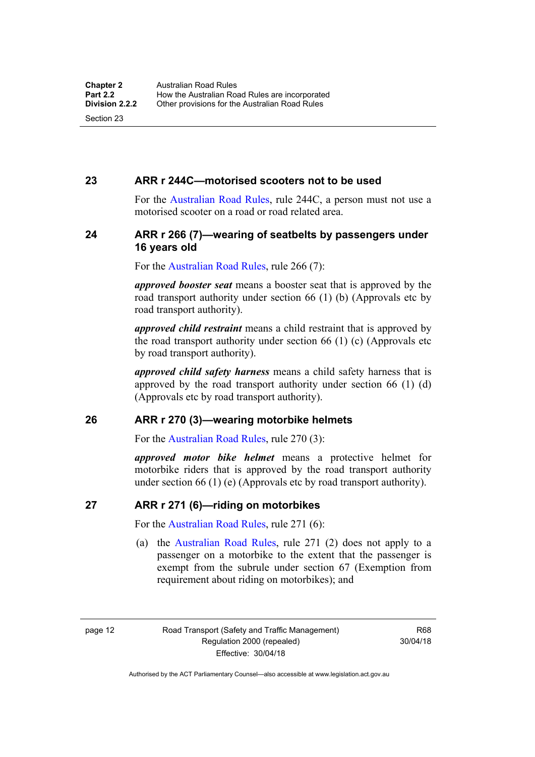## 23 ARR r 244C—motorised scooters not to be used

For the Australian Road Rules, rule 244C, a person must not use a motorised scooter on a road or road related area.

## 24 ARR r 266 (7)—wearing of seatbelts by passengers under 16 years old

For the Australian Road Rules, rule 266 (7):

***approved booster seat*** means a booster seat that is approved by the road transport authority under section 66 (1) (b) (Approvals etc by road transport authority).

***approved child restraint*** means a child restraint that is approved by the road transport authority under section 66 (1) (c) (Approvals etc by road transport authority).

***approved child safety harness*** means a child safety harness that is approved by the road transport authority under section 66 (1) (d) (Approvals etc by road transport authority).

## 26 ARR r 270 (3)—wearing motorbike helmets

For the Australian Road Rules, rule 270 (3):

***approved motor bike helmet*** means a protective helmet for motorbike riders that is approved by the road transport authority under section 66 (1) (e) (Approvals etc by road transport authority).

## 27 ARR r 271 (6)—riding on motorbikes

For the Australian Road Rules, rule 271 (6):

(a) the Australian Road Rules, rule 271 (2) does not apply to a passenger on a motorbike to the extent that the passenger is exempt from the subrule under section 67 (Exemption from requirement about riding on motorbikes); and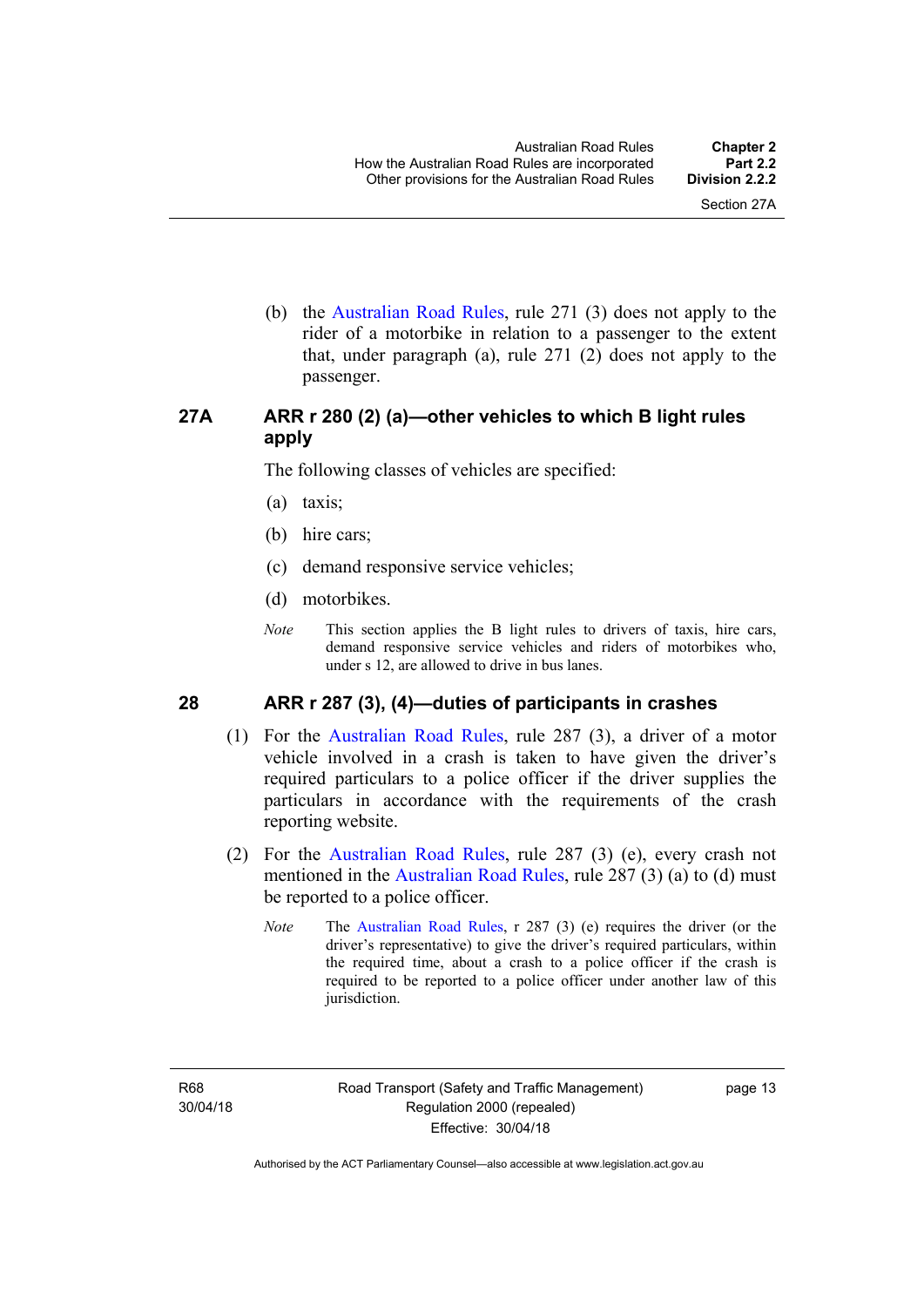(b) the Australian Road Rules, rule 271 (3) does not apply to the rider of a motorbike in relation to a passenger to the extent that, under paragraph (a), rule 271 (2) does not apply to the passenger.

## 27A ARR r 280 (2) (a)—other vehicles to which B light rules apply

The following classes of vehicles are specified:

(a) taxis;

(b) hire cars;

(c) demand responsive service vehicles;

(d) motorbikes.

*Note* This section applies the B light rules to drivers of taxis, hire cars, demand responsive service vehicles and riders of motorbikes who, under s 12, are allowed to drive in bus lanes.

## 28 ARR r 287 (3), (4)—duties of participants in crashes

(1) For the Australian Road Rules, rule 287 (3), a driver of a motor vehicle involved in a crash is taken to have given the driver's required particulars to a police officer if the driver supplies the particulars in accordance with the requirements of the crash reporting website.

(2) For the Australian Road Rules, rule 287 (3) (e), every crash not mentioned in the Australian Road Rules, rule 287 (3) (a) to (d) must be reported to a police officer.

*Note* The Australian Road Rules, r 287 (3) (e) requires the driver (or the driver's representative) to give the driver's required particulars, within the required time, about a crash to a police officer if the crash is required to be reported to a police officer under another law of this jurisdiction.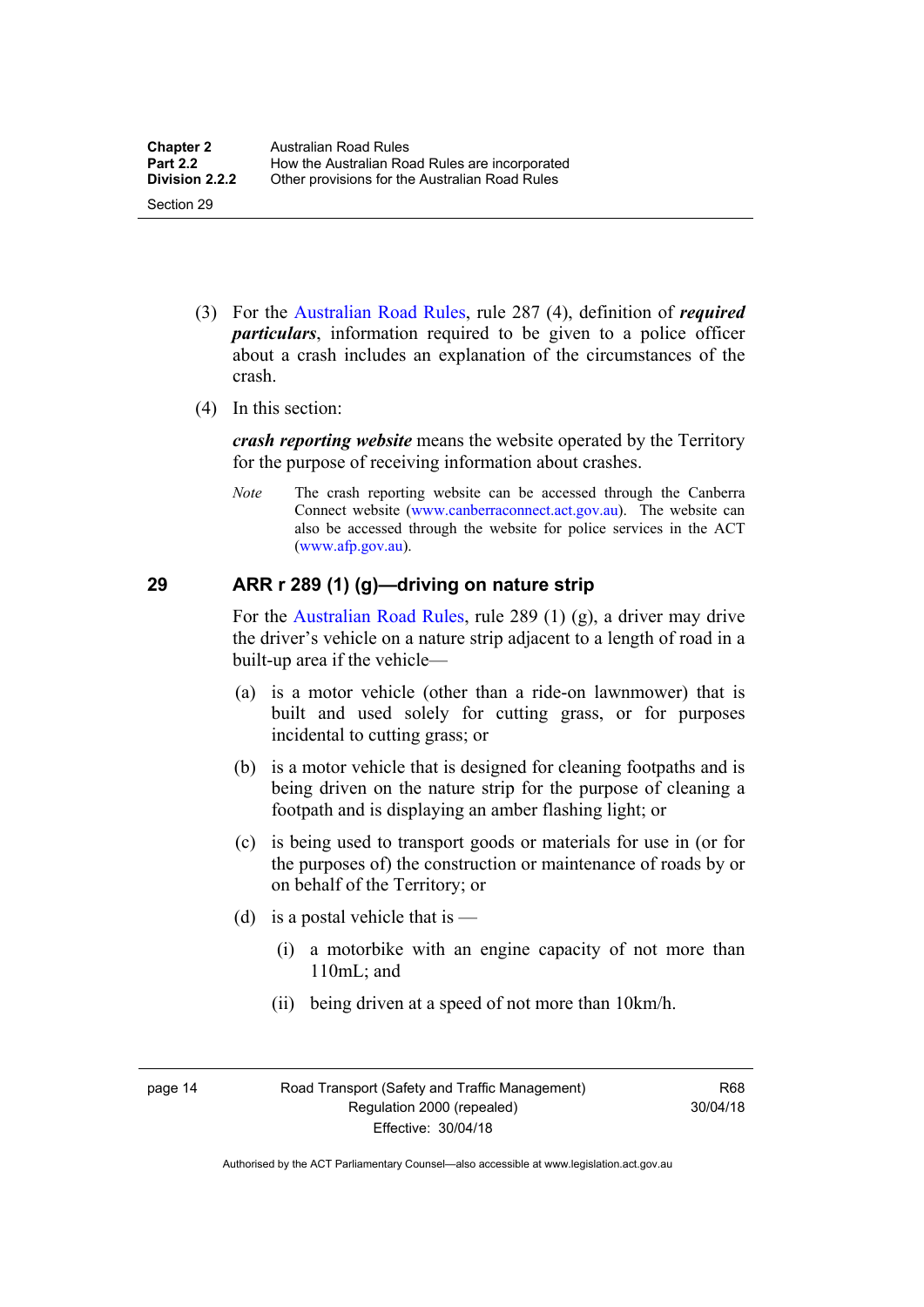(3) For the Australian Road Rules, rule 287 (4), definition of ***required particulars***, information required to be given to a police officer about a crash includes an explanation of the circumstances of the crash.

(4) In this section:

***crash reporting website*** means the website operated by the Territory for the purpose of receiving information about crashes.

*Note* The crash reporting website can be accessed through the Canberra Connect website (www.canberraconnect.act.gov.au). The website can also be accessed through the website for police services in the ACT (www.afp.gov.au).

## 29 ARR r 289 (1) (g)—driving on nature strip

For the Australian Road Rules, rule 289 (1) (g), a driver may drive the driver's vehicle on a nature strip adjacent to a length of road in a built-up area if the vehicle—

(a) is a motor vehicle (other than a ride-on lawnmower) that is built and used solely for cutting grass, or for purposes incidental to cutting grass; or

(b) is a motor vehicle that is designed for cleaning footpaths and is being driven on the nature strip for the purpose of cleaning a footpath and is displaying an amber flashing light; or

(c) is being used to transport goods or materials for use in (or for the purposes of) the construction or maintenance of roads by or on behalf of the Territory; or

(d) is a postal vehicle that is —

(i) a motorbike with an engine capacity of not more than 110mL; and

(ii) being driven at a speed of not more than 10km/h.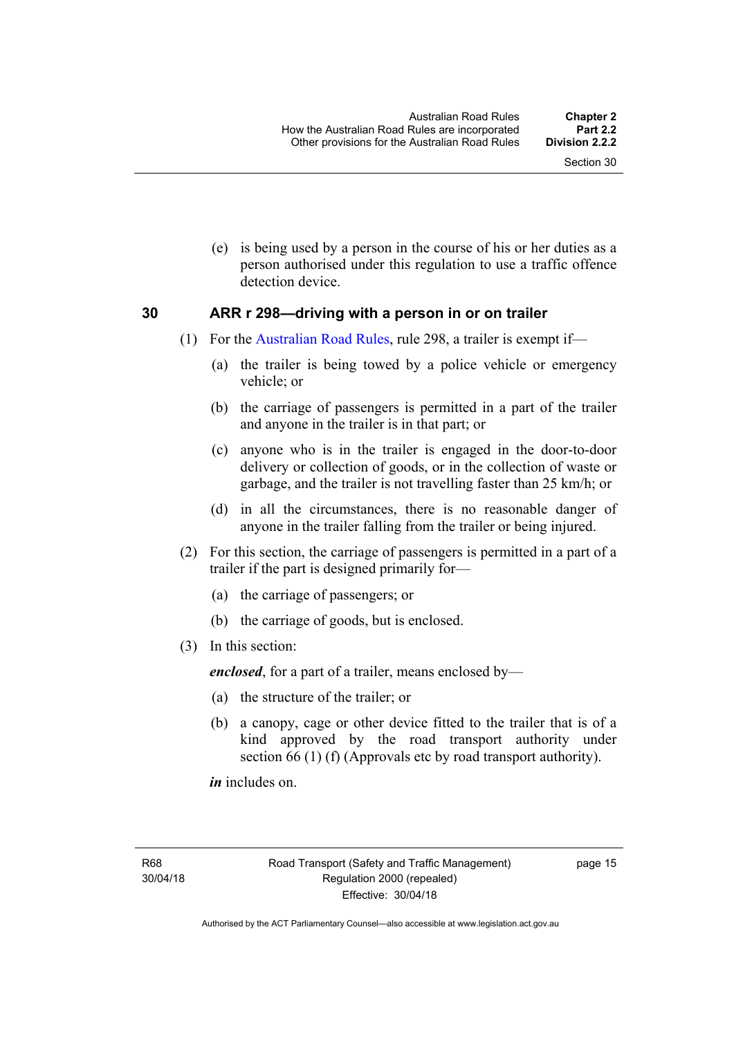(e) is being used by a person in the course of his or her duties as a person authorised under this regulation to use a traffic offence detection device.

## 30 ARR r 298—driving with a person in or on trailer

(1) For the Australian Road Rules, rule 298, a trailer is exempt if—

(a) the trailer is being towed by a police vehicle or emergency vehicle; or

(b) the carriage of passengers is permitted in a part of the trailer and anyone in the trailer is in that part; or

(c) anyone who is in the trailer is engaged in the door-to-door delivery or collection of goods, or in the collection of waste or garbage, and the trailer is not travelling faster than 25 km/h; or

(d) in all the circumstances, there is no reasonable danger of anyone in the trailer falling from the trailer or being injured.

(2) For this section, the carriage of passengers is permitted in a part of a trailer if the part is designed primarily for—

(a) the carriage of passengers; or

(b) the carriage of goods, but is enclosed.

(3) In this section:

***enclosed***, for a part of a trailer, means enclosed by—

(a) the structure of the trailer; or

(b) a canopy, cage or other device fitted to the trailer that is of a kind approved by the road transport authority under section 66 (1) (f) (Approvals etc by road transport authority).

***in*** includes on.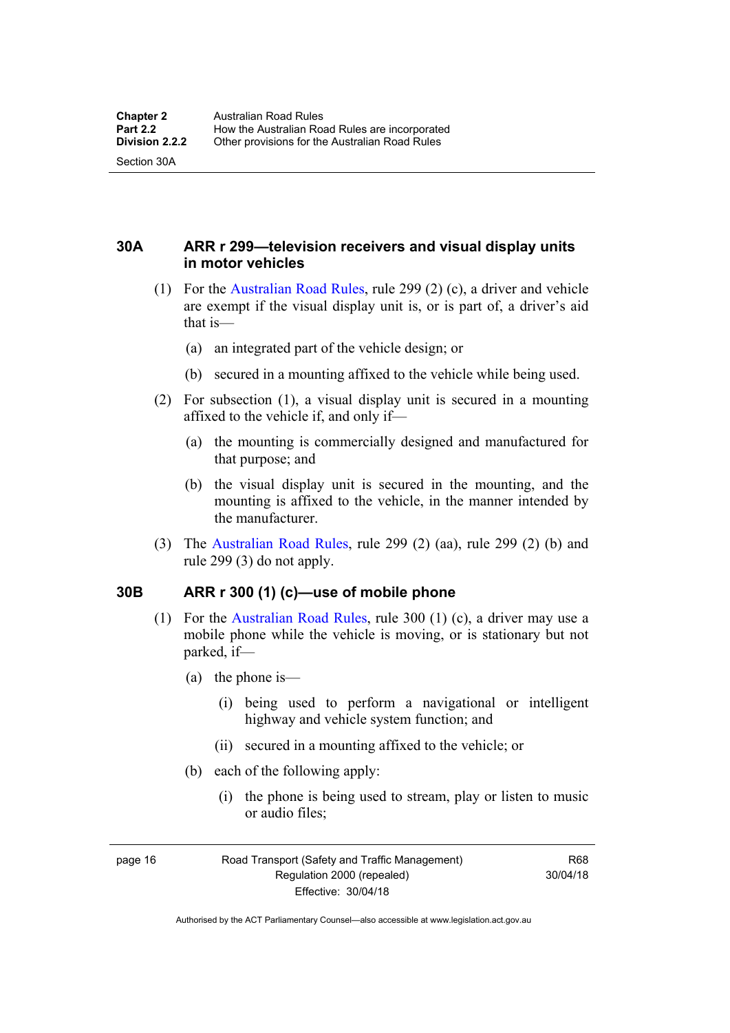### 30A ARR r 299—television receivers and visual display units in motor vehicles

(1) For the Australian Road Rules, rule 299 (2) (c), a driver and vehicle are exempt if the visual display unit is, or is part of, a driver's aid that is—

(a) an integrated part of the vehicle design; or

(b) secured in a mounting affixed to the vehicle while being used.

(2) For subsection (1), a visual display unit is secured in a mounting affixed to the vehicle if, and only if—

(a) the mounting is commercially designed and manufactured for that purpose; and

(b) the visual display unit is secured in the mounting, and the mounting is affixed to the vehicle, in the manner intended by the manufacturer.

(3) The Australian Road Rules, rule 299 (2) (aa), rule 299 (2) (b) and rule 299 (3) do not apply.

### 30B ARR r 300 (1) (c)—use of mobile phone

(1) For the Australian Road Rules, rule 300 (1) (c), a driver may use a mobile phone while the vehicle is moving, or is stationary but not parked, if—

(a) the phone is—

(i) being used to perform a navigational or intelligent highway and vehicle system function; and

(ii) secured in a mounting affixed to the vehicle; or

(b) each of the following apply:

(i) the phone is being used to stream, play or listen to music or audio files;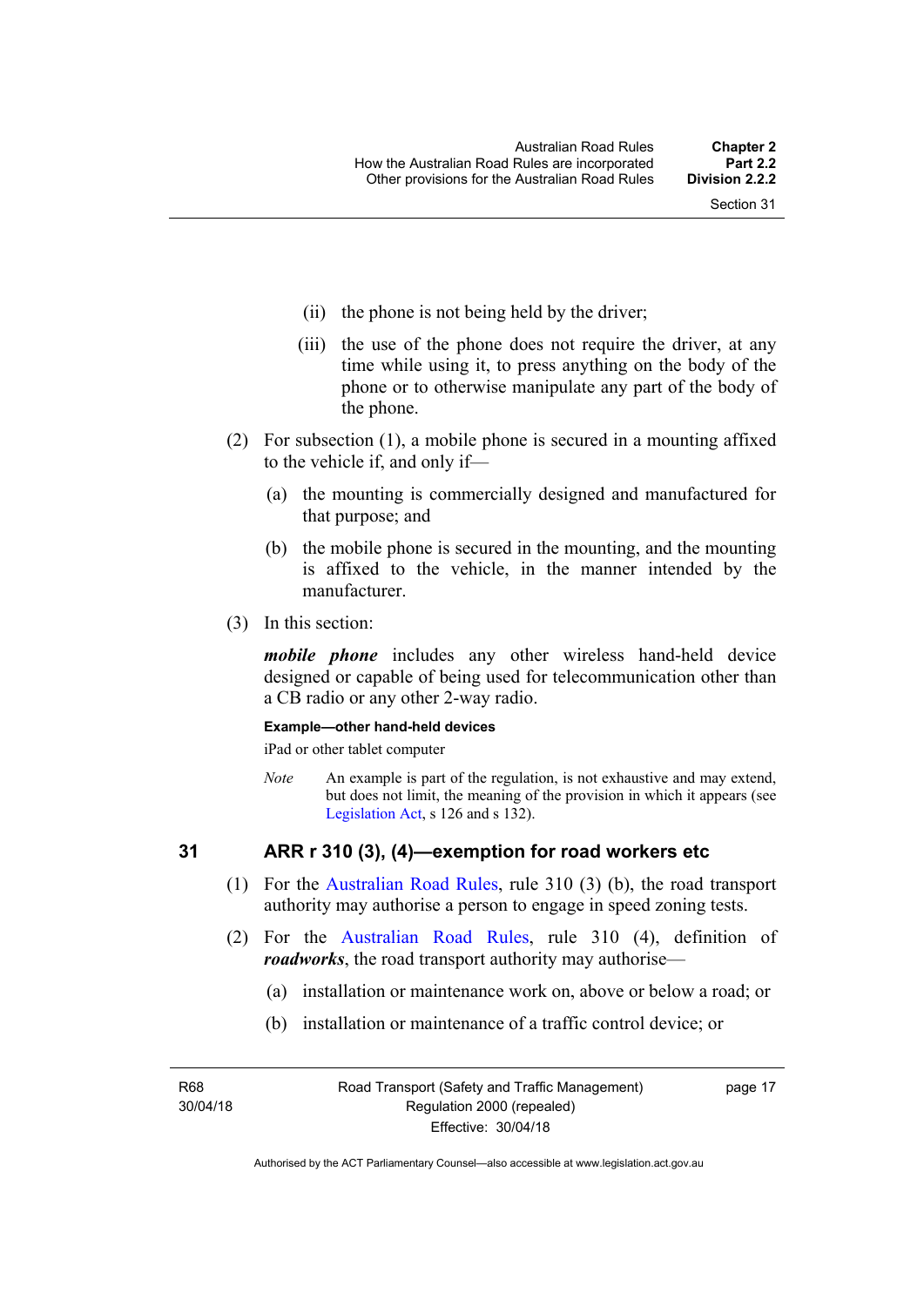(ii) the phone is not being held by the driver;

(iii) the use of the phone does not require the driver, at any time while using it, to press anything on the body of the phone or to otherwise manipulate any part of the body of the phone.

(2) For subsection (1), a mobile phone is secured in a mounting affixed to the vehicle if, and only if—

(a) the mounting is commercially designed and manufactured for that purpose; and

(b) the mobile phone is secured in the mounting, and the mounting is affixed to the vehicle, in the manner intended by the manufacturer.

(3) In this section:

***mobile phone*** includes any other wireless hand-held device designed or capable of being used for telecommunication other than a CB radio or any other 2-way radio.

**Example—other hand-held devices**

iPad or other tablet computer

*Note* An example is part of the regulation, is not exhaustive and may extend, but does not limit, the meaning of the provision in which it appears (see Legislation Act, s 126 and s 132).

## 31 ARR r 310 (3), (4)—exemption for road workers etc

(1) For the Australian Road Rules, rule 310 (3) (b), the road transport authority may authorise a person to engage in speed zoning tests.

(2) For the Australian Road Rules, rule 310 (4), definition of ***roadworks***, the road transport authority may authorise—

(a) installation or maintenance work on, above or below a road; or

(b) installation or maintenance of a traffic control device; or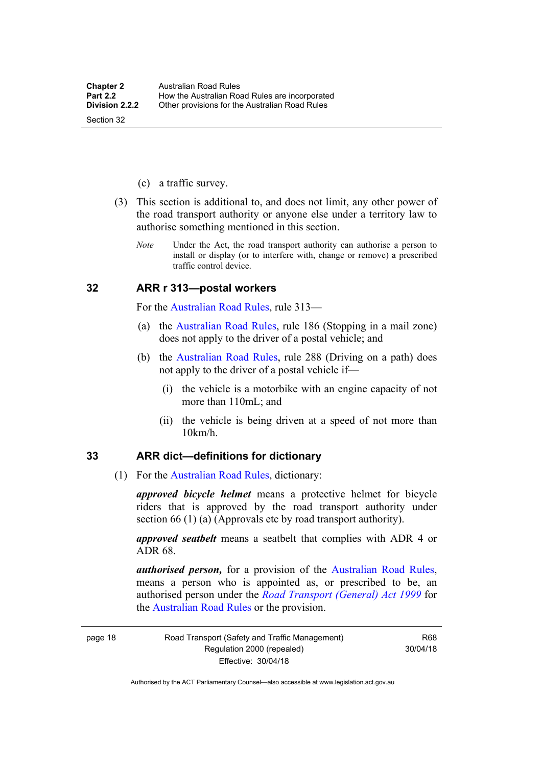(c) a traffic survey.

(3) This section is additional to, and does not limit, any other power of the road transport authority or anyone else under a territory law to authorise something mentioned in this section.

*Note* Under the Act, the road transport authority can authorise a person to install or display (or to interfere with, change or remove) a prescribed traffic control device.

## 32 ARR r 313—postal workers

For the Australian Road Rules, rule 313—

(a) the Australian Road Rules, rule 186 (Stopping in a mail zone) does not apply to the driver of a postal vehicle; and

(b) the Australian Road Rules, rule 288 (Driving on a path) does not apply to the driver of a postal vehicle if—

(i) the vehicle is a motorbike with an engine capacity of not more than 110mL; and

(ii) the vehicle is being driven at a speed of not more than 10km/h.

## 33 ARR dict—definitions for dictionary

(1) For the Australian Road Rules, dictionary:

***approved bicycle helmet*** means a protective helmet for bicycle riders that is approved by the road transport authority under section 66 (1) (a) (Approvals etc by road transport authority).

***approved seatbelt*** means a seatbelt that complies with ADR 4 or ADR 68.

***authorised person,*** for a provision of the Australian Road Rules, means a person who is appointed as, or prescribed to be, an authorised person under the *Road Transport (General) Act 1999* for the Australian Road Rules or the provision.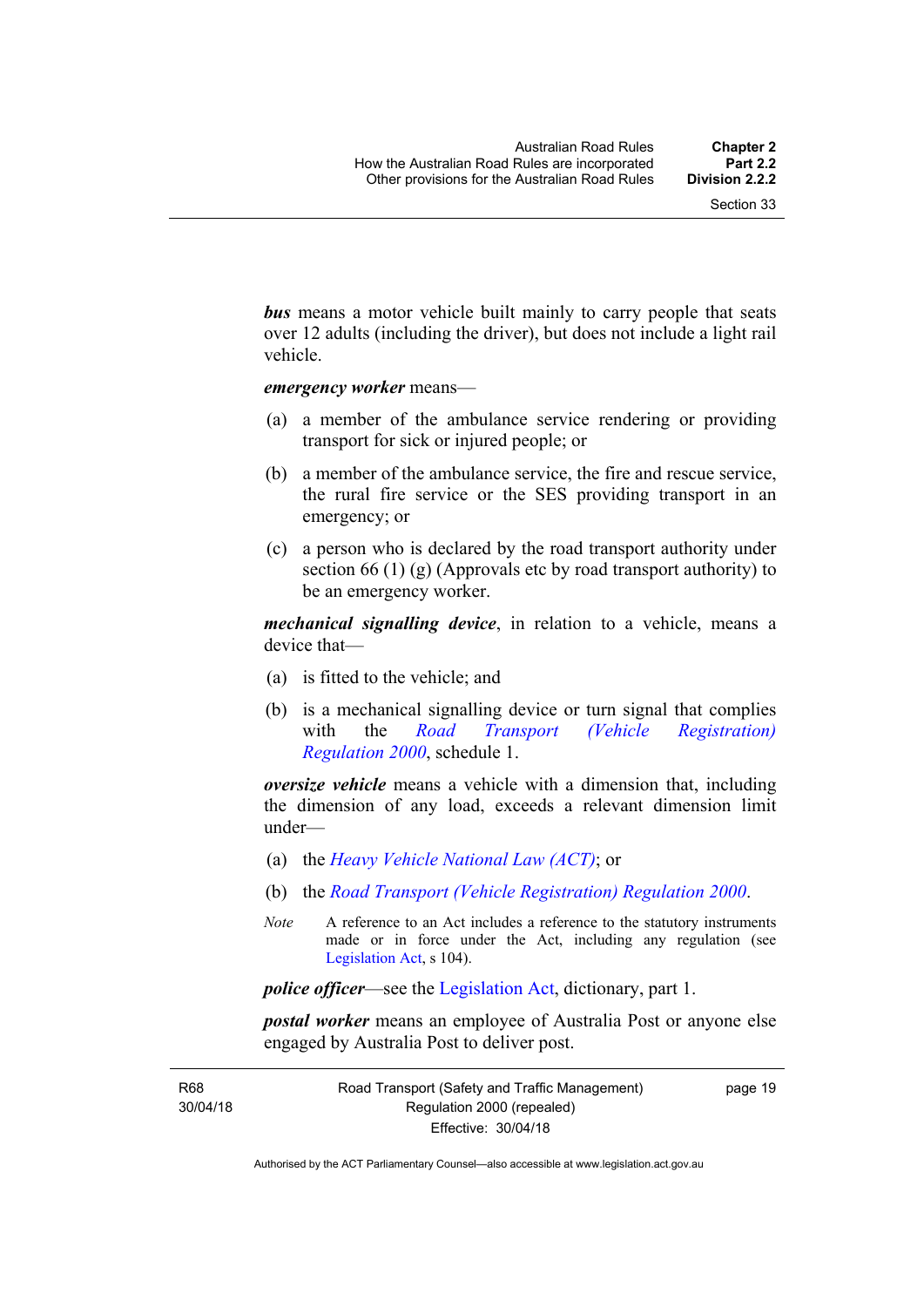***bus*** means a motor vehicle built mainly to carry people that seats over 12 adults (including the driver), but does not include a light rail vehicle.

***emergency worker*** means—

(a) a member of the ambulance service rendering or providing transport for sick or injured people; or

(b) a member of the ambulance service, the fire and rescue service, the rural fire service or the SES providing transport in an emergency; or

(c) a person who is declared by the road transport authority under section 66 (1) (g) (Approvals etc by road transport authority) to be an emergency worker.

***mechanical signalling device***, in relation to a vehicle, means a device that—

(a) is fitted to the vehicle; and

(b) is a mechanical signalling device or turn signal that complies with the *Road Transport (Vehicle Registration) Regulation 2000*, schedule 1.

***oversize vehicle*** means a vehicle with a dimension that, including the dimension of any load, exceeds a relevant dimension limit under—

(a) the *Heavy Vehicle National Law (ACT)*; or

(b) the *Road Transport (Vehicle Registration) Regulation 2000*.

*Note* A reference to an Act includes a reference to the statutory instruments made or in force under the Act, including any regulation (see Legislation Act, s 104).

***police officer***—see the Legislation Act, dictionary, part 1.

***postal worker*** means an employee of Australia Post or anyone else engaged by Australia Post to deliver post.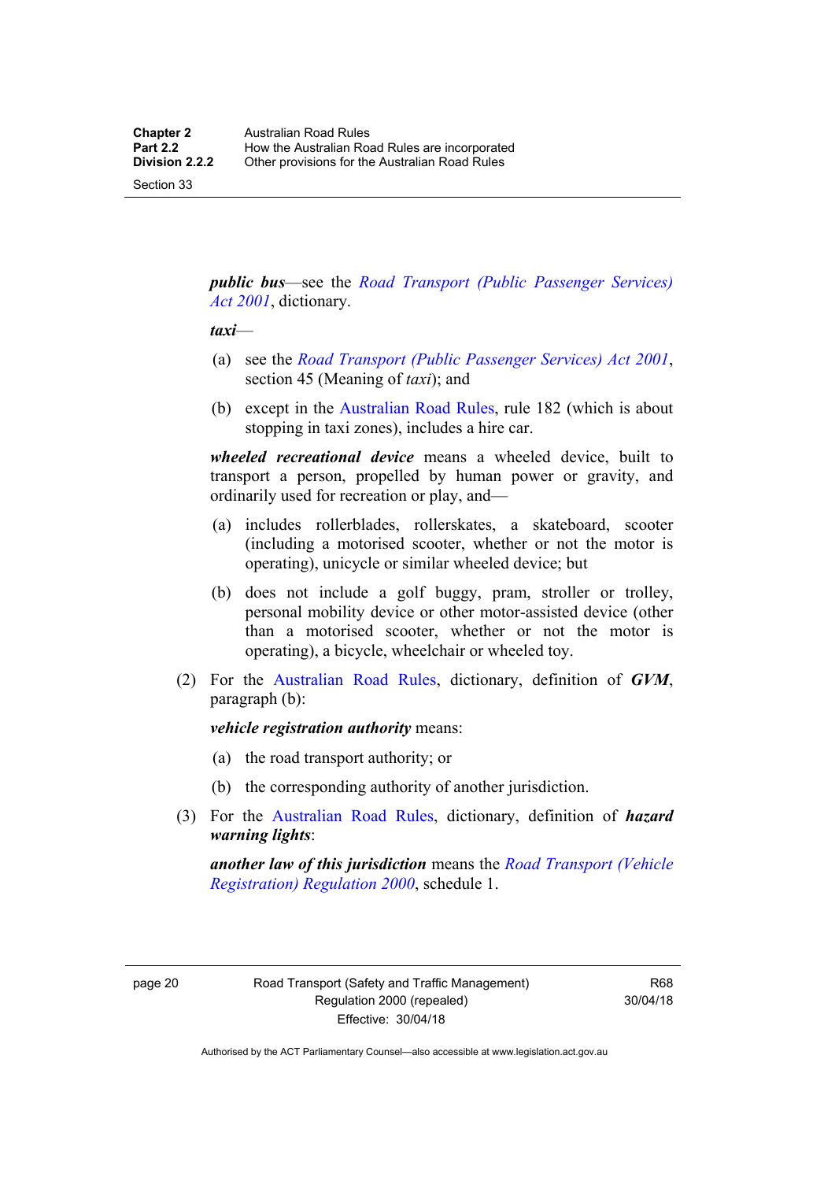***public bus***—see the *Road Transport (Public Passenger Services) Act 2001*, dictionary.

***taxi***—

(a) see the *Road Transport (Public Passenger Services) Act 2001*, section 45 (Meaning of *taxi*); and

(b) except in the Australian Road Rules, rule 182 (which is about stopping in taxi zones), includes a hire car.

***wheeled recreational device*** means a wheeled device, built to transport a person, propelled by human power or gravity, and ordinarily used for recreation or play, and—

(a) includes rollerblades, rollerskates, a skateboard, scooter (including a motorised scooter, whether or not the motor is operating), unicycle or similar wheeled device; but

(b) does not include a golf buggy, pram, stroller or trolley, personal mobility device or other motor-assisted device (other than a motorised scooter, whether or not the motor is operating), a bicycle, wheelchair or wheeled toy.

(2) For the Australian Road Rules, dictionary, definition of ***GVM***, paragraph (b):

***vehicle registration authority*** means:

(a) the road transport authority; or

(b) the corresponding authority of another jurisdiction.

(3) For the Australian Road Rules, dictionary, definition of ***hazard warning lights***:

***another law of this jurisdiction*** means the *Road Transport (Vehicle Registration) Regulation 2000*, schedule 1.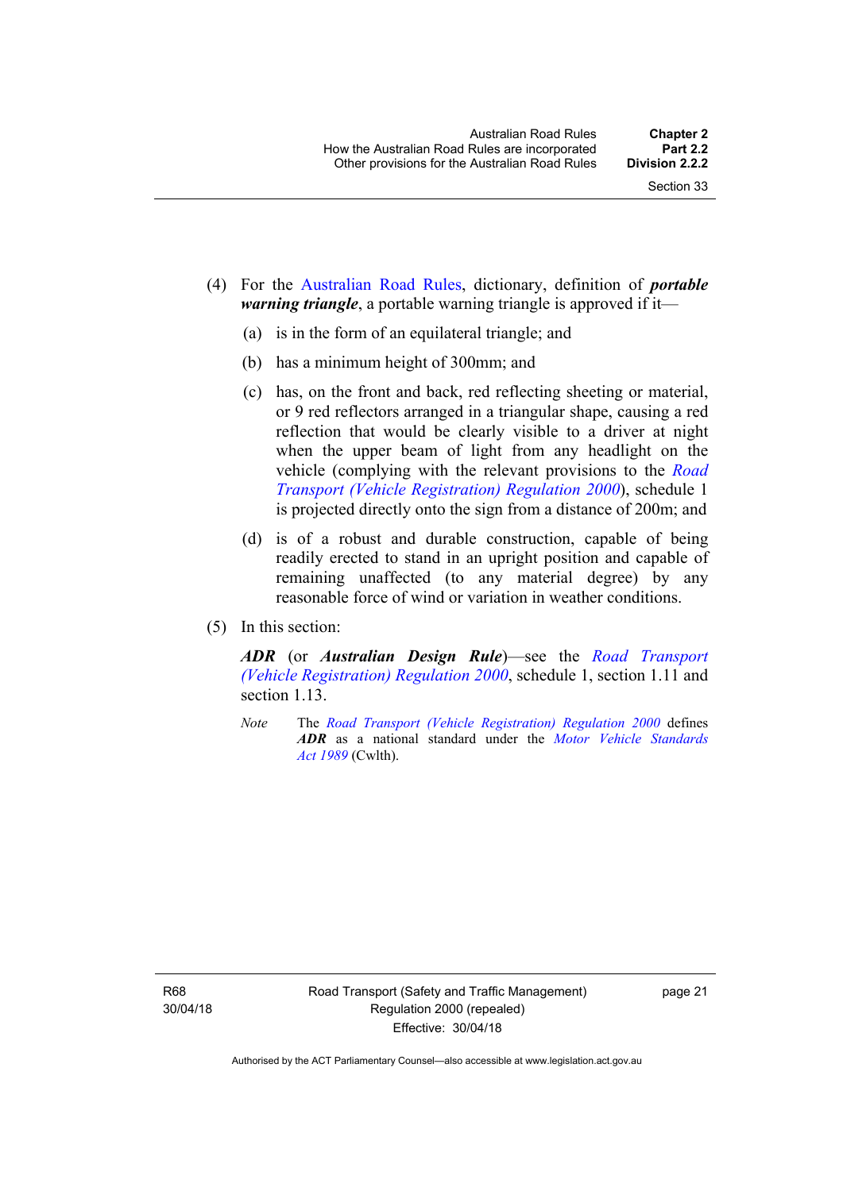(4) For the Australian Road Rules, dictionary, definition of ***portable warning triangle***, a portable warning triangle is approved if it—

(a) is in the form of an equilateral triangle; and

(b) has a minimum height of 300mm; and

(c) has, on the front and back, red reflecting sheeting or material, or 9 red reflectors arranged in a triangular shape, causing a red reflection that would be clearly visible to a driver at night when the upper beam of light from any headlight on the vehicle (complying with the relevant provisions to the *Road Transport (Vehicle Registration) Regulation 2000*), schedule 1 is projected directly onto the sign from a distance of 200m; and

(d) is of a robust and durable construction, capable of being readily erected to stand in an upright position and capable of remaining unaffected (to any material degree) by any reasonable force of wind or variation in weather conditions.

(5) In this section:

***ADR*** (or ***Australian Design Rule***)—see the *Road Transport (Vehicle Registration) Regulation 2000*, schedule 1, section 1.11 and section 1.13.

*Note* The *Road Transport (Vehicle Registration) Regulation 2000* defines ***ADR*** as a national standard under the *Motor Vehicle Standards Act 1989* (Cwlth).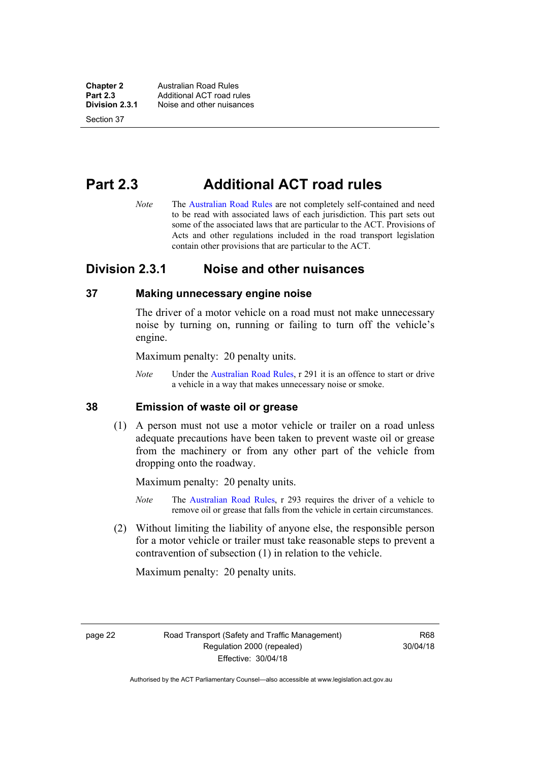# Part 2.3 Additional ACT road rules

*Note* The Australian Road Rules are not completely self-contained and need to be read with associated laws of each jurisdiction. This part sets out some of the associated laws that are particular to the ACT. Provisions of Acts and other regulations included in the road transport legislation contain other provisions that are particular to the ACT.

## Division 2.3.1 Noise and other nuisances

### 37 Making unnecessary engine noise

The driver of a motor vehicle on a road must not make unnecessary noise by turning on, running or failing to turn off the vehicle's engine.

Maximum penalty: 20 penalty units.

*Note* Under the Australian Road Rules, r 291 it is an offence to start or drive a vehicle in a way that makes unnecessary noise or smoke.

### 38 Emission of waste oil or grease

(1) A person must not use a motor vehicle or trailer on a road unless adequate precautions have been taken to prevent waste oil or grease from the machinery or from any other part of the vehicle from dropping onto the roadway.

Maximum penalty: 20 penalty units.

*Note* The Australian Road Rules, r 293 requires the driver of a vehicle to remove oil or grease that falls from the vehicle in certain circumstances.

(2) Without limiting the liability of anyone else, the responsible person for a motor vehicle or trailer must take reasonable steps to prevent a contravention of subsection (1) in relation to the vehicle.

Maximum penalty: 20 penalty units.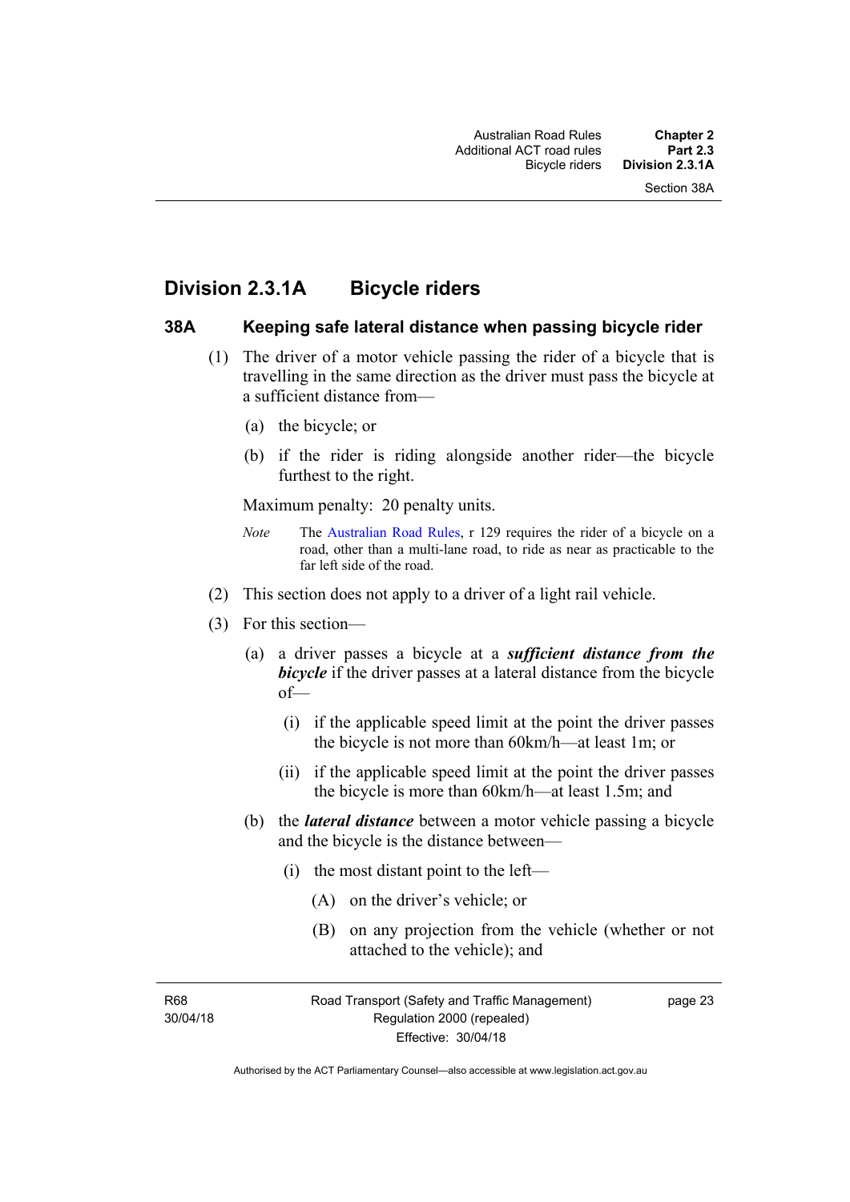## Division 2.3.1A Bicycle riders

### 38A Keeping safe lateral distance when passing bicycle rider

(1) The driver of a motor vehicle passing the rider of a bicycle that is travelling in the same direction as the driver must pass the bicycle at a sufficient distance from—

(a) the bicycle; or

(b) if the rider is riding alongside another rider—the bicycle furthest to the right.

Maximum penalty: 20 penalty units.

*Note* The Australian Road Rules, r 129 requires the rider of a bicycle on a road, other than a multi-lane road, to ride as near as practicable to the far left side of the road.

(2) This section does not apply to a driver of a light rail vehicle.

(3) For this section—

(a) a driver passes a bicycle at a ***sufficient distance from the bicycle*** if the driver passes at a lateral distance from the bicycle of—

(i) if the applicable speed limit at the point the driver passes the bicycle is not more than 60km/h—at least 1m; or

(ii) if the applicable speed limit at the point the driver passes the bicycle is more than 60km/h—at least 1.5m; and

(b) the ***lateral distance*** between a motor vehicle passing a bicycle and the bicycle is the distance between—

(i) the most distant point to the left—

(A) on the driver's vehicle; or

(B) on any projection from the vehicle (whether or not attached to the vehicle); and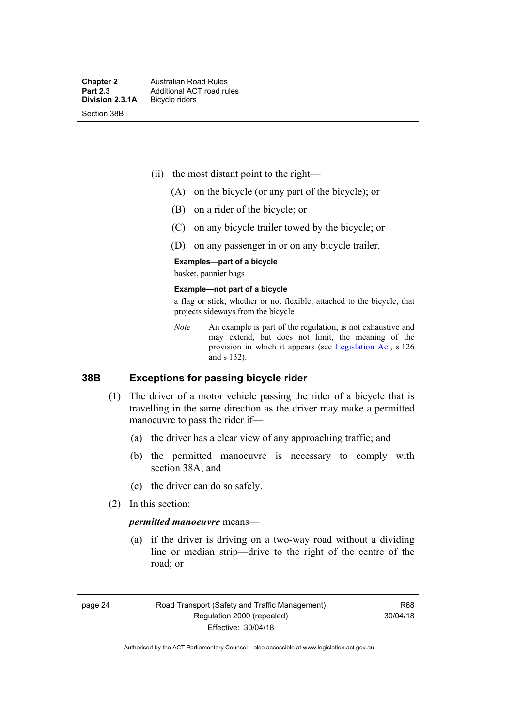(ii) the most distant point to the right—

(A) on the bicycle (or any part of the bicycle); or

(B) on a rider of the bicycle; or

(C) on any bicycle trailer towed by the bicycle; or

(D) on any passenger in or on any bicycle trailer.

**Examples—part of a bicycle**

basket, pannier bags

**Example—not part of a bicycle**

a flag or stick, whether or not flexible, attached to the bicycle, that projects sideways from the bicycle

*Note* An example is part of the regulation, is not exhaustive and may extend, but does not limit, the meaning of the provision in which it appears (see Legislation Act, s 126 and s 132).

## 38B Exceptions for passing bicycle rider

(1) The driver of a motor vehicle passing the rider of a bicycle that is travelling in the same direction as the driver may make a permitted manoeuvre to pass the rider if—

(a) the driver has a clear view of any approaching traffic; and

(b) the permitted manoeuvre is necessary to comply with section 38A; and

(c) the driver can do so safely.

(2) In this section:

***permitted manoeuvre*** means—

(a) if the driver is driving on a two-way road without a dividing line or median strip—drive to the right of the centre of the road; or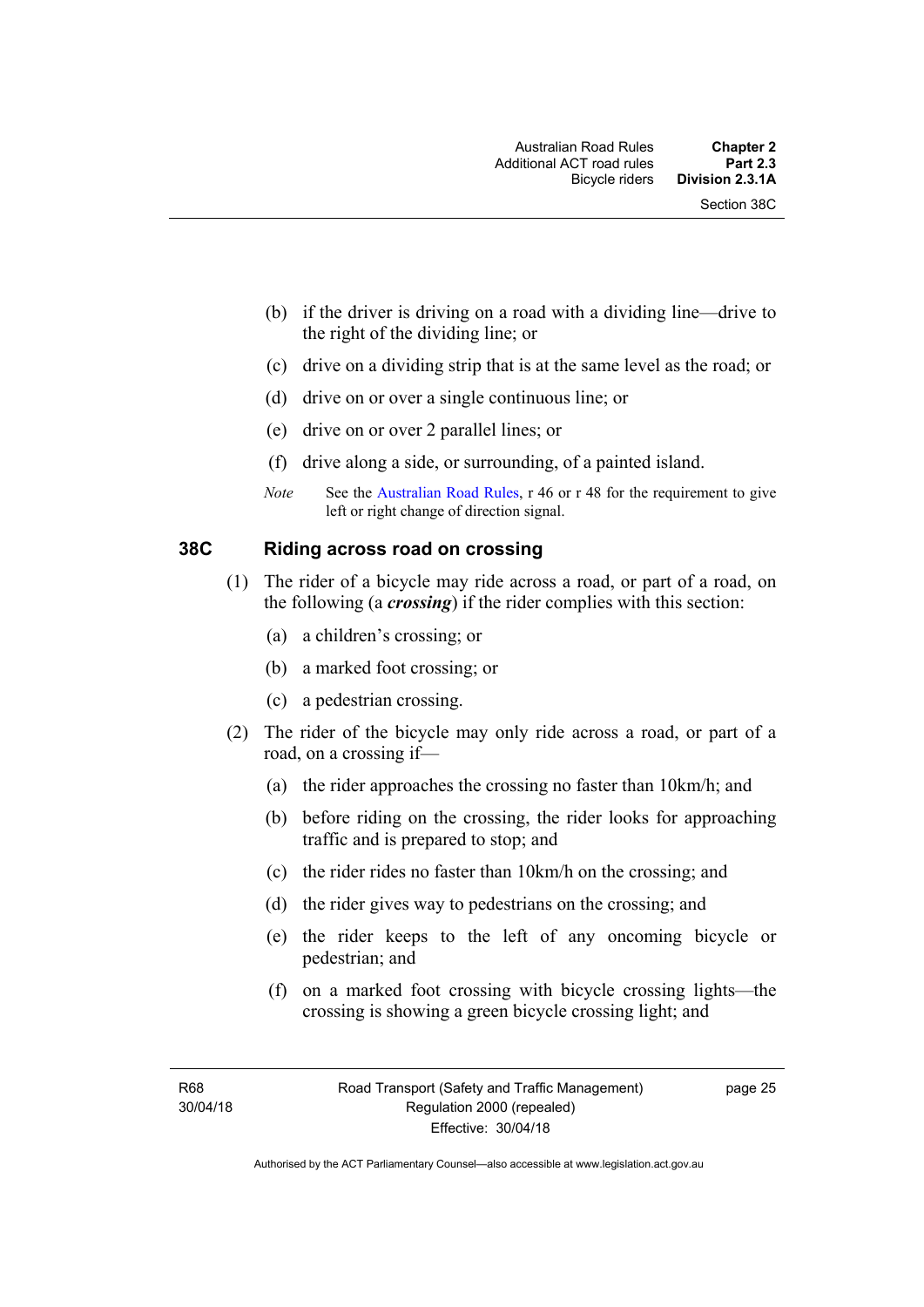(b) if the driver is driving on a road with a dividing line—drive to the right of the dividing line; or

(c) drive on a dividing strip that is at the same level as the road; or

(d) drive on or over a single continuous line; or

(e) drive on or over 2 parallel lines; or

(f) drive along a side, or surrounding, of a painted island.

*Note* See the Australian Road Rules, r 46 or r 48 for the requirement to give left or right change of direction signal.

### 38C Riding across road on crossing

(1) The rider of a bicycle may ride across a road, or part of a road, on the following (a ***crossing***) if the rider complies with this section:

(a) a children's crossing; or

(b) a marked foot crossing; or

(c) a pedestrian crossing.

(2) The rider of the bicycle may only ride across a road, or part of a road, on a crossing if—

(a) the rider approaches the crossing no faster than 10km/h; and

(b) before riding on the crossing, the rider looks for approaching traffic and is prepared to stop; and

(c) the rider rides no faster than 10km/h on the crossing; and

(d) the rider gives way to pedestrians on the crossing; and

(e) the rider keeps to the left of any oncoming bicycle or pedestrian; and

(f) on a marked foot crossing with bicycle crossing lights—the crossing is showing a green bicycle crossing light; and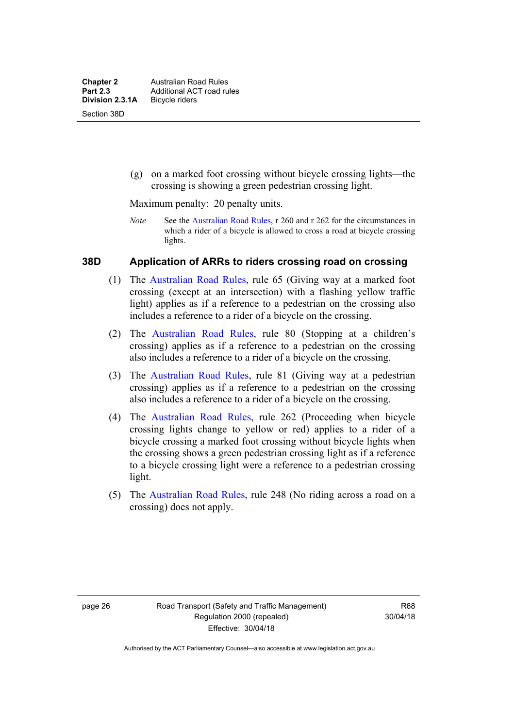(g) on a marked foot crossing without bicycle crossing lights—the crossing is showing a green pedestrian crossing light.

Maximum penalty: 20 penalty units.

*Note* See the Australian Road Rules, r 260 and r 262 for the circumstances in which a rider of a bicycle is allowed to cross a road at bicycle crossing lights.

### 38D Application of ARRs to riders crossing road on crossing

(1) The Australian Road Rules, rule 65 (Giving way at a marked foot crossing (except at an intersection) with a flashing yellow traffic light) applies as if a reference to a pedestrian on the crossing also includes a reference to a rider of a bicycle on the crossing.

(2) The Australian Road Rules, rule 80 (Stopping at a children's crossing) applies as if a reference to a pedestrian on the crossing also includes a reference to a rider of a bicycle on the crossing.

(3) The Australian Road Rules, rule 81 (Giving way at a pedestrian crossing) applies as if a reference to a pedestrian on the crossing also includes a reference to a rider of a bicycle on the crossing.

(4) The Australian Road Rules, rule 262 (Proceeding when bicycle crossing lights change to yellow or red) applies to a rider of a bicycle crossing a marked foot crossing without bicycle lights when the crossing shows a green pedestrian crossing light as if a reference to a bicycle crossing light were a reference to a pedestrian crossing light.

(5) The Australian Road Rules, rule 248 (No riding across a road on a crossing) does not apply.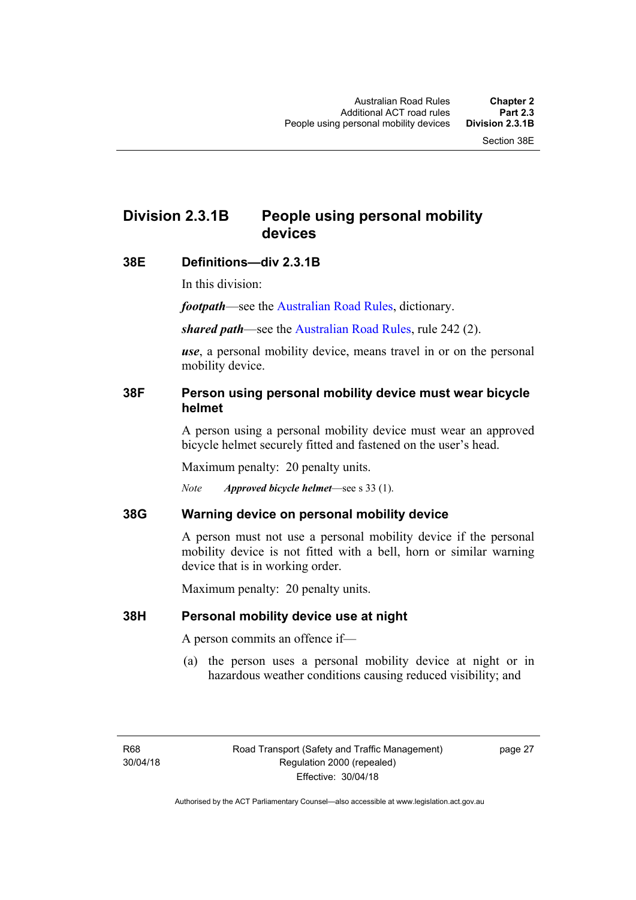## Division 2.3.1B People using personal mobility devices

### 38E Definitions—div 2.3.1B

In this division:

***footpath***—see the Australian Road Rules, dictionary.

***shared path***—see the Australian Road Rules, rule 242 (2).

***use***, a personal mobility device, means travel in or on the personal mobility device.

### 38F Person using personal mobility device must wear bicycle helmet

A person using a personal mobility device must wear an approved bicycle helmet securely fitted and fastened on the user's head.

Maximum penalty: 20 penalty units.

*Note* ***Approved bicycle helmet***—see s 33 (1).

### 38G Warning device on personal mobility device

A person must not use a personal mobility device if the personal mobility device is not fitted with a bell, horn or similar warning device that is in working order.

Maximum penalty: 20 penalty units.

### 38H Personal mobility device use at night

A person commits an offence if—

(a) the person uses a personal mobility device at night or in hazardous weather conditions causing reduced visibility; and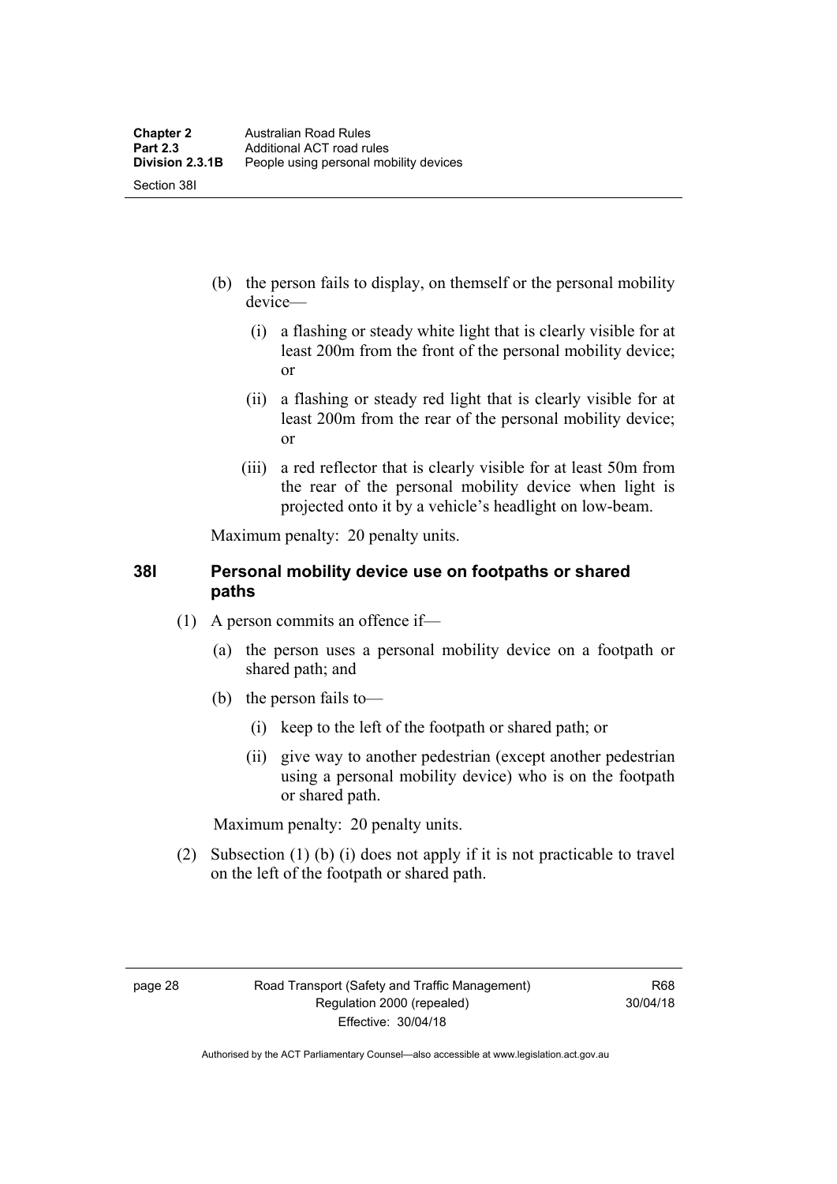(b) the person fails to display, on themself or the personal mobility device—

(i) a flashing or steady white light that is clearly visible for at least 200m from the front of the personal mobility device; or

(ii) a flashing or steady red light that is clearly visible for at least 200m from the rear of the personal mobility device; or

(iii) a red reflector that is clearly visible for at least 50m from the rear of the personal mobility device when light is projected onto it by a vehicle's headlight on low-beam.

Maximum penalty: 20 penalty units.

### 38I Personal mobility device use on footpaths or shared paths

(1) A person commits an offence if—

(a) the person uses a personal mobility device on a footpath or shared path; and

(b) the person fails to—

(i) keep to the left of the footpath or shared path; or

(ii) give way to another pedestrian (except another pedestrian using a personal mobility device) who is on the footpath or shared path.

Maximum penalty: 20 penalty units.

(2) Subsection (1) (b) (i) does not apply if it is not practicable to travel on the left of the footpath or shared path.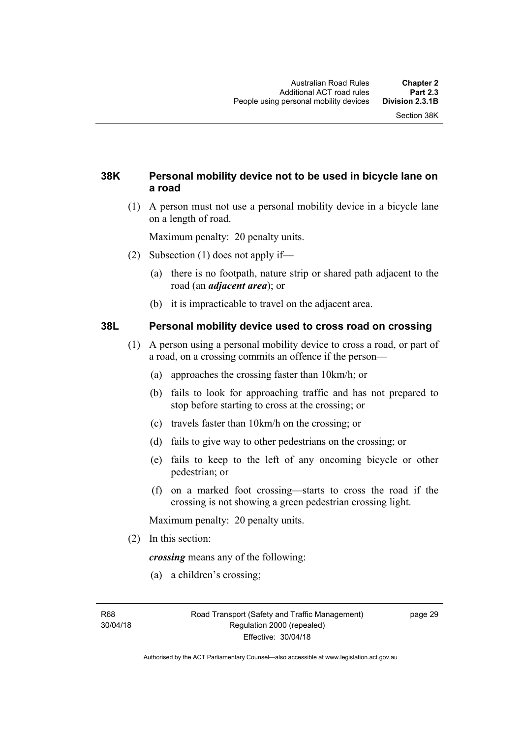### 38K Personal mobility device not to be used in bicycle lane on a road

(1) A person must not use a personal mobility device in a bicycle lane on a length of road.

Maximum penalty: 20 penalty units.

(2) Subsection (1) does not apply if—

(a) there is no footpath, nature strip or shared path adjacent to the road (an ***adjacent area***); or

(b) it is impracticable to travel on the adjacent area.

### 38L Personal mobility device used to cross road on crossing

(1) A person using a personal mobility device to cross a road, or part of a road, on a crossing commits an offence if the person—

(a) approaches the crossing faster than 10km/h; or

(b) fails to look for approaching traffic and has not prepared to stop before starting to cross at the crossing; or

(c) travels faster than 10km/h on the crossing; or

(d) fails to give way to other pedestrians on the crossing; or

(e) fails to keep to the left of any oncoming bicycle or other pedestrian; or

(f) on a marked foot crossing—starts to cross the road if the crossing is not showing a green pedestrian crossing light.

Maximum penalty: 20 penalty units.

(2) In this section:

***crossing*** means any of the following:

(a) a children's crossing;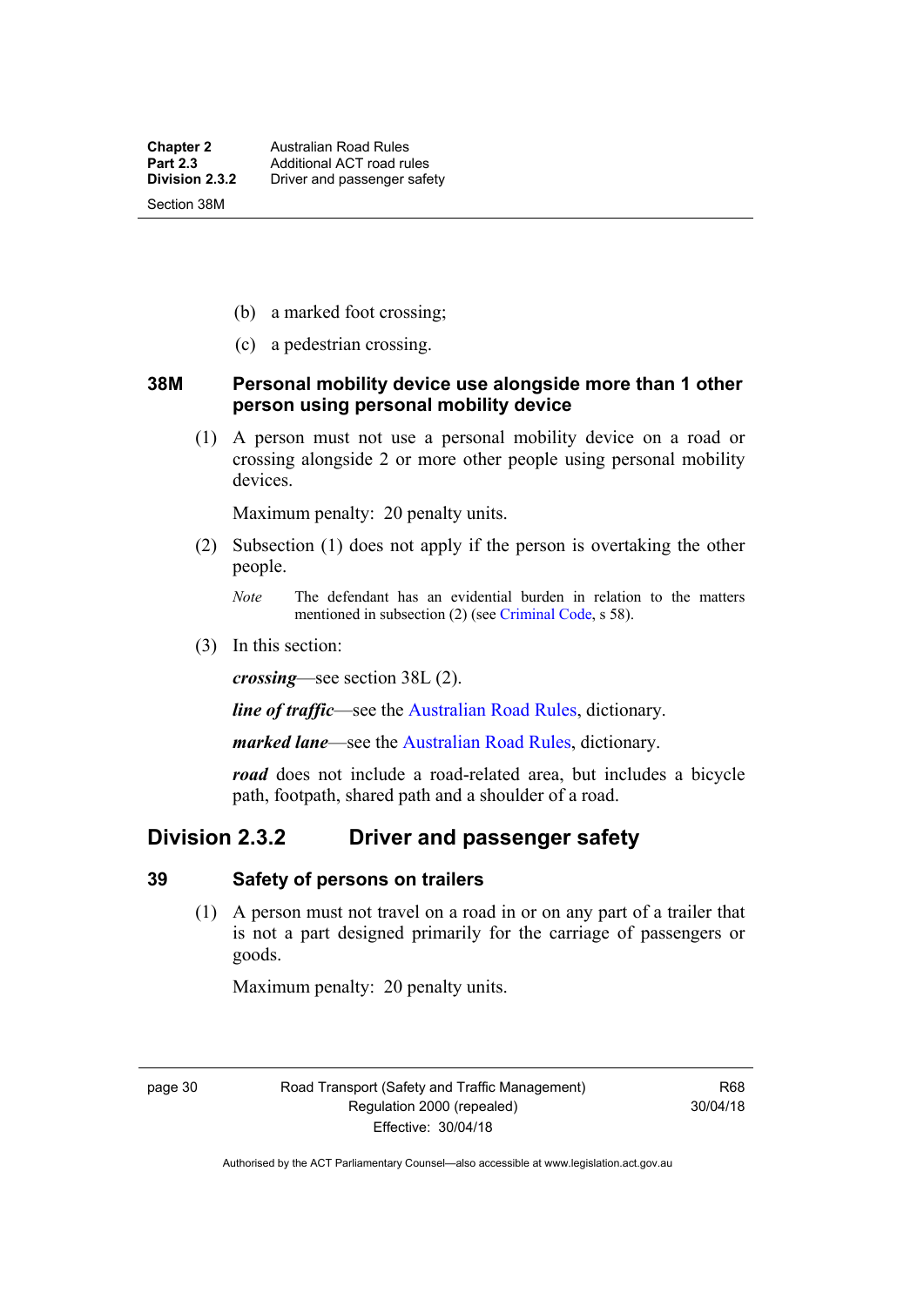(b) a marked foot crossing;

(c) a pedestrian crossing.

### 38M Personal mobility device use alongside more than 1 other person using personal mobility device

(1) A person must not use a personal mobility device on a road or crossing alongside 2 or more other people using personal mobility devices.

Maximum penalty: 20 penalty units.

(2) Subsection (1) does not apply if the person is overtaking the other people.

*Note* The defendant has an evidential burden in relation to the matters mentioned in subsection (2) (see Criminal Code, s 58).

(3) In this section:

***crossing***—see section 38L (2).

***line of traffic***—see the Australian Road Rules, dictionary.

***marked lane***—see the Australian Road Rules, dictionary.

***road*** does not include a road-related area, but includes a bicycle path, footpath, shared path and a shoulder of a road.

## Division 2.3.2 Driver and passenger safety

### 39 Safety of persons on trailers

(1) A person must not travel on a road in or on any part of a trailer that is not a part designed primarily for the carriage of passengers or goods.

Maximum penalty: 20 penalty units.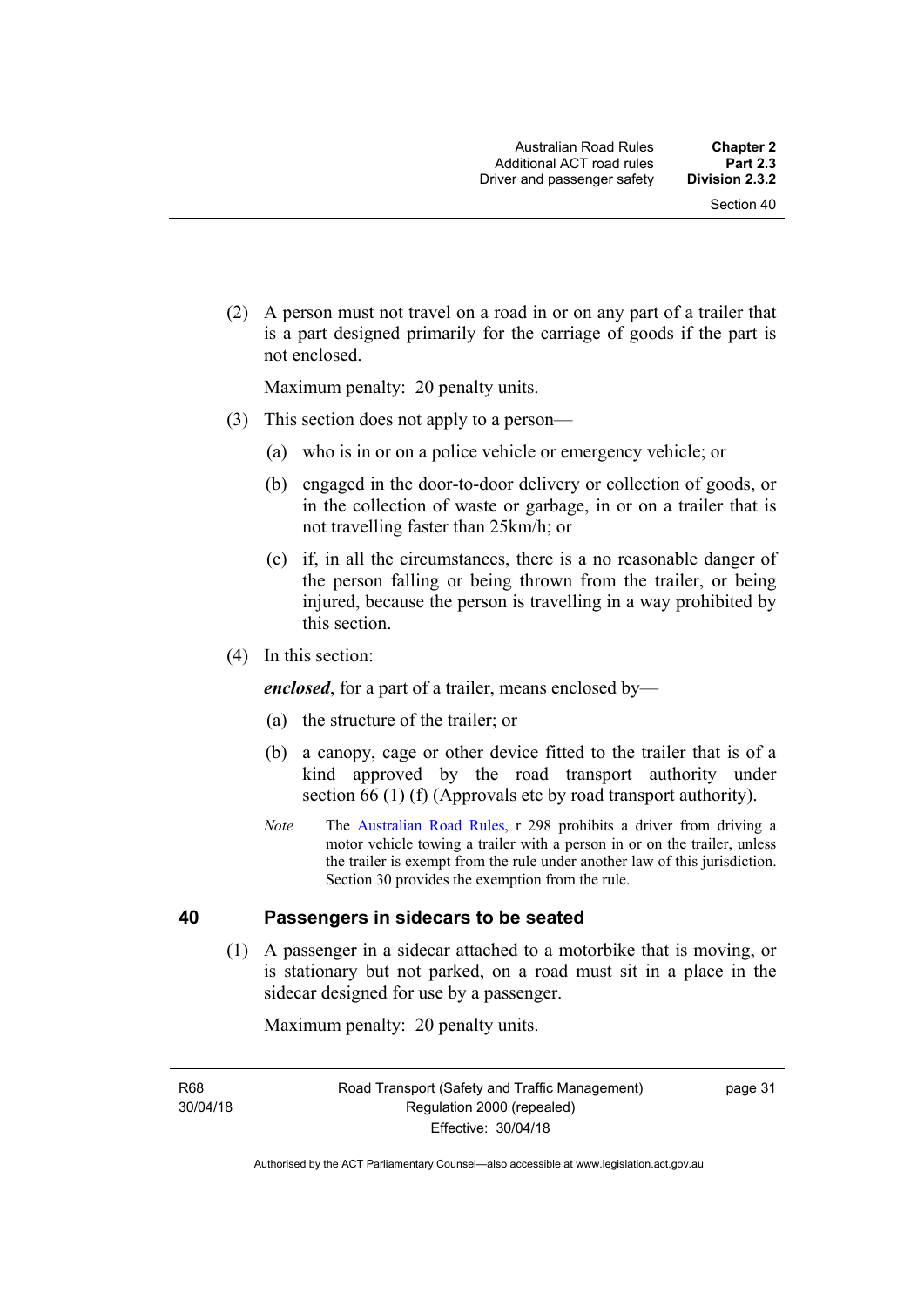(2) A person must not travel on a road in or on any part of a trailer that is a part designed primarily for the carriage of goods if the part is not enclosed.

Maximum penalty: 20 penalty units.

(3) This section does not apply to a person—

(a) who is in or on a police vehicle or emergency vehicle; or

(b) engaged in the door-to-door delivery or collection of goods, or in the collection of waste or garbage, in or on a trailer that is not travelling faster than 25km/h; or

(c) if, in all the circumstances, there is a no reasonable danger of the person falling or being thrown from the trailer, or being injured, because the person is travelling in a way prohibited by this section.

(4) In this section:

***enclosed***, for a part of a trailer, means enclosed by—

(a) the structure of the trailer; or

(b) a canopy, cage or other device fitted to the trailer that is of a kind approved by the road transport authority under section 66 (1) (f) (Approvals etc by road transport authority).

*Note* The Australian Road Rules, r 298 prohibits a driver from driving a motor vehicle towing a trailer with a person in or on the trailer, unless the trailer is exempt from the rule under another law of this jurisdiction. Section 30 provides the exemption from the rule.

## 40 Passengers in sidecars to be seated

(1) A passenger in a sidecar attached to a motorbike that is moving, or is stationary but not parked, on a road must sit in a place in the sidecar designed for use by a passenger.

Maximum penalty: 20 penalty units.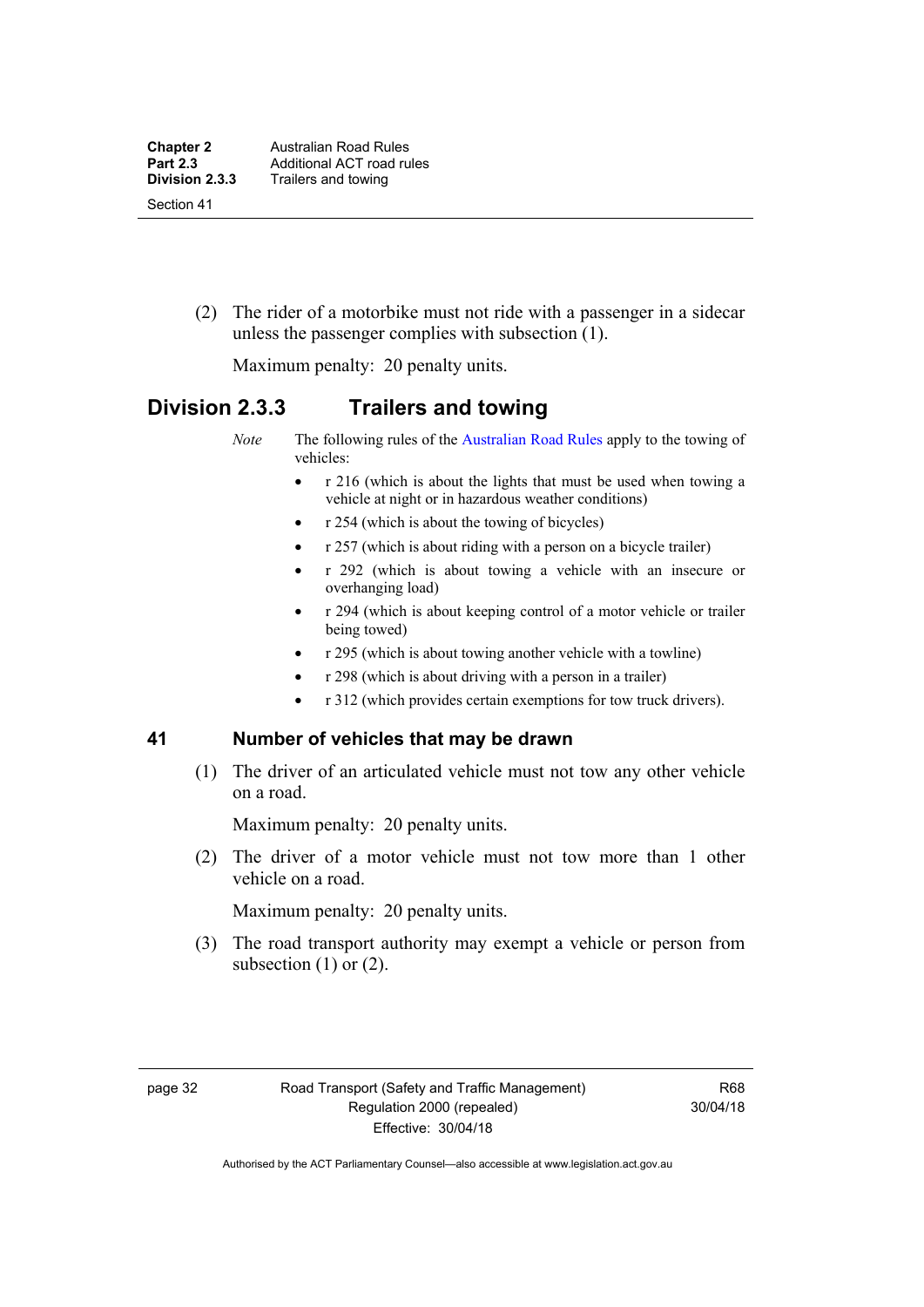(2) The rider of a motorbike must not ride with a passenger in a sidecar unless the passenger complies with subsection (1).

Maximum penalty: 20 penalty units.

## Division 2.3.3 Trailers and towing

*Note* The following rules of the Australian Road Rules apply to the towing of vehicles:

- r 216 (which is about the lights that must be used when towing a vehicle at night or in hazardous weather conditions)
- r 254 (which is about the towing of bicycles)
- r 257 (which is about riding with a person on a bicycle trailer)
- r 292 (which is about towing a vehicle with an insecure or overhanging load)
- r 294 (which is about keeping control of a motor vehicle or trailer being towed)
- r 295 (which is about towing another vehicle with a towline)
- r 298 (which is about driving with a person in a trailer)
- r 312 (which provides certain exemptions for tow truck drivers).

### 41 Number of vehicles that may be drawn

(1) The driver of an articulated vehicle must not tow any other vehicle on a road.

Maximum penalty: 20 penalty units.

(2) The driver of a motor vehicle must not tow more than 1 other vehicle on a road.

Maximum penalty: 20 penalty units.

(3) The road transport authority may exempt a vehicle or person from subsection (1) or (2).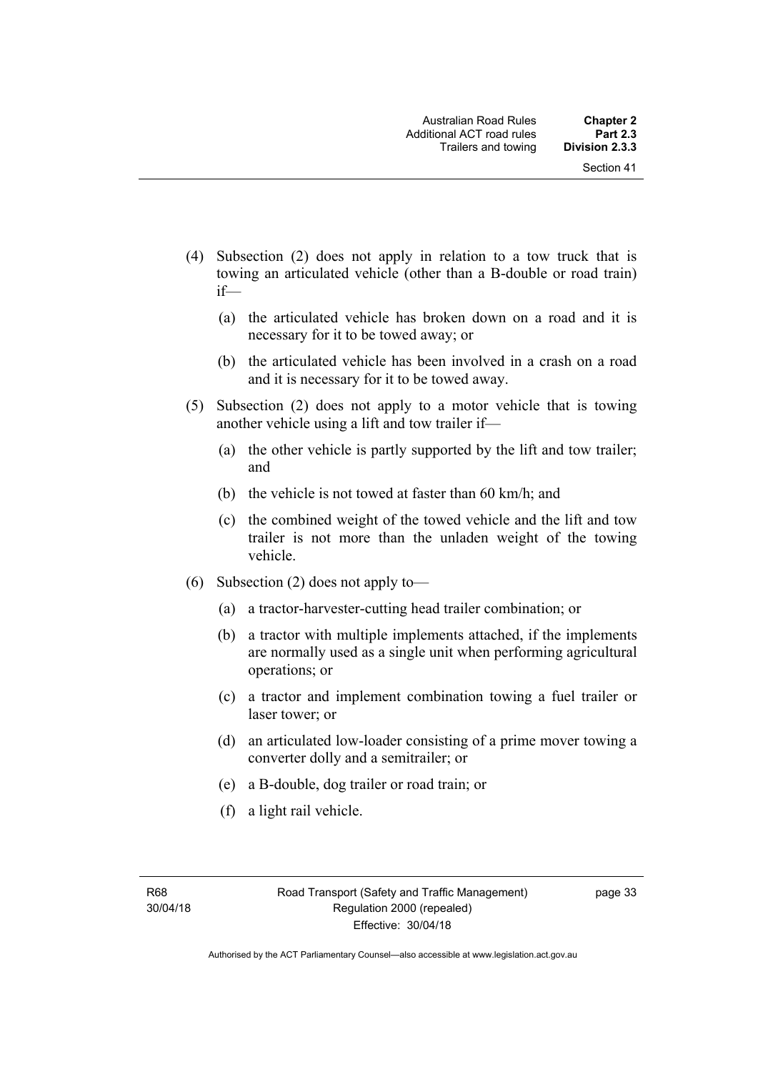(4) Subsection (2) does not apply in relation to a tow truck that is towing an articulated vehicle (other than a B-double or road train) if—

(a) the articulated vehicle has broken down on a road and it is necessary for it to be towed away; or

(b) the articulated vehicle has been involved in a crash on a road and it is necessary for it to be towed away.

(5) Subsection (2) does not apply to a motor vehicle that is towing another vehicle using a lift and tow trailer if—

(a) the other vehicle is partly supported by the lift and tow trailer; and

(b) the vehicle is not towed at faster than 60 km/h; and

(c) the combined weight of the towed vehicle and the lift and tow trailer is not more than the unladen weight of the towing vehicle.

(6) Subsection (2) does not apply to—

(a) a tractor-harvester-cutting head trailer combination; or

(b) a tractor with multiple implements attached, if the implements are normally used as a single unit when performing agricultural operations; or

(c) a tractor and implement combination towing a fuel trailer or laser tower; or

(d) an articulated low-loader consisting of a prime mover towing a converter dolly and a semitrailer; or

(e) a B-double, dog trailer or road train; or

(f) a light rail vehicle.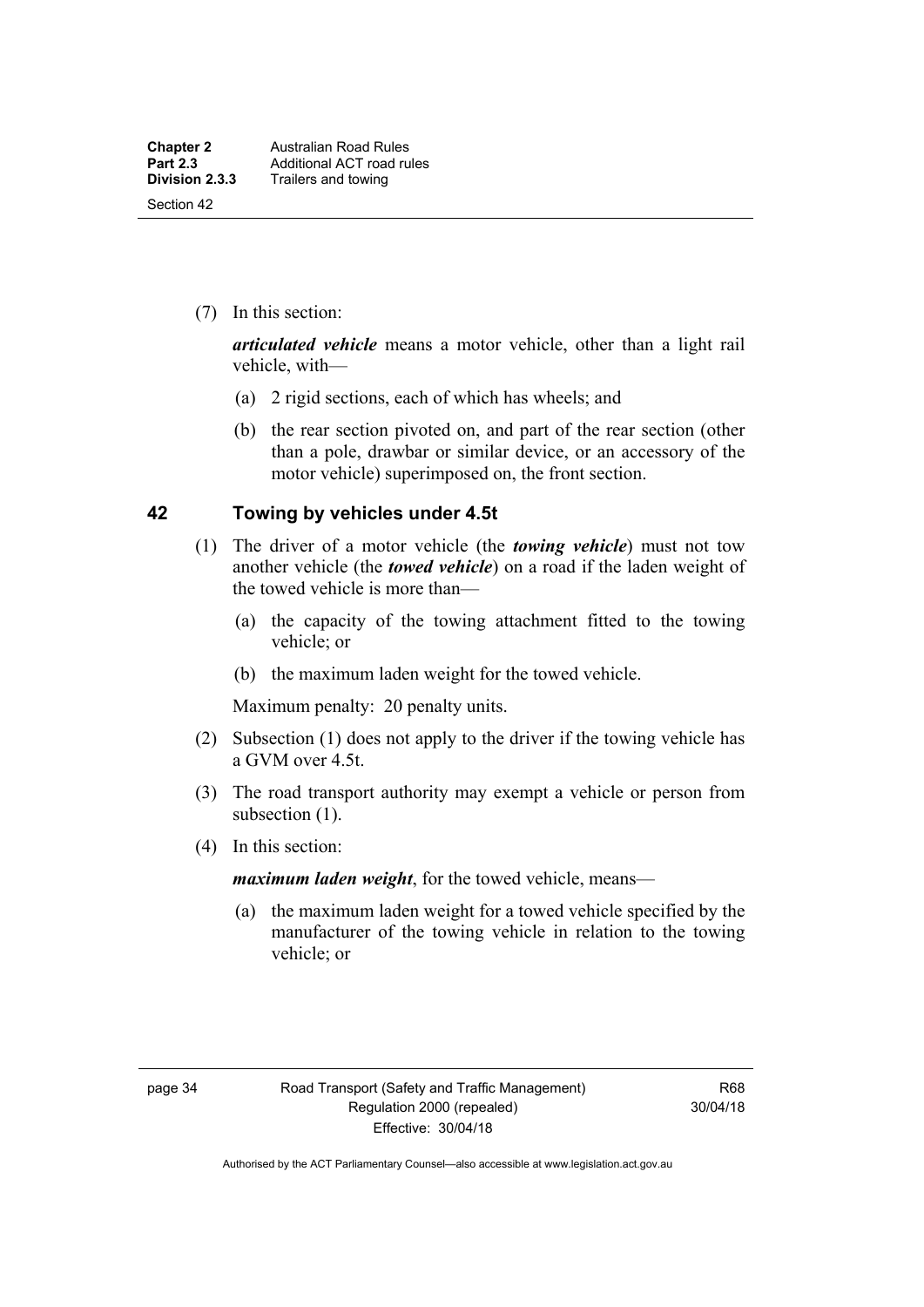(7) In this section:

***articulated vehicle*** means a motor vehicle, other than a light rail vehicle, with—

(a) 2 rigid sections, each of which has wheels; and

(b) the rear section pivoted on, and part of the rear section (other than a pole, drawbar or similar device, or an accessory of the motor vehicle) superimposed on, the front section.

## 42 Towing by vehicles under 4.5t

(1) The driver of a motor vehicle (the ***towing vehicle***) must not tow another vehicle (the ***towed vehicle***) on a road if the laden weight of the towed vehicle is more than—

(a) the capacity of the towing attachment fitted to the towing vehicle; or

(b) the maximum laden weight for the towed vehicle.

Maximum penalty: 20 penalty units.

(2) Subsection (1) does not apply to the driver if the towing vehicle has a GVM over 4.5t.

(3) The road transport authority may exempt a vehicle or person from subsection (1).

(4) In this section:

***maximum laden weight***, for the towed vehicle, means—

(a) the maximum laden weight for a towed vehicle specified by the manufacturer of the towing vehicle in relation to the towing vehicle; or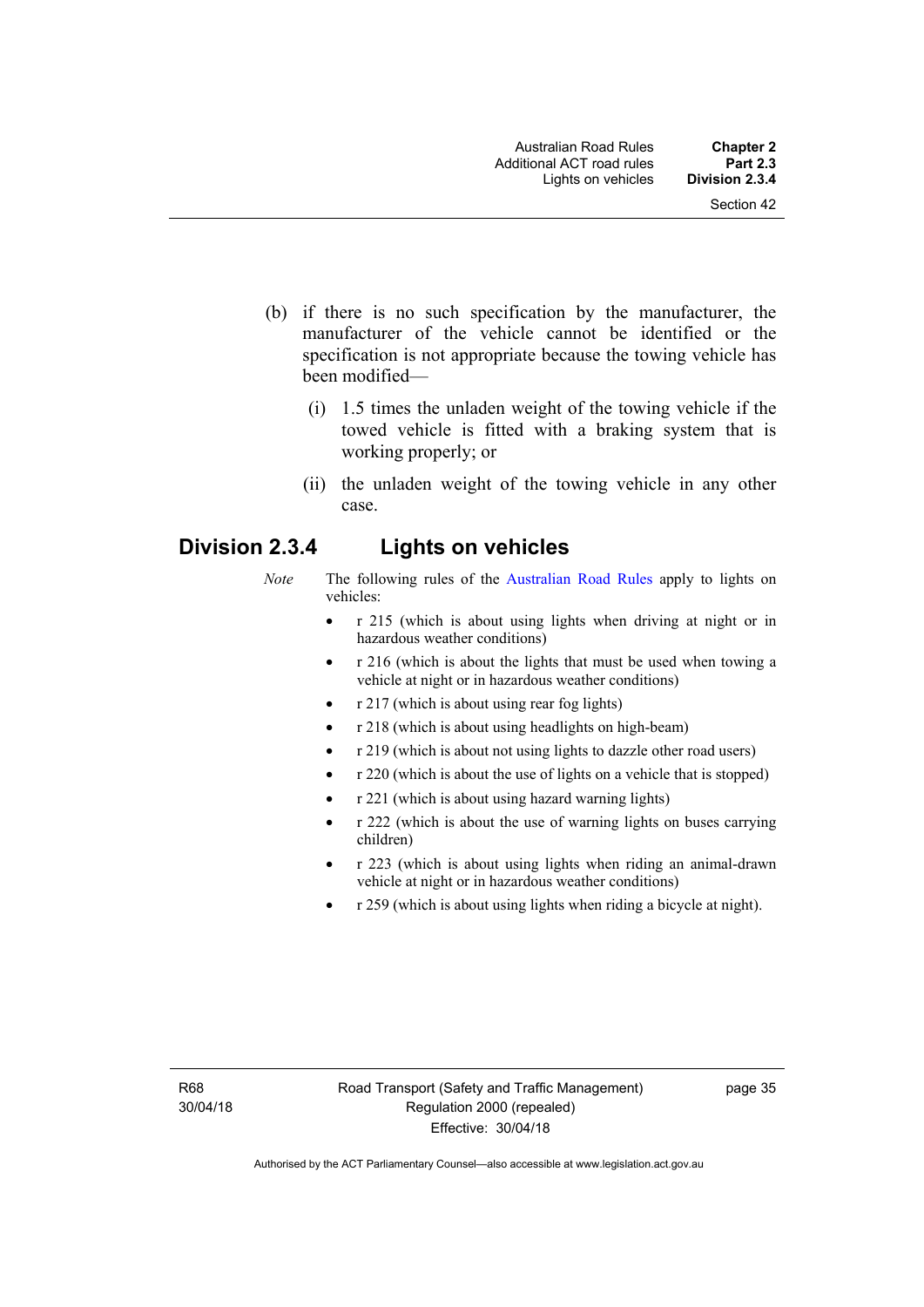(b) if there is no such specification by the manufacturer, the manufacturer of the vehicle cannot be identified or the specification is not appropriate because the towing vehicle has been modified—

(i) 1.5 times the unladen weight of the towing vehicle if the towed vehicle is fitted with a braking system that is working properly; or

(ii) the unladen weight of the towing vehicle in any other case.

## Division 2.3.4 Lights on vehicles

*Note* The following rules of the Australian Road Rules apply to lights on vehicles:

- r 215 (which is about using lights when driving at night or in hazardous weather conditions)
- r 216 (which is about the lights that must be used when towing a vehicle at night or in hazardous weather conditions)
- r 217 (which is about using rear fog lights)
- r 218 (which is about using headlights on high-beam)
- r 219 (which is about not using lights to dazzle other road users)
- r 220 (which is about the use of lights on a vehicle that is stopped)
- r 221 (which is about using hazard warning lights)
- r 222 (which is about the use of warning lights on buses carrying children)
- r 223 (which is about using lights when riding an animal-drawn vehicle at night or in hazardous weather conditions)
- r 259 (which is about using lights when riding a bicycle at night).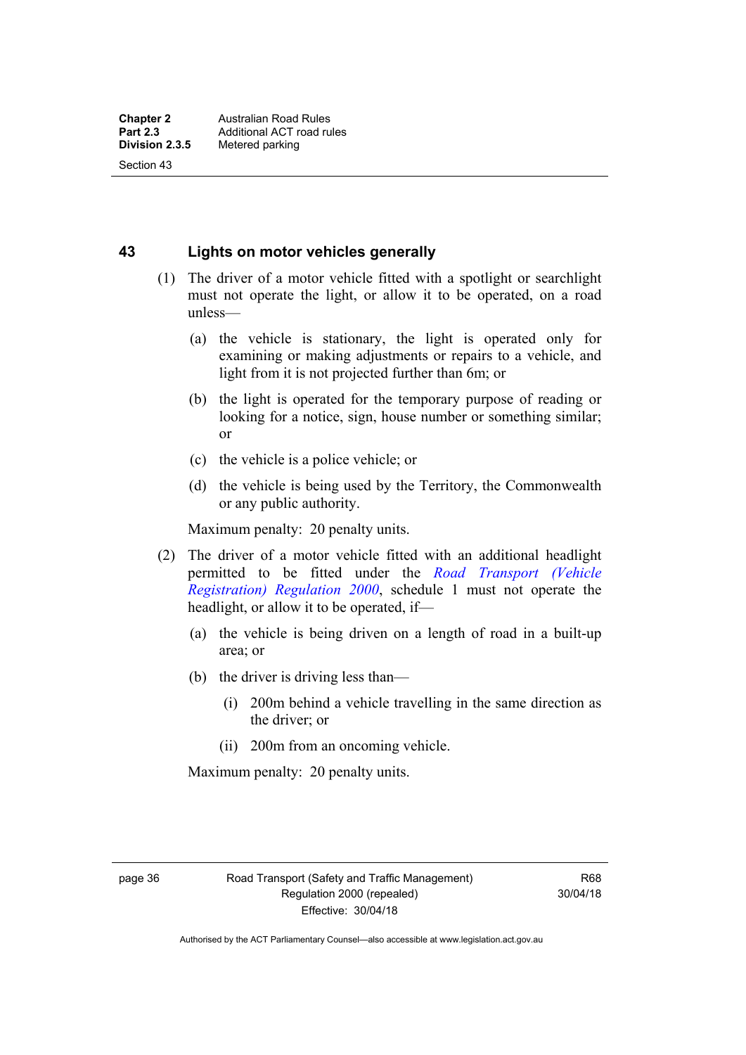## 43 Lights on motor vehicles generally

(1) The driver of a motor vehicle fitted with a spotlight or searchlight must not operate the light, or allow it to be operated, on a road unless—

(a) the vehicle is stationary, the light is operated only for examining or making adjustments or repairs to a vehicle, and light from it is not projected further than 6m; or

(b) the light is operated for the temporary purpose of reading or looking for a notice, sign, house number or something similar; or

(c) the vehicle is a police vehicle; or

(d) the vehicle is being used by the Territory, the Commonwealth or any public authority.

Maximum penalty: 20 penalty units.

(2) The driver of a motor vehicle fitted with an additional headlight permitted to be fitted under the *Road Transport (Vehicle Registration) Regulation 2000*, schedule 1 must not operate the headlight, or allow it to be operated, if—

(a) the vehicle is being driven on a length of road in a built-up area; or

(b) the driver is driving less than—

(i) 200m behind a vehicle travelling in the same direction as the driver; or

(ii) 200m from an oncoming vehicle.

Maximum penalty: 20 penalty units.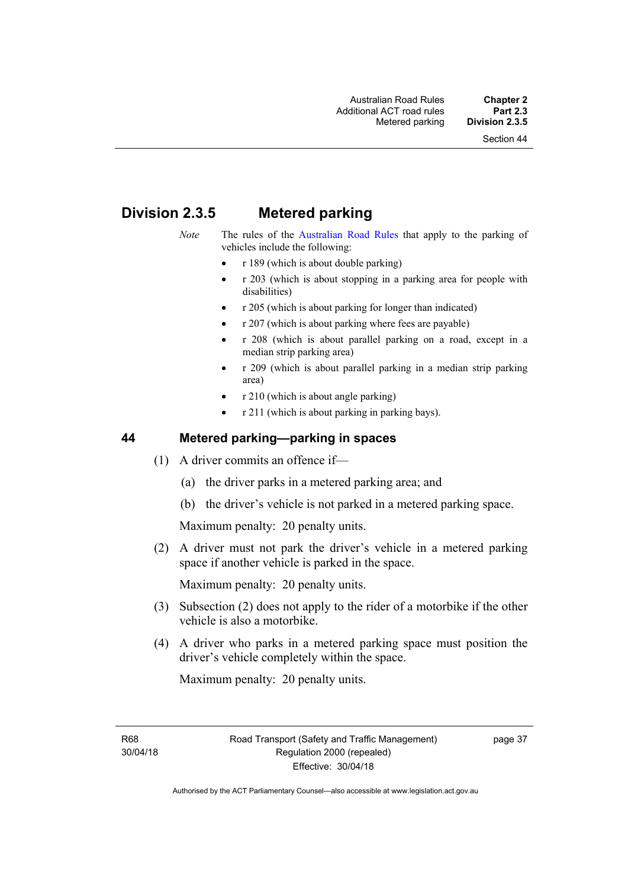## Division 2.3.5 Metered parking

*Note* The rules of the Australian Road Rules that apply to the parking of vehicles include the following:

- r 189 (which is about double parking)
- r 203 (which is about stopping in a parking area for people with disabilities)
- r 205 (which is about parking for longer than indicated)
- r 207 (which is about parking where fees are payable)
- r 208 (which is about parallel parking on a road, except in a median strip parking area)
- r 209 (which is about parallel parking in a median strip parking area)
- r 210 (which is about angle parking)
- r 211 (which is about parking in parking bays).

### 44 Metered parking—parking in spaces

(1) A driver commits an offence if—

(a) the driver parks in a metered parking area; and

(b) the driver's vehicle is not parked in a metered parking space.

Maximum penalty: 20 penalty units.

(2) A driver must not park the driver's vehicle in a metered parking space if another vehicle is parked in the space.

Maximum penalty: 20 penalty units.

(3) Subsection (2) does not apply to the rider of a motorbike if the other vehicle is also a motorbike.

(4) A driver who parks in a metered parking space must position the driver's vehicle completely within the space.

Maximum penalty: 20 penalty units.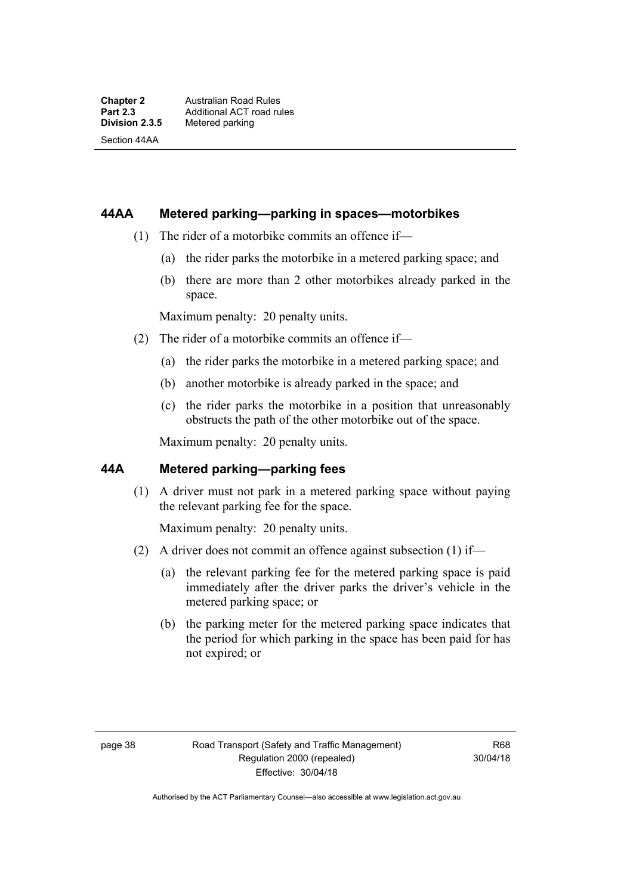## 44AA Metered parking—parking in spaces—motorbikes

(1) The rider of a motorbike commits an offence if—

(a) the rider parks the motorbike in a metered parking space; and

(b) there are more than 2 other motorbikes already parked in the space.

Maximum penalty: 20 penalty units.

(2) The rider of a motorbike commits an offence if—

(a) the rider parks the motorbike in a metered parking space; and

(b) another motorbike is already parked in the space; and

(c) the rider parks the motorbike in a position that unreasonably obstructs the path of the other motorbike out of the space.

Maximum penalty: 20 penalty units.

## 44A Metered parking—parking fees

(1) A driver must not park in a metered parking space without paying the relevant parking fee for the space.

Maximum penalty: 20 penalty units.

(2) A driver does not commit an offence against subsection (1) if—

(a) the relevant parking fee for the metered parking space is paid immediately after the driver parks the driver's vehicle in the metered parking space; or

(b) the parking meter for the metered parking space indicates that the period for which parking in the space has been paid for has not expired; or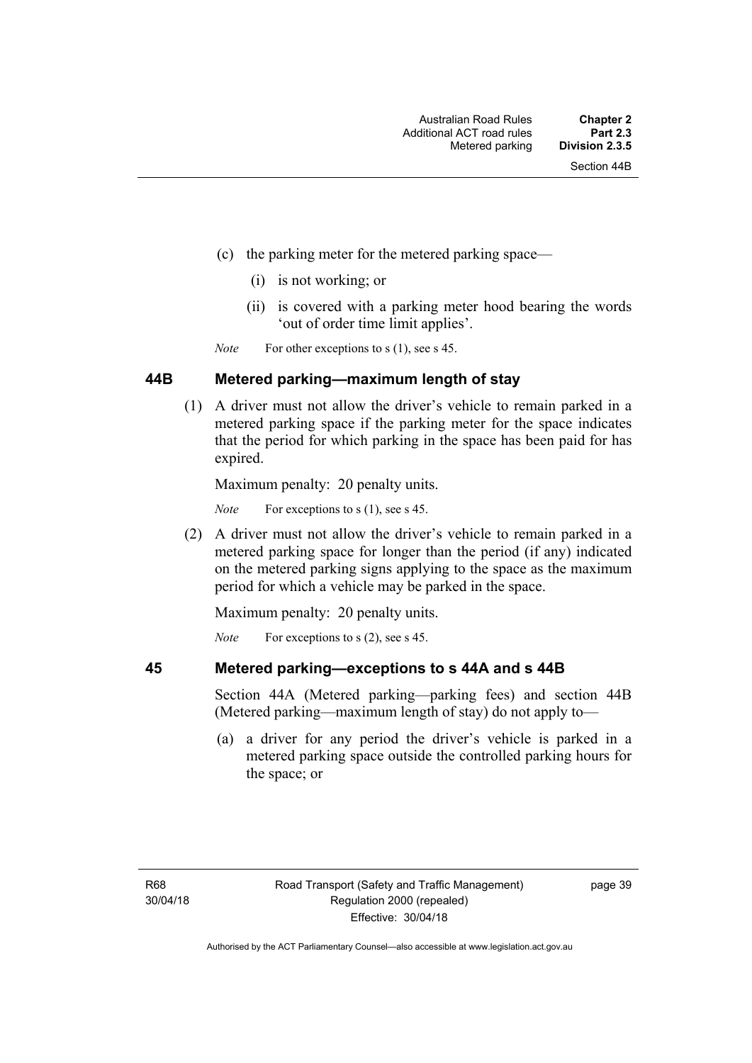(c) the parking meter for the metered parking space—

(i) is not working; or

(ii) is covered with a parking meter hood bearing the words 'out of order time limit applies'.

*Note* For other exceptions to s (1), see s 45.

## 44B Metered parking—maximum length of stay

(1) A driver must not allow the driver's vehicle to remain parked in a metered parking space if the parking meter for the space indicates that the period for which parking in the space has been paid for has expired.

Maximum penalty: 20 penalty units.

*Note* For exceptions to s (1), see s 45.

(2) A driver must not allow the driver's vehicle to remain parked in a metered parking space for longer than the period (if any) indicated on the metered parking signs applying to the space as the maximum period for which a vehicle may be parked in the space.

Maximum penalty: 20 penalty units.

*Note* For exceptions to s (2), see s 45.

## 45 Metered parking—exceptions to s 44A and s 44B

Section 44A (Metered parking—parking fees) and section 44B (Metered parking—maximum length of stay) do not apply to—

(a) a driver for any period the driver's vehicle is parked in a metered parking space outside the controlled parking hours for the space; or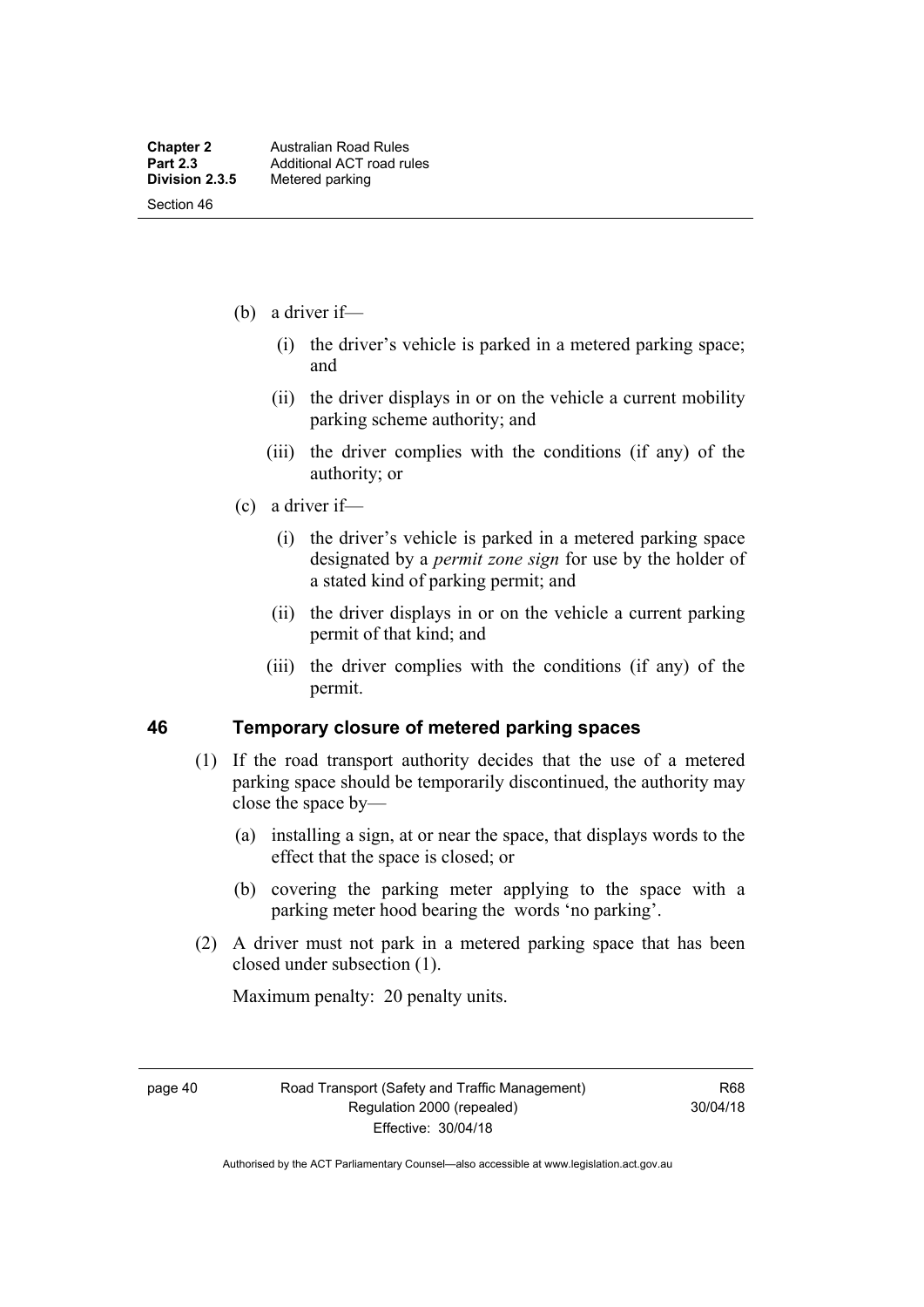(b) a driver if—

(i) the driver's vehicle is parked in a metered parking space; and

(ii) the driver displays in or on the vehicle a current mobility parking scheme authority; and

(iii) the driver complies with the conditions (if any) of the authority; or

(c) a driver if—

(i) the driver's vehicle is parked in a metered parking space designated by a *permit zone sign* for use by the holder of a stated kind of parking permit; and

(ii) the driver displays in or on the vehicle a current parking permit of that kind; and

(iii) the driver complies with the conditions (if any) of the permit.

### 46 Temporary closure of metered parking spaces

(1) If the road transport authority decides that the use of a metered parking space should be temporarily discontinued, the authority may close the space by—

(a) installing a sign, at or near the space, that displays words to the effect that the space is closed; or

(b) covering the parking meter applying to the space with a parking meter hood bearing the words 'no parking'.

(2) A driver must not park in a metered parking space that has been closed under subsection (1).

Maximum penalty: 20 penalty units.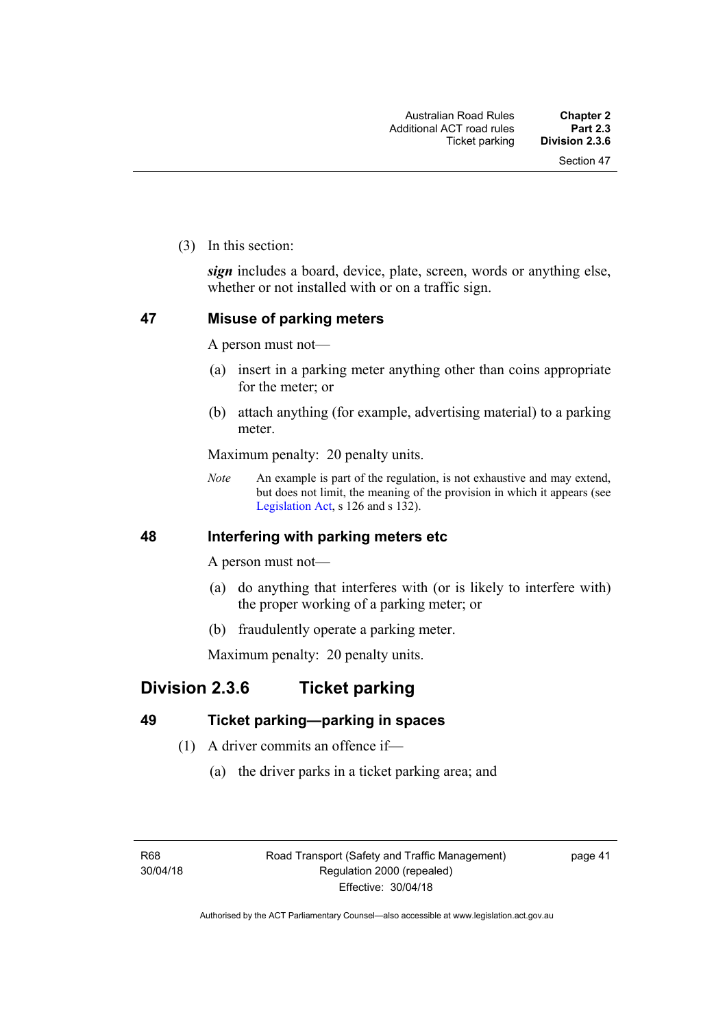(3) In this section:

***sign*** includes a board, device, plate, screen, words or anything else, whether or not installed with or on a traffic sign.

### 47 Misuse of parking meters

A person must not—

(a) insert in a parking meter anything other than coins appropriate for the meter; or

(b) attach anything (for example, advertising material) to a parking meter.

Maximum penalty: 20 penalty units.

*Note* An example is part of the regulation, is not exhaustive and may extend, but does not limit, the meaning of the provision in which it appears (see Legislation Act, s 126 and s 132).

### 48 Interfering with parking meters etc

A person must not—

(a) do anything that interferes with (or is likely to interfere with) the proper working of a parking meter; or

(b) fraudulently operate a parking meter.

Maximum penalty: 20 penalty units.

## Division 2.3.6 Ticket parking

### 49 Ticket parking—parking in spaces

(1) A driver commits an offence if—

(a) the driver parks in a ticket parking area; and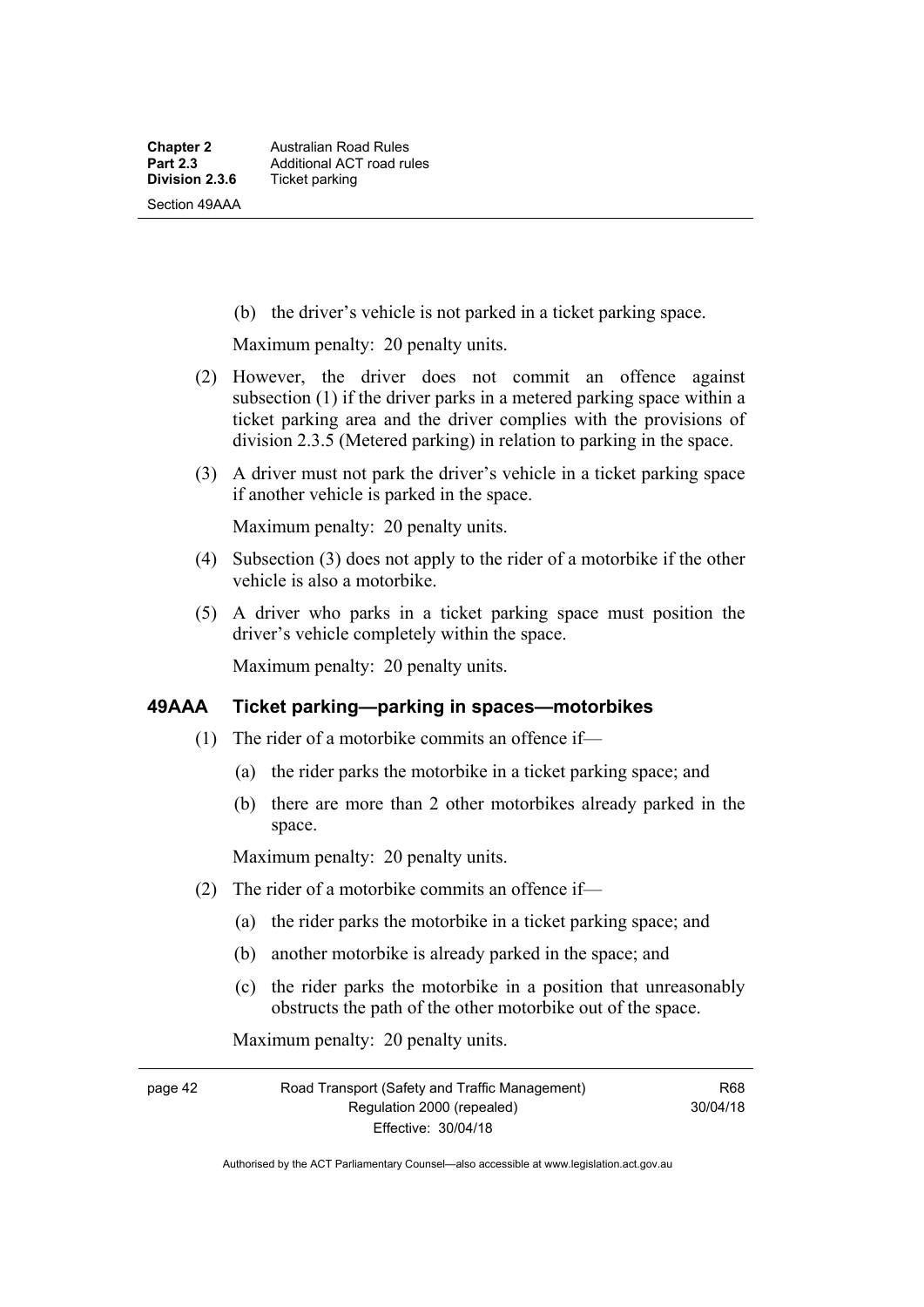(b) the driver's vehicle is not parked in a ticket parking space.

Maximum penalty: 20 penalty units.

(2) However, the driver does not commit an offence against subsection (1) if the driver parks in a metered parking space within a ticket parking area and the driver complies with the provisions of division 2.3.5 (Metered parking) in relation to parking in the space.

(3) A driver must not park the driver's vehicle in a ticket parking space if another vehicle is parked in the space.

Maximum penalty: 20 penalty units.

(4) Subsection (3) does not apply to the rider of a motorbike if the other vehicle is also a motorbike.

(5) A driver who parks in a ticket parking space must position the driver's vehicle completely within the space.

Maximum penalty: 20 penalty units.

### 49AAA Ticket parking—parking in spaces—motorbikes

(1) The rider of a motorbike commits an offence if—

(a) the rider parks the motorbike in a ticket parking space; and

(b) there are more than 2 other motorbikes already parked in the space.

Maximum penalty: 20 penalty units.

(2) The rider of a motorbike commits an offence if—

(a) the rider parks the motorbike in a ticket parking space; and

(b) another motorbike is already parked in the space; and

(c) the rider parks the motorbike in a position that unreasonably obstructs the path of the other motorbike out of the space.

Maximum penalty: 20 penalty units.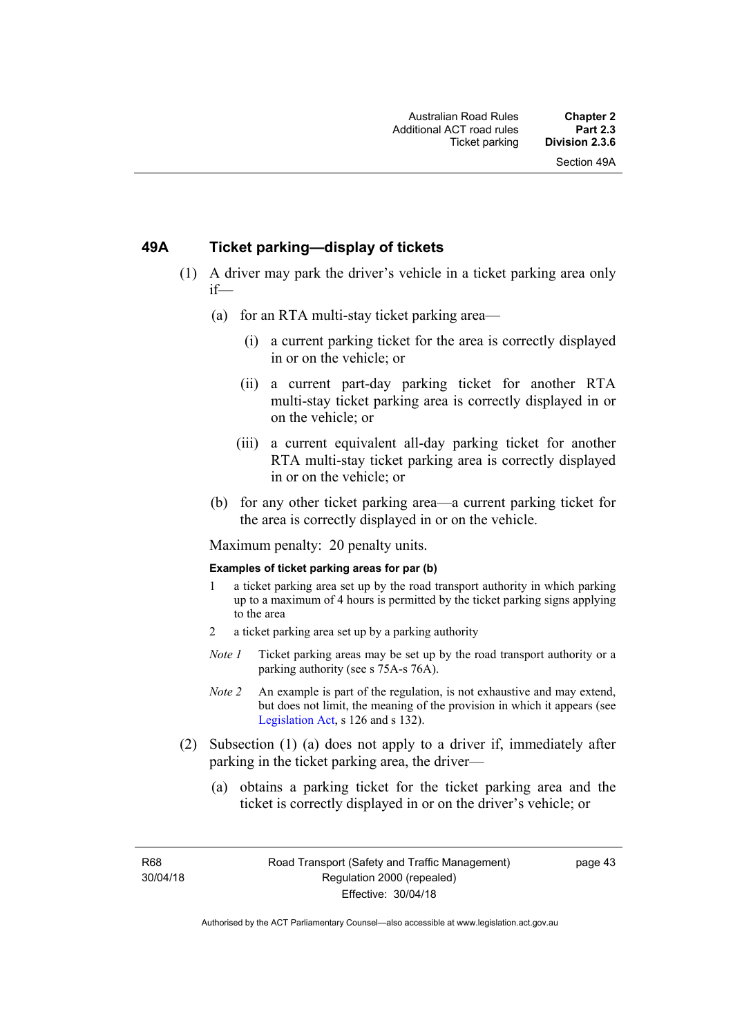## 49A Ticket parking—display of tickets

(1) A driver may park the driver's vehicle in a ticket parking area only if—

(a) for an RTA multi-stay ticket parking area—

(i) a current parking ticket for the area is correctly displayed in or on the vehicle; or

(ii) a current part-day parking ticket for another RTA multi-stay ticket parking area is correctly displayed in or on the vehicle; or

(iii) a current equivalent all-day parking ticket for another RTA multi-stay ticket parking area is correctly displayed in or on the vehicle; or

(b) for any other ticket parking area—a current parking ticket for the area is correctly displayed in or on the vehicle.

Maximum penalty: 20 penalty units.

**Examples of ticket parking areas for par (b)**

1 a ticket parking area set up by the road transport authority in which parking up to a maximum of 4 hours is permitted by the ticket parking signs applying to the area

2 a ticket parking area set up by a parking authority

*Note 1* Ticket parking areas may be set up by the road transport authority or a parking authority (see s 75A-s 76A).

*Note 2* An example is part of the regulation, is not exhaustive and may extend, but does not limit, the meaning of the provision in which it appears (see Legislation Act, s 126 and s 132).

(2) Subsection (1) (a) does not apply to a driver if, immediately after parking in the ticket parking area, the driver—

(a) obtains a parking ticket for the ticket parking area and the ticket is correctly displayed in or on the driver's vehicle; or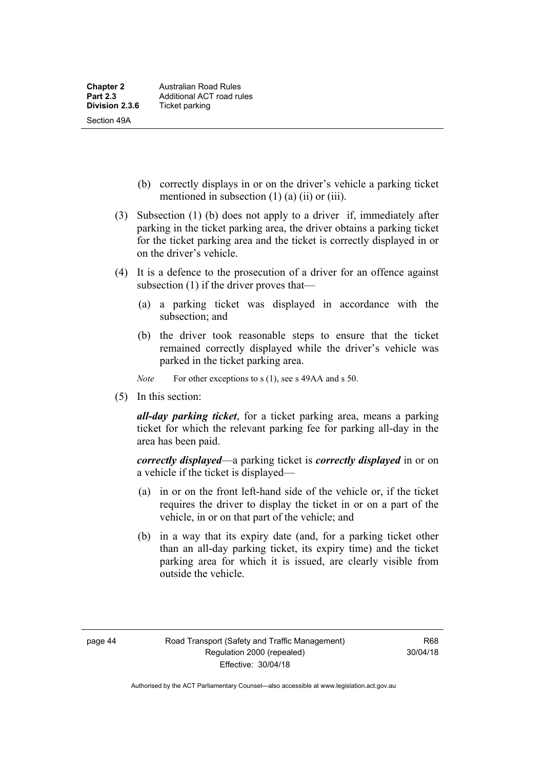(b) correctly displays in or on the driver's vehicle a parking ticket mentioned in subsection (1) (a) (ii) or (iii).

(3) Subsection (1) (b) does not apply to a driver if, immediately after parking in the ticket parking area, the driver obtains a parking ticket for the ticket parking area and the ticket is correctly displayed in or on the driver's vehicle.

(4) It is a defence to the prosecution of a driver for an offence against subsection (1) if the driver proves that—

(a) a parking ticket was displayed in accordance with the subsection; and

(b) the driver took reasonable steps to ensure that the ticket remained correctly displayed while the driver's vehicle was parked in the ticket parking area.

*Note* For other exceptions to s (1), see s 49AA and s 50.

(5) In this section:

***all-day parking ticket***, for a ticket parking area, means a parking ticket for which the relevant parking fee for parking all-day in the area has been paid.

***correctly displayed***—a parking ticket is ***correctly displayed*** in or on a vehicle if the ticket is displayed—

(a) in or on the front left-hand side of the vehicle or, if the ticket requires the driver to display the ticket in or on a part of the vehicle, in or on that part of the vehicle; and

(b) in a way that its expiry date (and, for a parking ticket other than an all-day parking ticket, its expiry time) and the ticket parking area for which it is issued, are clearly visible from outside the vehicle.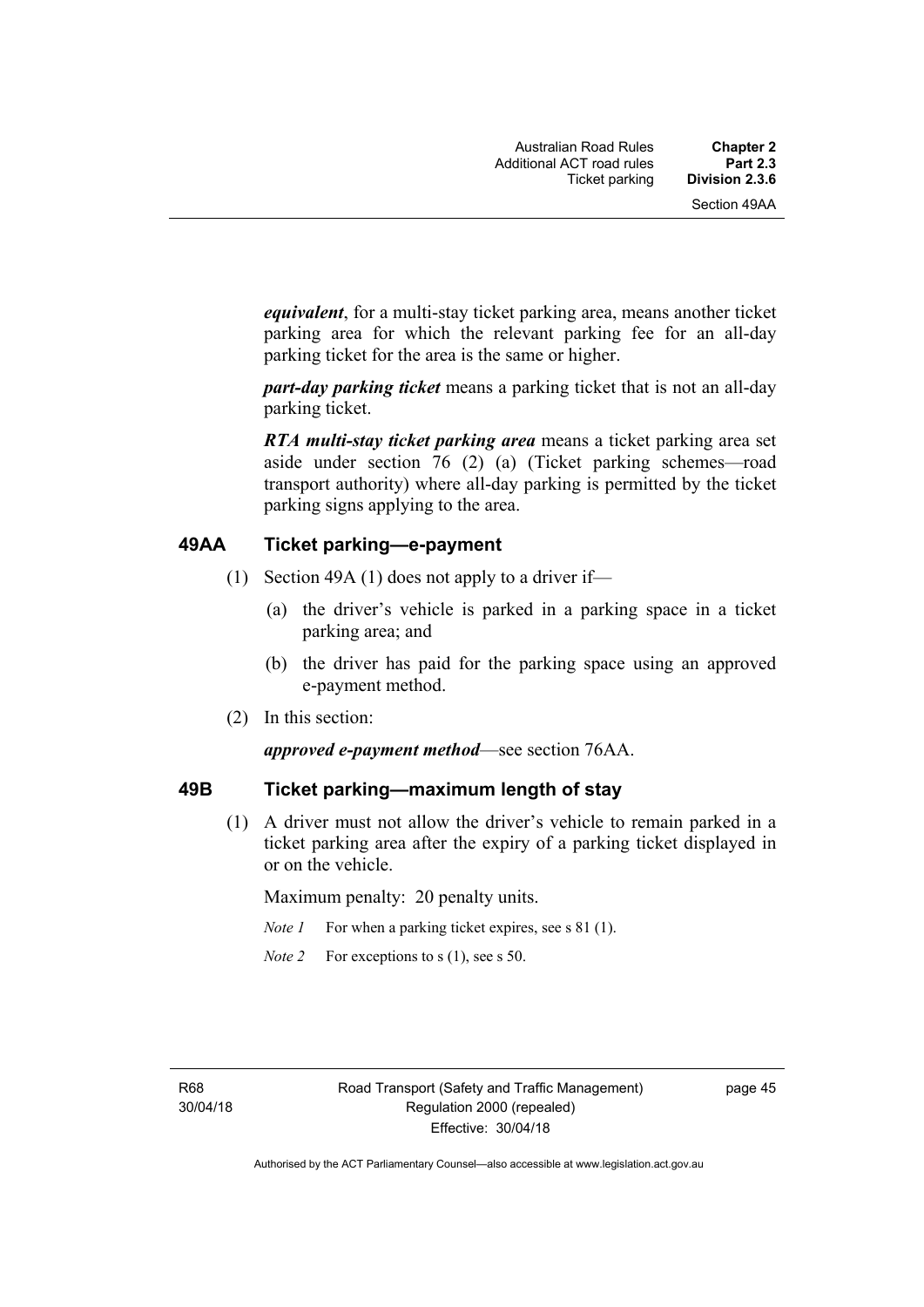***equivalent***, for a multi-stay ticket parking area, means another ticket parking area for which the relevant parking fee for an all-day parking ticket for the area is the same or higher.

***part-day parking ticket*** means a parking ticket that is not an all-day parking ticket.

***RTA multi-stay ticket parking area*** means a ticket parking area set aside under section 76 (2) (a) (Ticket parking schemes—road transport authority) where all-day parking is permitted by the ticket parking signs applying to the area.

## 49AA Ticket parking—e-payment

(1) Section 49A (1) does not apply to a driver if—

(a) the driver's vehicle is parked in a parking space in a ticket parking area; and

(b) the driver has paid for the parking space using an approved e-payment method.

(2) In this section:

***approved e-payment method***—see section 76AA.

## 49B Ticket parking—maximum length of stay

(1) A driver must not allow the driver's vehicle to remain parked in a ticket parking area after the expiry of a parking ticket displayed in or on the vehicle.

Maximum penalty: 20 penalty units.

*Note 1* For when a parking ticket expires, see s 81 (1).

*Note 2* For exceptions to s (1), see s 50.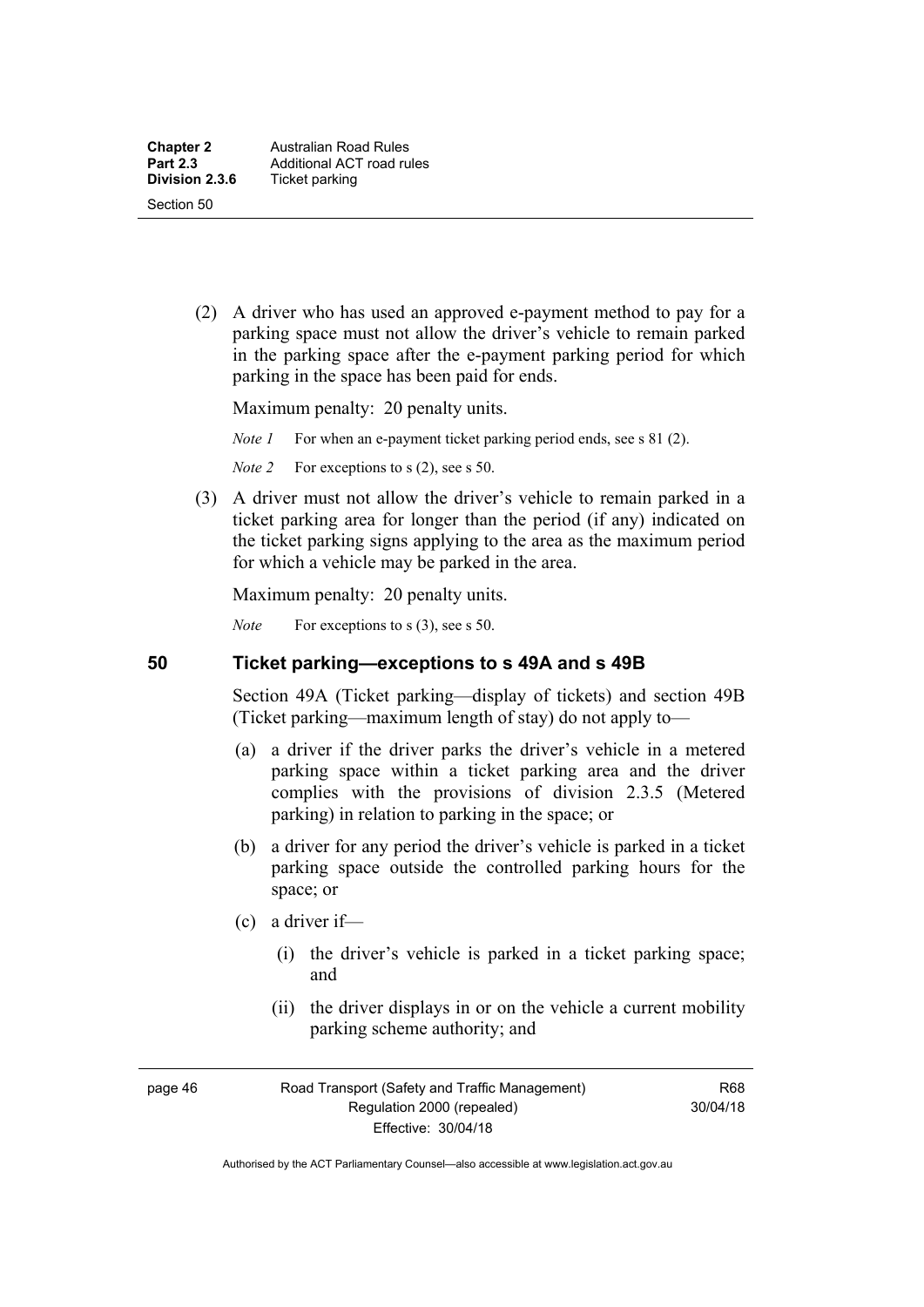(2) A driver who has used an approved e-payment method to pay for a parking space must not allow the driver's vehicle to remain parked in the parking space after the e-payment parking period for which parking in the space has been paid for ends.

Maximum penalty: 20 penalty units.

*Note 1* For when an e-payment ticket parking period ends, see s 81 (2).

*Note 2* For exceptions to s (2), see s 50.

(3) A driver must not allow the driver's vehicle to remain parked in a ticket parking area for longer than the period (if any) indicated on the ticket parking signs applying to the area as the maximum period for which a vehicle may be parked in the area.

Maximum penalty: 20 penalty units.

*Note* For exceptions to s (3), see s 50.

## 50 Ticket parking—exceptions to s 49A and s 49B

Section 49A (Ticket parking—display of tickets) and section 49B (Ticket parking—maximum length of stay) do not apply to—

(a) a driver if the driver parks the driver's vehicle in a metered parking space within a ticket parking area and the driver complies with the provisions of division 2.3.5 (Metered parking) in relation to parking in the space; or

(b) a driver for any period the driver's vehicle is parked in a ticket parking space outside the controlled parking hours for the space; or

(c) a driver if—

(i) the driver's vehicle is parked in a ticket parking space; and

(ii) the driver displays in or on the vehicle a current mobility parking scheme authority; and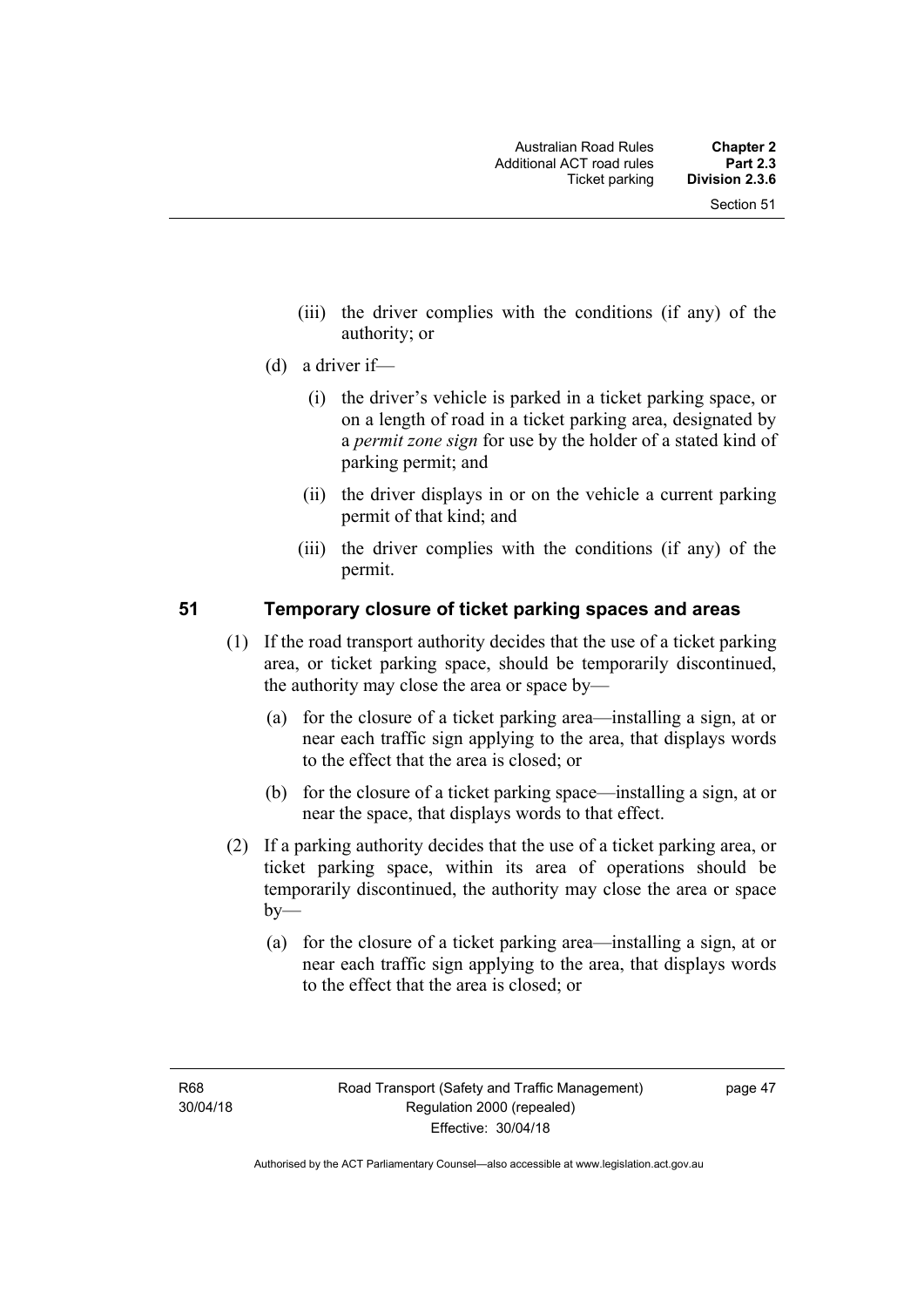(iii) the driver complies with the conditions (if any) of the authority; or

(d) a driver if—

(i) the driver's vehicle is parked in a ticket parking space, or on a length of road in a ticket parking area, designated by a *permit zone sign* for use by the holder of a stated kind of parking permit; and

(ii) the driver displays in or on the vehicle a current parking permit of that kind; and

(iii) the driver complies with the conditions (if any) of the permit.

## 51 Temporary closure of ticket parking spaces and areas

(1) If the road transport authority decides that the use of a ticket parking area, or ticket parking space, should be temporarily discontinued, the authority may close the area or space by—

(a) for the closure of a ticket parking area—installing a sign, at or near each traffic sign applying to the area, that displays words to the effect that the area is closed; or

(b) for the closure of a ticket parking space—installing a sign, at or near the space, that displays words to that effect.

(2) If a parking authority decides that the use of a ticket parking area, or ticket parking space, within its area of operations should be temporarily discontinued, the authority may close the area or space by—

(a) for the closure of a ticket parking area—installing a sign, at or near each traffic sign applying to the area, that displays words to the effect that the area is closed; or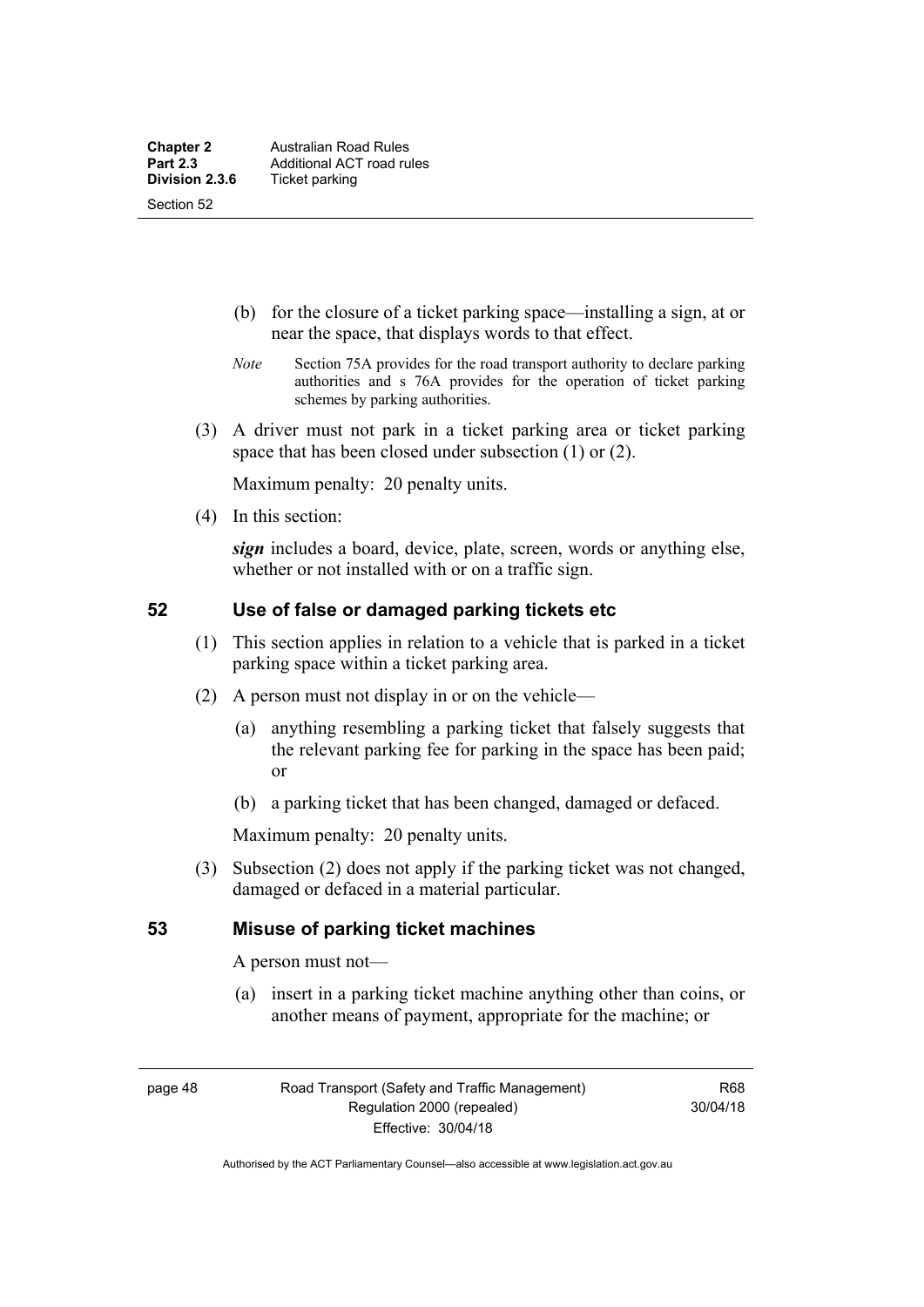(b) for the closure of a ticket parking space—installing a sign, at or near the space, that displays words to that effect.

*Note* Section 75A provides for the road transport authority to declare parking authorities and s 76A provides for the operation of ticket parking schemes by parking authorities.

(3) A driver must not park in a ticket parking area or ticket parking space that has been closed under subsection (1) or (2).

Maximum penalty: 20 penalty units.

(4) In this section:

***sign*** includes a board, device, plate, screen, words or anything else, whether or not installed with or on a traffic sign.

## 52 Use of false or damaged parking tickets etc

(1) This section applies in relation to a vehicle that is parked in a ticket parking space within a ticket parking area.

(2) A person must not display in or on the vehicle—

(a) anything resembling a parking ticket that falsely suggests that the relevant parking fee for parking in the space has been paid; or

(b) a parking ticket that has been changed, damaged or defaced.

Maximum penalty: 20 penalty units.

(3) Subsection (2) does not apply if the parking ticket was not changed, damaged or defaced in a material particular.

## 53 Misuse of parking ticket machines

A person must not—

(a) insert in a parking ticket machine anything other than coins, or another means of payment, appropriate for the machine; or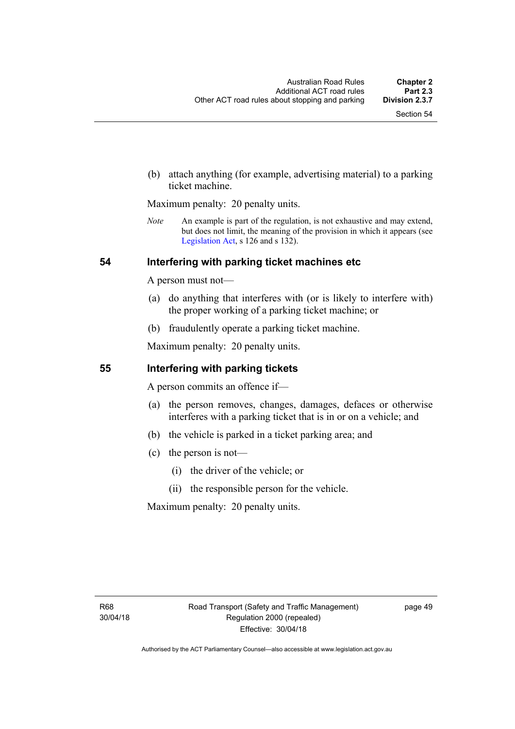(b) attach anything (for example, advertising material) to a parking ticket machine.

Maximum penalty: 20 penalty units.

*Note* An example is part of the regulation, is not exhaustive and may extend, but does not limit, the meaning of the provision in which it appears (see Legislation Act, s 126 and s 132).

## 54 Interfering with parking ticket machines etc

A person must not—

(a) do anything that interferes with (or is likely to interfere with) the proper working of a parking ticket machine; or

(b) fraudulently operate a parking ticket machine.

Maximum penalty: 20 penalty units.

## 55 Interfering with parking tickets

A person commits an offence if—

(a) the person removes, changes, damages, defaces or otherwise interferes with a parking ticket that is in or on a vehicle; and

(b) the vehicle is parked in a ticket parking area; and

(c) the person is not—

(i) the driver of the vehicle; or

(ii) the responsible person for the vehicle.

Maximum penalty: 20 penalty units.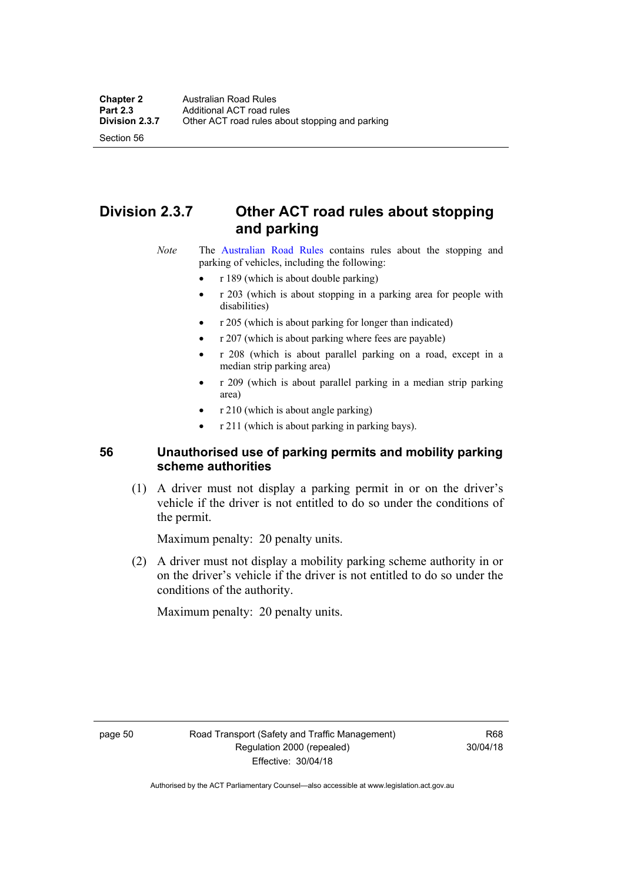## Division 2.3.7 Other ACT road rules about stopping and parking

*Note* The Australian Road Rules contains rules about the stopping and parking of vehicles, including the following:

- r 189 (which is about double parking)
- r 203 (which is about stopping in a parking area for people with disabilities)
- r 205 (which is about parking for longer than indicated)
- r 207 (which is about parking where fees are payable)
- r 208 (which is about parallel parking on a road, except in a median strip parking area)
- r 209 (which is about parallel parking in a median strip parking area)
- r 210 (which is about angle parking)
- r 211 (which is about parking in parking bays).

### 56 Unauthorised use of parking permits and mobility parking scheme authorities

(1) A driver must not display a parking permit in or on the driver's vehicle if the driver is not entitled to do so under the conditions of the permit.

Maximum penalty: 20 penalty units.

(2) A driver must not display a mobility parking scheme authority in or on the driver's vehicle if the driver is not entitled to do so under the conditions of the authority.

Maximum penalty: 20 penalty units.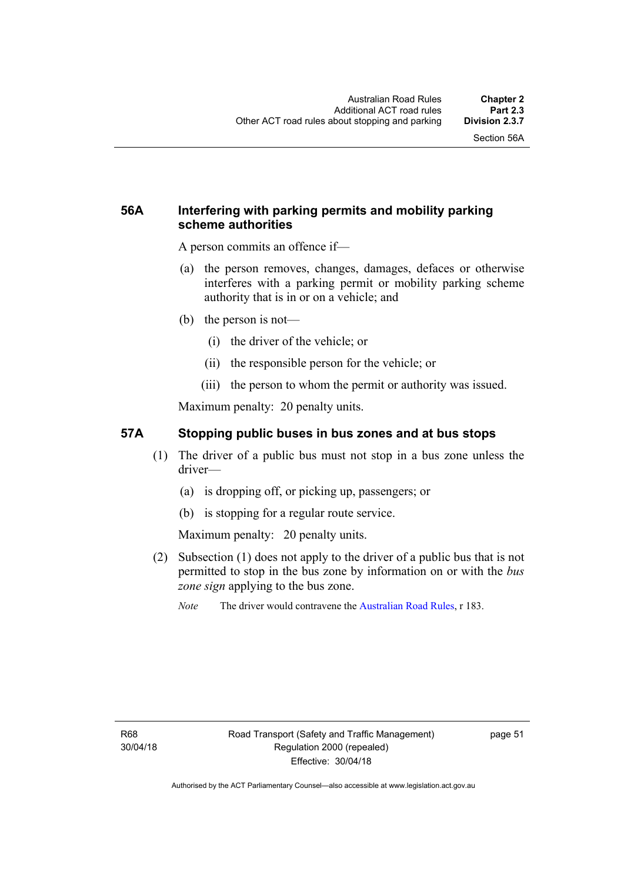### 56A Interfering with parking permits and mobility parking scheme authorities

A person commits an offence if—

(a) the person removes, changes, damages, defaces or otherwise interferes with a parking permit or mobility parking scheme authority that is in or on a vehicle; and

(b) the person is not—

 (i) the driver of the vehicle; or

 (ii) the responsible person for the vehicle; or

 (iii) the person to whom the permit or authority was issued.

Maximum penalty: 20 penalty units.

### 57A Stopping public buses in bus zones and at bus stops

(1) The driver of a public bus must not stop in a bus zone unless the driver—

 (a) is dropping off, or picking up, passengers; or

 (b) is stopping for a regular route service.

 Maximum penalty: 20 penalty units.

(2) Subsection (1) does not apply to the driver of a public bus that is not permitted to stop in the bus zone by information on or with the *bus zone sign* applying to the bus zone.

 *Note* The driver would contravene the Australian Road Rules, r 183.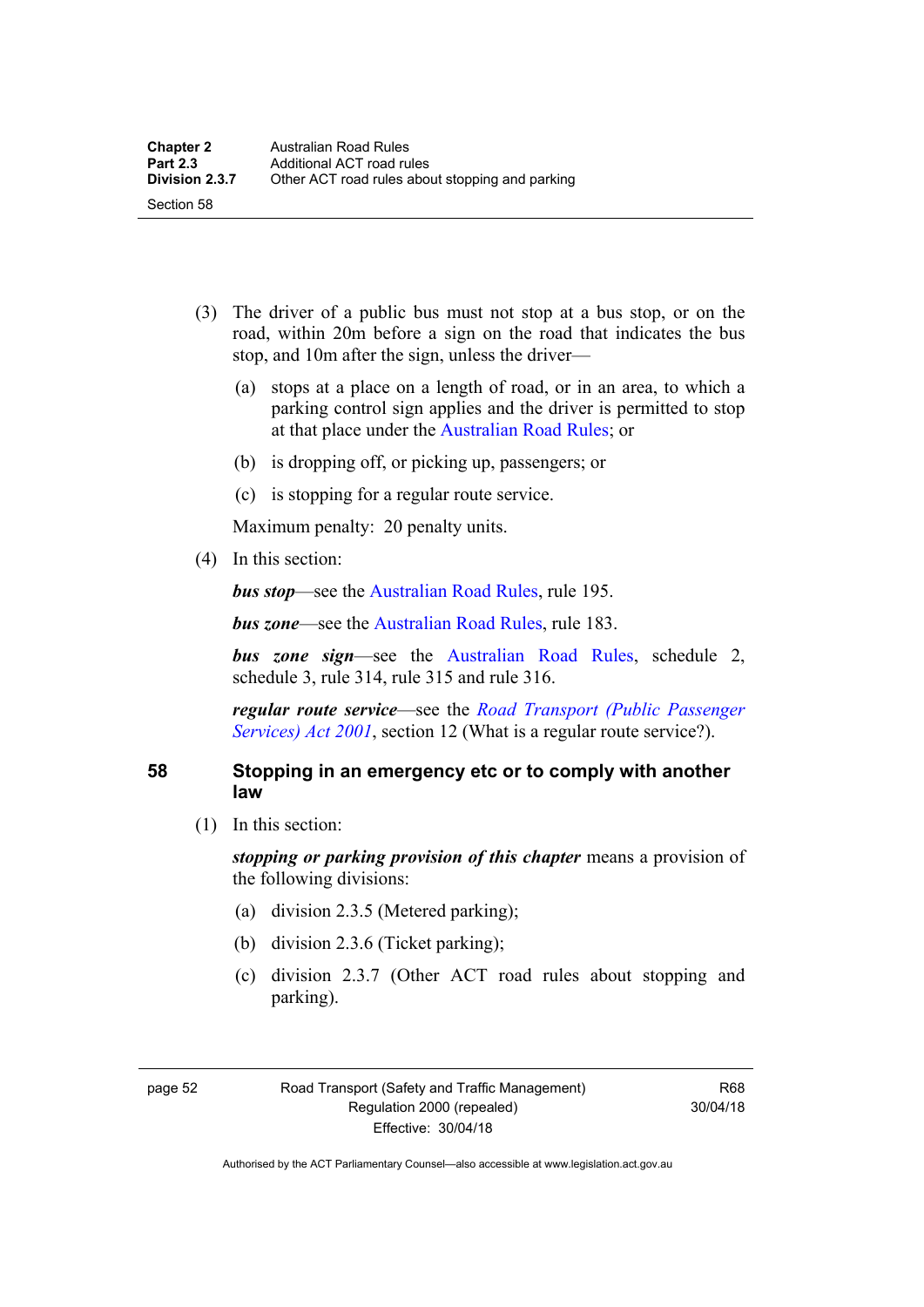(3) The driver of a public bus must not stop at a bus stop, or on the road, within 20m before a sign on the road that indicates the bus stop, and 10m after the sign, unless the driver—

(a) stops at a place on a length of road, or in an area, to which a parking control sign applies and the driver is permitted to stop at that place under the Australian Road Rules; or

(b) is dropping off, or picking up, passengers; or

(c) is stopping for a regular route service.

Maximum penalty: 20 penalty units.

(4) In this section:

***bus stop***—see the Australian Road Rules, rule 195.

***bus zone***—see the Australian Road Rules, rule 183.

***bus zone sign***—see the Australian Road Rules, schedule 2, schedule 3, rule 314, rule 315 and rule 316.

***regular route service***—see the *Road Transport (Public Passenger Services) Act 2001*, section 12 (What is a regular route service?).

## 58 Stopping in an emergency etc or to comply with another law

(1) In this section:

***stopping or parking provision of this chapter*** means a provision of the following divisions:

(a) division 2.3.5 (Metered parking);

(b) division 2.3.6 (Ticket parking);

(c) division 2.3.7 (Other ACT road rules about stopping and parking).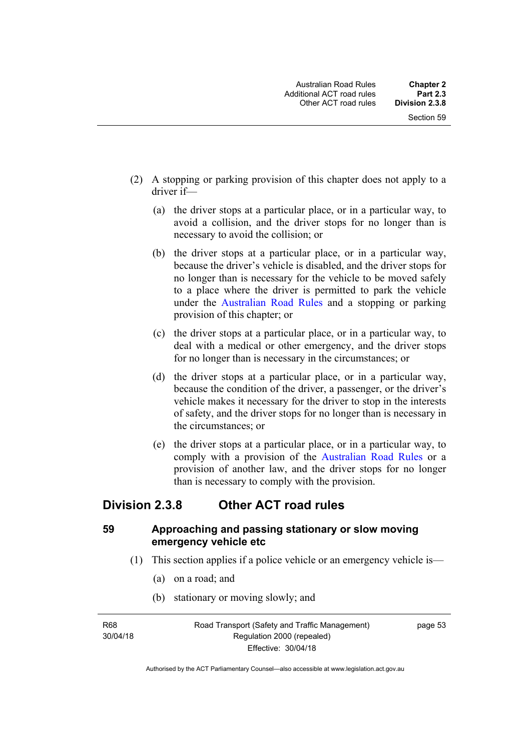(2) A stopping or parking provision of this chapter does not apply to a driver if—

(a) the driver stops at a particular place, or in a particular way, to avoid a collision, and the driver stops for no longer than is necessary to avoid the collision; or

(b) the driver stops at a particular place, or in a particular way, because the driver's vehicle is disabled, and the driver stops for no longer than is necessary for the vehicle to be moved safely to a place where the driver is permitted to park the vehicle under the Australian Road Rules and a stopping or parking provision of this chapter; or

(c) the driver stops at a particular place, or in a particular way, to deal with a medical or other emergency, and the driver stops for no longer than is necessary in the circumstances; or

(d) the driver stops at a particular place, or in a particular way, because the condition of the driver, a passenger, or the driver's vehicle makes it necessary for the driver to stop in the interests of safety, and the driver stops for no longer than is necessary in the circumstances; or

(e) the driver stops at a particular place, or in a particular way, to comply with a provision of the Australian Road Rules or a provision of another law, and the driver stops for no longer than is necessary to comply with the provision.

## Division 2.3.8 Other ACT road rules

### 59 Approaching and passing stationary or slow moving emergency vehicle etc

(1) This section applies if a police vehicle or an emergency vehicle is—

(a) on a road; and

(b) stationary or moving slowly; and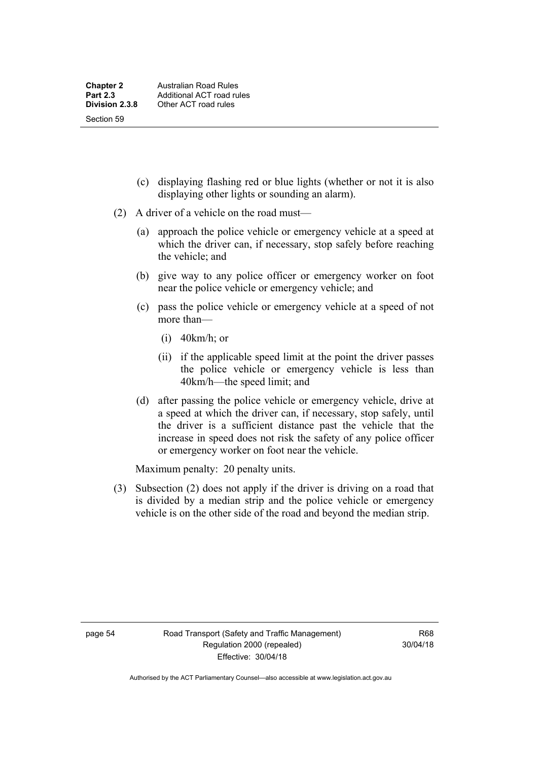(c) displaying flashing red or blue lights (whether or not it is also displaying other lights or sounding an alarm).

(2) A driver of a vehicle on the road must—

(a) approach the police vehicle or emergency vehicle at a speed at which the driver can, if necessary, stop safely before reaching the vehicle; and

(b) give way to any police officer or emergency worker on foot near the police vehicle or emergency vehicle; and

(c) pass the police vehicle or emergency vehicle at a speed of not more than—

(i) 40km/h; or

(ii) if the applicable speed limit at the point the driver passes the police vehicle or emergency vehicle is less than 40km/h—the speed limit; and

(d) after passing the police vehicle or emergency vehicle, drive at a speed at which the driver can, if necessary, stop safely, until the driver is a sufficient distance past the vehicle that the increase in speed does not risk the safety of any police officer or emergency worker on foot near the vehicle.

Maximum penalty: 20 penalty units.

(3) Subsection (2) does not apply if the driver is driving on a road that is divided by a median strip and the police vehicle or emergency vehicle is on the other side of the road and beyond the median strip.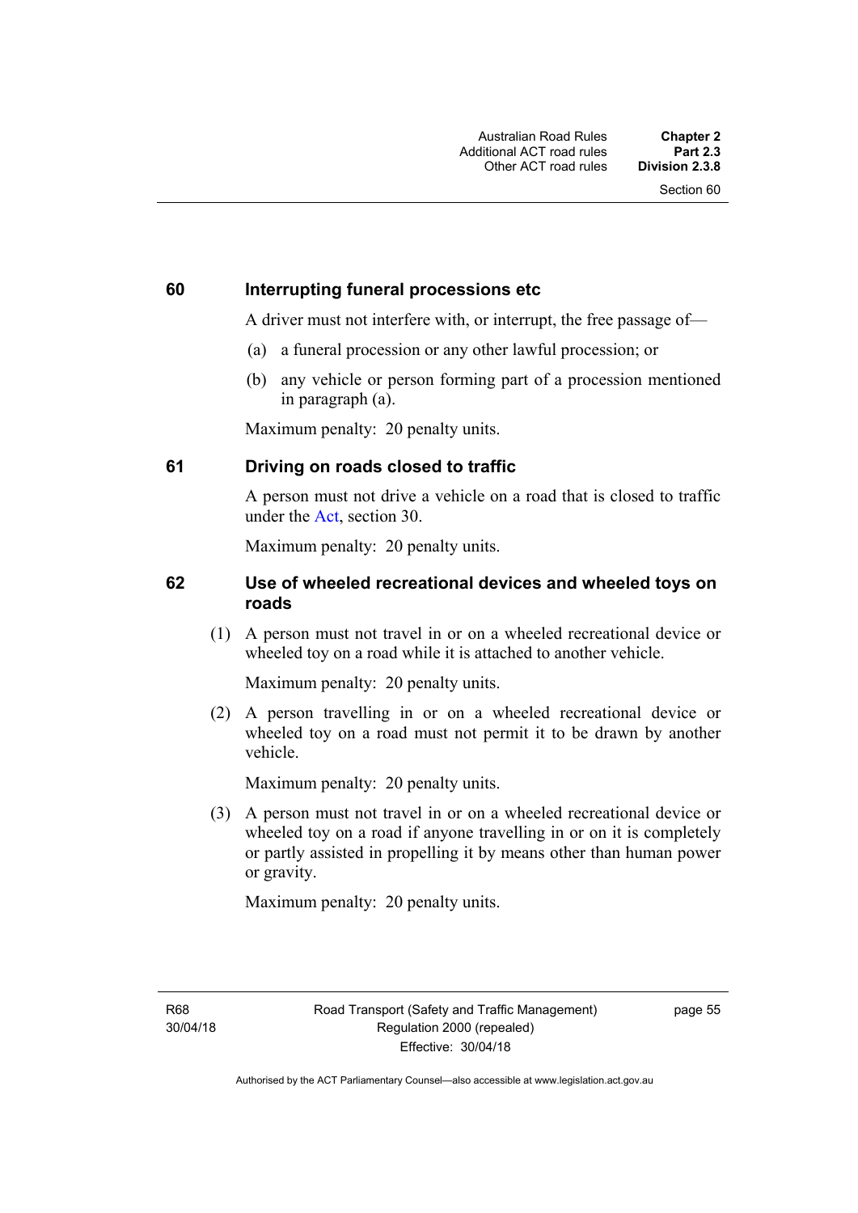### 60 Interrupting funeral processions etc

A driver must not interfere with, or interrupt, the free passage of—

(a) a funeral procession or any other lawful procession; or

(b) any vehicle or person forming part of a procession mentioned in paragraph (a).

Maximum penalty: 20 penalty units.

### 61 Driving on roads closed to traffic

A person must not drive a vehicle on a road that is closed to traffic under the Act, section 30.

Maximum penalty: 20 penalty units.

### 62 Use of wheeled recreational devices and wheeled toys on roads

(1) A person must not travel in or on a wheeled recreational device or wheeled toy on a road while it is attached to another vehicle.

Maximum penalty: 20 penalty units.

(2) A person travelling in or on a wheeled recreational device or wheeled toy on a road must not permit it to be drawn by another vehicle.

Maximum penalty: 20 penalty units.

(3) A person must not travel in or on a wheeled recreational device or wheeled toy on a road if anyone travelling in or on it is completely or partly assisted in propelling it by means other than human power or gravity.

Maximum penalty: 20 penalty units.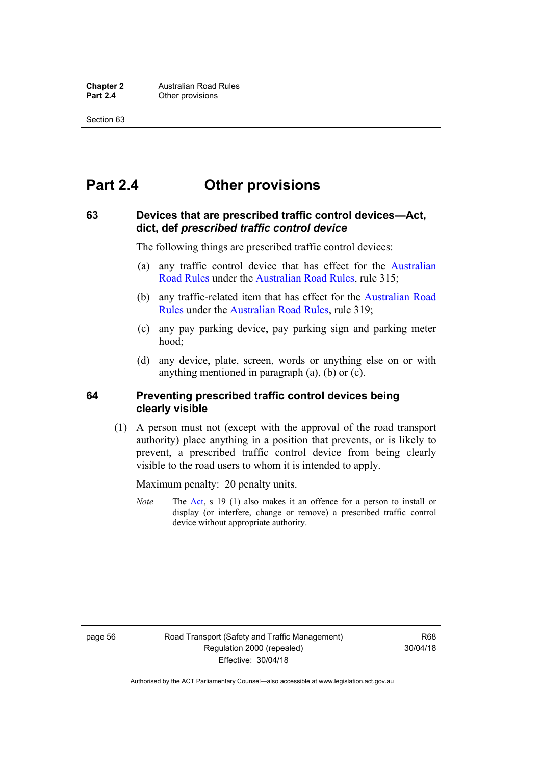# Part 2.4 Other provisions

### 63 Devices that are prescribed traffic control devices—Act, dict, def *prescribed traffic control device*

The following things are prescribed traffic control devices:

(a) any traffic control device that has effect for the Australian Road Rules under the Australian Road Rules, rule 315;

(b) any traffic-related item that has effect for the Australian Road Rules under the Australian Road Rules, rule 319;

(c) any pay parking device, pay parking sign and parking meter hood;

(d) any device, plate, screen, words or anything else on or with anything mentioned in paragraph (a), (b) or (c).

### 64 Preventing prescribed traffic control devices being clearly visible

(1) A person must not (except with the approval of the road transport authority) place anything in a position that prevents, or is likely to prevent, a prescribed traffic control device from being clearly visible to the road users to whom it is intended to apply.

Maximum penalty: 20 penalty units.

*Note* The Act, s 19 (1) also makes it an offence for a person to install or display (or interfere, change or remove) a prescribed traffic control device without appropriate authority.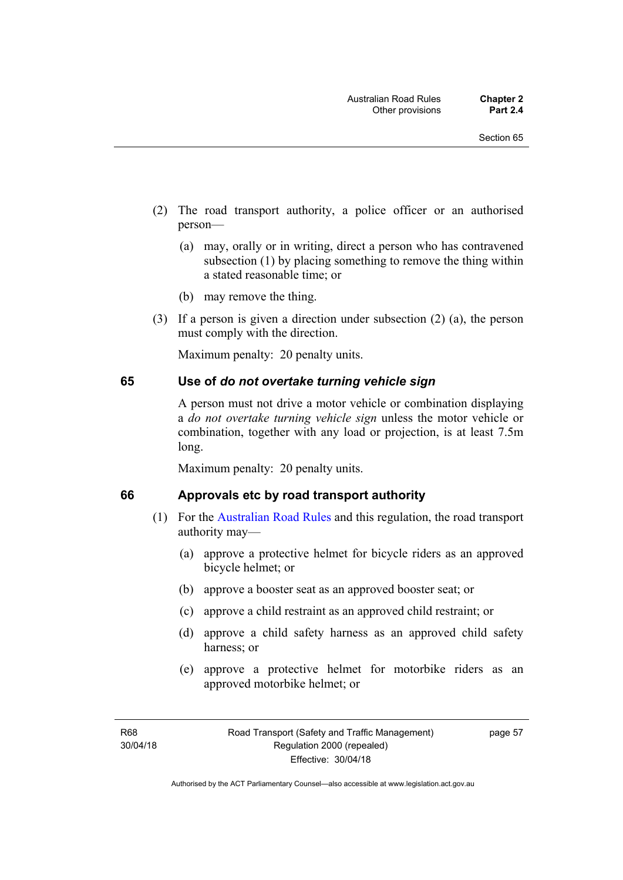(2) The road transport authority, a police officer or an authorised person—

(a) may, orally or in writing, direct a person who has contravened subsection (1) by placing something to remove the thing within a stated reasonable time; or

(b) may remove the thing.

(3) If a person is given a direction under subsection (2) (a), the person must comply with the direction.

Maximum penalty: 20 penalty units.

## 65 Use of *do not overtake turning vehicle sign*

A person must not drive a motor vehicle or combination displaying a *do not overtake turning vehicle sign* unless the motor vehicle or combination, together with any load or projection, is at least 7.5m long.

Maximum penalty: 20 penalty units.

## 66 Approvals etc by road transport authority

(1) For the Australian Road Rules and this regulation, the road transport authority may—

(a) approve a protective helmet for bicycle riders as an approved bicycle helmet; or

(b) approve a booster seat as an approved booster seat; or

(c) approve a child restraint as an approved child restraint; or

(d) approve a child safety harness as an approved child safety harness; or

(e) approve a protective helmet for motorbike riders as an approved motorbike helmet; or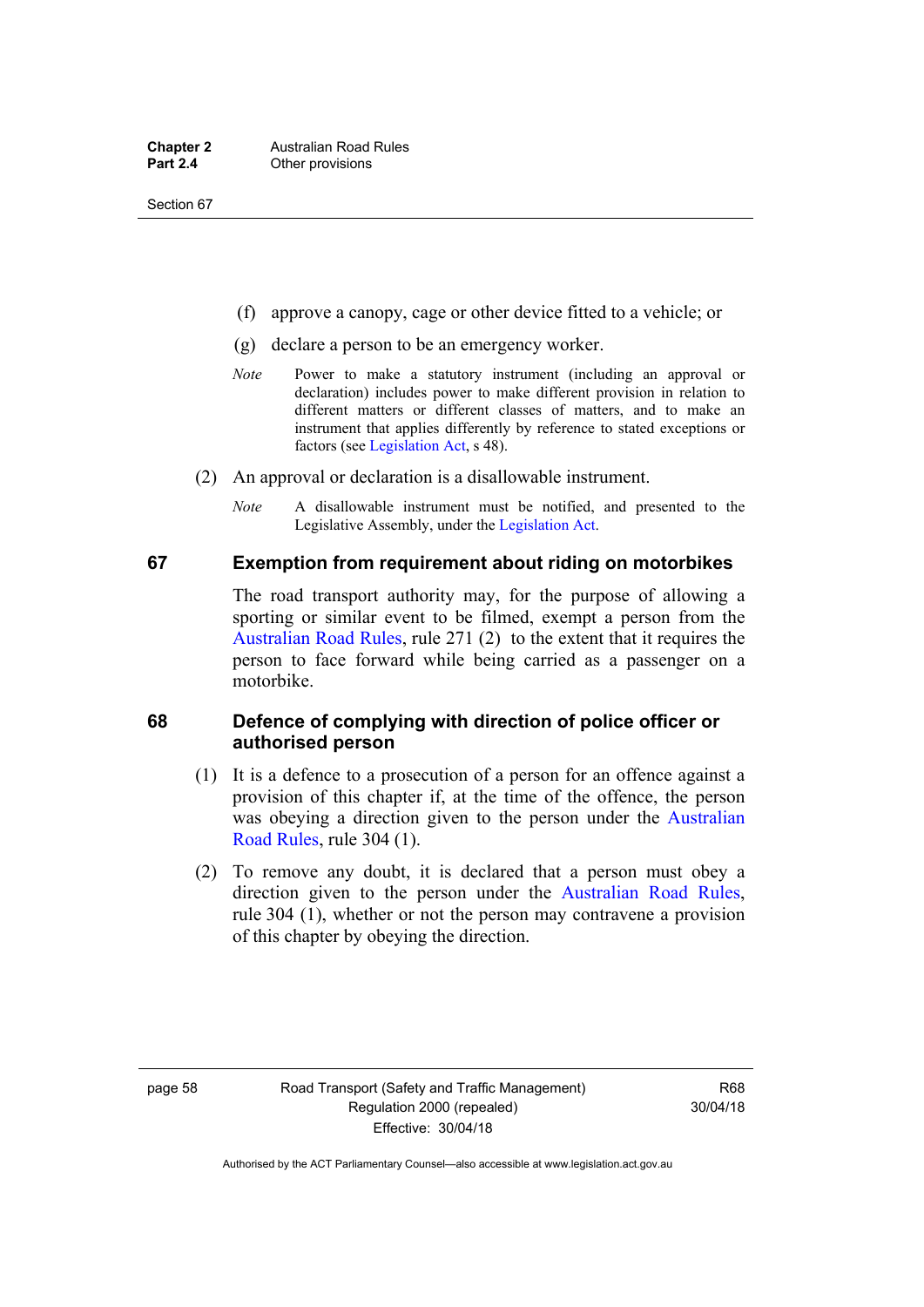(f) approve a canopy, cage or other device fitted to a vehicle; or

(g) declare a person to be an emergency worker.

*Note* Power to make a statutory instrument (including an approval or declaration) includes power to make different provision in relation to different matters or different classes of matters, and to make an instrument that applies differently by reference to stated exceptions or factors (see Legislation Act, s 48).

(2) An approval or declaration is a disallowable instrument.

*Note* A disallowable instrument must be notified, and presented to the Legislative Assembly, under the Legislation Act.

## 67 Exemption from requirement about riding on motorbikes

The road transport authority may, for the purpose of allowing a sporting or similar event to be filmed, exempt a person from the Australian Road Rules, rule 271 (2) to the extent that it requires the person to face forward while being carried as a passenger on a motorbike.

## 68 Defence of complying with direction of police officer or authorised person

(1) It is a defence to a prosecution of a person for an offence against a provision of this chapter if, at the time of the offence, the person was obeying a direction given to the person under the Australian Road Rules, rule 304 (1).

(2) To remove any doubt, it is declared that a person must obey a direction given to the person under the Australian Road Rules, rule 304 (1), whether or not the person may contravene a provision of this chapter by obeying the direction.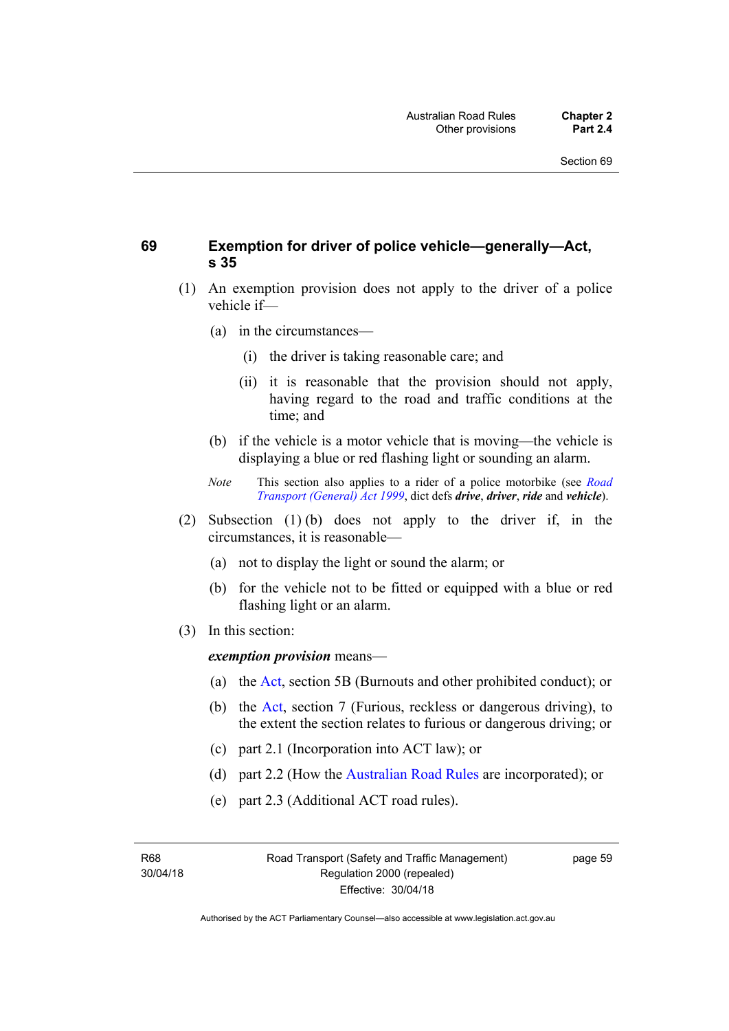## 69 Exemption for driver of police vehicle—generally—Act, s 35

(1) An exemption provision does not apply to the driver of a police vehicle if—

(a) in the circumstances—

(i) the driver is taking reasonable care; and

(ii) it is reasonable that the provision should not apply, having regard to the road and traffic conditions at the time; and

(b) if the vehicle is a motor vehicle that is moving—the vehicle is displaying a blue or red flashing light or sounding an alarm.

*Note* This section also applies to a rider of a police motorbike (see *Road Transport (General) Act 1999*, dict defs ***drive***, ***driver***, ***ride*** and ***vehicle***).

(2) Subsection (1) (b) does not apply to the driver if, in the circumstances, it is reasonable—

(a) not to display the light or sound the alarm; or

(b) for the vehicle not to be fitted or equipped with a blue or red flashing light or an alarm.

(3) In this section:

***exemption provision*** means—

(a) the Act, section 5B (Burnouts and other prohibited conduct); or

(b) the Act, section 7 (Furious, reckless or dangerous driving), to the extent the section relates to furious or dangerous driving; or

(c) part 2.1 (Incorporation into ACT law); or

(d) part 2.2 (How the Australian Road Rules are incorporated); or

(e) part 2.3 (Additional ACT road rules).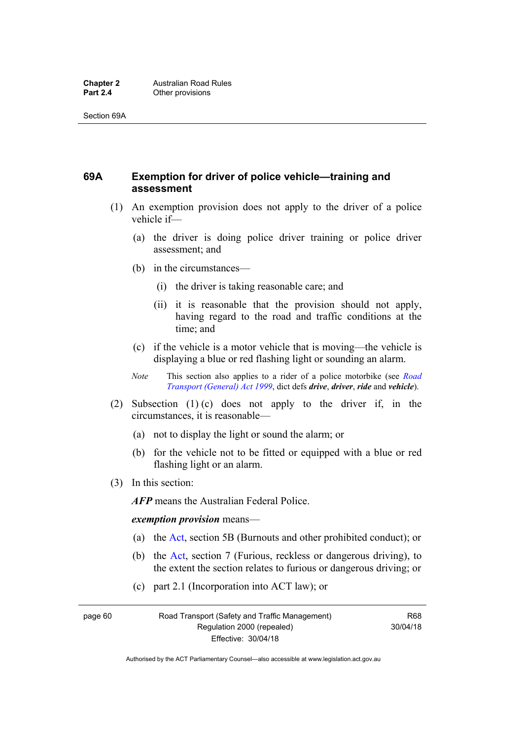## 69A Exemption for driver of police vehicle—training and assessment

(1) An exemption provision does not apply to the driver of a police vehicle if—

(a) the driver is doing police driver training or police driver assessment; and

(b) in the circumstances—

(i) the driver is taking reasonable care; and

(ii) it is reasonable that the provision should not apply, having regard to the road and traffic conditions at the time; and

(c) if the vehicle is a motor vehicle that is moving—the vehicle is displaying a blue or red flashing light or sounding an alarm.

*Note* This section also applies to a rider of a police motorbike (see *Road Transport (General) Act 1999*, dict defs ***drive***, ***driver***, ***ride*** and ***vehicle***).

(2) Subsection (1) (c) does not apply to the driver if, in the circumstances, it is reasonable—

(a) not to display the light or sound the alarm; or

(b) for the vehicle not to be fitted or equipped with a blue or red flashing light or an alarm.

(3) In this section:

***AFP*** means the Australian Federal Police.

***exemption provision*** means—

(a) the Act, section 5B (Burnouts and other prohibited conduct); or

(b) the Act, section 7 (Furious, reckless or dangerous driving), to the extent the section relates to furious or dangerous driving; or

(c) part 2.1 (Incorporation into ACT law); or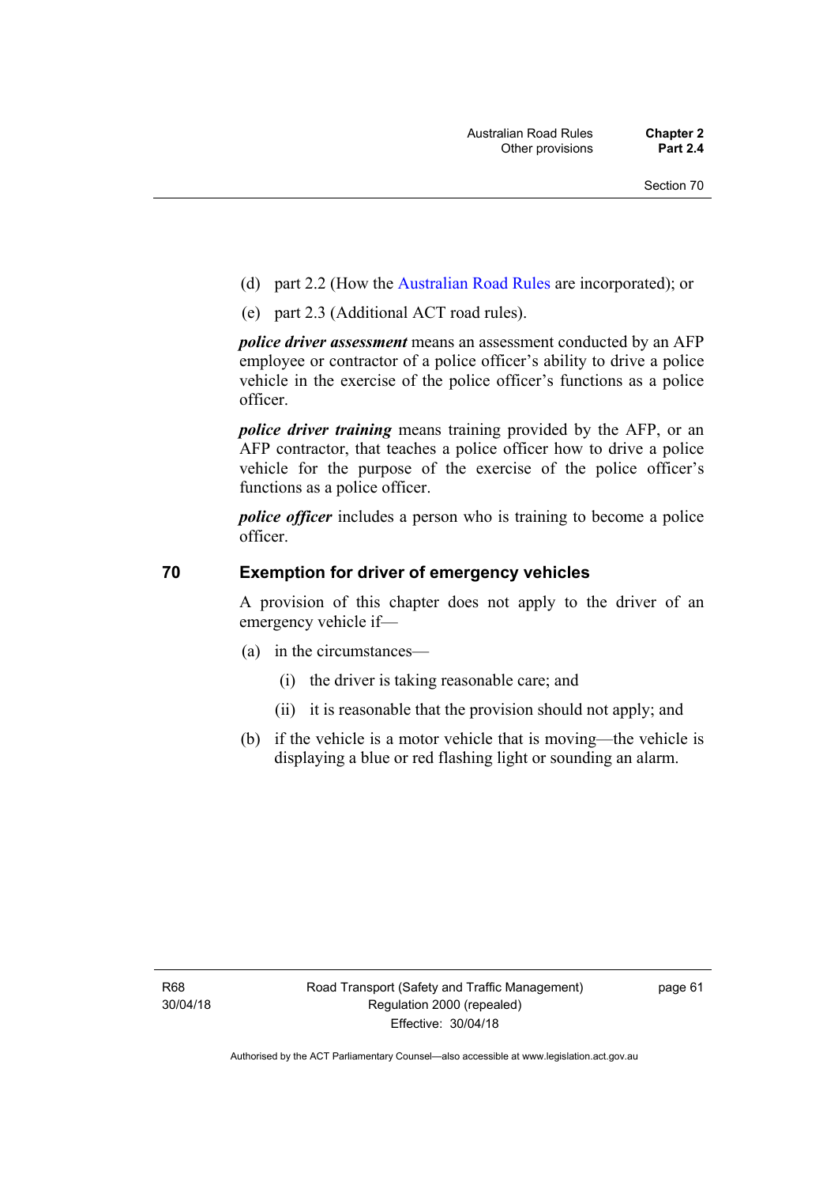(d) part 2.2 (How the Australian Road Rules are incorporated); or

(e) part 2.3 (Additional ACT road rules).

***police driver assessment*** means an assessment conducted by an AFP employee or contractor of a police officer's ability to drive a police vehicle in the exercise of the police officer's functions as a police officer.

***police driver training*** means training provided by the AFP, or an AFP contractor, that teaches a police officer how to drive a police vehicle for the purpose of the exercise of the police officer's functions as a police officer.

***police officer*** includes a person who is training to become a police officer.

## 70 Exemption for driver of emergency vehicles

A provision of this chapter does not apply to the driver of an emergency vehicle if—

(a) in the circumstances—

(i) the driver is taking reasonable care; and

(ii) it is reasonable that the provision should not apply; and

(b) if the vehicle is a motor vehicle that is moving—the vehicle is displaying a blue or red flashing light or sounding an alarm.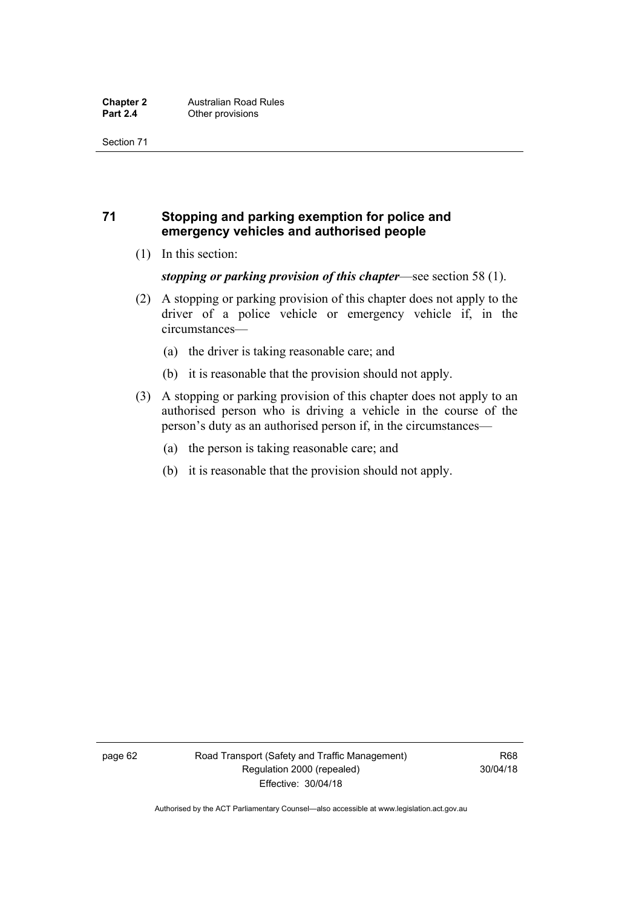## 71 Stopping and parking exemption for police and emergency vehicles and authorised people

(1) In this section:

***stopping or parking provision of this chapter***—see section 58 (1).

(2) A stopping or parking provision of this chapter does not apply to the driver of a police vehicle or emergency vehicle if, in the circumstances—

(a) the driver is taking reasonable care; and

(b) it is reasonable that the provision should not apply.

(3) A stopping or parking provision of this chapter does not apply to an authorised person who is driving a vehicle in the course of the person's duty as an authorised person if, in the circumstances—

(a) the person is taking reasonable care; and

(b) it is reasonable that the provision should not apply.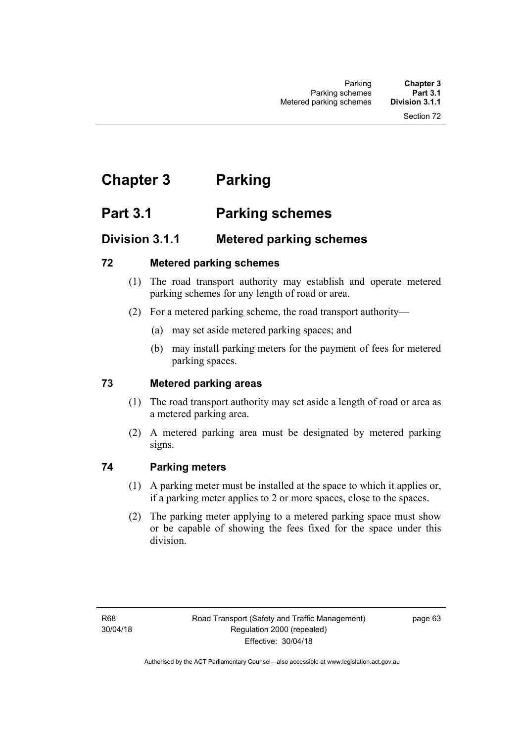# Chapter 3 Parking

## Part 3.1 Parking schemes

### Division 3.1.1 Metered parking schemes

#### 72 Metered parking schemes

(1) The road transport authority may establish and operate metered parking schemes for any length of road or area.

(2) For a metered parking scheme, the road transport authority—

(a) may set aside metered parking spaces; and

(b) may install parking meters for the payment of fees for metered parking spaces.

#### 73 Metered parking areas

(1) The road transport authority may set aside a length of road or area as a metered parking area.

(2) A metered parking area must be designated by metered parking signs.

#### 74 Parking meters

(1) A parking meter must be installed at the space to which it applies or, if a parking meter applies to 2 or more spaces, close to the spaces.

(2) The parking meter applying to a metered parking space must show or be capable of showing the fees fixed for the space under this division.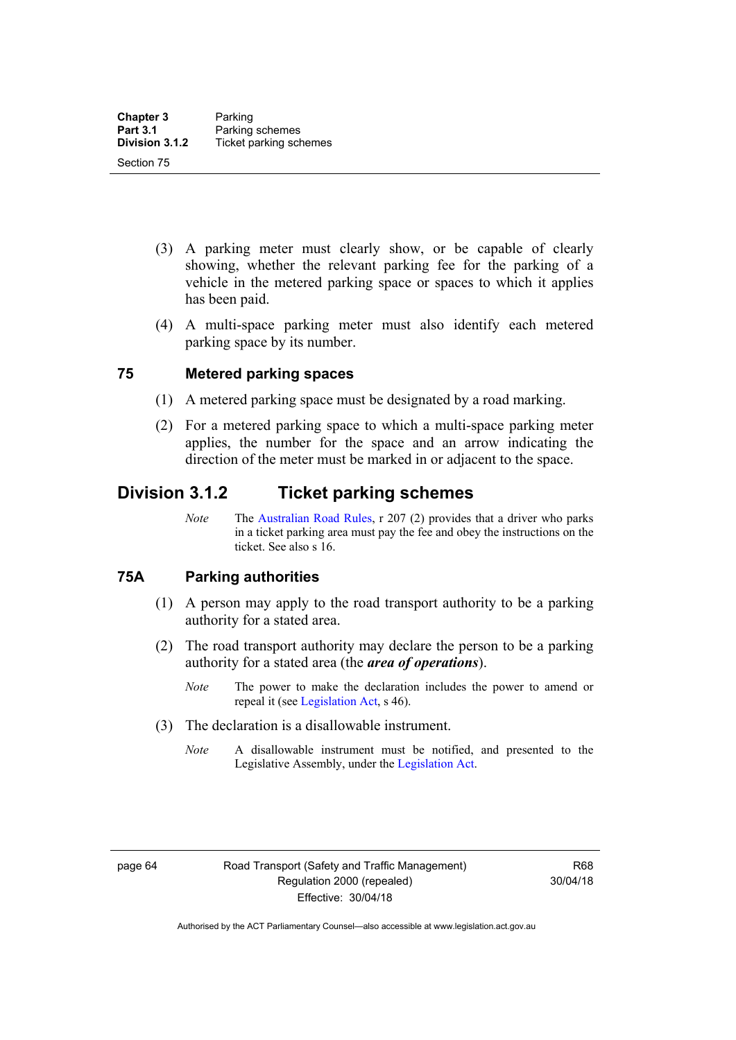(3) A parking meter must clearly show, or be capable of clearly showing, whether the relevant parking fee for the parking of a vehicle in the metered parking space or spaces to which it applies has been paid.

(4) A multi-space parking meter must also identify each metered parking space by its number.

### 75 Metered parking spaces

(1) A metered parking space must be designated by a road marking.

(2) For a metered parking space to which a multi-space parking meter applies, the number for the space and an arrow indicating the direction of the meter must be marked in or adjacent to the space.

## Division 3.1.2 Ticket parking schemes

*Note* The Australian Road Rules, r 207 (2) provides that a driver who parks in a ticket parking area must pay the fee and obey the instructions on the ticket. See also s 16.

### 75A Parking authorities

(1) A person may apply to the road transport authority to be a parking authority for a stated area.

(2) The road transport authority may declare the person to be a parking authority for a stated area (the ***area of operations***).

*Note* The power to make the declaration includes the power to amend or repeal it (see Legislation Act, s 46).

(3) The declaration is a disallowable instrument.

*Note* A disallowable instrument must be notified, and presented to the Legislative Assembly, under the Legislation Act.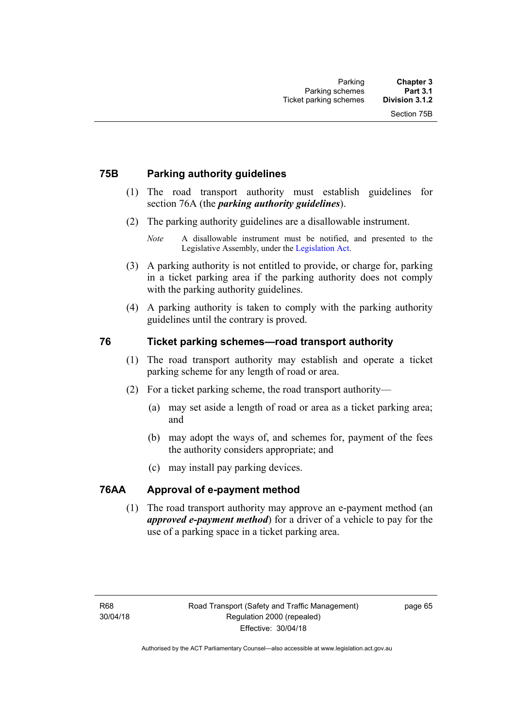## 75B Parking authority guidelines

(1) The road transport authority must establish guidelines for section 76A (the ***parking authority guidelines***).

(2) The parking authority guidelines are a disallowable instrument.

*Note* A disallowable instrument must be notified, and presented to the Legislative Assembly, under the Legislation Act.

(3) A parking authority is not entitled to provide, or charge for, parking in a ticket parking area if the parking authority does not comply with the parking authority guidelines.

(4) A parking authority is taken to comply with the parking authority guidelines until the contrary is proved.

## 76 Ticket parking schemes—road transport authority

(1) The road transport authority may establish and operate a ticket parking scheme for any length of road or area.

(2) For a ticket parking scheme, the road transport authority—

(a) may set aside a length of road or area as a ticket parking area; and

(b) may adopt the ways of, and schemes for, payment of the fees the authority considers appropriate; and

(c) may install pay parking devices.

## 76AA Approval of e-payment method

(1) The road transport authority may approve an e-payment method (an ***approved e-payment method***) for a driver of a vehicle to pay for the use of a parking space in a ticket parking area.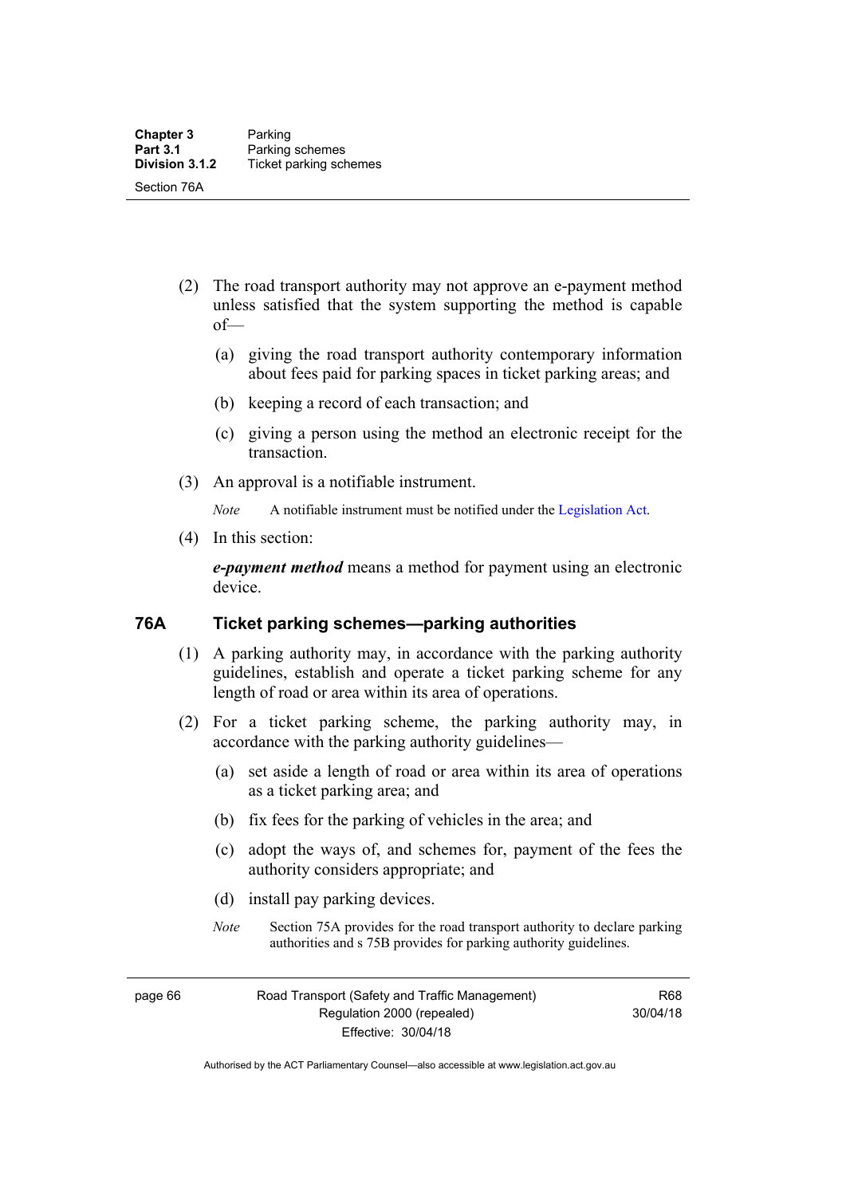(2) The road transport authority may not approve an e-payment method unless satisfied that the system supporting the method is capable of—

(a) giving the road transport authority contemporary information about fees paid for parking spaces in ticket parking areas; and

(b) keeping a record of each transaction; and

(c) giving a person using the method an electronic receipt for the transaction.

(3) An approval is a notifiable instrument.

*Note* A notifiable instrument must be notified under the Legislation Act.

(4) In this section:

***e-payment method*** means a method for payment using an electronic device.

## 76A Ticket parking schemes—parking authorities

(1) A parking authority may, in accordance with the parking authority guidelines, establish and operate a ticket parking scheme for any length of road or area within its area of operations.

(2) For a ticket parking scheme, the parking authority may, in accordance with the parking authority guidelines—

(a) set aside a length of road or area within its area of operations as a ticket parking area; and

(b) fix fees for the parking of vehicles in the area; and

(c) adopt the ways of, and schemes for, payment of the fees the authority considers appropriate; and

(d) install pay parking devices.

*Note* Section 75A provides for the road transport authority to declare parking authorities and s 75B provides for parking authority guidelines.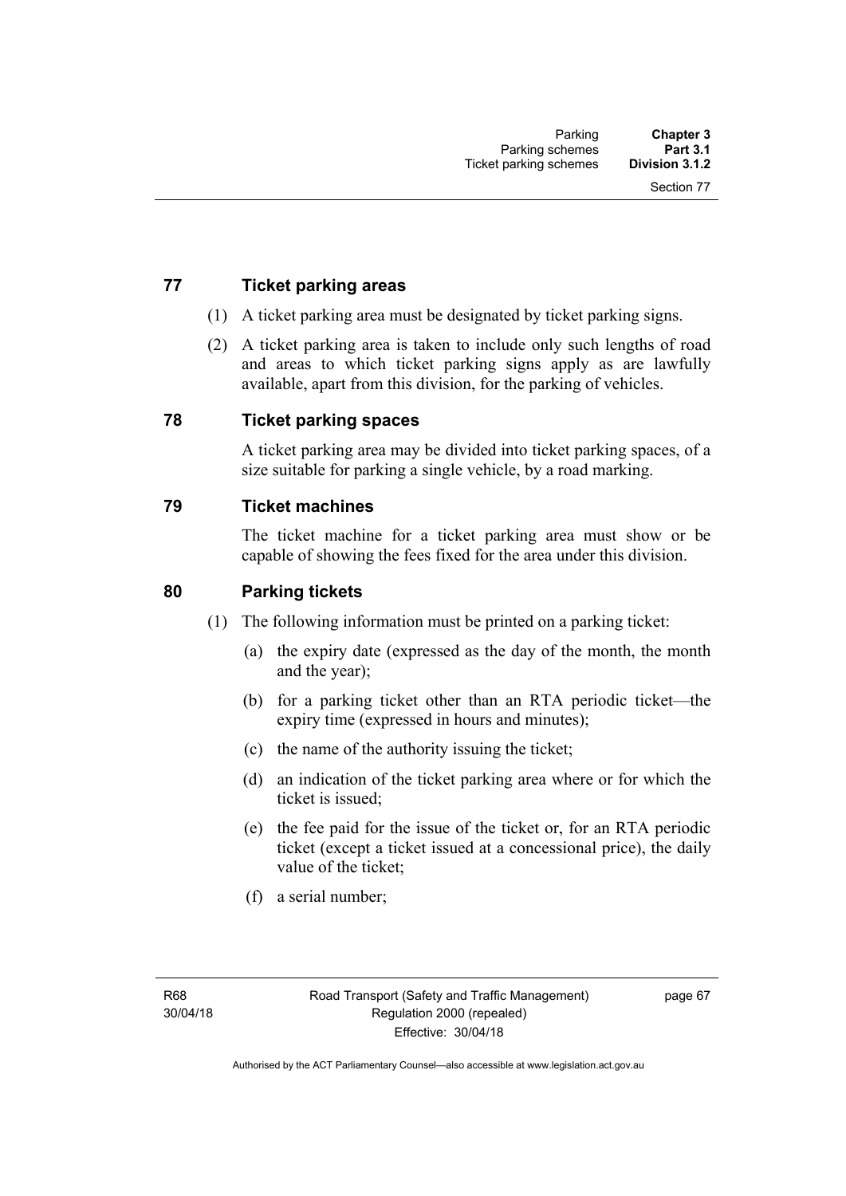## 77 Ticket parking areas

(1) A ticket parking area must be designated by ticket parking signs.

(2) A ticket parking area is taken to include only such lengths of road and areas to which ticket parking signs apply as are lawfully available, apart from this division, for the parking of vehicles.

## 78 Ticket parking spaces

A ticket parking area may be divided into ticket parking spaces, of a size suitable for parking a single vehicle, by a road marking.

## 79 Ticket machines

The ticket machine for a ticket parking area must show or be capable of showing the fees fixed for the area under this division.

## 80 Parking tickets

(1) The following information must be printed on a parking ticket:

(a) the expiry date (expressed as the day of the month, the month and the year);

(b) for a parking ticket other than an RTA periodic ticket—the expiry time (expressed in hours and minutes);

(c) the name of the authority issuing the ticket;

(d) an indication of the ticket parking area where or for which the ticket is issued;

(e) the fee paid for the issue of the ticket or, for an RTA periodic ticket (except a ticket issued at a concessional price), the daily value of the ticket;

(f) a serial number;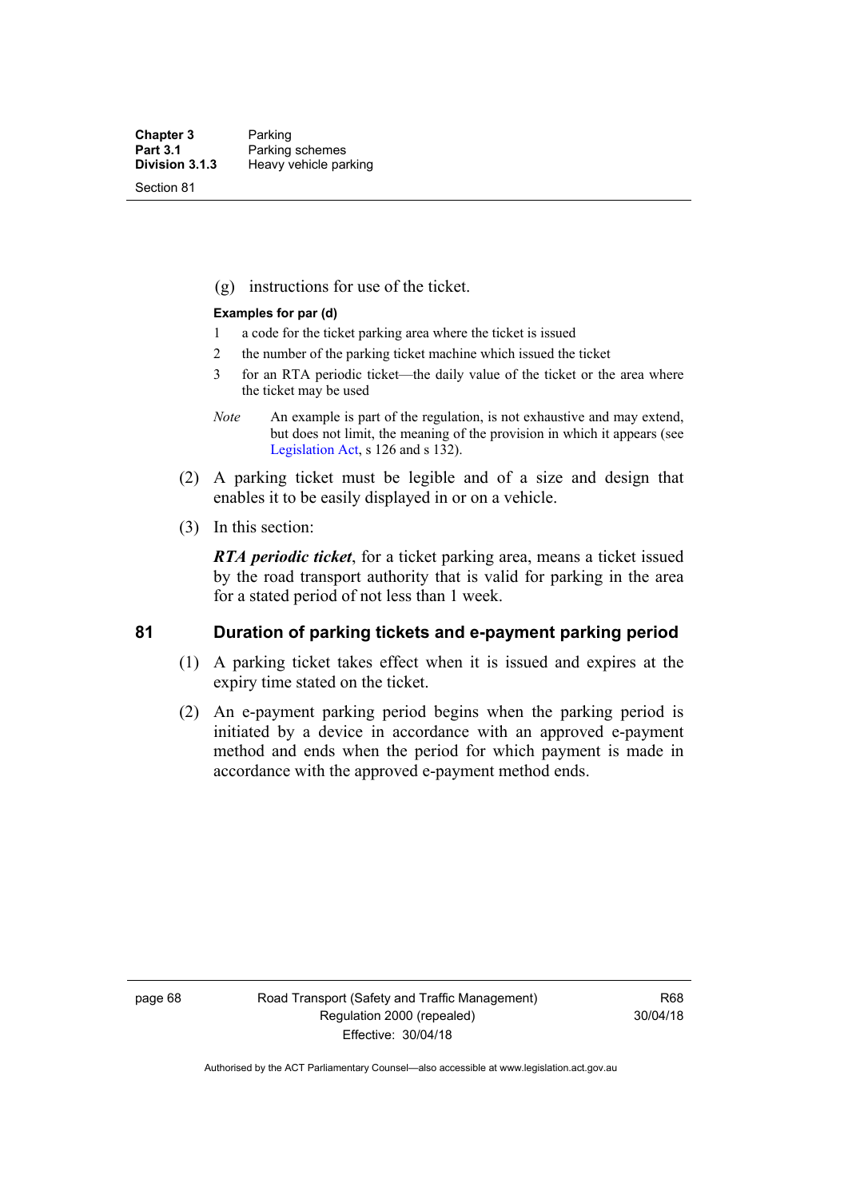(g) instructions for use of the ticket.

**Examples for par (d)**

1 a code for the ticket parking area where the ticket is issued

2 the number of the parking ticket machine which issued the ticket

3 for an RTA periodic ticket—the daily value of the ticket or the area where the ticket may be used

*Note* An example is part of the regulation, is not exhaustive and may extend, but does not limit, the meaning of the provision in which it appears (see Legislation Act, s 126 and s 132).

(2) A parking ticket must be legible and of a size and design that enables it to be easily displayed in or on a vehicle.

(3) In this section:

***RTA periodic ticket***, for a ticket parking area, means a ticket issued by the road transport authority that is valid for parking in the area for a stated period of not less than 1 week.

## 81 Duration of parking tickets and e-payment parking period

(1) A parking ticket takes effect when it is issued and expires at the expiry time stated on the ticket.

(2) An e-payment parking period begins when the parking period is initiated by a device in accordance with an approved e-payment method and ends when the period for which payment is made in accordance with the approved e-payment method ends.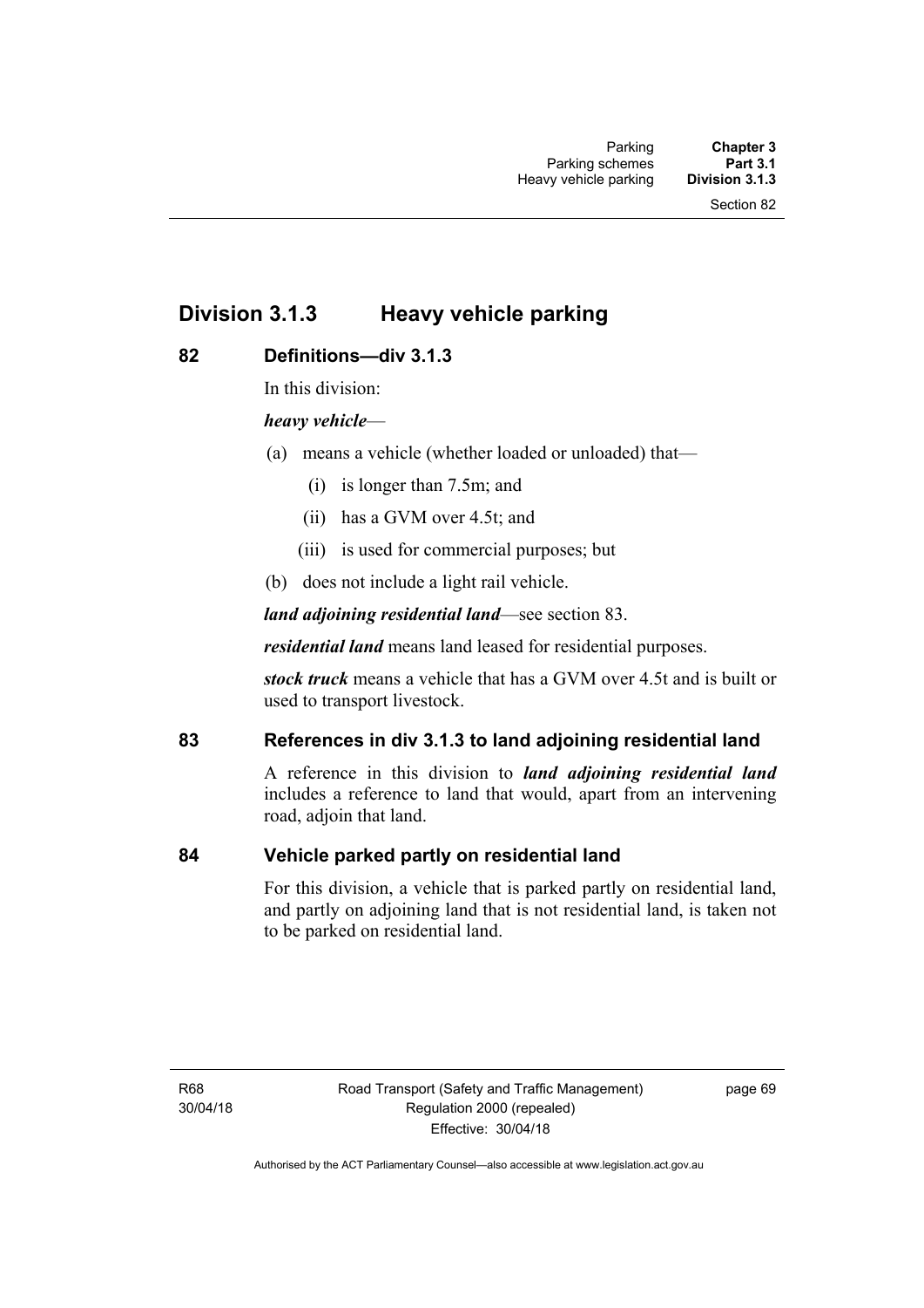## Division 3.1.3 Heavy vehicle parking

### 82 Definitions—div 3.1.3

In this division:

***heavy vehicle***—

(a) means a vehicle (whether loaded or unloaded) that—

(i) is longer than 7.5m; and

(ii) has a GVM over 4.5t; and

(iii) is used for commercial purposes; but

(b) does not include a light rail vehicle.

***land adjoining residential land***—see section 83.

***residential land*** means land leased for residential purposes.

***stock truck*** means a vehicle that has a GVM over 4.5t and is built or used to transport livestock.

### 83 References in div 3.1.3 to land adjoining residential land

A reference in this division to ***land adjoining residential land*** includes a reference to land that would, apart from an intervening road, adjoin that land.

### 84 Vehicle parked partly on residential land

For this division, a vehicle that is parked partly on residential land, and partly on adjoining land that is not residential land, is taken not to be parked on residential land.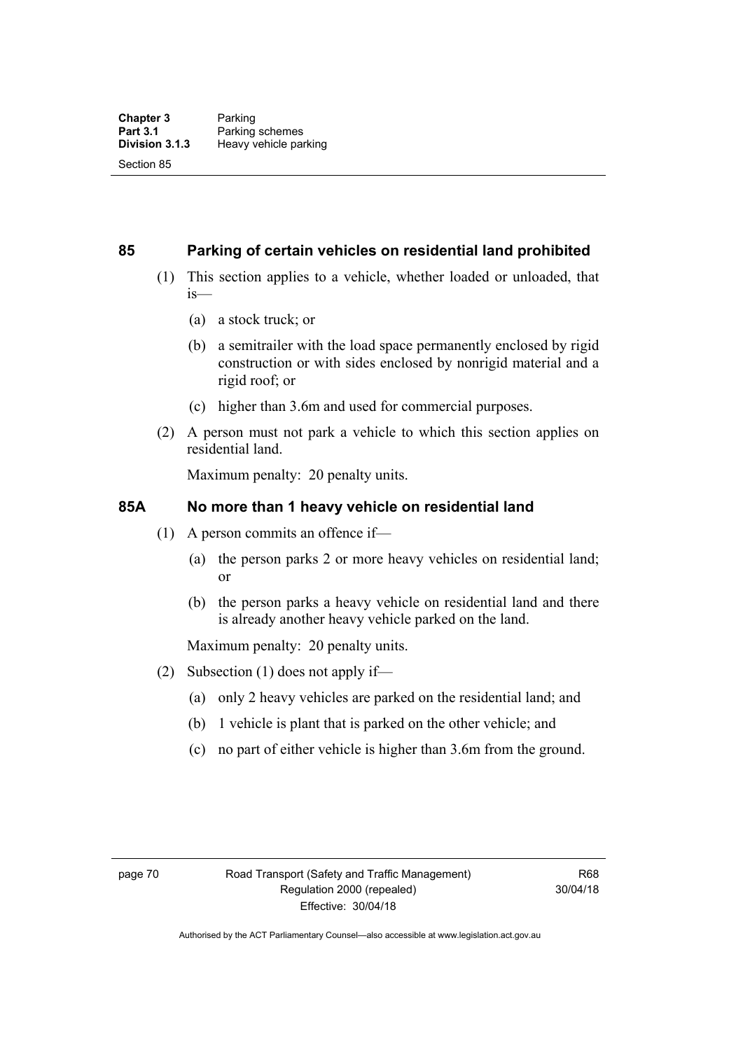## 85 Parking of certain vehicles on residential land prohibited

(1) This section applies to a vehicle, whether loaded or unloaded, that is—

(a) a stock truck; or

(b) a semitrailer with the load space permanently enclosed by rigid construction or with sides enclosed by nonrigid material and a rigid roof; or

(c) higher than 3.6m and used for commercial purposes.

(2) A person must not park a vehicle to which this section applies on residential land.

Maximum penalty: 20 penalty units.

## 85A No more than 1 heavy vehicle on residential land

(1) A person commits an offence if—

(a) the person parks 2 or more heavy vehicles on residential land; or

(b) the person parks a heavy vehicle on residential land and there is already another heavy vehicle parked on the land.

Maximum penalty: 20 penalty units.

(2) Subsection (1) does not apply if—

(a) only 2 heavy vehicles are parked on the residential land; and

(b) 1 vehicle is plant that is parked on the other vehicle; and

(c) no part of either vehicle is higher than 3.6m from the ground.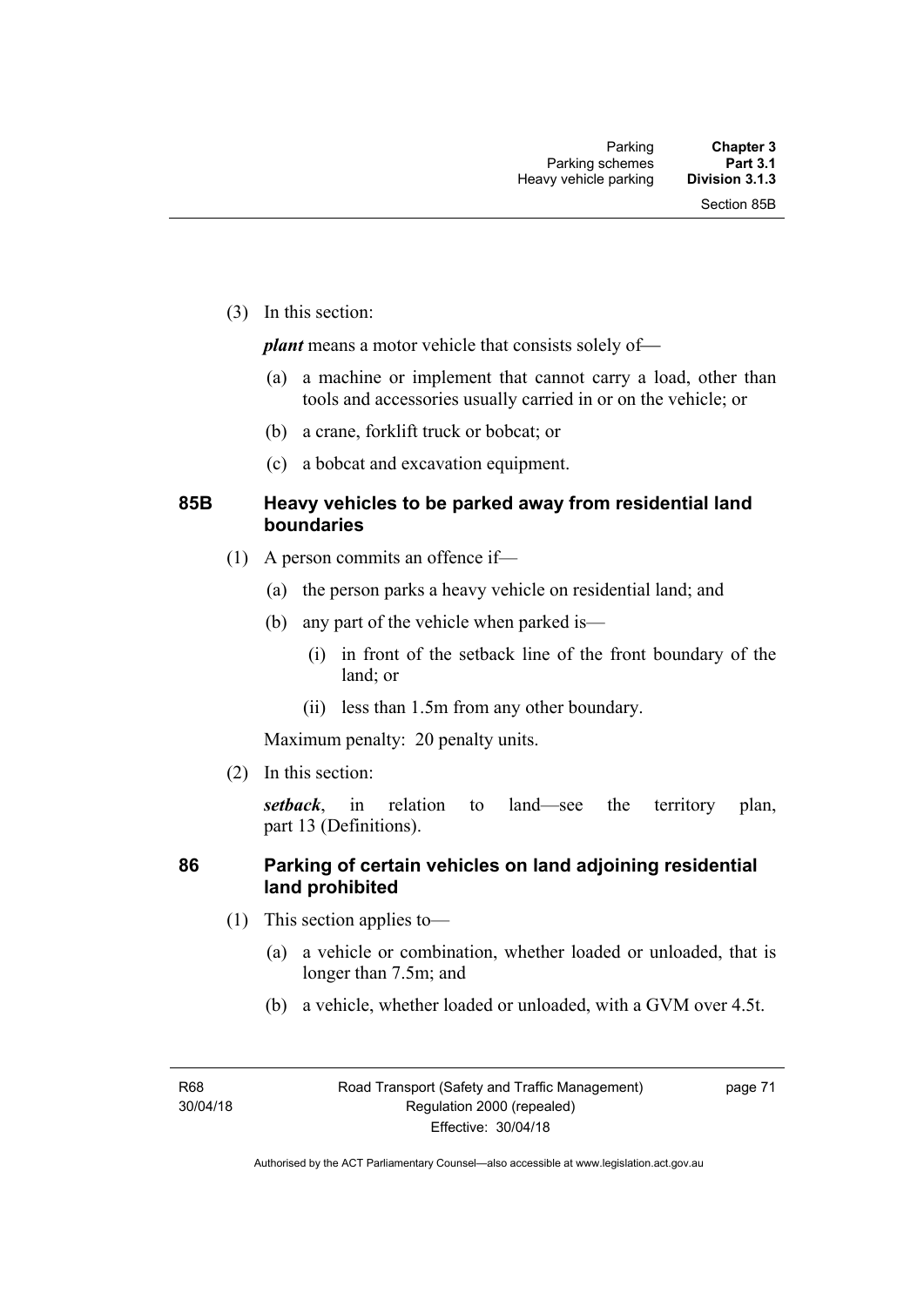(3) In this section:

***plant*** means a motor vehicle that consists solely of—

(a) a machine or implement that cannot carry a load, other than tools and accessories usually carried in or on the vehicle; or

(b) a crane, forklift truck or bobcat; or

(c) a bobcat and excavation equipment.

## 85B Heavy vehicles to be parked away from residential land boundaries

(1) A person commits an offence if—

(a) the person parks a heavy vehicle on residential land; and

(b) any part of the vehicle when parked is—

(i) in front of the setback line of the front boundary of the land; or

(ii) less than 1.5m from any other boundary.

Maximum penalty: 20 penalty units.

(2) In this section:

***setback***, in relation to land—see the territory plan, part 13 (Definitions).

## 86 Parking of certain vehicles on land adjoining residential land prohibited

(1) This section applies to—

(a) a vehicle or combination, whether loaded or unloaded, that is longer than 7.5m; and

(b) a vehicle, whether loaded or unloaded, with a GVM over 4.5t.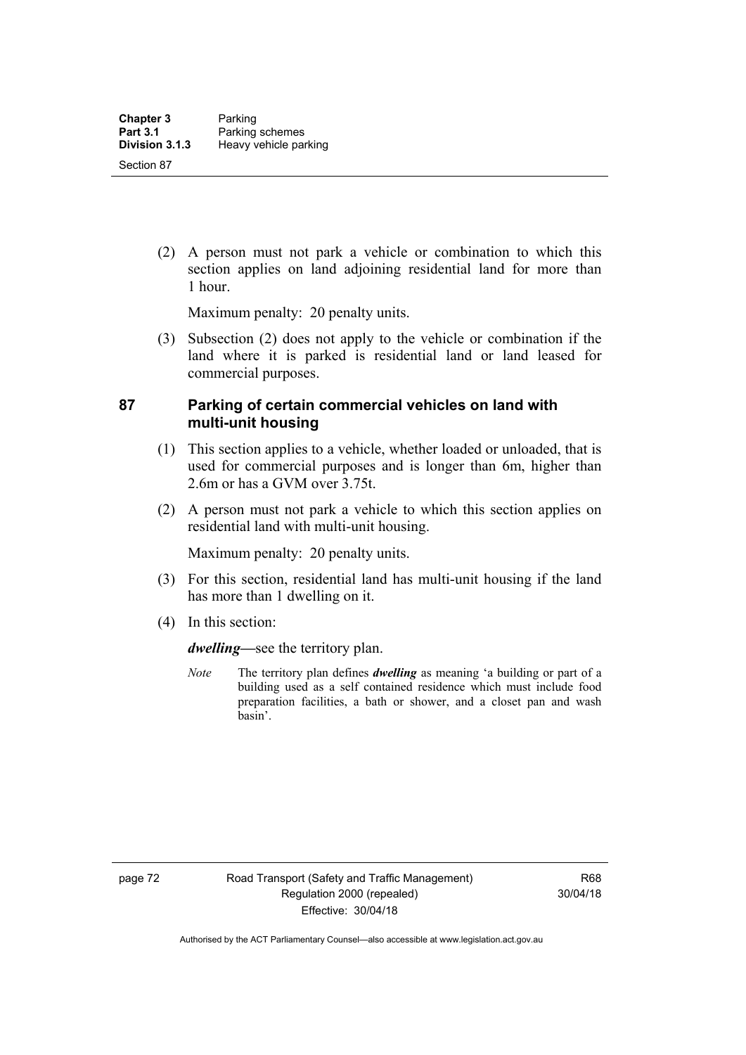(2) A person must not park a vehicle or combination to which this section applies on land adjoining residential land for more than 1 hour.

Maximum penalty: 20 penalty units.

(3) Subsection (2) does not apply to the vehicle or combination if the land where it is parked is residential land or land leased for commercial purposes.

## 87 Parking of certain commercial vehicles on land with multi-unit housing

(1) This section applies to a vehicle, whether loaded or unloaded, that is used for commercial purposes and is longer than 6m, higher than 2.6m or has a GVM over 3.75t.

(2) A person must not park a vehicle to which this section applies on residential land with multi-unit housing.

Maximum penalty: 20 penalty units.

(3) For this section, residential land has multi-unit housing if the land has more than 1 dwelling on it.

(4) In this section:

***dwelling***—see the territory plan.

*Note* The territory plan defines ***dwelling*** as meaning 'a building or part of a building used as a self contained residence which must include food preparation facilities, a bath or shower, and a closet pan and wash basin'.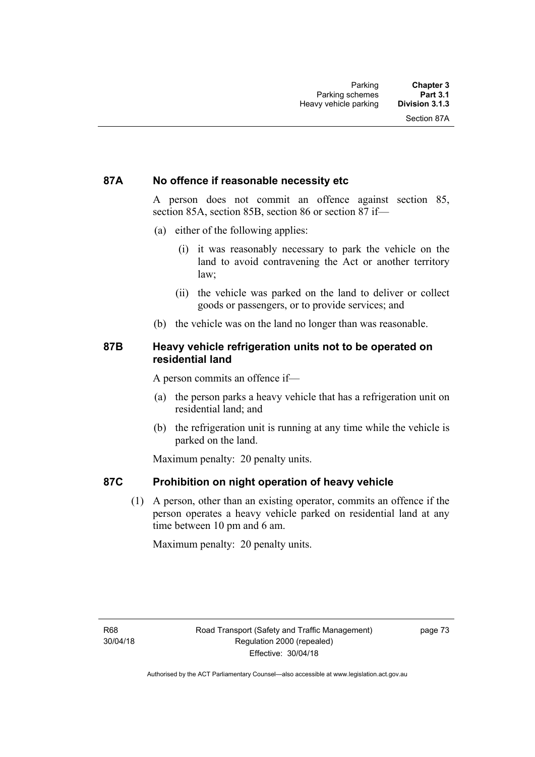## 87A No offence if reasonable necessity etc

A person does not commit an offence against section 85, section 85A, section 85B, section 86 or section 87 if—

(a) either of the following applies:

   (i) it was reasonably necessary to park the vehicle on the land to avoid contravening the Act or another territory law;

   (ii) the vehicle was parked on the land to deliver or collect goods or passengers, or to provide services; and

(b) the vehicle was on the land no longer than was reasonable.

## 87B Heavy vehicle refrigeration units not to be operated on residential land

A person commits an offence if—

(a) the person parks a heavy vehicle that has a refrigeration unit on residential land; and

(b) the refrigeration unit is running at any time while the vehicle is parked on the land.

Maximum penalty: 20 penalty units.

## 87C Prohibition on night operation of heavy vehicle

(1) A person, other than an existing operator, commits an offence if the person operates a heavy vehicle parked on residential land at any time between 10 pm and 6 am.

Maximum penalty: 20 penalty units.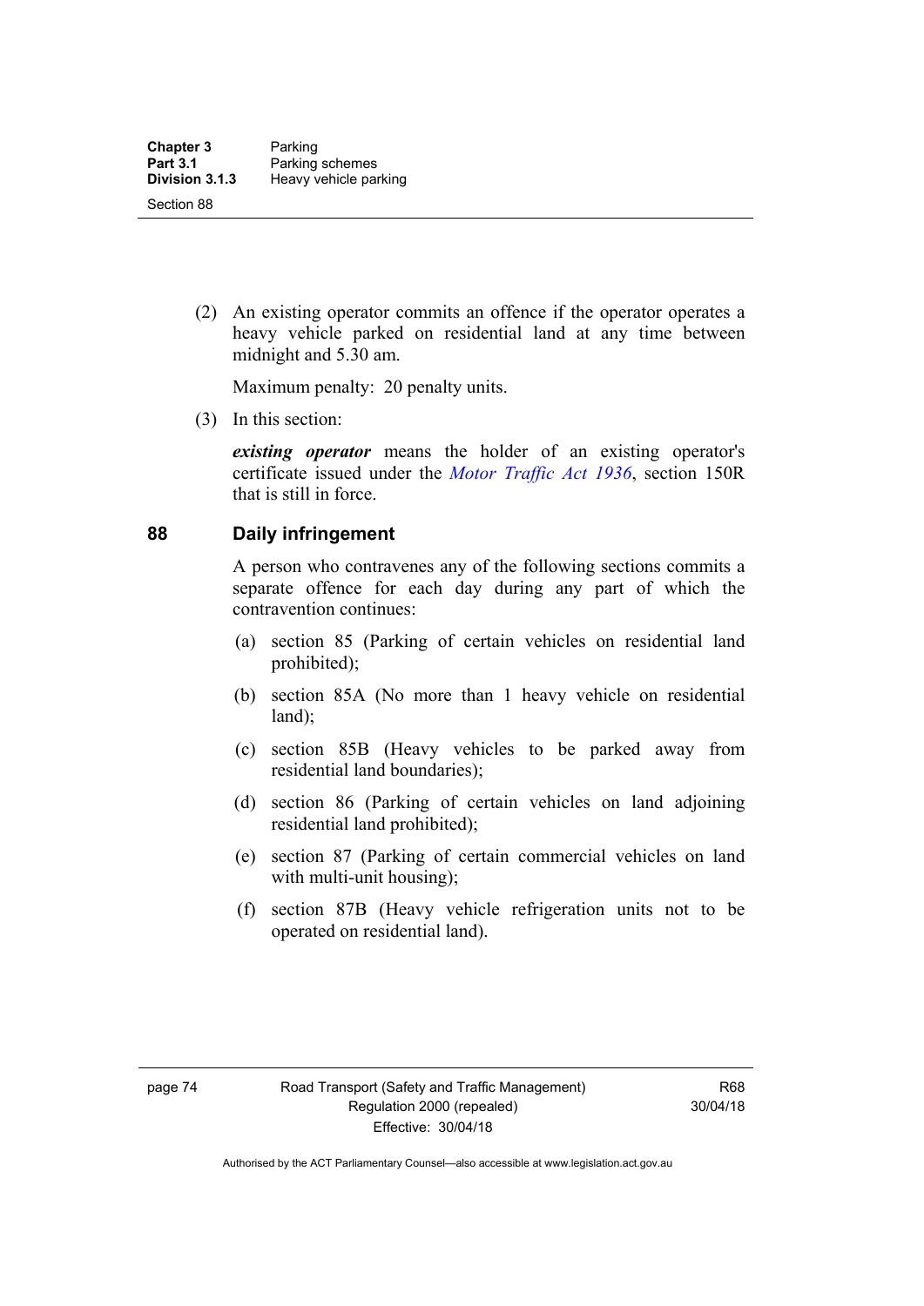(2) An existing operator commits an offence if the operator operates a heavy vehicle parked on residential land at any time between midnight and 5.30 am.

Maximum penalty: 20 penalty units.

(3) In this section:

***existing operator*** means the holder of an existing operator's certificate issued under the *Motor Traffic Act 1936*, section 150R that is still in force.

## 88 Daily infringement

A person who contravenes any of the following sections commits a separate offence for each day during any part of which the contravention continues:

(a) section 85 (Parking of certain vehicles on residential land prohibited);

(b) section 85A (No more than 1 heavy vehicle on residential land);

(c) section 85B (Heavy vehicles to be parked away from residential land boundaries);

(d) section 86 (Parking of certain vehicles on land adjoining residential land prohibited);

(e) section 87 (Parking of certain commercial vehicles on land with multi-unit housing);

(f) section 87B (Heavy vehicle refrigeration units not to be operated on residential land).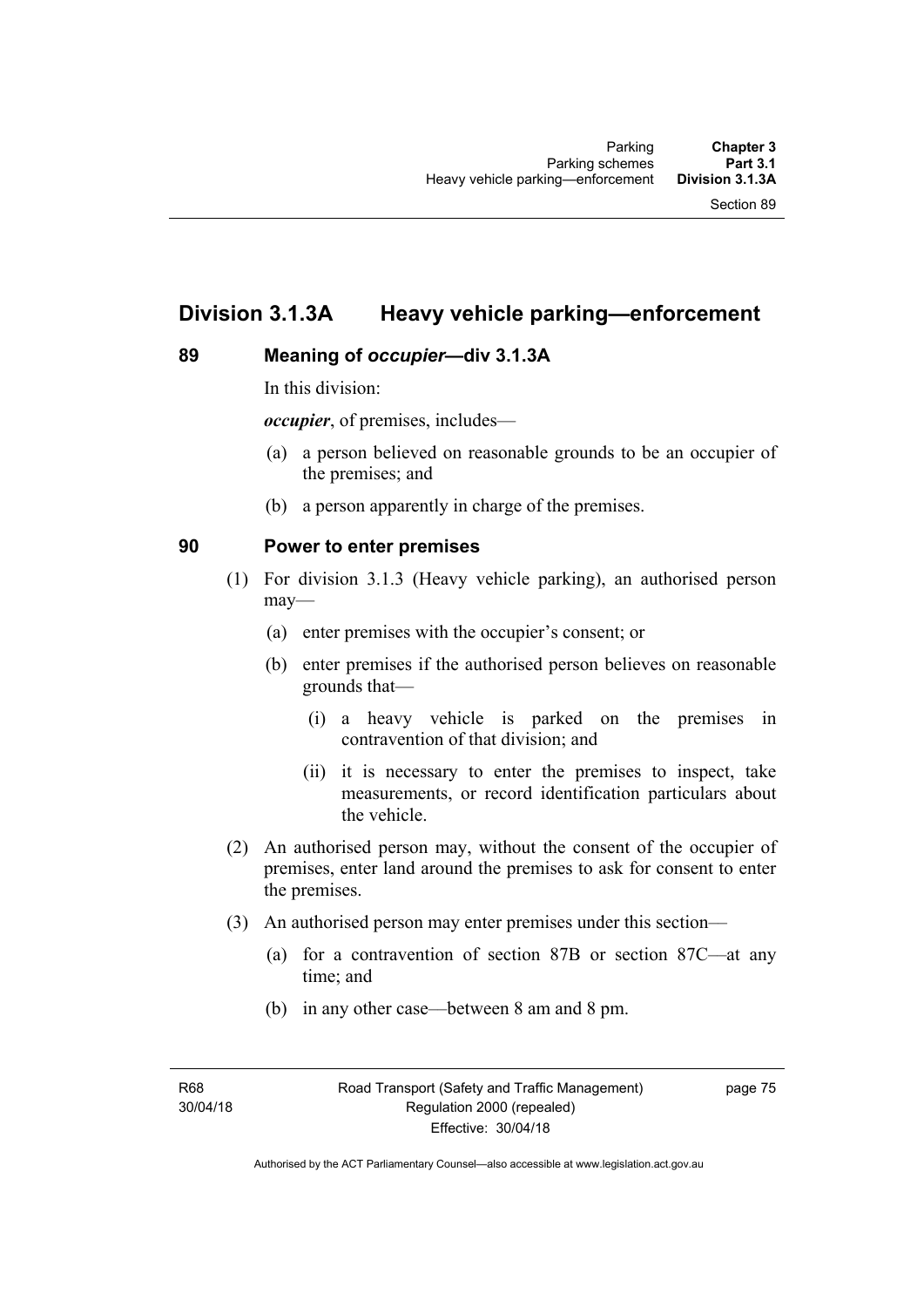## Division 3.1.3A Heavy vehicle parking—enforcement

### 89 Meaning of *occupier*—div 3.1.3A

In this division:

***occupier***, of premises, includes—

(a) a person believed on reasonable grounds to be an occupier of the premises; and

(b) a person apparently in charge of the premises.

### 90 Power to enter premises

(1) For division 3.1.3 (Heavy vehicle parking), an authorised person may—

(a) enter premises with the occupier's consent; or

(b) enter premises if the authorised person believes on reasonable grounds that—

(i) a heavy vehicle is parked on the premises in contravention of that division; and

(ii) it is necessary to enter the premises to inspect, take measurements, or record identification particulars about the vehicle.

(2) An authorised person may, without the consent of the occupier of premises, enter land around the premises to ask for consent to enter the premises.

(3) An authorised person may enter premises under this section—

(a) for a contravention of section 87B or section 87C—at any time; and

(b) in any other case—between 8 am and 8 pm.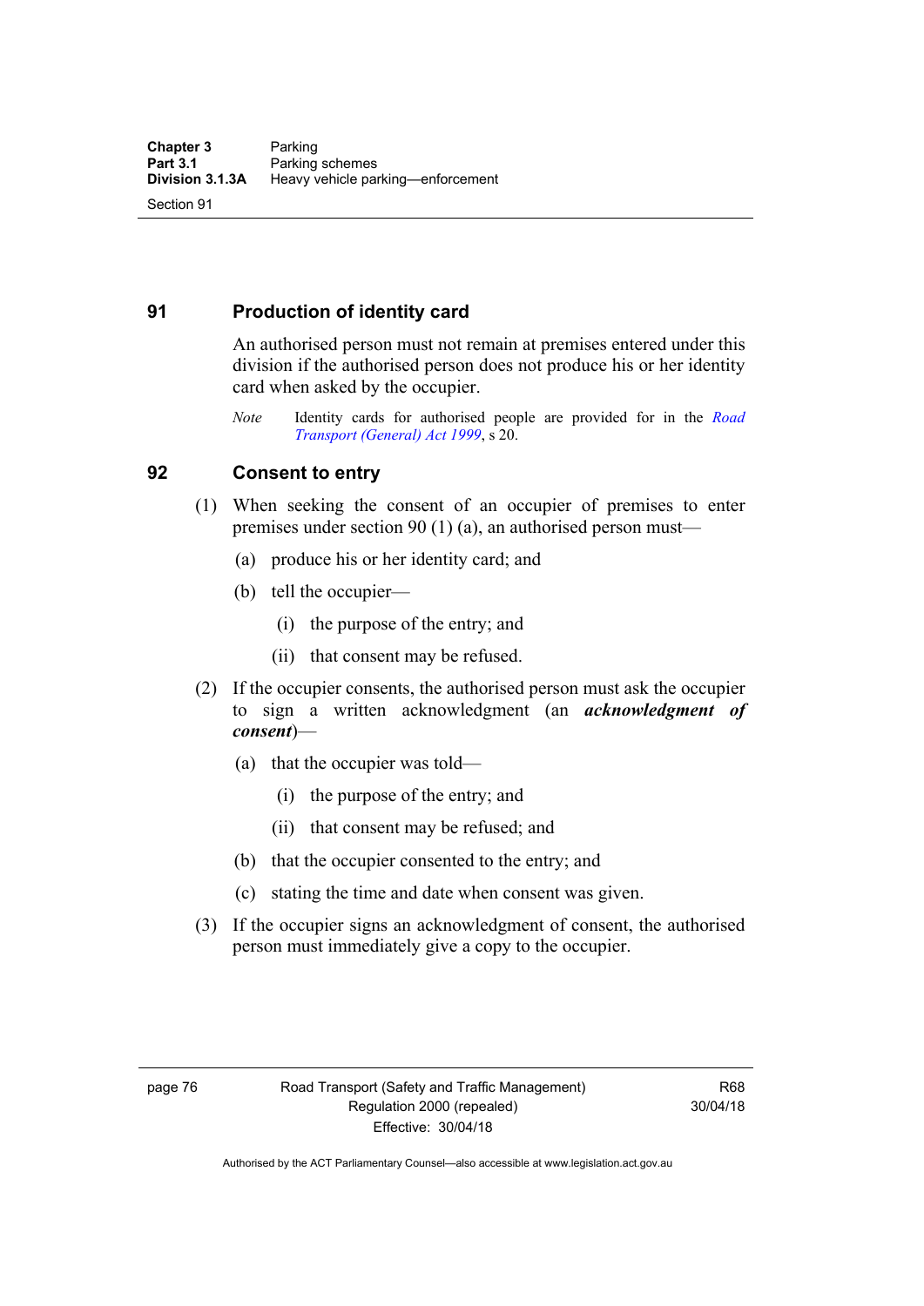## 91 Production of identity card

An authorised person must not remain at premises entered under this division if the authorised person does not produce his or her identity card when asked by the occupier.

*Note* Identity cards for authorised people are provided for in the *Road Transport (General) Act 1999*, s 20.

## 92 Consent to entry

(1) When seeking the consent of an occupier of premises to enter premises under section 90 (1) (a), an authorised person must—

(a) produce his or her identity card; and

(b) tell the occupier—

(i) the purpose of the entry; and

(ii) that consent may be refused.

(2) If the occupier consents, the authorised person must ask the occupier to sign a written acknowledgment (an ***acknowledgment of consent***)—

(a) that the occupier was told—

(i) the purpose of the entry; and

(ii) that consent may be refused; and

(b) that the occupier consented to the entry; and

(c) stating the time and date when consent was given.

(3) If the occupier signs an acknowledgment of consent, the authorised person must immediately give a copy to the occupier.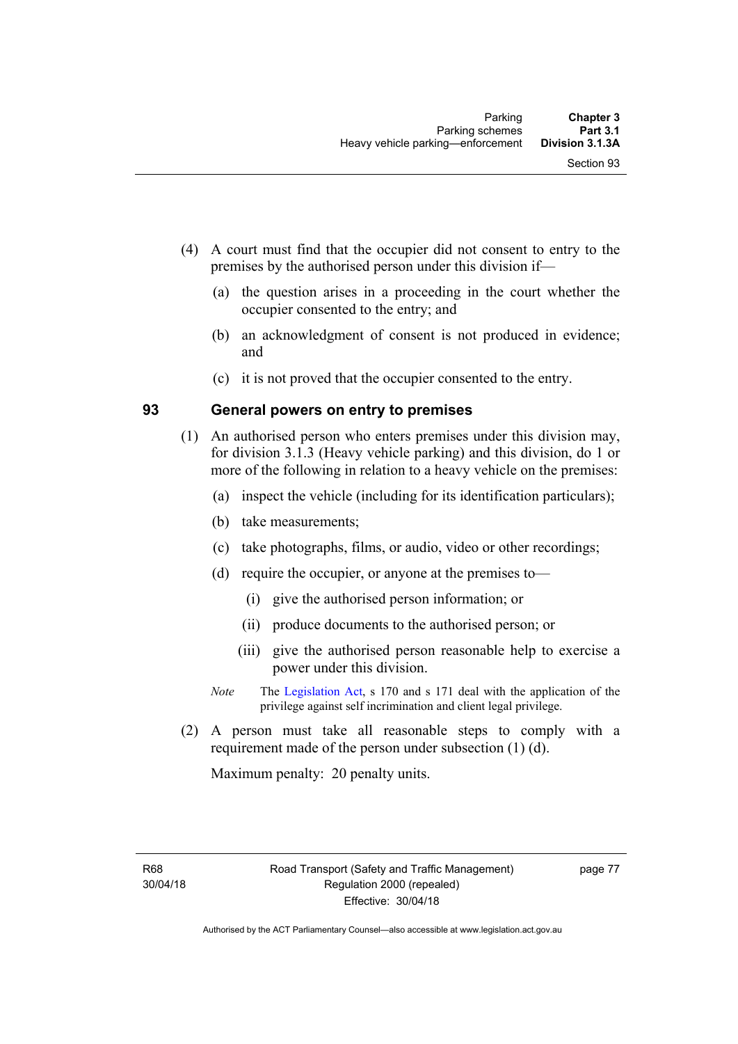(4) A court must find that the occupier did not consent to entry to the premises by the authorised person under this division if—

(a) the question arises in a proceeding in the court whether the occupier consented to the entry; and

(b) an acknowledgment of consent is not produced in evidence; and

(c) it is not proved that the occupier consented to the entry.

## 93 General powers on entry to premises

(1) An authorised person who enters premises under this division may, for division 3.1.3 (Heavy vehicle parking) and this division, do 1 or more of the following in relation to a heavy vehicle on the premises:

(a) inspect the vehicle (including for its identification particulars);

(b) take measurements;

(c) take photographs, films, or audio, video or other recordings;

(d) require the occupier, or anyone at the premises to—

(i) give the authorised person information; or

(ii) produce documents to the authorised person; or

(iii) give the authorised person reasonable help to exercise a power under this division.

*Note* The Legislation Act, s 170 and s 171 deal with the application of the privilege against self incrimination and client legal privilege.

(2) A person must take all reasonable steps to comply with a requirement made of the person under subsection (1) (d).

Maximum penalty: 20 penalty units.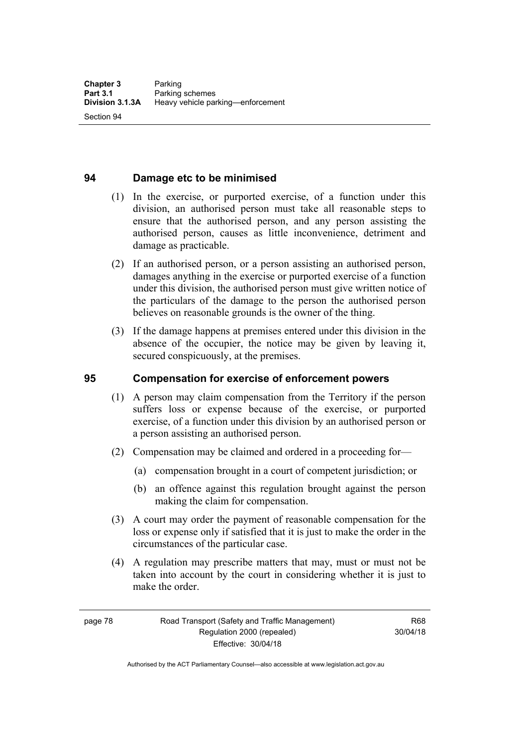## 94 Damage etc to be minimised

(1) In the exercise, or purported exercise, of a function under this division, an authorised person must take all reasonable steps to ensure that the authorised person, and any person assisting the authorised person, causes as little inconvenience, detriment and damage as practicable.

(2) If an authorised person, or a person assisting an authorised person, damages anything in the exercise or purported exercise of a function under this division, the authorised person must give written notice of the particulars of the damage to the person the authorised person believes on reasonable grounds is the owner of the thing.

(3) If the damage happens at premises entered under this division in the absence of the occupier, the notice may be given by leaving it, secured conspicuously, at the premises.

## 95 Compensation for exercise of enforcement powers

(1) A person may claim compensation from the Territory if the person suffers loss or expense because of the exercise, or purported exercise, of a function under this division by an authorised person or a person assisting an authorised person.

(2) Compensation may be claimed and ordered in a proceeding for—

(a) compensation brought in a court of competent jurisdiction; or

(b) an offence against this regulation brought against the person making the claim for compensation.

(3) A court may order the payment of reasonable compensation for the loss or expense only if satisfied that it is just to make the order in the circumstances of the particular case.

(4) A regulation may prescribe matters that may, must or must not be taken into account by the court in considering whether it is just to make the order.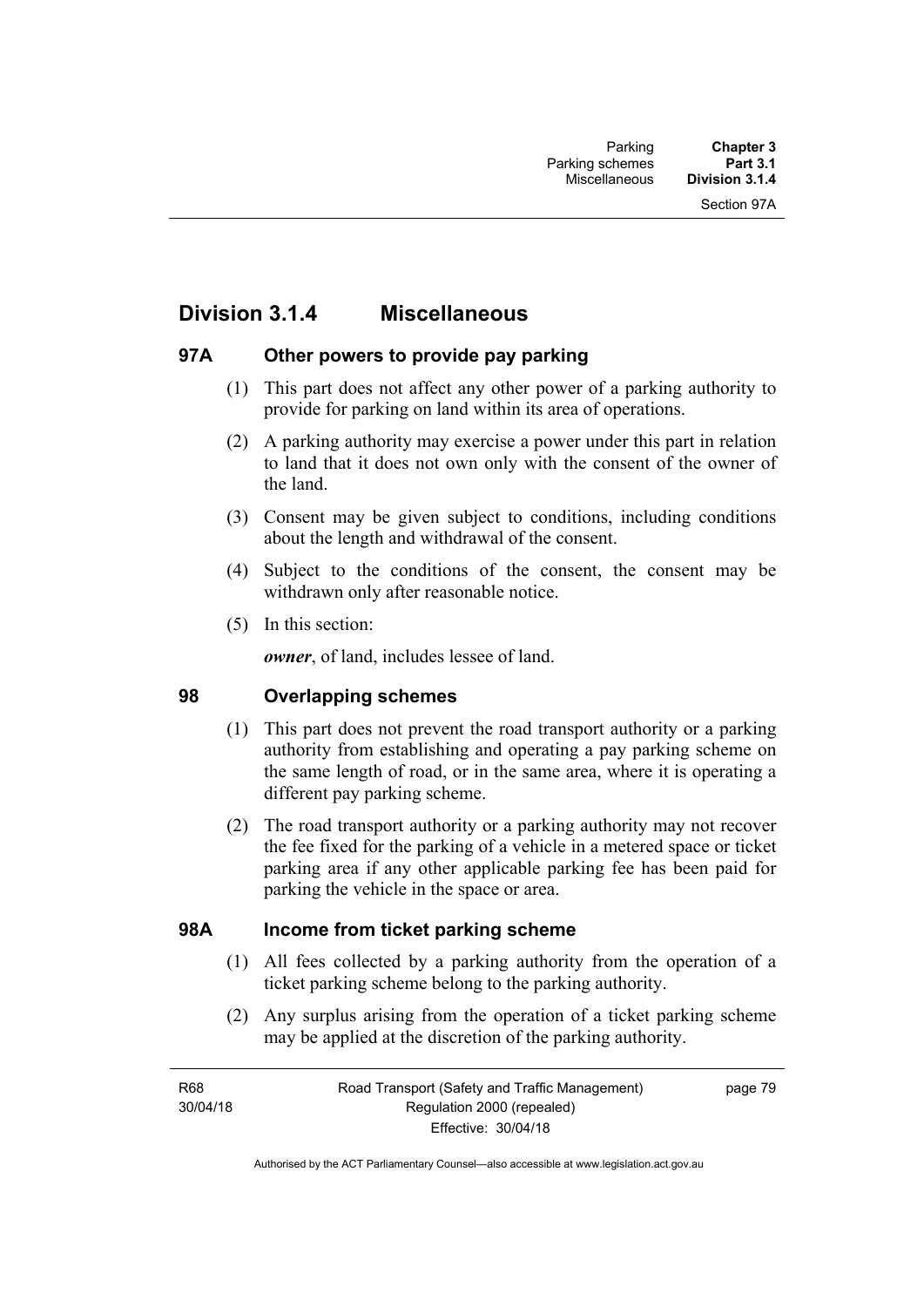## Division 3.1.4 Miscellaneous

### 97A Other powers to provide pay parking

(1) This part does not affect any other power of a parking authority to provide for parking on land within its area of operations.

(2) A parking authority may exercise a power under this part in relation to land that it does not own only with the consent of the owner of the land.

(3) Consent may be given subject to conditions, including conditions about the length and withdrawal of the consent.

(4) Subject to the conditions of the consent, the consent may be withdrawn only after reasonable notice.

(5) In this section:

***owner***, of land, includes lessee of land.

### 98 Overlapping schemes

(1) This part does not prevent the road transport authority or a parking authority from establishing and operating a pay parking scheme on the same length of road, or in the same area, where it is operating a different pay parking scheme.

(2) The road transport authority or a parking authority may not recover the fee fixed for the parking of a vehicle in a metered space or ticket parking area if any other applicable parking fee has been paid for parking the vehicle in the space or area.

### 98A Income from ticket parking scheme

(1) All fees collected by a parking authority from the operation of a ticket parking scheme belong to the parking authority.

(2) Any surplus arising from the operation of a ticket parking scheme may be applied at the discretion of the parking authority.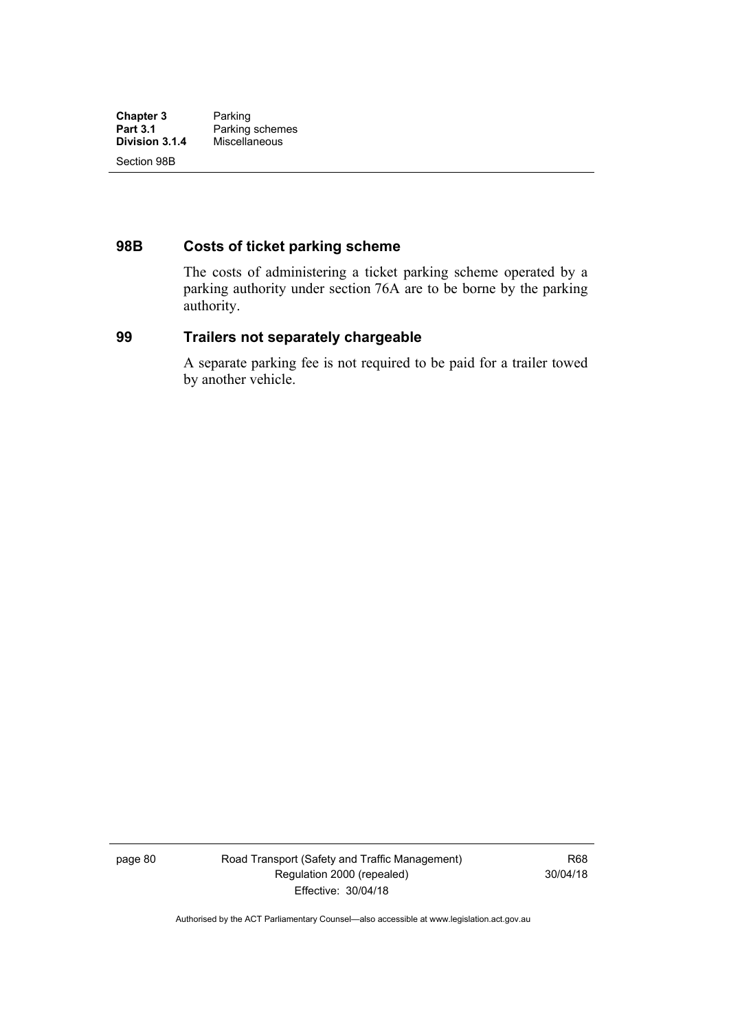## 98B Costs of ticket parking scheme

The costs of administering a ticket parking scheme operated by a parking authority under section 76A are to be borne by the parking authority.

## 99 Trailers not separately chargeable

A separate parking fee is not required to be paid for a trailer towed by another vehicle.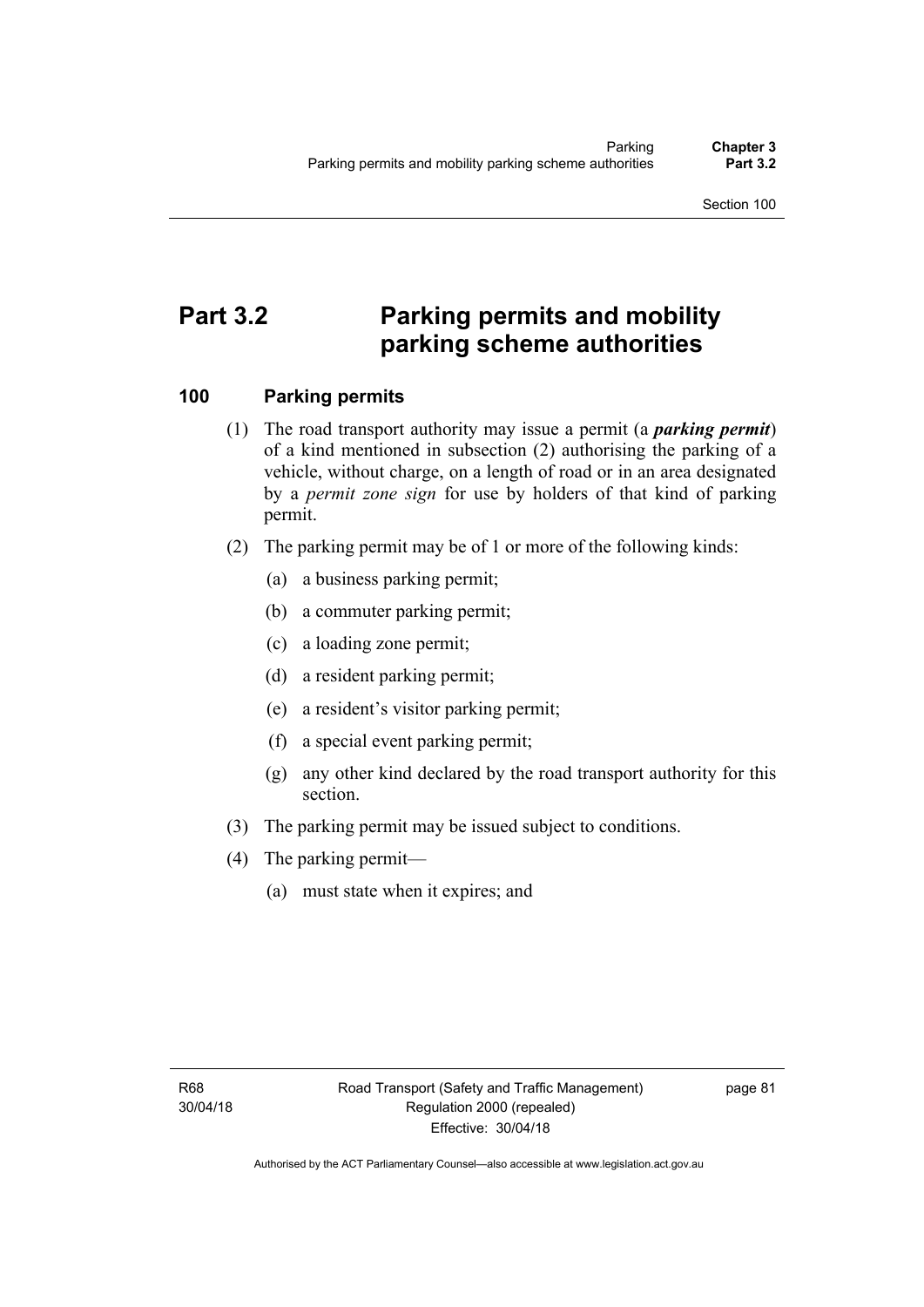# Part 3.2 Parking permits and mobility parking scheme authorities

## 100 Parking permits

(1) The road transport authority may issue a permit (a ***parking permit***) of a kind mentioned in subsection (2) authorising the parking of a vehicle, without charge, on a length of road or in an area designated by a *permit zone sign* for use by holders of that kind of parking permit.

(2) The parking permit may be of 1 or more of the following kinds:

(a) a business parking permit;

(b) a commuter parking permit;

(c) a loading zone permit;

(d) a resident parking permit;

(e) a resident's visitor parking permit;

(f) a special event parking permit;

(g) any other kind declared by the road transport authority for this section.

(3) The parking permit may be issued subject to conditions.

(4) The parking permit—

(a) must state when it expires; and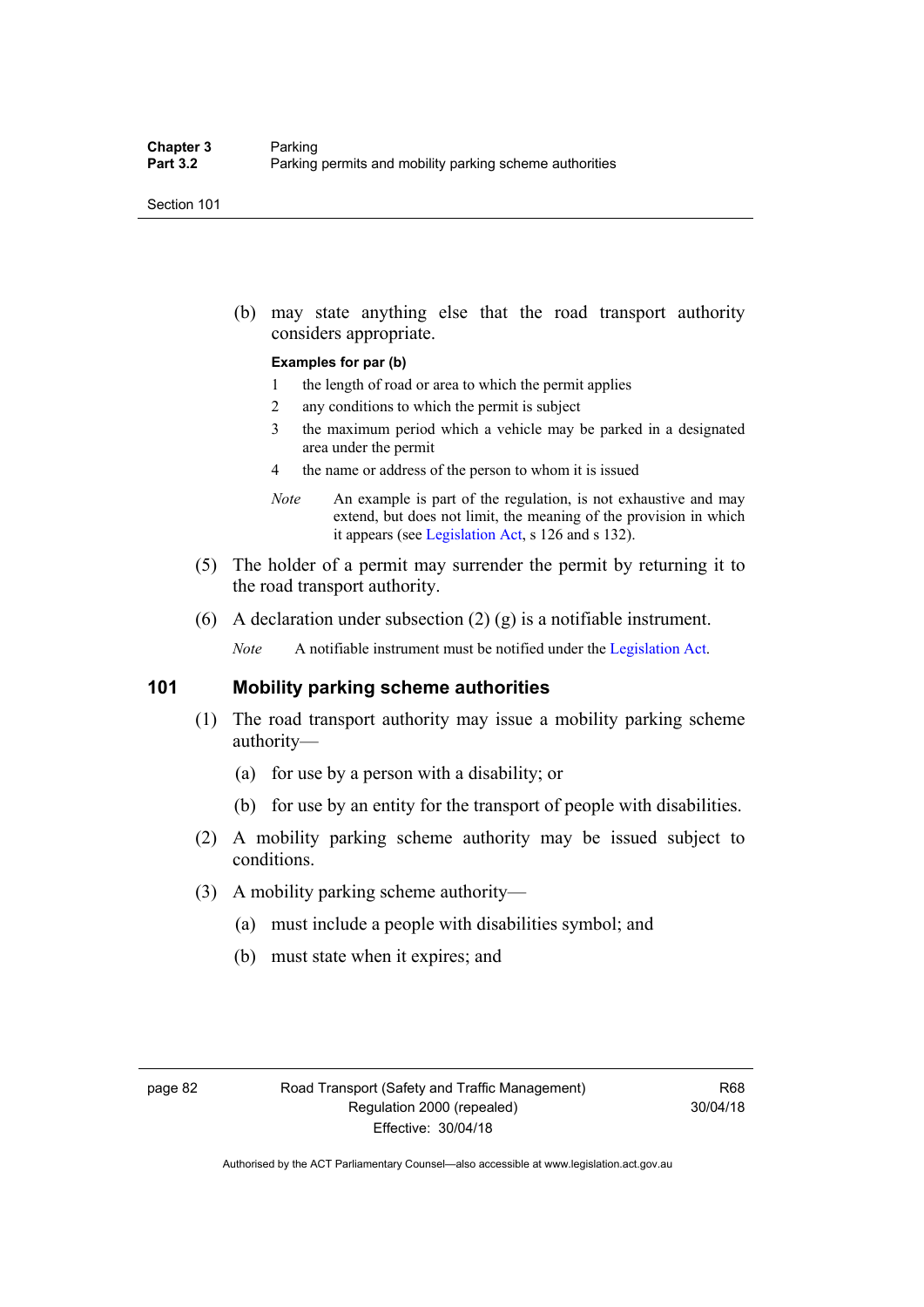(b) may state anything else that the road transport authority considers appropriate.

**Examples for par (b)**

1 the length of road or area to which the permit applies
2 any conditions to which the permit is subject
3 the maximum period which a vehicle may be parked in a designated area under the permit
4 the name or address of the person to whom it is issued

*Note* An example is part of the regulation, is not exhaustive and may extend, but does not limit, the meaning of the provision in which it appears (see Legislation Act, s 126 and s 132).

(5) The holder of a permit may surrender the permit by returning it to the road transport authority.

(6) A declaration under subsection (2) (g) is a notifiable instrument.

*Note* A notifiable instrument must be notified under the Legislation Act.

### 101 Mobility parking scheme authorities

(1) The road transport authority may issue a mobility parking scheme authority—

(a) for use by a person with a disability; or

(b) for use by an entity for the transport of people with disabilities.

(2) A mobility parking scheme authority may be issued subject to conditions.

(3) A mobility parking scheme authority—

(a) must include a people with disabilities symbol; and

(b) must state when it expires; and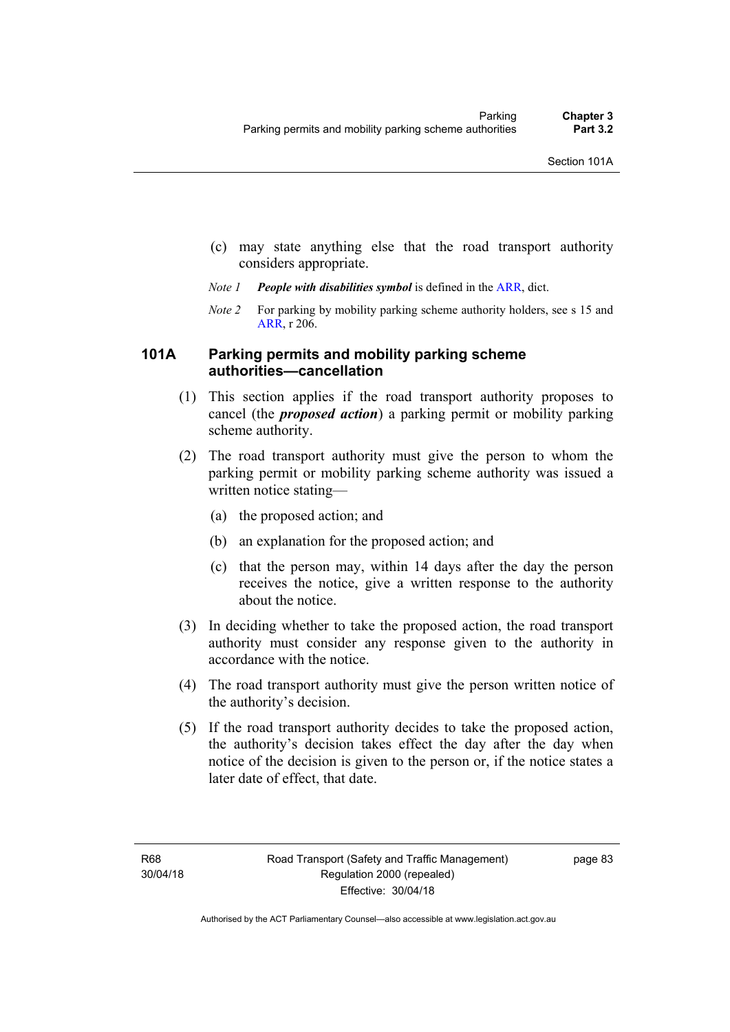(c) may state anything else that the road transport authority considers appropriate.

*Note 1* ***People with disabilities symbol*** is defined in the ARR, dict.

*Note 2* For parking by mobility parking scheme authority holders, see s 15 and ARR, r 206.

### 101A Parking permits and mobility parking scheme authorities—cancellation

(1) This section applies if the road transport authority proposes to cancel (the ***proposed action***) a parking permit or mobility parking scheme authority.

(2) The road transport authority must give the person to whom the parking permit or mobility parking scheme authority was issued a written notice stating—

(a) the proposed action; and

(b) an explanation for the proposed action; and

(c) that the person may, within 14 days after the day the person receives the notice, give a written response to the authority about the notice.

(3) In deciding whether to take the proposed action, the road transport authority must consider any response given to the authority in accordance with the notice.

(4) The road transport authority must give the person written notice of the authority's decision.

(5) If the road transport authority decides to take the proposed action, the authority's decision takes effect the day after the day when notice of the decision is given to the person or, if the notice states a later date of effect, that date.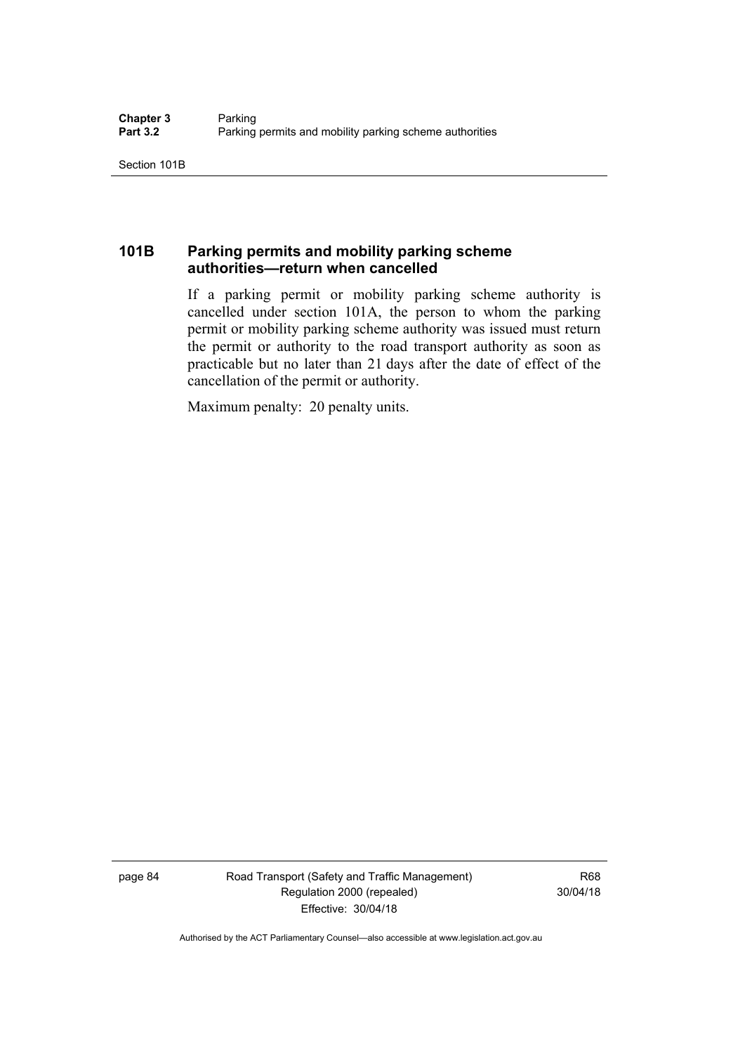## 101B Parking permits and mobility parking scheme authorities—return when cancelled

If a parking permit or mobility parking scheme authority is cancelled under section 101A, the person to whom the parking permit or mobility parking scheme authority was issued must return the permit or authority to the road transport authority as soon as practicable but no later than 21 days after the date of effect of the cancellation of the permit or authority.

Maximum penalty: 20 penalty units.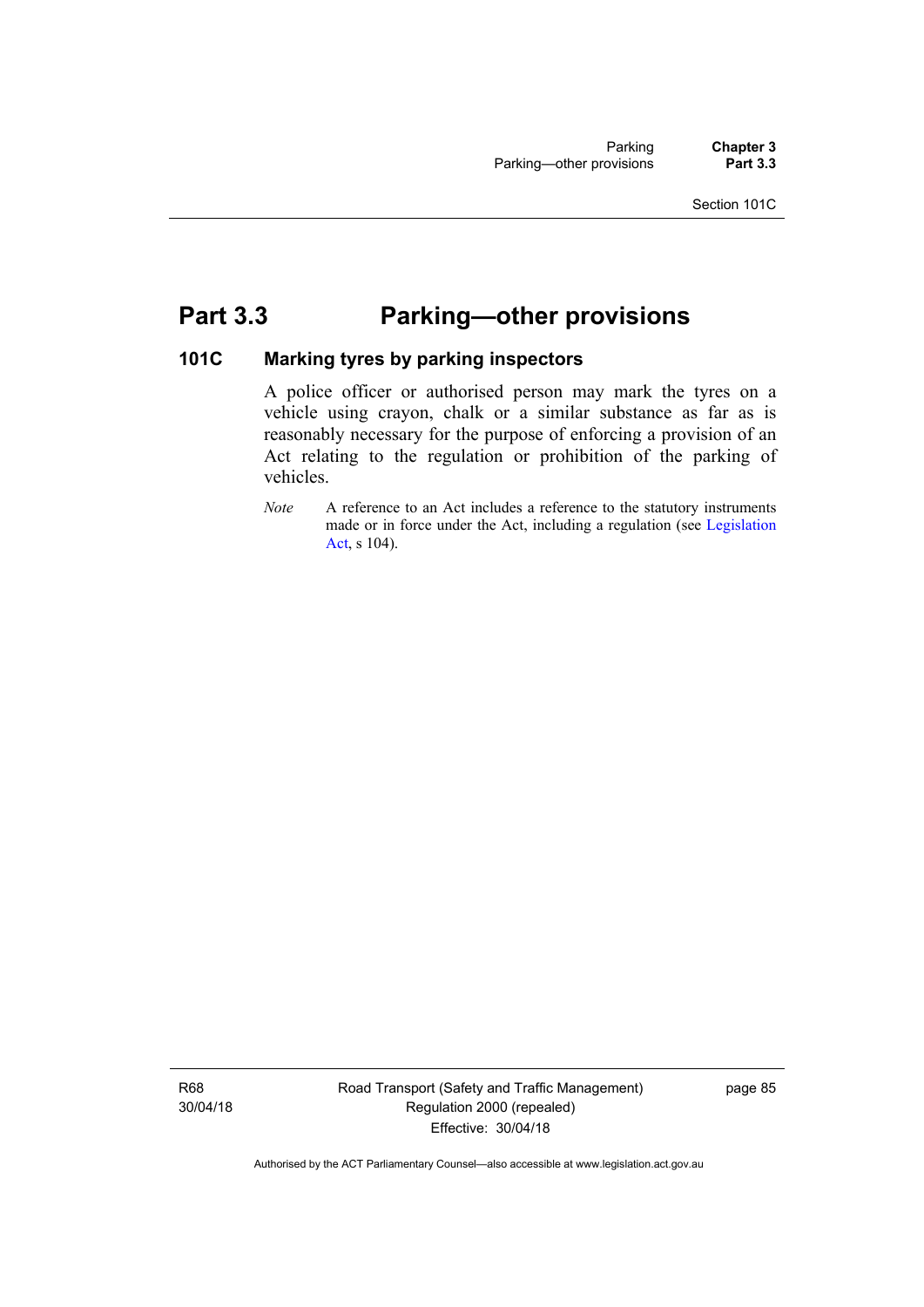# Part 3.3 Parking—other provisions

## 101C Marking tyres by parking inspectors

A police officer or authorised person may mark the tyres on a vehicle using crayon, chalk or a similar substance as far as is reasonably necessary for the purpose of enforcing a provision of an Act relating to the regulation or prohibition of the parking of vehicles.

*Note* A reference to an Act includes a reference to the statutory instruments made or in force under the Act, including a regulation (see Legislation Act, s 104).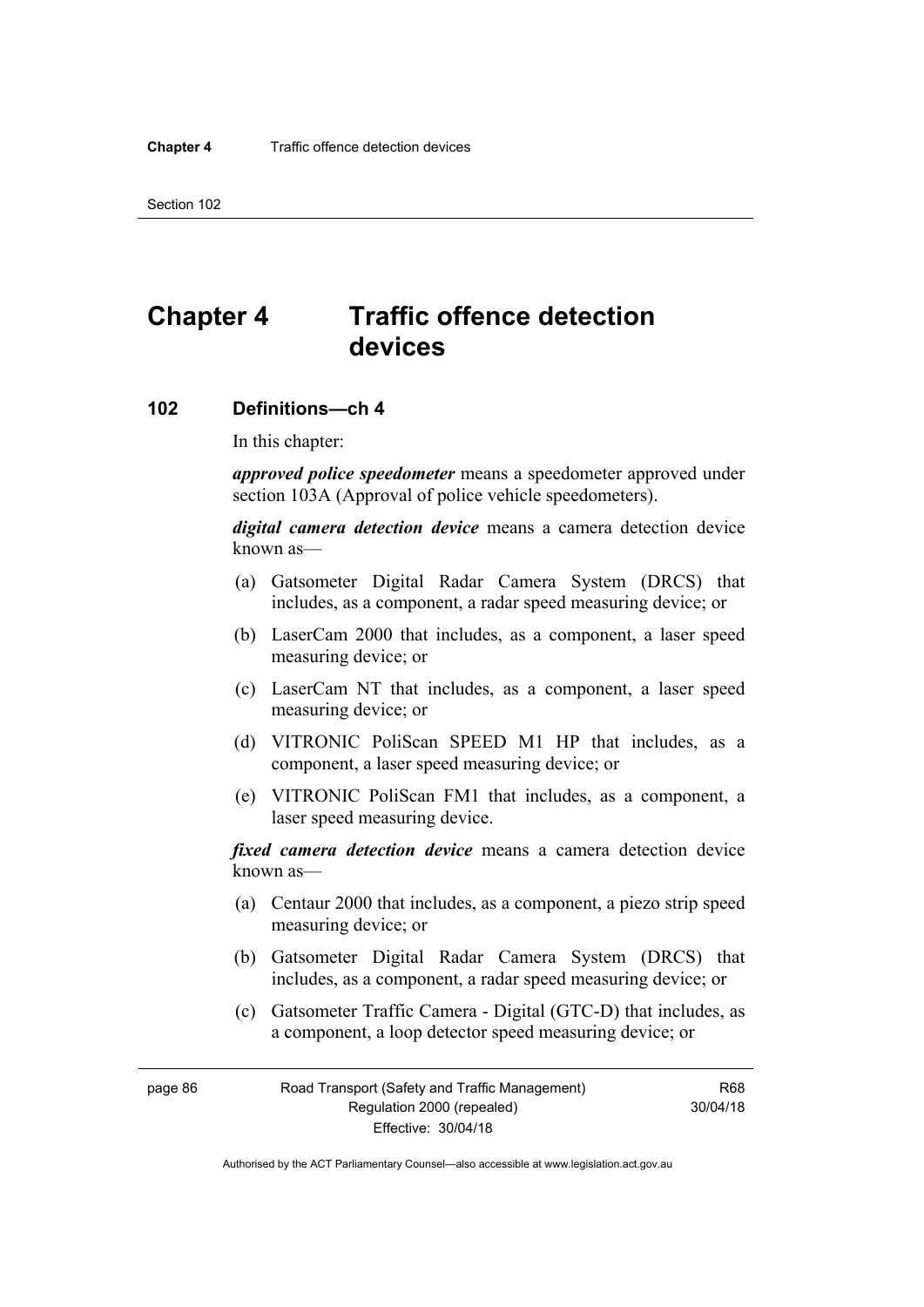# Chapter 4 Traffic offence detection devices

## 102 Definitions—ch 4

In this chapter:

***approved police speedometer*** means a speedometer approved under section 103A (Approval of police vehicle speedometers).

***digital camera detection device*** means a camera detection device known as—

(a) Gatsometer Digital Radar Camera System (DRCS) that includes, as a component, a radar speed measuring device; or

(b) LaserCam 2000 that includes, as a component, a laser speed measuring device; or

(c) LaserCam NT that includes, as a component, a laser speed measuring device; or

(d) VITRONIC PoliScan SPEED M1 HP that includes, as a component, a laser speed measuring device; or

(e) VITRONIC PoliScan FM1 that includes, as a component, a laser speed measuring device.

***fixed camera detection device*** means a camera detection device known as—

(a) Centaur 2000 that includes, as a component, a piezo strip speed measuring device; or

(b) Gatsometer Digital Radar Camera System (DRCS) that includes, as a component, a radar speed measuring device; or

(c) Gatsometer Traffic Camera - Digital (GTC-D) that includes, as a component, a loop detector speed measuring device; or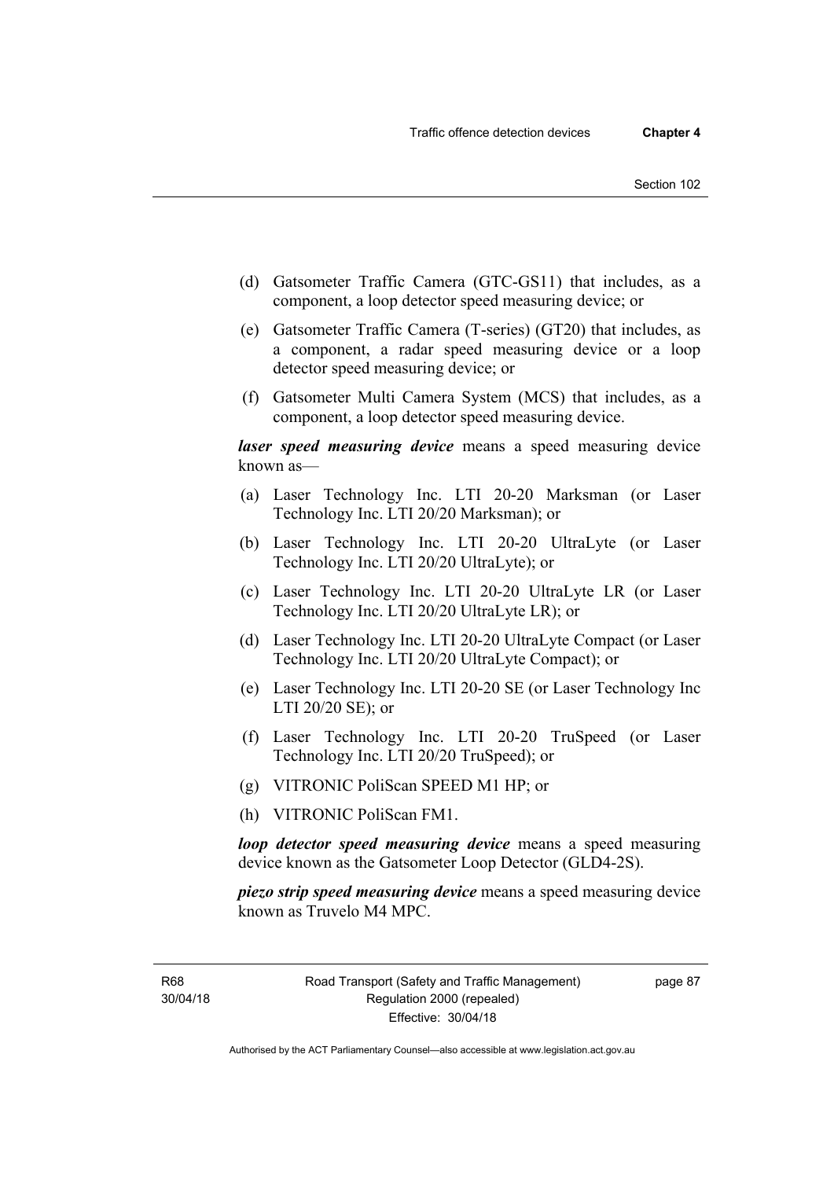(d) Gatsometer Traffic Camera (GTC-GS11) that includes, as a component, a loop detector speed measuring device; or

(e) Gatsometer Traffic Camera (T-series) (GT20) that includes, as a component, a radar speed measuring device or a loop detector speed measuring device; or

(f) Gatsometer Multi Camera System (MCS) that includes, as a component, a loop detector speed measuring device.

***laser speed measuring device*** means a speed measuring device known as—

(a) Laser Technology Inc. LTI 20-20 Marksman (or Laser Technology Inc. LTI 20/20 Marksman); or

(b) Laser Technology Inc. LTI 20-20 UltraLyte (or Laser Technology Inc. LTI 20/20 UltraLyte); or

(c) Laser Technology Inc. LTI 20-20 UltraLyte LR (or Laser Technology Inc. LTI 20/20 UltraLyte LR); or

(d) Laser Technology Inc. LTI 20-20 UltraLyte Compact (or Laser Technology Inc. LTI 20/20 UltraLyte Compact); or

(e) Laser Technology Inc. LTI 20-20 SE (or Laser Technology Inc LTI 20/20 SE); or

(f) Laser Technology Inc. LTI 20-20 TruSpeed (or Laser Technology Inc. LTI 20/20 TruSpeed); or

(g) VITRONIC PoliScan SPEED M1 HP; or

(h) VITRONIC PoliScan FM1.

***loop detector speed measuring device*** means a speed measuring device known as the Gatsometer Loop Detector (GLD4-2S).

***piezo strip speed measuring device*** means a speed measuring device known as Truvelo M4 MPC.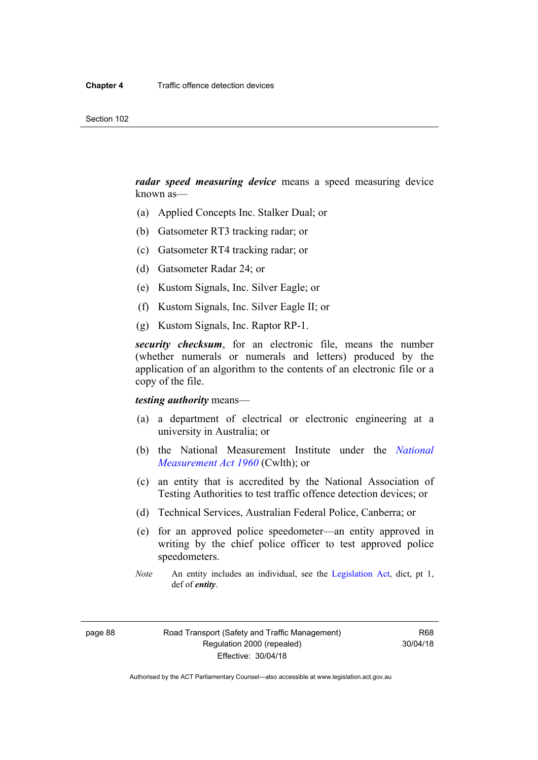***radar speed measuring device*** means a speed measuring device known as—

(a) Applied Concepts Inc. Stalker Dual; or

(b) Gatsometer RT3 tracking radar; or

(c) Gatsometer RT4 tracking radar; or

(d) Gatsometer Radar 24; or

(e) Kustom Signals, Inc. Silver Eagle; or

(f) Kustom Signals, Inc. Silver Eagle II; or

(g) Kustom Signals, Inc. Raptor RP-1.

***security checksum***, for an electronic file, means the number (whether numerals or numerals and letters) produced by the application of an algorithm to the contents of an electronic file or a copy of the file.

***testing authority*** means—

(a) a department of electrical or electronic engineering at a university in Australia; or

(b) the National Measurement Institute under the *National Measurement Act 1960* (Cwlth); or

(c) an entity that is accredited by the National Association of Testing Authorities to test traffic offence detection devices; or

(d) Technical Services, Australian Federal Police, Canberra; or

(e) for an approved police speedometer—an entity approved in writing by the chief police officer to test approved police speedometers.

*Note* An entity includes an individual, see the Legislation Act, dict, pt 1, def of ***entity***.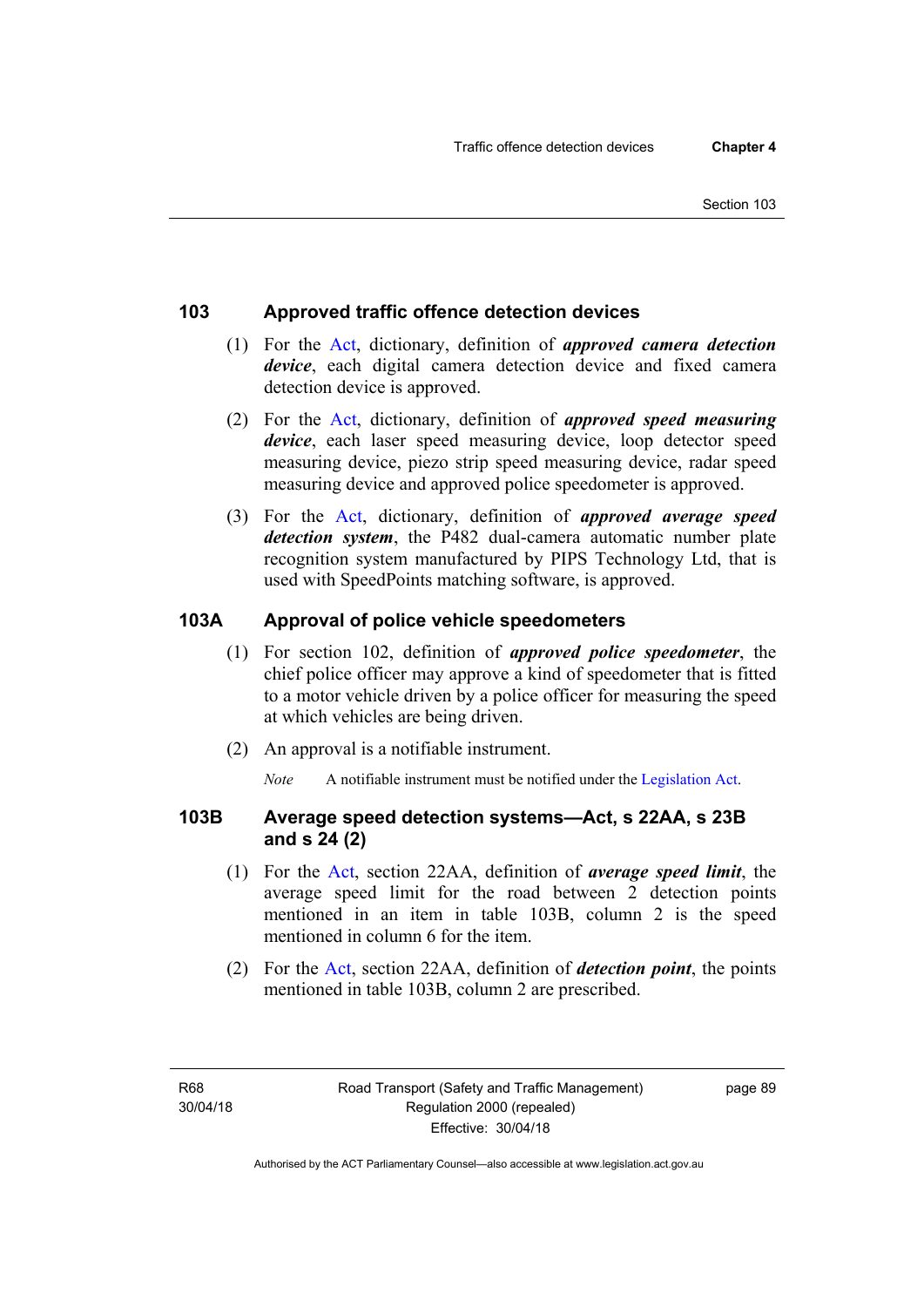## 103 Approved traffic offence detection devices

(1) For the Act, dictionary, definition of ***approved camera detection device***, each digital camera detection device and fixed camera detection device is approved.

(2) For the Act, dictionary, definition of ***approved speed measuring device***, each laser speed measuring device, loop detector speed measuring device, piezo strip speed measuring device, radar speed measuring device and approved police speedometer is approved.

(3) For the Act, dictionary, definition of ***approved average speed detection system***, the P482 dual-camera automatic number plate recognition system manufactured by PIPS Technology Ltd, that is used with SpeedPoints matching software, is approved.

## 103A Approval of police vehicle speedometers

(1) For section 102, definition of ***approved police speedometer***, the chief police officer may approve a kind of speedometer that is fitted to a motor vehicle driven by a police officer for measuring the speed at which vehicles are being driven.

(2) An approval is a notifiable instrument.

*Note* A notifiable instrument must be notified under the Legislation Act.

## 103B Average speed detection systems—Act, s 22AA, s 23B and s 24 (2)

(1) For the Act, section 22AA, definition of ***average speed limit***, the average speed limit for the road between 2 detection points mentioned in an item in table 103B, column 2 is the speed mentioned in column 6 for the item.

(2) For the Act, section 22AA, definition of ***detection point***, the points mentioned in table 103B, column 2 are prescribed.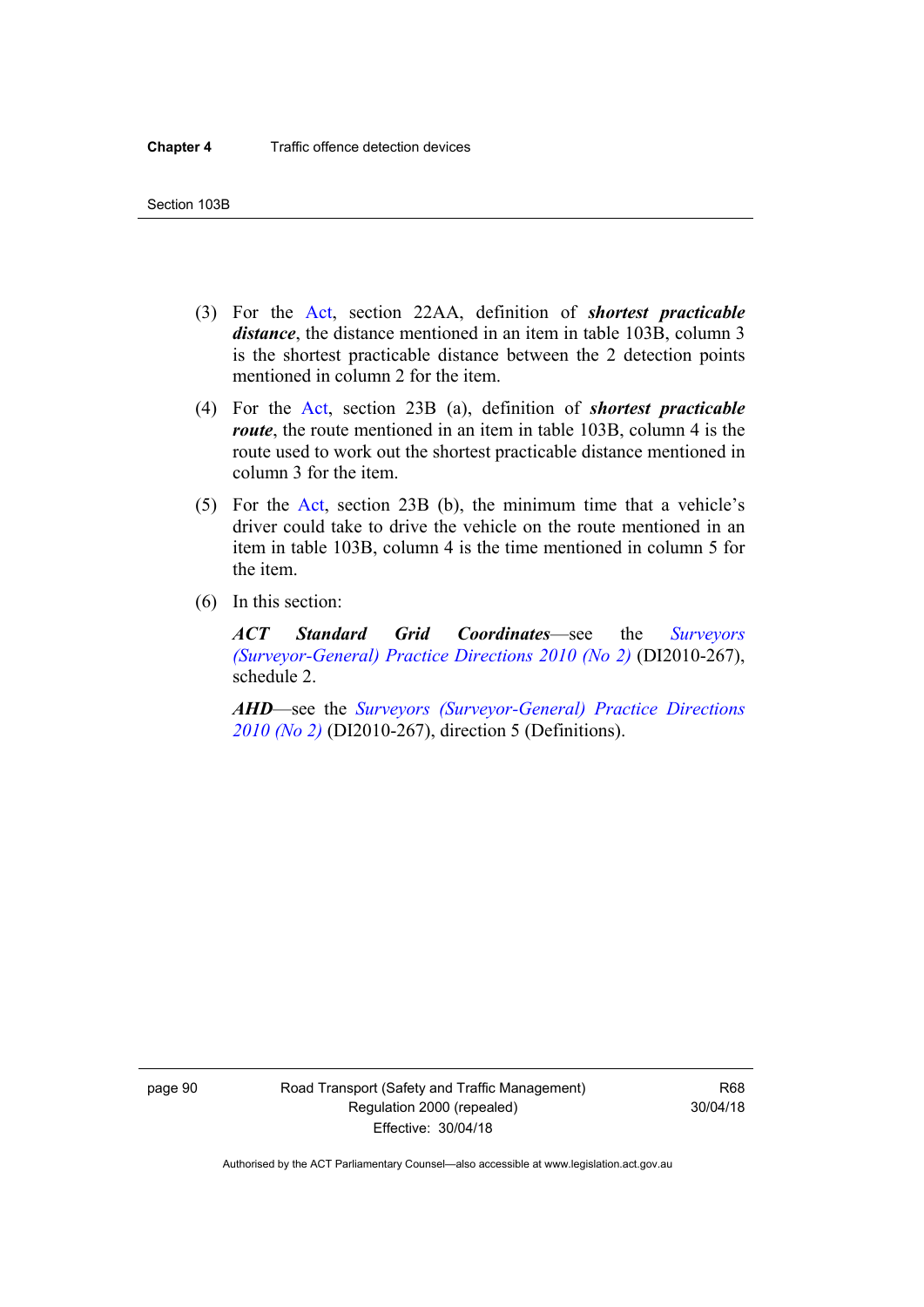(3) For the Act, section 22AA, definition of ***shortest practicable distance***, the distance mentioned in an item in table 103B, column 3 is the shortest practicable distance between the 2 detection points mentioned in column 2 for the item.

(4) For the Act, section 23B (a), definition of ***shortest practicable route***, the route mentioned in an item in table 103B, column 4 is the route used to work out the shortest practicable distance mentioned in column 3 for the item.

(5) For the Act, section 23B (b), the minimum time that a vehicle's driver could take to drive the vehicle on the route mentioned in an item in table 103B, column 4 is the time mentioned in column 5 for the item.

(6) In this section:

***ACT Standard Grid Coordinates***—see the *Surveyors (Surveyor-General) Practice Directions 2010 (No 2)* (DI2010-267), schedule 2.

***AHD***—see the *Surveyors (Surveyor-General) Practice Directions 2010 (No 2)* (DI2010-267), direction 5 (Definitions).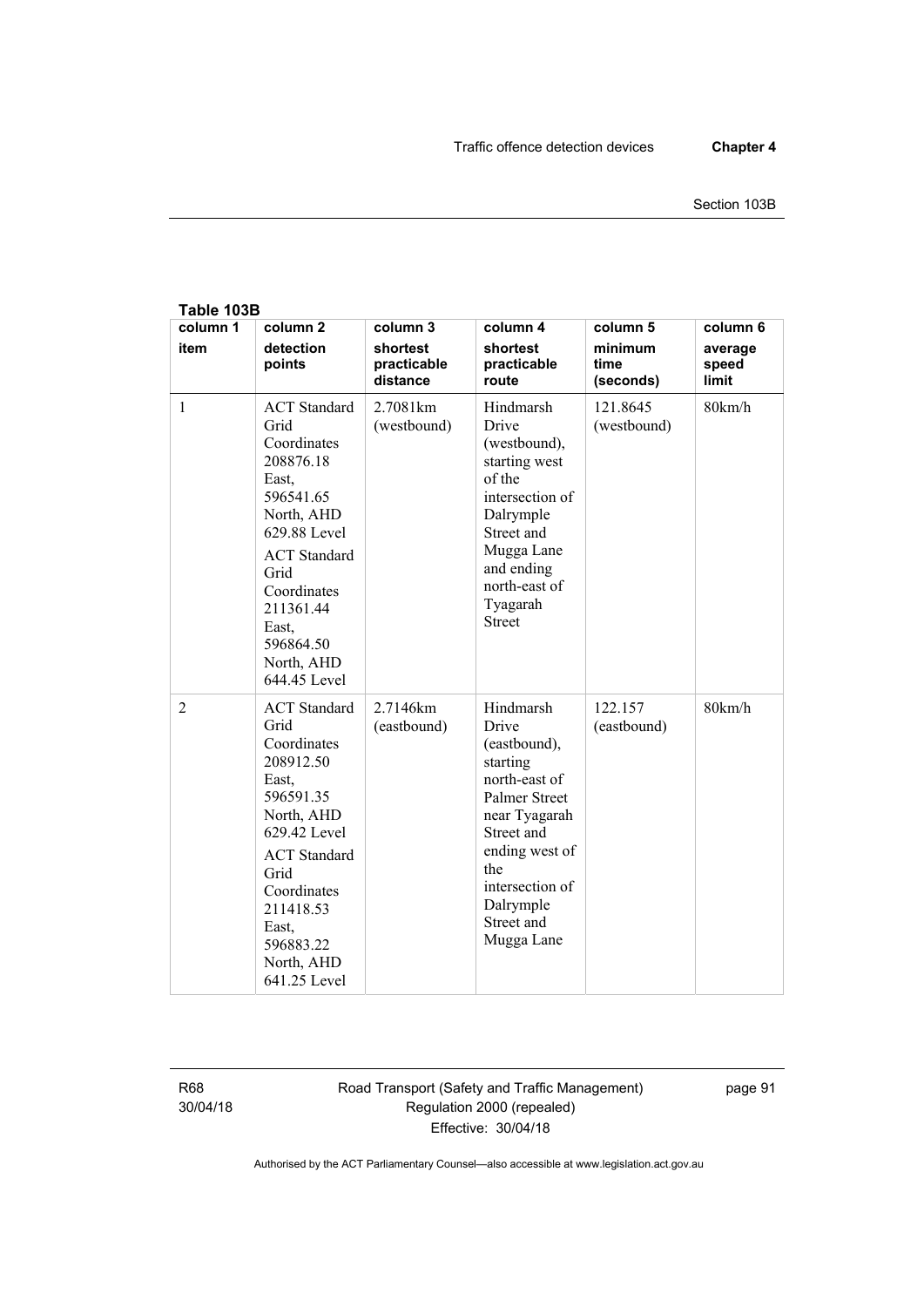**Table 103B**

| column 1<br>item | column 2<br>detection points | column 3<br>shortest practicable distance | column 4<br>shortest practicable route | column 5<br>minimum time (seconds) | column 6<br>average speed limit |
|---|---|---|---|---|---|
| 1 | ACT Standard Grid Coordinates 208876.18 East, 596541.65 North, AHD 629.88 Level<br>ACT Standard Grid Coordinates 211361.44 East, 596864.50 North, AHD 644.45 Level | 2.7081km (westbound) | Hindmarsh Drive (westbound), starting west of the intersection of Dalrymple Street and Mugga Lane and ending north-east of Tyagarah Street | 121.8645 (westbound) | 80km/h |
| 2 | ACT Standard Grid Coordinates 208912.50 East, 596591.35 North, AHD 629.42 Level<br>ACT Standard Grid Coordinates 211418.53 East, 596883.22 North, AHD 641.25 Level | 2.7146km (eastbound) | Hindmarsh Drive (eastbound), starting north-east of Palmer Street near Tyagarah Street and ending west of the intersection of Dalrymple Street and Mugga Lane | 122.157 (eastbound) | 80km/h |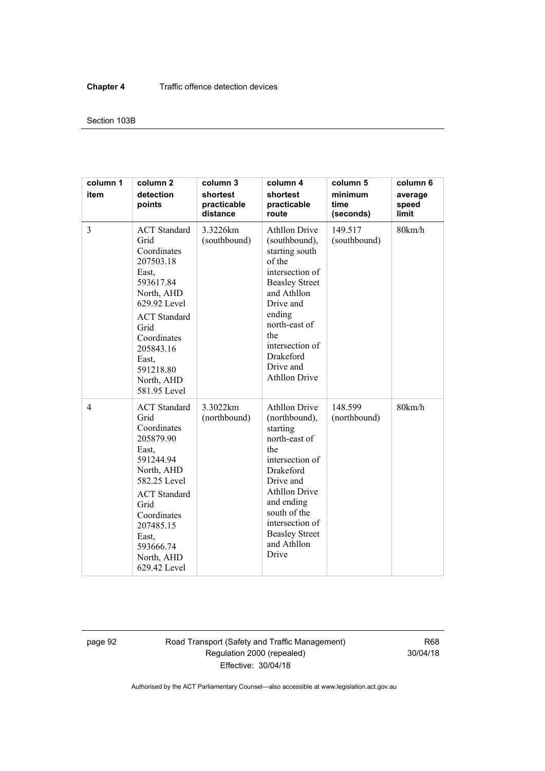| column 1 item | column 2 detection points | column 3 shortest practicable distance | column 4 shortest practicable route | column 5 minimum time (seconds) | column 6 average speed limit |
|---|---|---|---|---|---|
| 3 | ACT Standard Grid Coordinates 207503.18 East, 593617.84 North, AHD 629.92 Level<br>ACT Standard Grid Coordinates 205843.16 East, 591218.80 North, AHD 581.95 Level | 3.3226km (southbound) | Athllon Drive (southbound), starting south of the intersection of Beasley Street and Athllon Drive and ending north-east of the intersection of Drakeford Drive and Athllon Drive | 149.517 (southbound) | 80km/h |
| 4 | ACT Standard Grid Coordinates 205879.90 East, 591244.94 North, AHD 582.25 Level<br>ACT Standard Grid Coordinates 207485.15 East, 593666.74 North, AHD 629.42 Level | 3.3022km (northbound) | Athllon Drive (northbound), starting north-east of the intersection of Drakeford Drive and Athllon Drive and ending south of the intersection of Beasley Street and Athllon Drive | 148.599 (northbound) | 80km/h |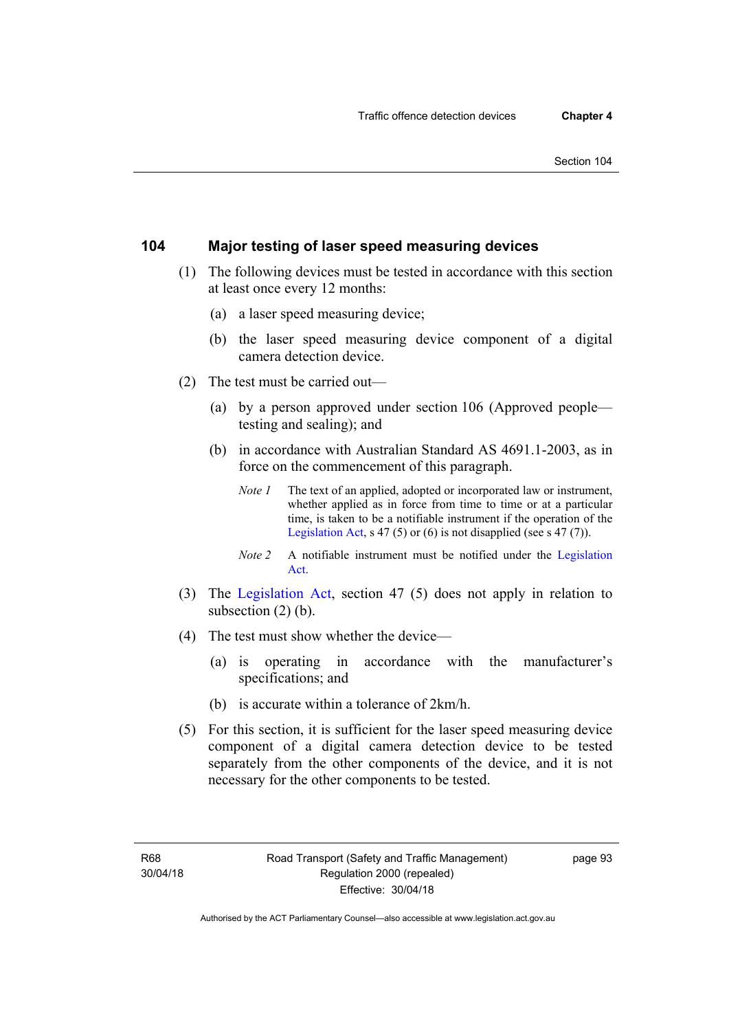### 104 Major testing of laser speed measuring devices

(1) The following devices must be tested in accordance with this section at least once every 12 months:

(a) a laser speed measuring device;

(b) the laser speed measuring device component of a digital camera detection device.

(2) The test must be carried out—

(a) by a person approved under section 106 (Approved people—testing and sealing); and

(b) in accordance with Australian Standard AS 4691.1-2003, as in force on the commencement of this paragraph.

*Note 1* The text of an applied, adopted or incorporated law or instrument, whether applied as in force from time to time or at a particular time, is taken to be a notifiable instrument if the operation of the Legislation Act, s 47 (5) or (6) is not disapplied (see s 47 (7)).

*Note 2* A notifiable instrument must be notified under the Legislation Act.

(3) The Legislation Act, section 47 (5) does not apply in relation to subsection (2) (b).

(4) The test must show whether the device—

(a) is operating in accordance with the manufacturer's specifications; and

(b) is accurate within a tolerance of 2km/h.

(5) For this section, it is sufficient for the laser speed measuring device component of a digital camera detection device to be tested separately from the other components of the device, and it is not necessary for the other components to be tested.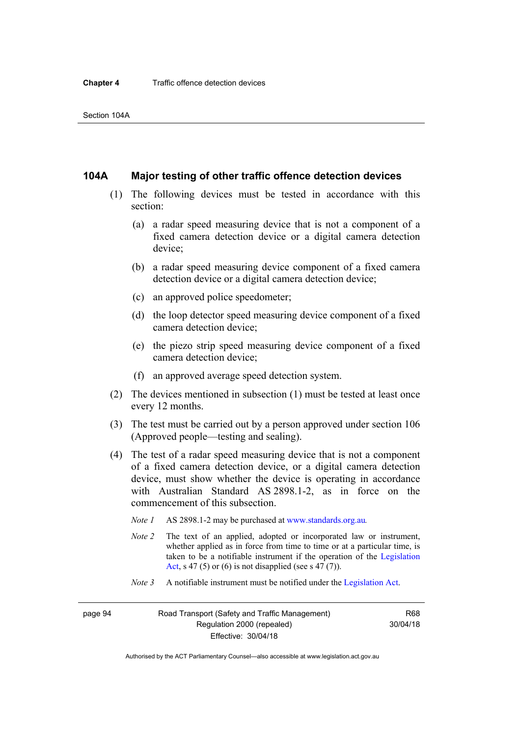### 104A Major testing of other traffic offence detection devices

(1) The following devices must be tested in accordance with this section:

(a) a radar speed measuring device that is not a component of a fixed camera detection device or a digital camera detection device;

(b) a radar speed measuring device component of a fixed camera detection device or a digital camera detection device;

(c) an approved police speedometer;

(d) the loop detector speed measuring device component of a fixed camera detection device;

(e) the piezo strip speed measuring device component of a fixed camera detection device;

(f) an approved average speed detection system.

(2) The devices mentioned in subsection (1) must be tested at least once every 12 months.

(3) The test must be carried out by a person approved under section 106 (Approved people—testing and sealing).

(4) The test of a radar speed measuring device that is not a component of a fixed camera detection device, or a digital camera detection device, must show whether the device is operating in accordance with Australian Standard AS 2898.1-2, as in force on the commencement of this subsection.

*Note 1* AS 2898.1-2 may be purchased at www.standards.org.au.

*Note 2* The text of an applied, adopted or incorporated law or instrument, whether applied as in force from time to time or at a particular time, is taken to be a notifiable instrument if the operation of the Legislation Act, s 47 (5) or (6) is not disapplied (see s 47 (7)).

*Note 3* A notifiable instrument must be notified under the Legislation Act.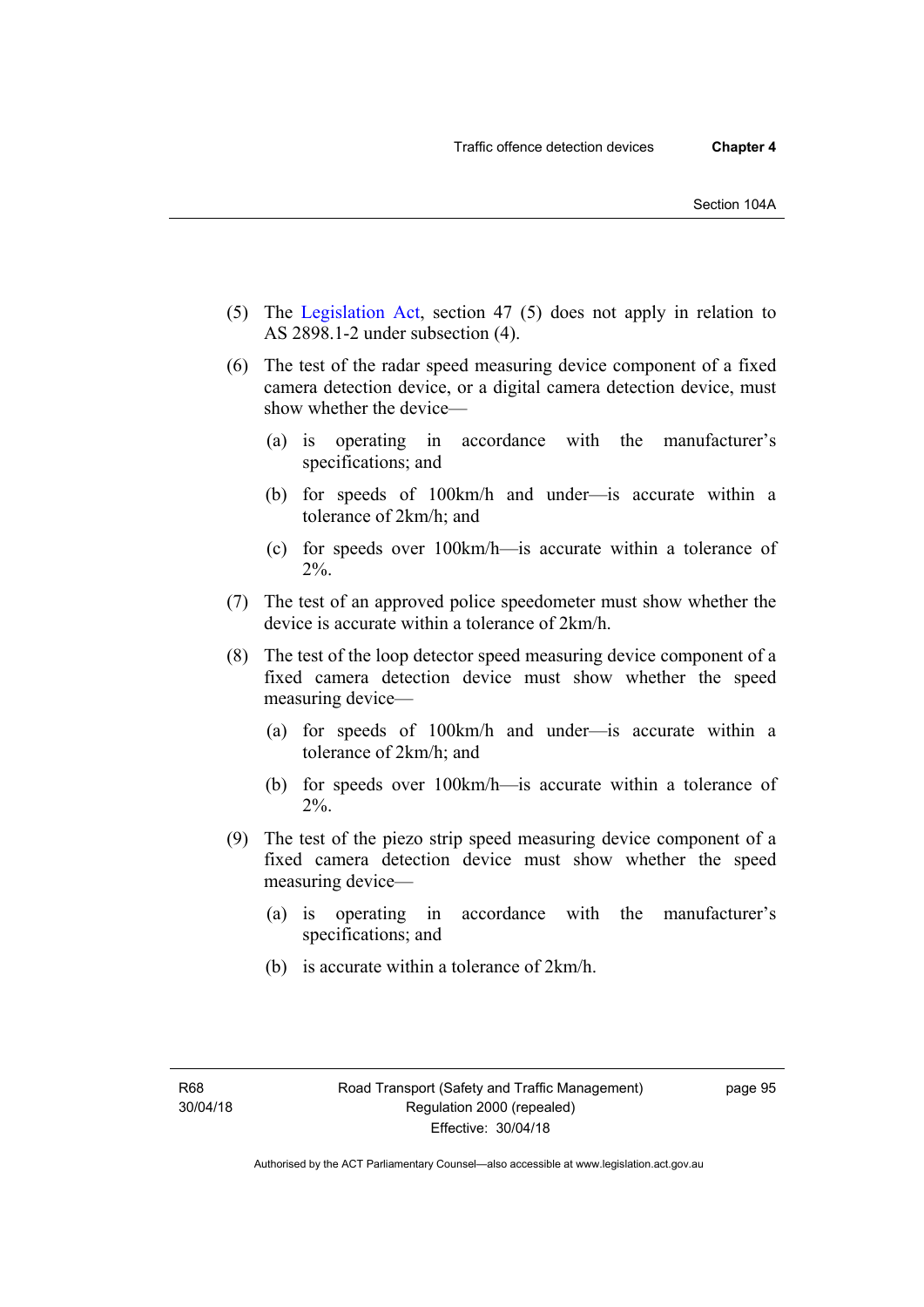(5) The Legislation Act, section 47 (5) does not apply in relation to AS 2898.1-2 under subsection (4).

(6) The test of the radar speed measuring device component of a fixed camera detection device, or a digital camera detection device, must show whether the device—

(a) is operating in accordance with the manufacturer's specifications; and

(b) for speeds of 100km/h and under—is accurate within a tolerance of 2km/h; and

(c) for speeds over 100km/h—is accurate within a tolerance of 2%.

(7) The test of an approved police speedometer must show whether the device is accurate within a tolerance of 2km/h.

(8) The test of the loop detector speed measuring device component of a fixed camera detection device must show whether the speed measuring device—

(a) for speeds of 100km/h and under—is accurate within a tolerance of 2km/h; and

(b) for speeds over 100km/h—is accurate within a tolerance of 2%.

(9) The test of the piezo strip speed measuring device component of a fixed camera detection device must show whether the speed measuring device—

(a) is operating in accordance with the manufacturer's specifications; and

(b) is accurate within a tolerance of 2km/h.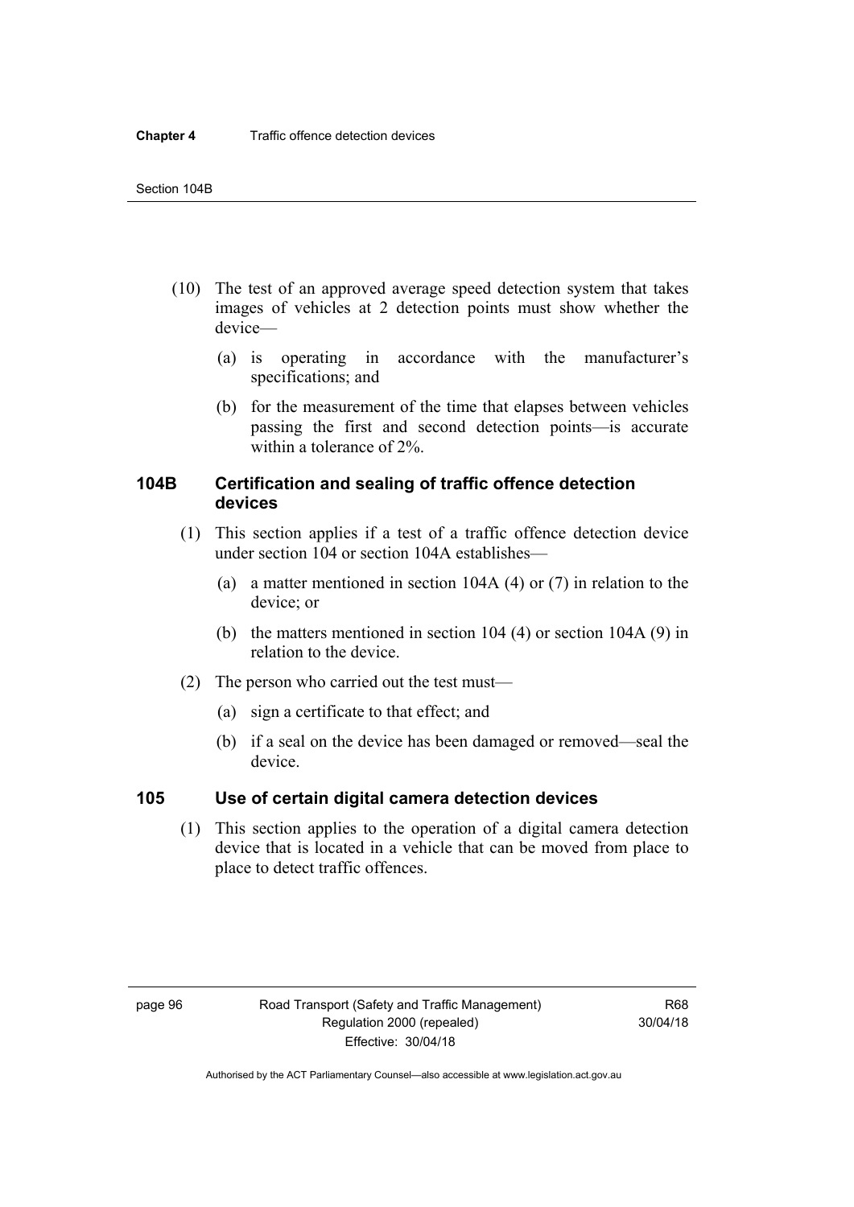(10) The test of an approved average speed detection system that takes images of vehicles at 2 detection points must show whether the device—

(a) is operating in accordance with the manufacturer's specifications; and

(b) for the measurement of the time that elapses between vehicles passing the first and second detection points—is accurate within a tolerance of 2%.

### 104B Certification and sealing of traffic offence detection devices

(1) This section applies if a test of a traffic offence detection device under section 104 or section 104A establishes—

(a) a matter mentioned in section 104A (4) or (7) in relation to the device; or

(b) the matters mentioned in section 104 (4) or section 104A (9) in relation to the device.

(2) The person who carried out the test must—

(a) sign a certificate to that effect; and

(b) if a seal on the device has been damaged or removed—seal the device.

### 105 Use of certain digital camera detection devices

(1) This section applies to the operation of a digital camera detection device that is located in a vehicle that can be moved from place to place to detect traffic offences.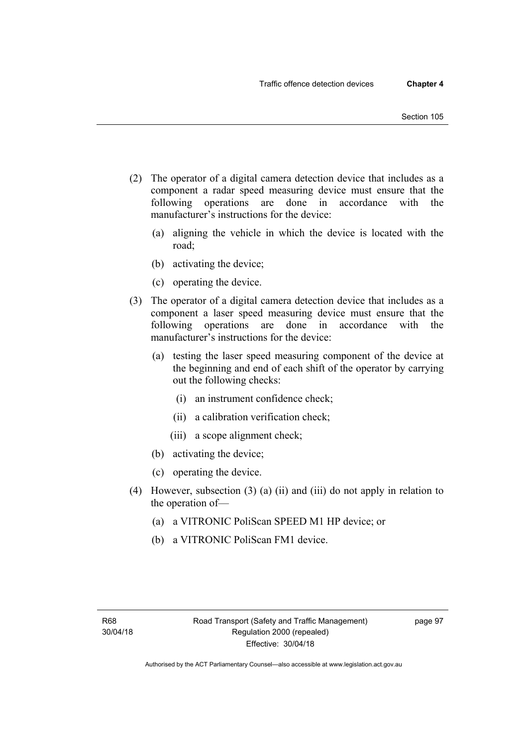(2) The operator of a digital camera detection device that includes as a component a radar speed measuring device must ensure that the following operations are done in accordance with the manufacturer's instructions for the device:

(a) aligning the vehicle in which the device is located with the road;

(b) activating the device;

(c) operating the device.

(3) The operator of a digital camera detection device that includes as a component a laser speed measuring device must ensure that the following operations are done in accordance with the manufacturer's instructions for the device:

(a) testing the laser speed measuring component of the device at the beginning and end of each shift of the operator by carrying out the following checks:

(i) an instrument confidence check;

(ii) a calibration verification check;

(iii) a scope alignment check;

(b) activating the device;

(c) operating the device.

(4) However, subsection (3) (a) (ii) and (iii) do not apply in relation to the operation of—

(a) a VITRONIC PoliScan SPEED M1 HP device; or

(b) a VITRONIC PoliScan FM1 device.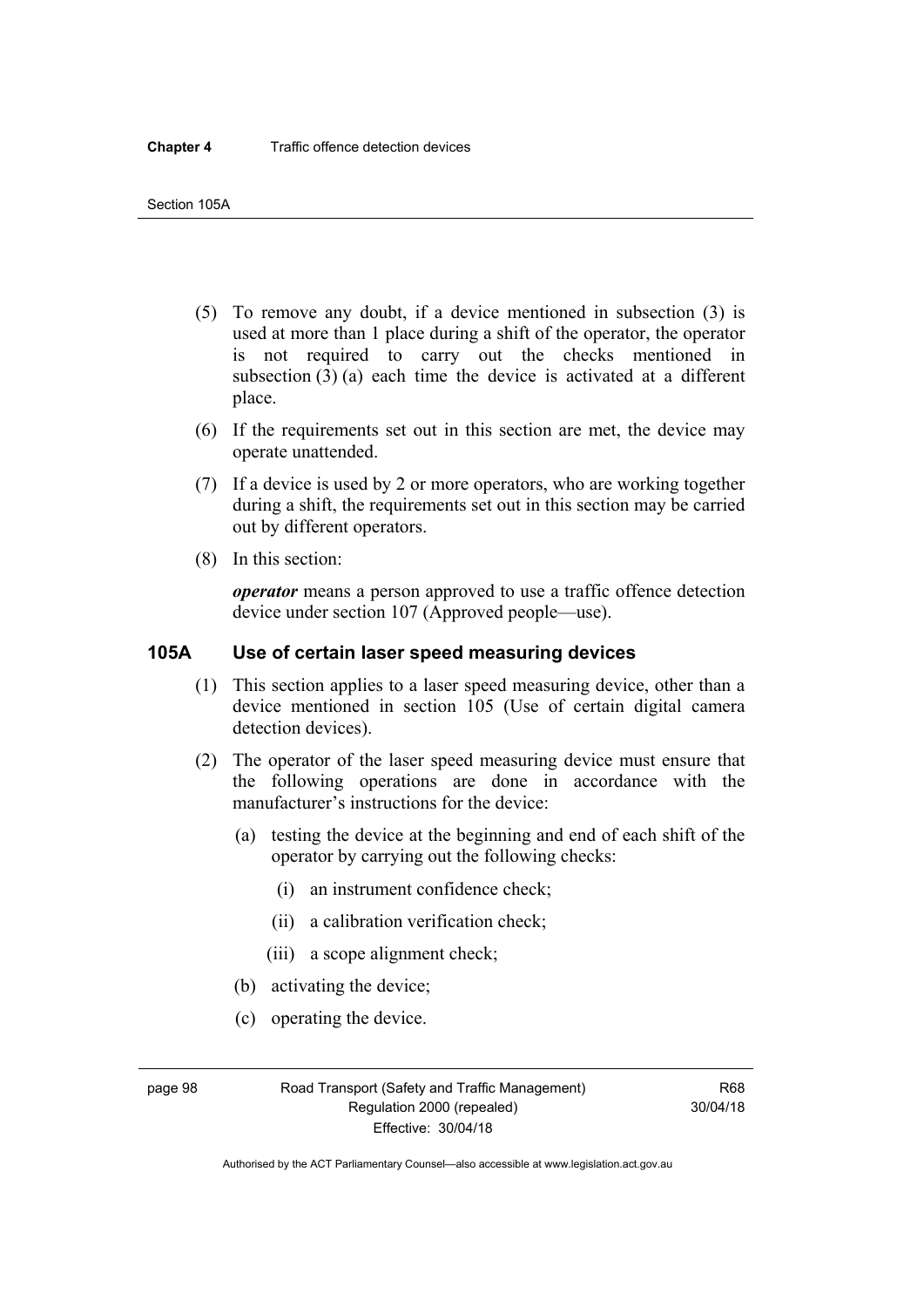(5) To remove any doubt, if a device mentioned in subsection (3) is used at more than 1 place during a shift of the operator, the operator is not required to carry out the checks mentioned in subsection (3) (a) each time the device is activated at a different place.

(6) If the requirements set out in this section are met, the device may operate unattended.

(7) If a device is used by 2 or more operators, who are working together during a shift, the requirements set out in this section may be carried out by different operators.

(8) In this section:

***operator*** means a person approved to use a traffic offence detection device under section 107 (Approved people—use).

### 105A Use of certain laser speed measuring devices

(1) This section applies to a laser speed measuring device, other than a device mentioned in section 105 (Use of certain digital camera detection devices).

(2) The operator of the laser speed measuring device must ensure that the following operations are done in accordance with the manufacturer's instructions for the device:

(a) testing the device at the beginning and end of each shift of the operator by carrying out the following checks:

(i) an instrument confidence check;

(ii) a calibration verification check;

(iii) a scope alignment check;

(b) activating the device;

(c) operating the device.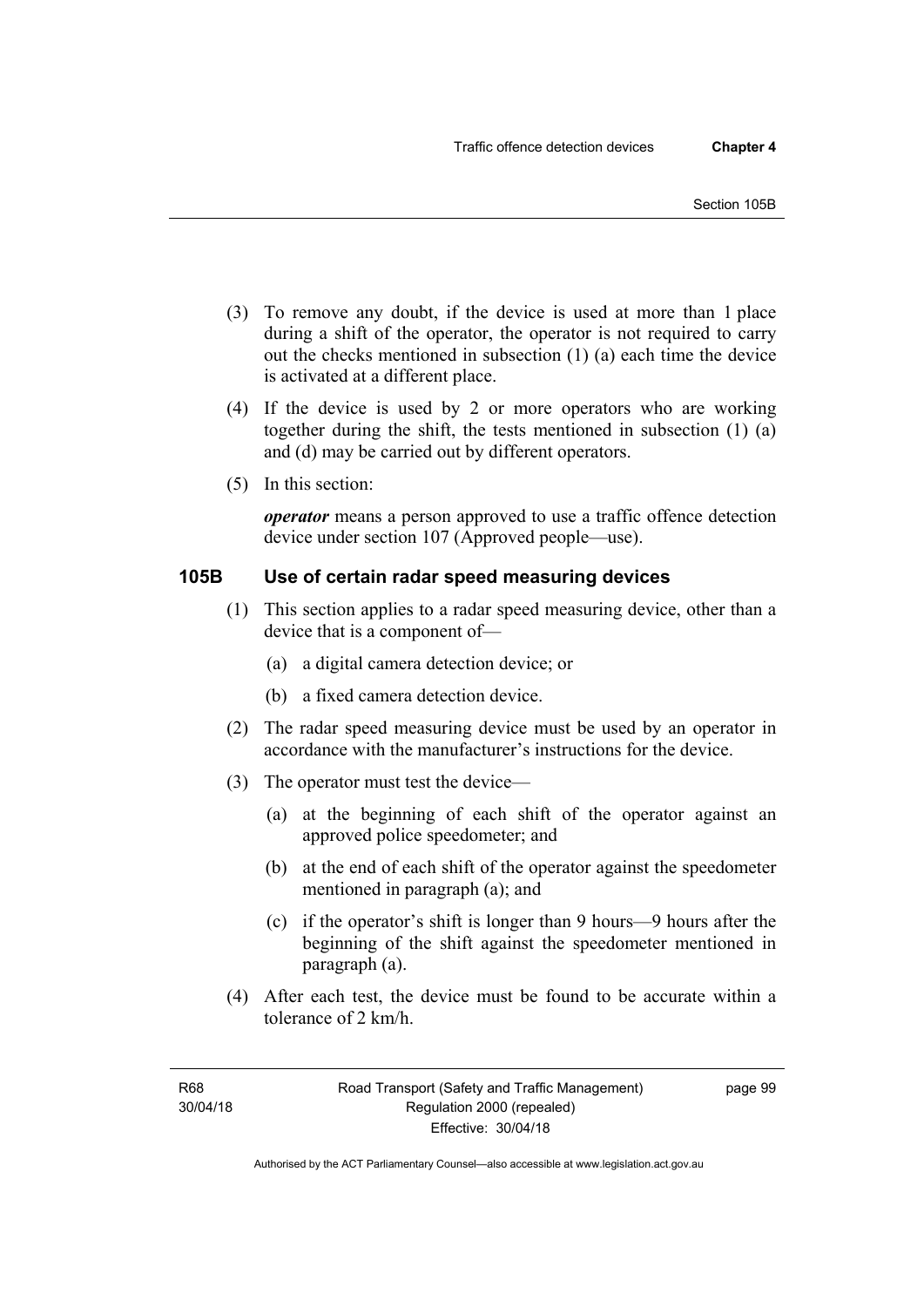(3) To remove any doubt, if the device is used at more than 1 place during a shift of the operator, the operator is not required to carry out the checks mentioned in subsection (1) (a) each time the device is activated at a different place.

(4) If the device is used by 2 or more operators who are working together during the shift, the tests mentioned in subsection (1) (a) and (d) may be carried out by different operators.

(5) In this section:

***operator*** means a person approved to use a traffic offence detection device under section 107 (Approved people—use).

## 105B Use of certain radar speed measuring devices

(1) This section applies to a radar speed measuring device, other than a device that is a component of—

(a) a digital camera detection device; or

(b) a fixed camera detection device.

(2) The radar speed measuring device must be used by an operator in accordance with the manufacturer's instructions for the device.

(3) The operator must test the device—

(a) at the beginning of each shift of the operator against an approved police speedometer; and

(b) at the end of each shift of the operator against the speedometer mentioned in paragraph (a); and

(c) if the operator's shift is longer than 9 hours—9 hours after the beginning of the shift against the speedometer mentioned in paragraph (a).

(4) After each test, the device must be found to be accurate within a tolerance of 2 km/h.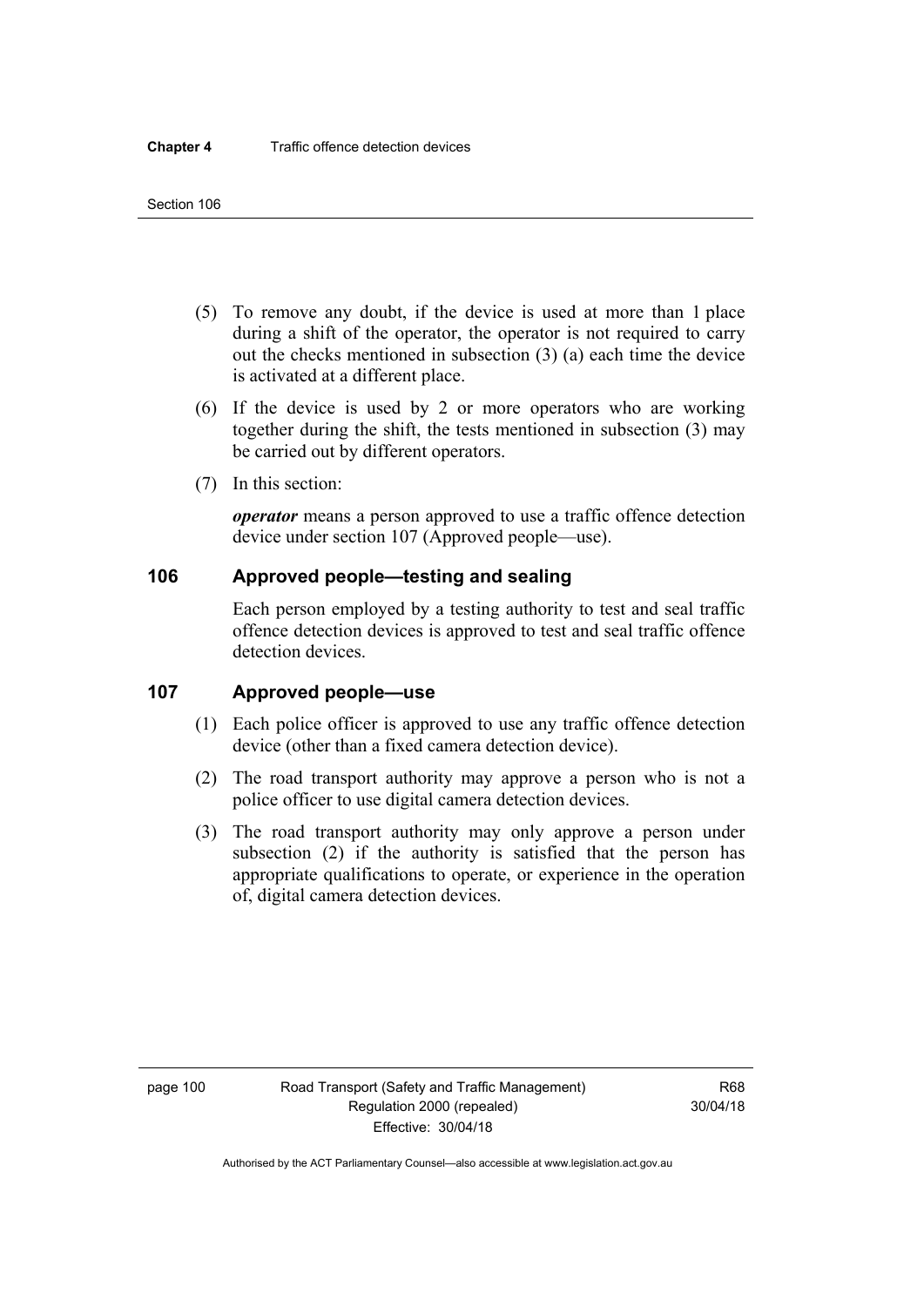(5) To remove any doubt, if the device is used at more than 1 place during a shift of the operator, the operator is not required to carry out the checks mentioned in subsection (3) (a) each time the device is activated at a different place.

(6) If the device is used by 2 or more operators who are working together during the shift, the tests mentioned in subsection (3) may be carried out by different operators.

(7) In this section:

***operator*** means a person approved to use a traffic offence detection device under section 107 (Approved people—use).

## 106 Approved people—testing and sealing

Each person employed by a testing authority to test and seal traffic offence detection devices is approved to test and seal traffic offence detection devices.

## 107 Approved people—use

(1) Each police officer is approved to use any traffic offence detection device (other than a fixed camera detection device).

(2) The road transport authority may approve a person who is not a police officer to use digital camera detection devices.

(3) The road transport authority may only approve a person under subsection (2) if the authority is satisfied that the person has appropriate qualifications to operate, or experience in the operation of, digital camera detection devices.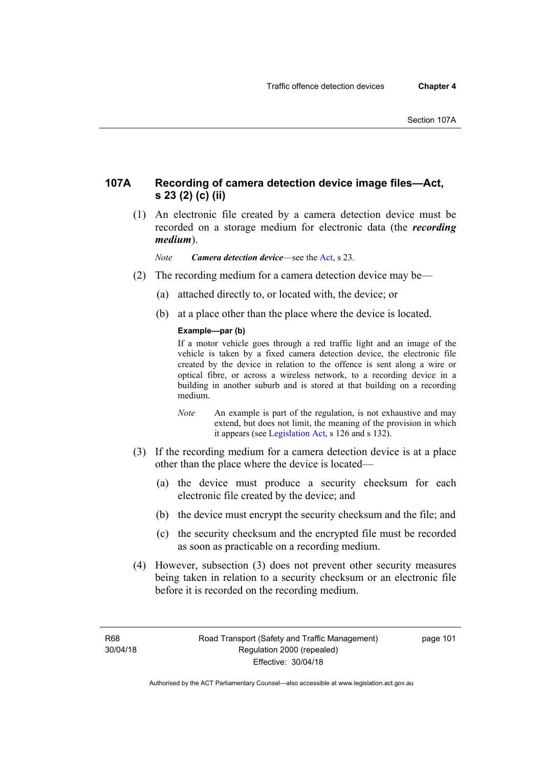## 107A Recording of camera detection device image files—Act, s 23 (2) (c) (ii)

(1) An electronic file created by a camera detection device must be recorded on a storage medium for electronic data (the ***recording medium***).

*Note* ***Camera detection device***—see the Act, s 23.

(2) The recording medium for a camera detection device may be—

(a) attached directly to, or located with, the device; or

(b) at a place other than the place where the device is located.

**Example—par (b)**

If a motor vehicle goes through a red traffic light and an image of the vehicle is taken by a fixed camera detection device, the electronic file created by the device in relation to the offence is sent along a wire or optical fibre, or across a wireless network, to a recording device in a building in another suburb and is stored at that building on a recording medium.

*Note* An example is part of the regulation, is not exhaustive and may extend, but does not limit, the meaning of the provision in which it appears (see Legislation Act, s 126 and s 132).

(3) If the recording medium for a camera detection device is at a place other than the place where the device is located—

(a) the device must produce a security checksum for each electronic file created by the device; and

(b) the device must encrypt the security checksum and the file; and

(c) the security checksum and the encrypted file must be recorded as soon as practicable on a recording medium.

(4) However, subsection (3) does not prevent other security measures being taken in relation to a security checksum or an electronic file before it is recorded on the recording medium.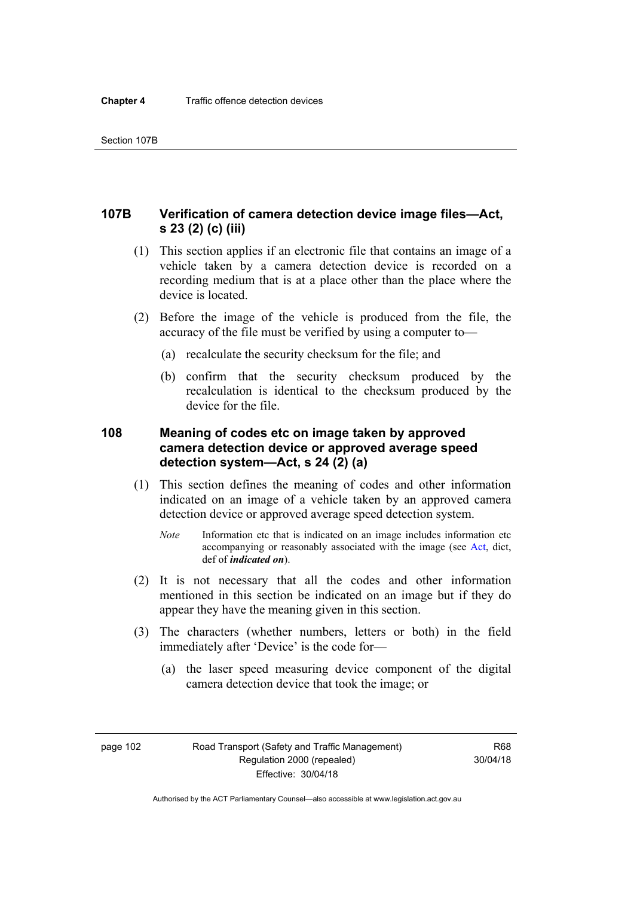## 107B Verification of camera detection device image files—Act, s 23 (2) (c) (iii)

(1) This section applies if an electronic file that contains an image of a vehicle taken by a camera detection device is recorded on a recording medium that is at a place other than the place where the device is located.

(2) Before the image of the vehicle is produced from the file, the accuracy of the file must be verified by using a computer to—

(a) recalculate the security checksum for the file; and

(b) confirm that the security checksum produced by the recalculation is identical to the checksum produced by the device for the file.

## 108 Meaning of codes etc on image taken by approved camera detection device or approved average speed detection system—Act, s 24 (2) (a)

(1) This section defines the meaning of codes and other information indicated on an image of a vehicle taken by an approved camera detection device or approved average speed detection system.

*Note* Information etc that is indicated on an image includes information etc accompanying or reasonably associated with the image (see Act, dict, def of ***indicated on***).

(2) It is not necessary that all the codes and other information mentioned in this section be indicated on an image but if they do appear they have the meaning given in this section.

(3) The characters (whether numbers, letters or both) in the field immediately after 'Device' is the code for—

(a) the laser speed measuring device component of the digital camera detection device that took the image; or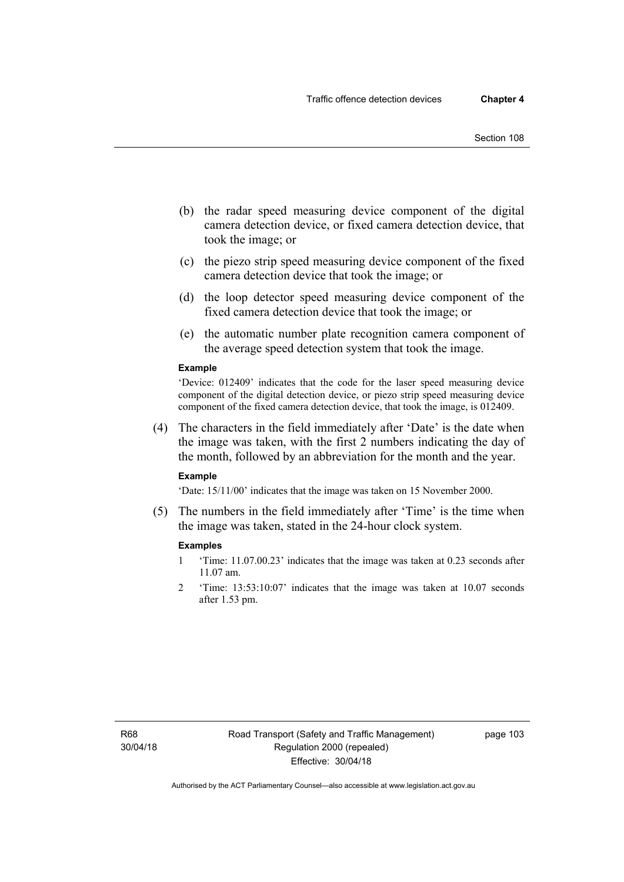(b) the radar speed measuring device component of the digital camera detection device, or fixed camera detection device, that took the image; or

(c) the piezo strip speed measuring device component of the fixed camera detection device that took the image; or

(d) the loop detector speed measuring device component of the fixed camera detection device that took the image; or

(e) the automatic number plate recognition camera component of the average speed detection system that took the image.

**Example**

'Device: 012409' indicates that the code for the laser speed measuring device component of the digital detection device, or piezo strip speed measuring device component of the fixed camera detection device, that took the image, is 012409.

(4) The characters in the field immediately after 'Date' is the date when the image was taken, with the first 2 numbers indicating the day of the month, followed by an abbreviation for the month and the year.

**Example**

'Date: 15/11/00' indicates that the image was taken on 15 November 2000.

(5) The numbers in the field immediately after 'Time' is the time when the image was taken, stated in the 24-hour clock system.

**Examples**

1 'Time: 11.07.00.23' indicates that the image was taken at 0.23 seconds after 11.07 am.

2 'Time: 13:53:10:07' indicates that the image was taken at 10.07 seconds after 1.53 pm.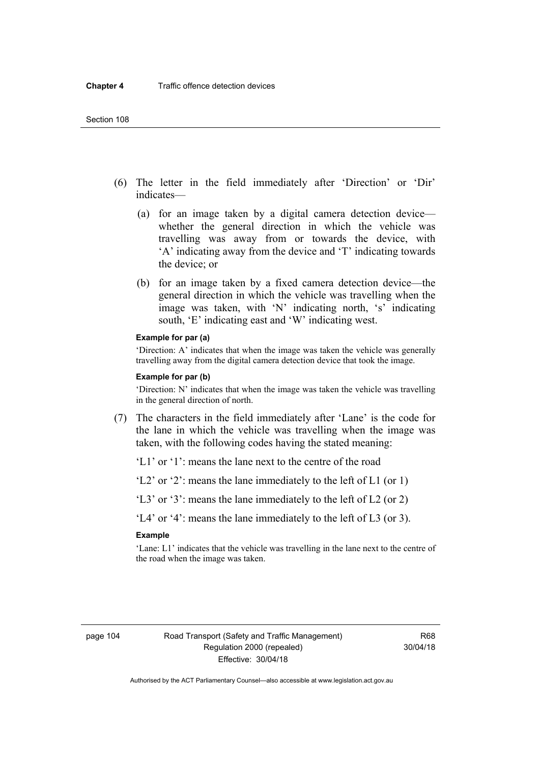(6) The letter in the field immediately after 'Direction' or 'Dir' indicates—

(a) for an image taken by a digital camera detection device—whether the general direction in which the vehicle was travelling was away from or towards the device, with 'A' indicating away from the device and 'T' indicating towards the device; or

(b) for an image taken by a fixed camera detection device—the general direction in which the vehicle was travelling when the image was taken, with 'N' indicating north, 's' indicating south, 'E' indicating east and 'W' indicating west.

**Example for par (a)**

'Direction: A' indicates that when the image was taken the vehicle was generally travelling away from the digital camera detection device that took the image.

**Example for par (b)**

'Direction: N' indicates that when the image was taken the vehicle was travelling in the general direction of north.

(7) The characters in the field immediately after 'Lane' is the code for the lane in which the vehicle was travelling when the image was taken, with the following codes having the stated meaning:

'L1' or '1': means the lane next to the centre of the road

'L2' or '2': means the lane immediately to the left of L1 (or 1)

'L3' or '3': means the lane immediately to the left of L2 (or 2)

'L4' or '4': means the lane immediately to the left of L3 (or 3).

**Example**

'Lane: L1' indicates that the vehicle was travelling in the lane next to the centre of the road when the image was taken.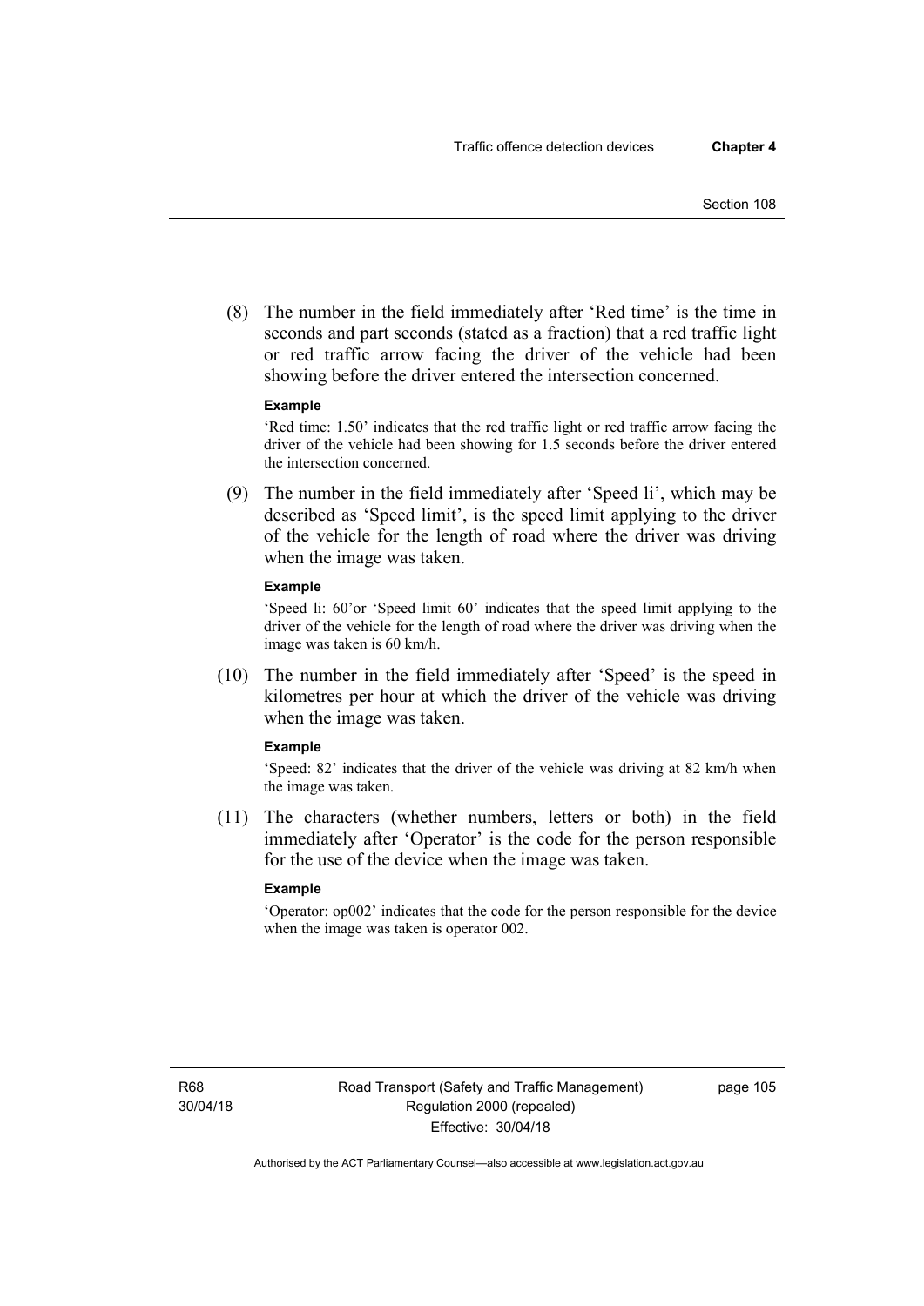(8) The number in the field immediately after 'Red time' is the time in seconds and part seconds (stated as a fraction) that a red traffic light or red traffic arrow facing the driver of the vehicle had been showing before the driver entered the intersection concerned.

**Example**

'Red time: 1.50' indicates that the red traffic light or red traffic arrow facing the driver of the vehicle had been showing for 1.5 seconds before the driver entered the intersection concerned.

(9) The number in the field immediately after 'Speed li', which may be described as 'Speed limit', is the speed limit applying to the driver of the vehicle for the length of road where the driver was driving when the image was taken.

**Example**

'Speed li: 60'or 'Speed limit 60' indicates that the speed limit applying to the driver of the vehicle for the length of road where the driver was driving when the image was taken is 60 km/h.

(10) The number in the field immediately after 'Speed' is the speed in kilometres per hour at which the driver of the vehicle was driving when the image was taken.

**Example**

'Speed: 82' indicates that the driver of the vehicle was driving at 82 km/h when the image was taken.

(11) The characters (whether numbers, letters or both) in the field immediately after 'Operator' is the code for the person responsible for the use of the device when the image was taken.

**Example**

'Operator: op002' indicates that the code for the person responsible for the device when the image was taken is operator 002.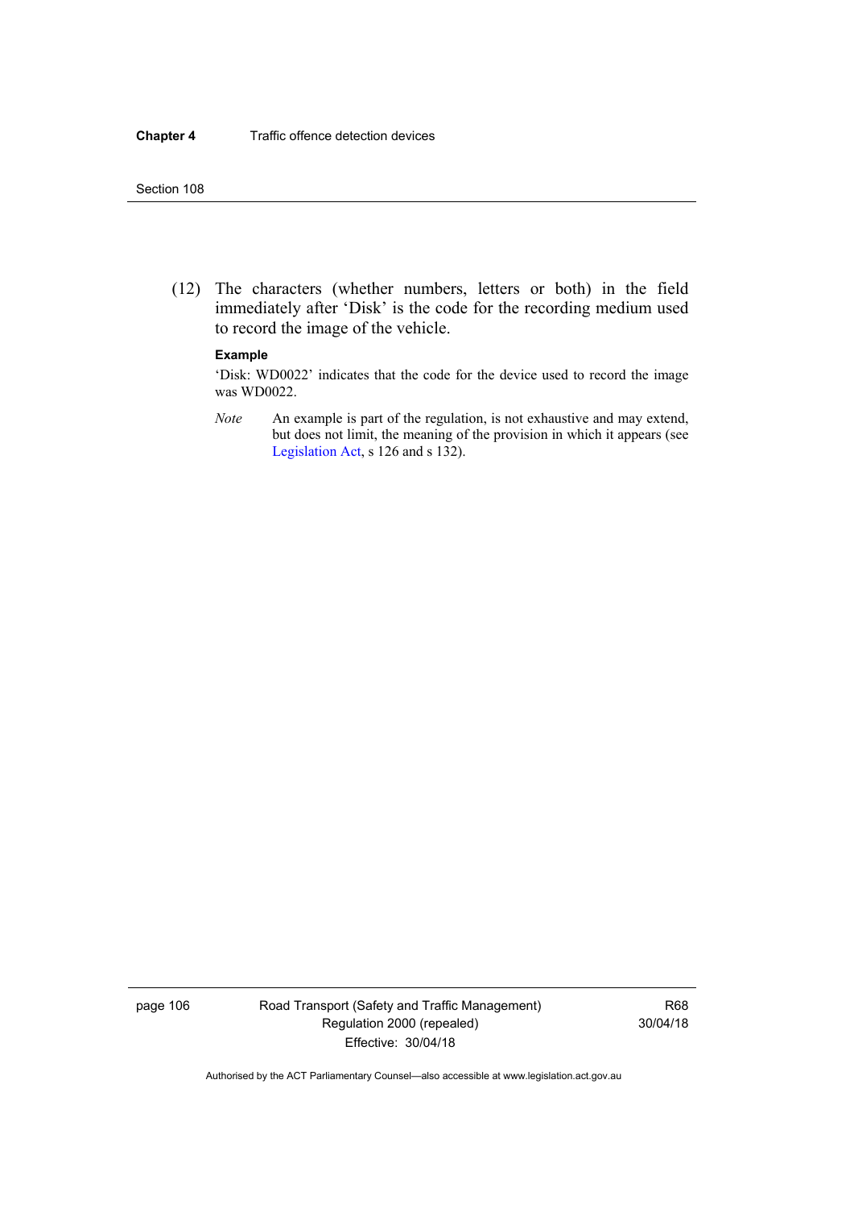(12) The characters (whether numbers, letters or both) in the field immediately after 'Disk' is the code for the recording medium used to record the image of the vehicle.

**Example**

'Disk: WD0022' indicates that the code for the device used to record the image was WD0022.

*Note* An example is part of the regulation, is not exhaustive and may extend, but does not limit, the meaning of the provision in which it appears (see Legislation Act, s 126 and s 132).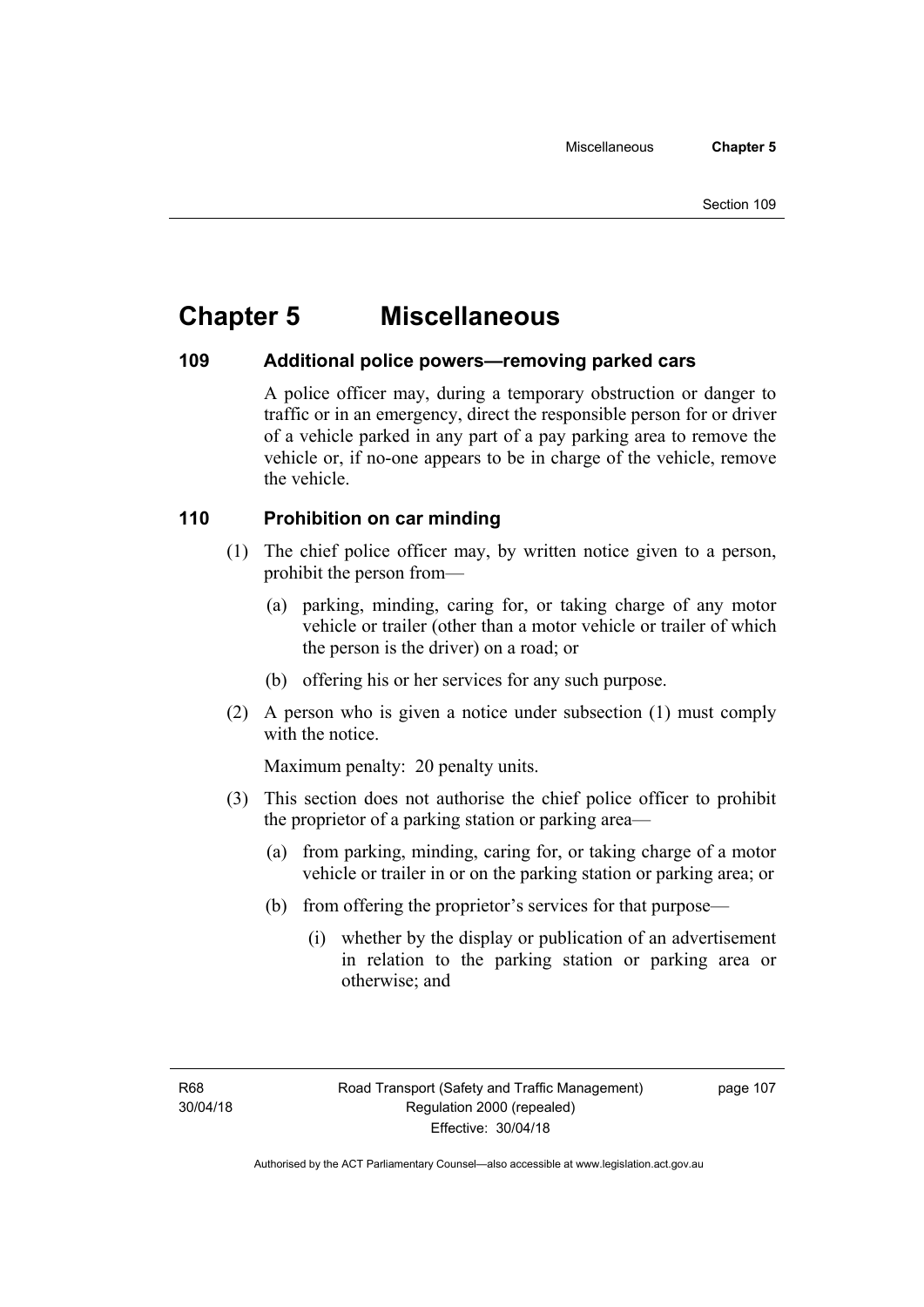# Chapter 5 Miscellaneous

## 109 Additional police powers—removing parked cars

A police officer may, during a temporary obstruction or danger to traffic or in an emergency, direct the responsible person for or driver of a vehicle parked in any part of a pay parking area to remove the vehicle or, if no-one appears to be in charge of the vehicle, remove the vehicle.

## 110 Prohibition on car minding

(1) The chief police officer may, by written notice given to a person, prohibit the person from—

(a) parking, minding, caring for, or taking charge of any motor vehicle or trailer (other than a motor vehicle or trailer of which the person is the driver) on a road; or

(b) offering his or her services for any such purpose.

(2) A person who is given a notice under subsection (1) must comply with the notice.

Maximum penalty: 20 penalty units.

(3) This section does not authorise the chief police officer to prohibit the proprietor of a parking station or parking area—

(a) from parking, minding, caring for, or taking charge of a motor vehicle or trailer in or on the parking station or parking area; or

(b) from offering the proprietor's services for that purpose—

(i) whether by the display or publication of an advertisement in relation to the parking station or parking area or otherwise; and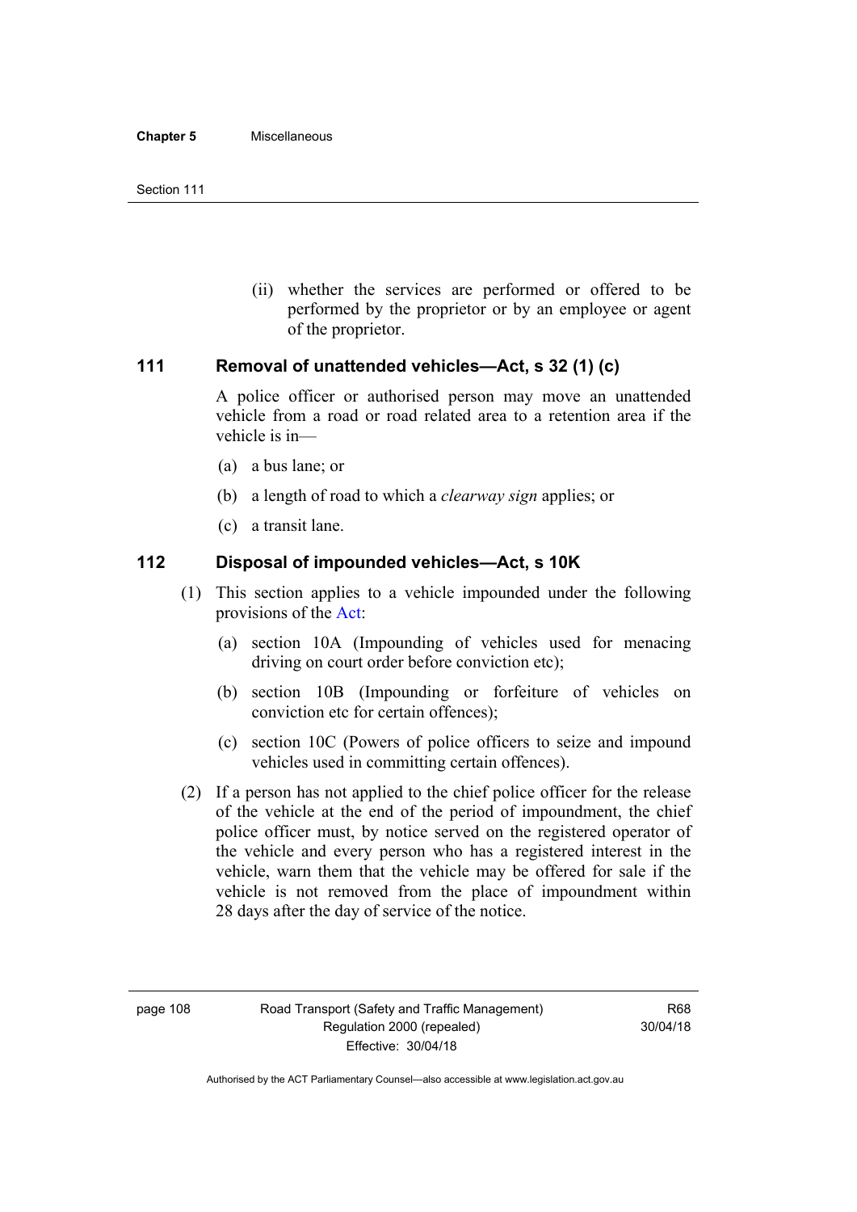(ii) whether the services are performed or offered to be performed by the proprietor or by an employee or agent of the proprietor.

## 111 Removal of unattended vehicles—Act, s 32 (1) (c)

A police officer or authorised person may move an unattended vehicle from a road or road related area to a retention area if the vehicle is in—

(a) a bus lane; or

(b) a length of road to which a *clearway sign* applies; or

(c) a transit lane.

## 112 Disposal of impounded vehicles—Act, s 10K

(1) This section applies to a vehicle impounded under the following provisions of the Act:

(a) section 10A (Impounding of vehicles used for menacing driving on court order before conviction etc);

(b) section 10B (Impounding or forfeiture of vehicles on conviction etc for certain offences);

(c) section 10C (Powers of police officers to seize and impound vehicles used in committing certain offences).

(2) If a person has not applied to the chief police officer for the release of the vehicle at the end of the period of impoundment, the chief police officer must, by notice served on the registered operator of the vehicle and every person who has a registered interest in the vehicle, warn them that the vehicle may be offered for sale if the vehicle is not removed from the place of impoundment within 28 days after the day of service of the notice.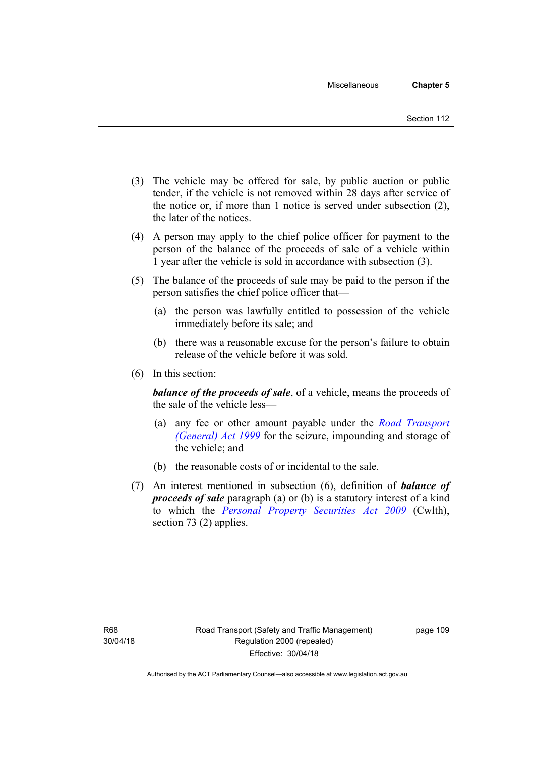(3) The vehicle may be offered for sale, by public auction or public tender, if the vehicle is not removed within 28 days after service of the notice or, if more than 1 notice is served under subsection (2), the later of the notices.

(4) A person may apply to the chief police officer for payment to the person of the balance of the proceeds of sale of a vehicle within 1 year after the vehicle is sold in accordance with subsection (3).

(5) The balance of the proceeds of sale may be paid to the person if the person satisfies the chief police officer that—

(a) the person was lawfully entitled to possession of the vehicle immediately before its sale; and

(b) there was a reasonable excuse for the person's failure to obtain release of the vehicle before it was sold.

(6) In this section:

***balance of the proceeds of sale***, of a vehicle, means the proceeds of the sale of the vehicle less—

(a) any fee or other amount payable under the *Road Transport (General) Act 1999* for the seizure, impounding and storage of the vehicle; and

(b) the reasonable costs of or incidental to the sale.

(7) An interest mentioned in subsection (6), definition of ***balance of proceeds of sale*** paragraph (a) or (b) is a statutory interest of a kind to which the *Personal Property Securities Act 2009* (Cwlth), section 73 (2) applies.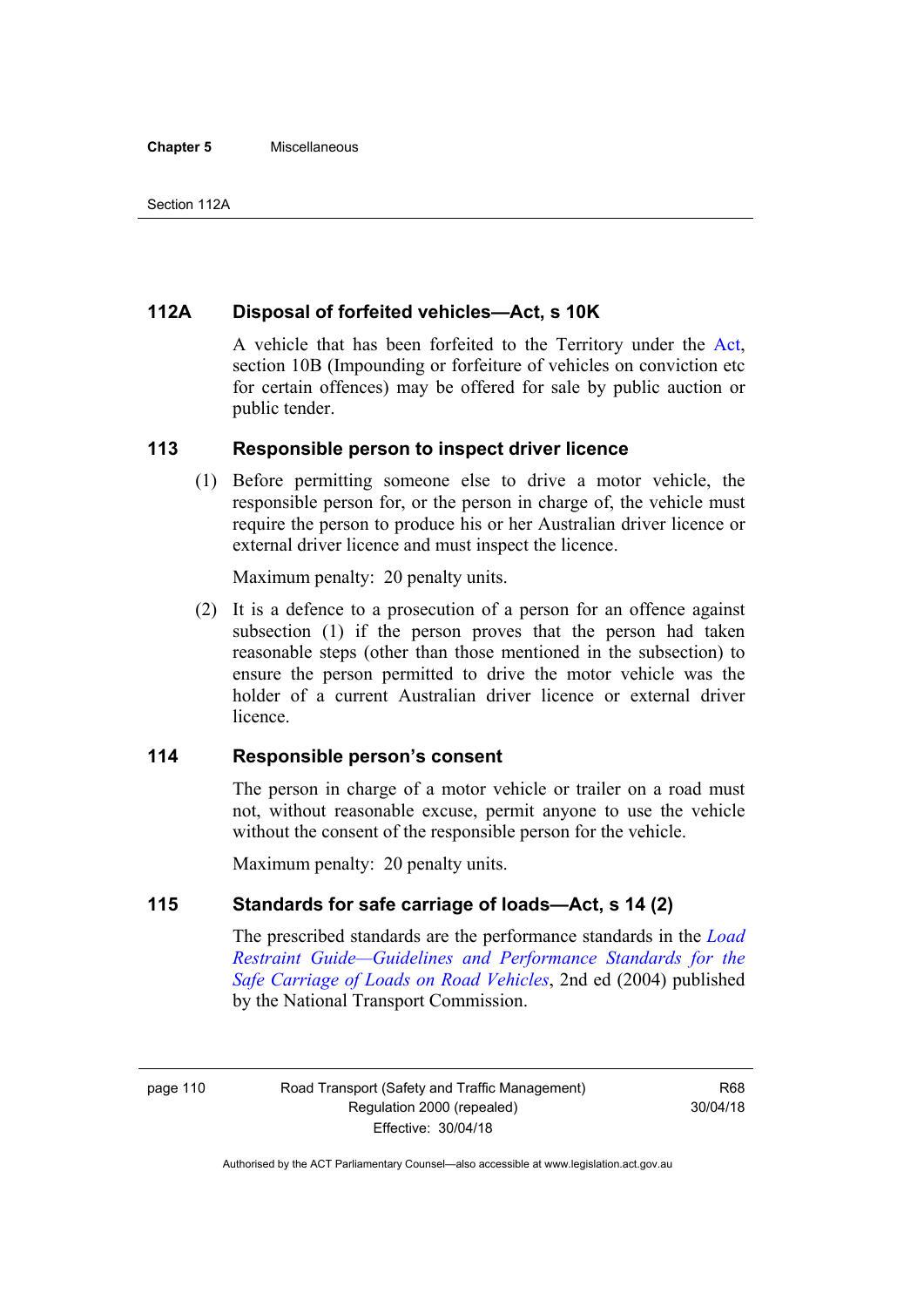### 112A Disposal of forfeited vehicles—Act, s 10K

A vehicle that has been forfeited to the Territory under the Act, section 10B (Impounding or forfeiture of vehicles on conviction etc for certain offences) may be offered for sale by public auction or public tender.

### 113 Responsible person to inspect driver licence

(1) Before permitting someone else to drive a motor vehicle, the responsible person for, or the person in charge of, the vehicle must require the person to produce his or her Australian driver licence or external driver licence and must inspect the licence.

Maximum penalty: 20 penalty units.

(2) It is a defence to a prosecution of a person for an offence against subsection (1) if the person proves that the person had taken reasonable steps (other than those mentioned in the subsection) to ensure the person permitted to drive the motor vehicle was the holder of a current Australian driver licence or external driver licence.

### 114 Responsible person's consent

The person in charge of a motor vehicle or trailer on a road must not, without reasonable excuse, permit anyone to use the vehicle without the consent of the responsible person for the vehicle.

Maximum penalty: 20 penalty units.

### 115 Standards for safe carriage of loads—Act, s 14 (2)

The prescribed standards are the performance standards in the *Load Restraint Guide—Guidelines and Performance Standards for the Safe Carriage of Loads on Road Vehicles*, 2nd ed (2004) published by the National Transport Commission.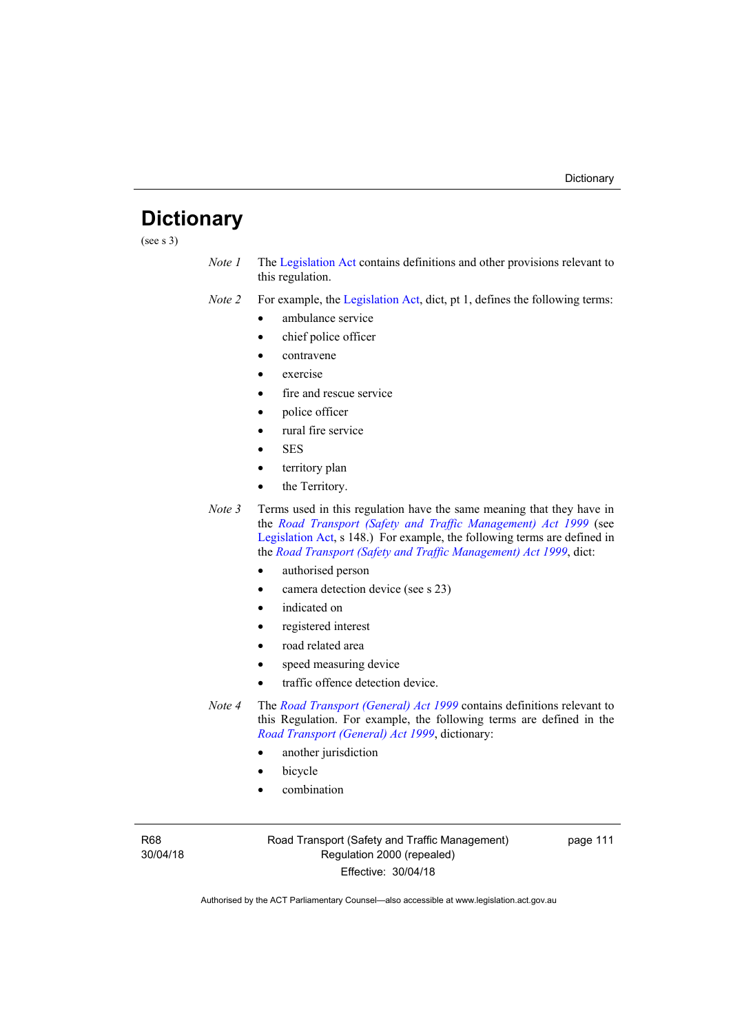# Dictionary

(see s 3)

*Note 1* The Legislation Act contains definitions and other provisions relevant to this regulation.

*Note 2* For example, the Legislation Act, dict, pt 1, defines the following terms:

- ambulance service
- chief police officer
- contravene
- exercise
- fire and rescue service
- police officer
- rural fire service
- SES
- territory plan
- the Territory.

*Note 3* Terms used in this regulation have the same meaning that they have in the *Road Transport (Safety and Traffic Management) Act 1999* (see Legislation Act, s 148.) For example, the following terms are defined in the *Road Transport (Safety and Traffic Management) Act 1999*, dict:

- authorised person
- camera detection device (see s 23)
- indicated on
- registered interest
- road related area
- speed measuring device
- traffic offence detection device.

*Note 4* The *Road Transport (General) Act 1999* contains definitions relevant to this Regulation. For example, the following terms are defined in the *Road Transport (General) Act 1999*, dictionary:

- another jurisdiction
- bicycle
- combination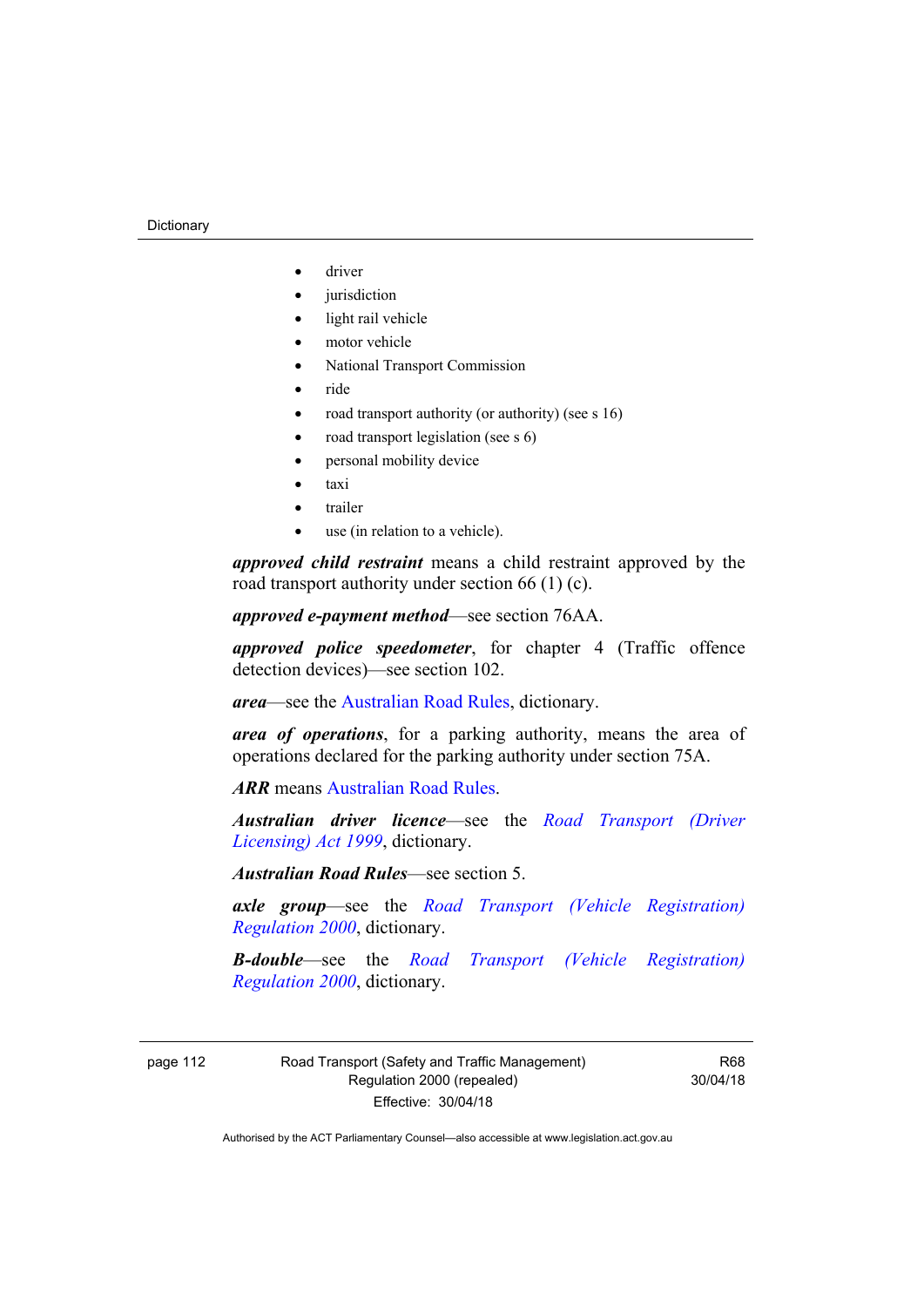- driver
- jurisdiction
- light rail vehicle
- motor vehicle
- National Transport Commission
- ride
- road transport authority (or authority) (see s 16)
- road transport legislation (see s 6)
- personal mobility device
- taxi
- trailer
- use (in relation to a vehicle).

***approved child restraint*** means a child restraint approved by the road transport authority under section 66 (1) (c).

***approved e-payment method***—see section 76AA.

***approved police speedometer***, for chapter 4 (Traffic offence detection devices)—see section 102.

***area***—see the Australian Road Rules, dictionary.

***area of operations***, for a parking authority, means the area of operations declared for the parking authority under section 75A.

***ARR*** means Australian Road Rules.

***Australian driver licence***—see the *Road Transport (Driver Licensing) Act 1999*, dictionary.

***Australian Road Rules***—see section 5.

***axle group***—see the *Road Transport (Vehicle Registration) Regulation 2000*, dictionary.

***B-double***—see the *Road Transport (Vehicle Registration) Regulation 2000*, dictionary.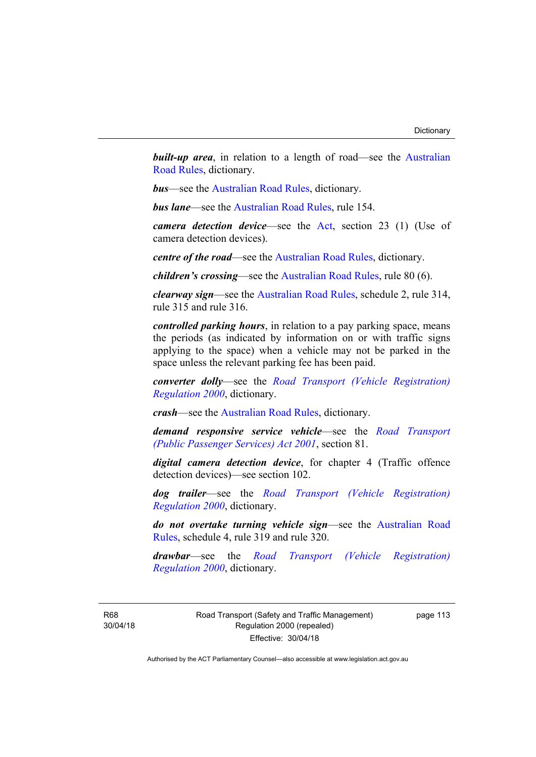***built-up area***, in relation to a length of road—see the Australian Road Rules, dictionary.

***bus***—see the Australian Road Rules, dictionary.

***bus lane***—see the Australian Road Rules, rule 154.

***camera detection device***—see the Act, section 23 (1) (Use of camera detection devices).

***centre of the road***—see the Australian Road Rules, dictionary.

***children's crossing***—see the Australian Road Rules, rule 80 (6).

***clearway sign***—see the Australian Road Rules, schedule 2, rule 314, rule 315 and rule 316.

***controlled parking hours***, in relation to a pay parking space, means the periods (as indicated by information on or with traffic signs applying to the space) when a vehicle may not be parked in the space unless the relevant parking fee has been paid.

***converter dolly***—see the *Road Transport (Vehicle Registration) Regulation 2000*, dictionary.

***crash***—see the Australian Road Rules, dictionary.

***demand responsive service vehicle***—see the *Road Transport (Public Passenger Services) Act 2001*, section 81.

***digital camera detection device***, for chapter 4 (Traffic offence detection devices)—see section 102.

***dog trailer***—see the *Road Transport (Vehicle Registration) Regulation 2000*, dictionary.

***do not overtake turning vehicle sign***—see the Australian Road Rules, schedule 4, rule 319 and rule 320.

***drawbar***—see the *Road Transport (Vehicle Registration) Regulation 2000*, dictionary.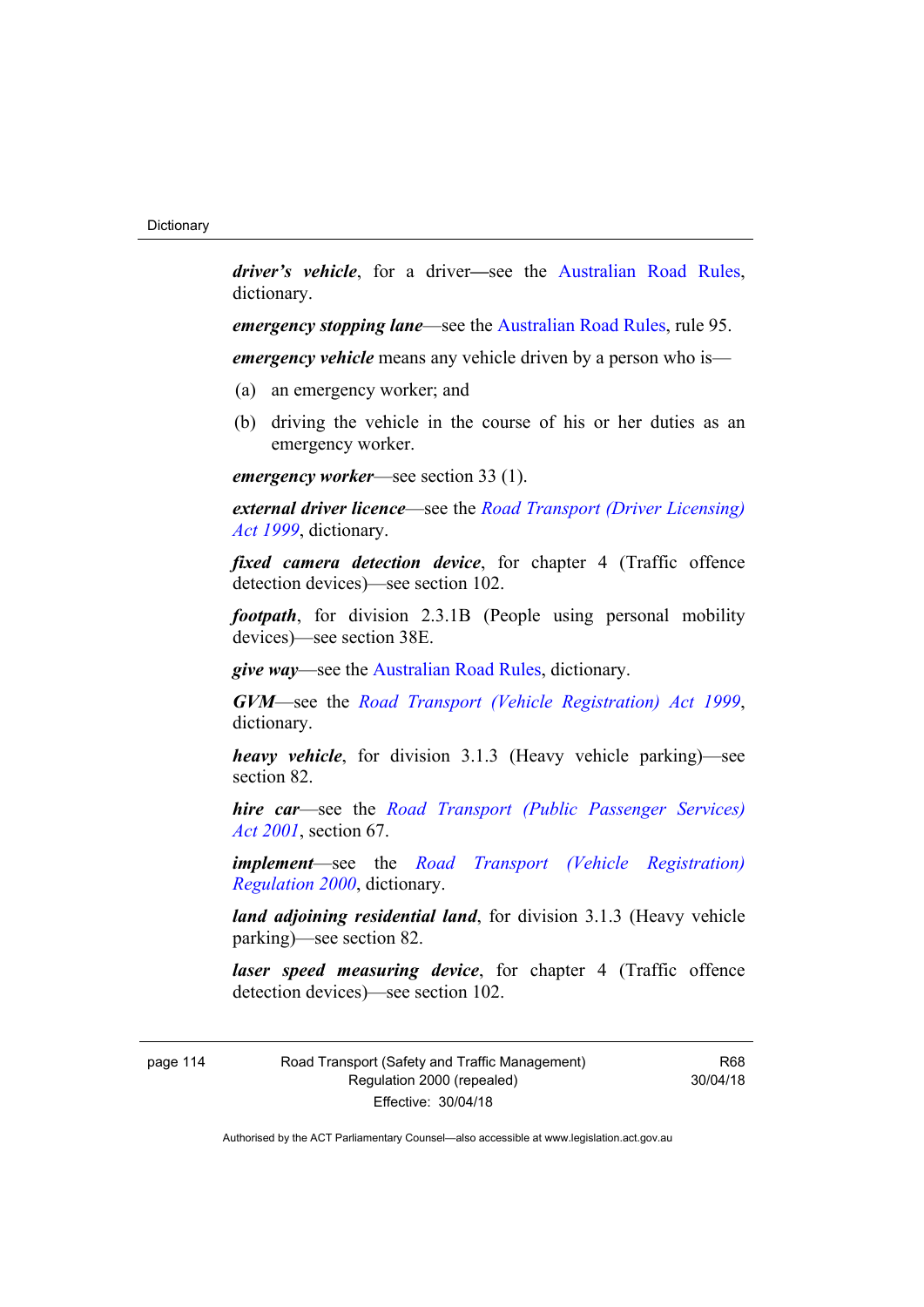***driver's vehicle***, for a driver—see the Australian Road Rules, dictionary.

***emergency stopping lane***—see the Australian Road Rules, rule 95.

***emergency vehicle*** means any vehicle driven by a person who is—

(a) an emergency worker; and

(b) driving the vehicle in the course of his or her duties as an emergency worker.

***emergency worker***—see section 33 (1).

***external driver licence***—see the *Road Transport (Driver Licensing) Act 1999*, dictionary.

***fixed camera detection device***, for chapter 4 (Traffic offence detection devices)—see section 102.

***footpath***, for division 2.3.1B (People using personal mobility devices)—see section 38E.

***give way***—see the Australian Road Rules, dictionary.

***GVM***—see the *Road Transport (Vehicle Registration) Act 1999*, dictionary.

***heavy vehicle***, for division 3.1.3 (Heavy vehicle parking)—see section 82.

***hire car***—see the *Road Transport (Public Passenger Services) Act 2001*, section 67.

***implement***—see the *Road Transport (Vehicle Registration) Regulation 2000*, dictionary.

***land adjoining residential land***, for division 3.1.3 (Heavy vehicle parking)—see section 82.

***laser speed measuring device***, for chapter 4 (Traffic offence detection devices)—see section 102.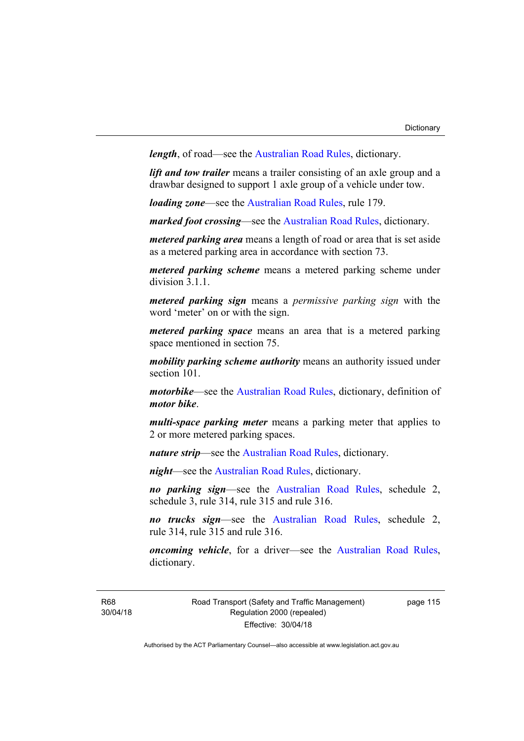***length***, of road—see the Australian Road Rules, dictionary.

***lift and tow trailer*** means a trailer consisting of an axle group and a drawbar designed to support 1 axle group of a vehicle under tow.

***loading zone***—see the Australian Road Rules, rule 179.

***marked foot crossing***—see the Australian Road Rules, dictionary.

***metered parking area*** means a length of road or area that is set aside as a metered parking area in accordance with section 73.

***metered parking scheme*** means a metered parking scheme under division 3.1.1.

***metered parking sign*** means a *permissive parking sign* with the word 'meter' on or with the sign.

***metered parking space*** means an area that is a metered parking space mentioned in section 75.

***mobility parking scheme authority*** means an authority issued under section 101.

***motorbike***—see the Australian Road Rules, dictionary, definition of ***motor bike***.

***multi-space parking meter*** means a parking meter that applies to 2 or more metered parking spaces.

***nature strip***—see the Australian Road Rules, dictionary.

***night***—see the Australian Road Rules, dictionary.

***no parking sign***—see the Australian Road Rules, schedule 2, schedule 3, rule 314, rule 315 and rule 316.

***no trucks sign***—see the Australian Road Rules, schedule 2, rule 314, rule 315 and rule 316.

***oncoming vehicle***, for a driver—see the Australian Road Rules, dictionary.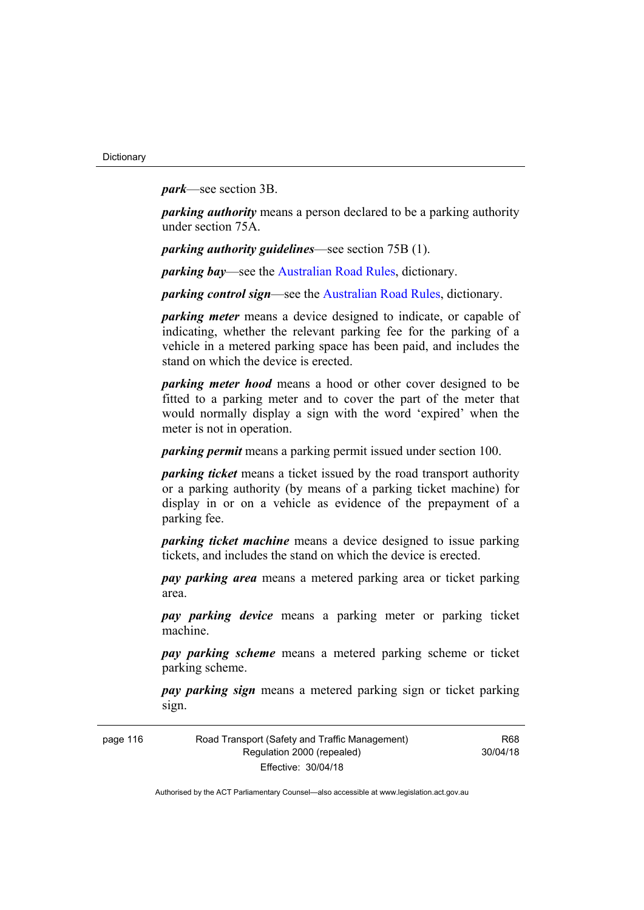***park***—see section 3B.

***parking authority*** means a person declared to be a parking authority under section 75A.

***parking authority guidelines***—see section 75B (1).

***parking bay***—see the Australian Road Rules, dictionary.

***parking control sign***—see the Australian Road Rules, dictionary.

***parking meter*** means a device designed to indicate, or capable of indicating, whether the relevant parking fee for the parking of a vehicle in a metered parking space has been paid, and includes the stand on which the device is erected.

***parking meter hood*** means a hood or other cover designed to be fitted to a parking meter and to cover the part of the meter that would normally display a sign with the word 'expired' when the meter is not in operation.

***parking permit*** means a parking permit issued under section 100.

***parking ticket*** means a ticket issued by the road transport authority or a parking authority (by means of a parking ticket machine) for display in or on a vehicle as evidence of the prepayment of a parking fee.

***parking ticket machine*** means a device designed to issue parking tickets, and includes the stand on which the device is erected.

***pay parking area*** means a metered parking area or ticket parking area.

***pay parking device*** means a parking meter or parking ticket machine.

***pay parking scheme*** means a metered parking scheme or ticket parking scheme.

***pay parking sign*** means a metered parking sign or ticket parking sign.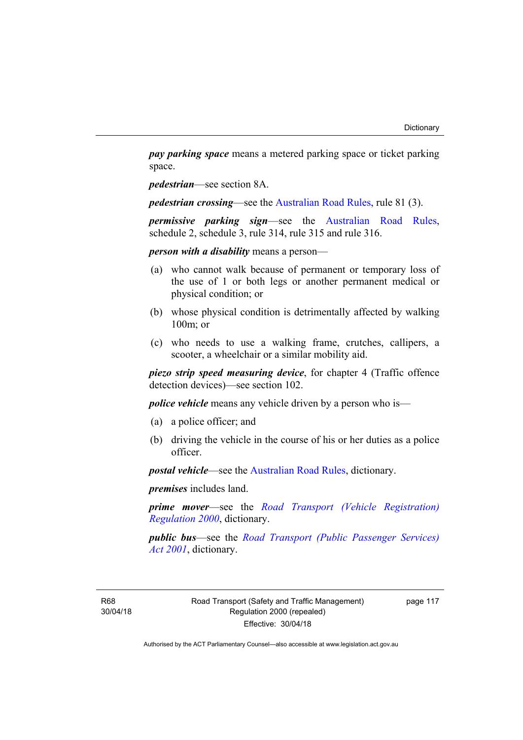***pay parking space*** means a metered parking space or ticket parking space.

***pedestrian***—see section 8A.

***pedestrian crossing***—see the Australian Road Rules, rule 81 (3).

***permissive parking sign***—see the Australian Road Rules, schedule 2, schedule 3, rule 314, rule 315 and rule 316.

***person with a disability*** means a person—

(a) who cannot walk because of permanent or temporary loss of the use of 1 or both legs or another permanent medical or physical condition; or

(b) whose physical condition is detrimentally affected by walking 100m; or

(c) who needs to use a walking frame, crutches, callipers, a scooter, a wheelchair or a similar mobility aid.

***piezo strip speed measuring device***, for chapter 4 (Traffic offence detection devices)—see section 102.

***police vehicle*** means any vehicle driven by a person who is—

(a) a police officer; and

(b) driving the vehicle in the course of his or her duties as a police officer.

***postal vehicle***—see the Australian Road Rules, dictionary.

***premises*** includes land.

***prime mover***—see the *Road Transport (Vehicle Registration) Regulation 2000*, dictionary.

***public bus***—see the *Road Transport (Public Passenger Services) Act 2001*, dictionary.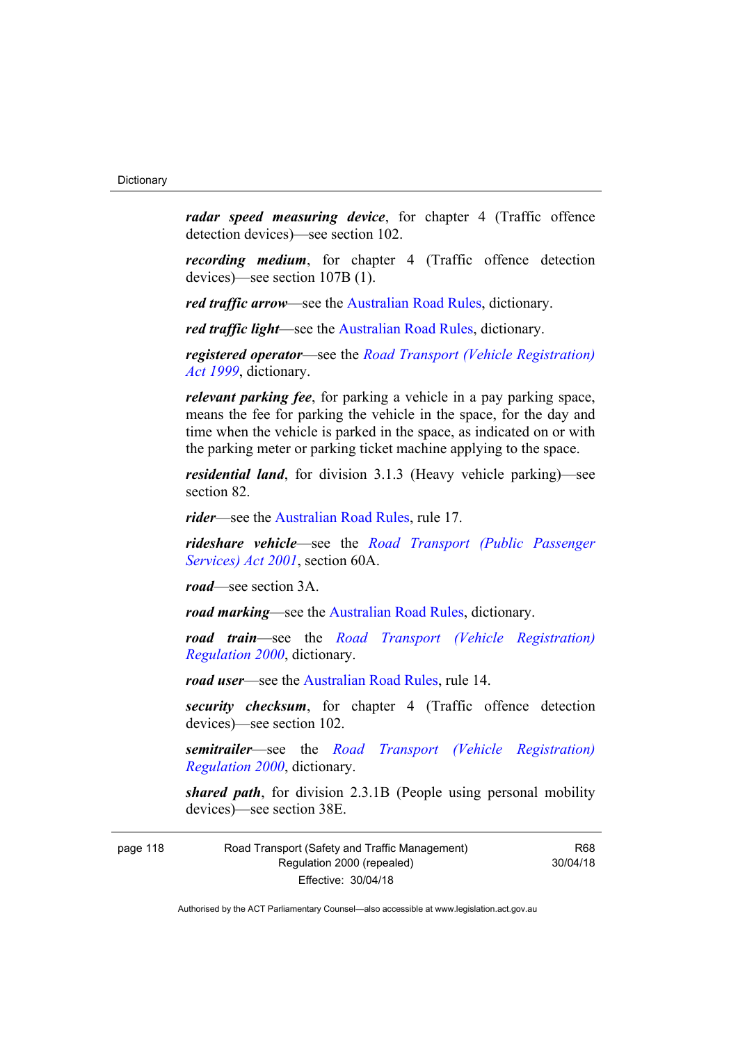***radar speed measuring device***, for chapter 4 (Traffic offence detection devices)—see section 102.

***recording medium***, for chapter 4 (Traffic offence detection devices)—see section 107B (1).

***red traffic arrow***—see the Australian Road Rules, dictionary.

***red traffic light***—see the Australian Road Rules, dictionary.

***registered operator***—see the *Road Transport (Vehicle Registration) Act 1999*, dictionary.

***relevant parking fee***, for parking a vehicle in a pay parking space, means the fee for parking the vehicle in the space, for the day and time when the vehicle is parked in the space, as indicated on or with the parking meter or parking ticket machine applying to the space.

***residential land***, for division 3.1.3 (Heavy vehicle parking)—see section 82.

***rider***—see the Australian Road Rules, rule 17.

***rideshare vehicle***—see the *Road Transport (Public Passenger Services) Act 2001*, section 60A.

***road***—see section 3A.

***road marking***—see the Australian Road Rules, dictionary.

***road train***—see the *Road Transport (Vehicle Registration) Regulation 2000*, dictionary.

***road user***—see the Australian Road Rules, rule 14.

***security checksum***, for chapter 4 (Traffic offence detection devices)—see section 102.

***semitrailer***—see the *Road Transport (Vehicle Registration) Regulation 2000*, dictionary.

***shared path***, for division 2.3.1B (People using personal mobility devices)—see section 38E.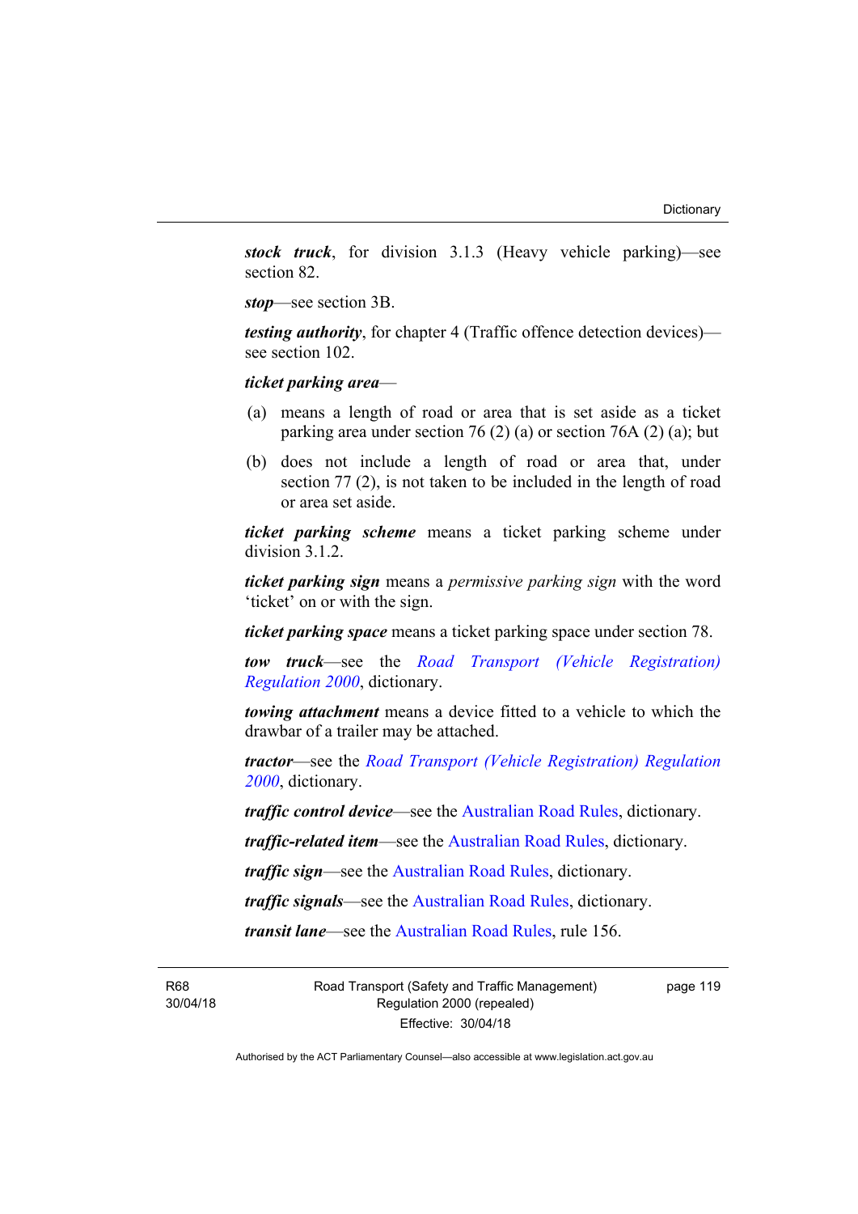***stock truck***, for division 3.1.3 (Heavy vehicle parking)—see section 82.

***stop***—see section 3B.

***testing authority***, for chapter 4 (Traffic offence detection devices)—see section 102.

***ticket parking area***—

(a) means a length of road or area that is set aside as a ticket parking area under section 76 (2) (a) or section 76A (2) (a); but

(b) does not include a length of road or area that, under section 77 (2), is not taken to be included in the length of road or area set aside.

***ticket parking scheme*** means a ticket parking scheme under division 3.1.2.

***ticket parking sign*** means a *permissive parking sign* with the word 'ticket' on or with the sign.

***ticket parking space*** means a ticket parking space under section 78.

***tow truck***—see the *Road Transport (Vehicle Registration) Regulation 2000*, dictionary.

***towing attachment*** means a device fitted to a vehicle to which the drawbar of a trailer may be attached.

***tractor***—see the *Road Transport (Vehicle Registration) Regulation 2000*, dictionary.

***traffic control device***—see the Australian Road Rules, dictionary.

***traffic-related item***—see the Australian Road Rules, dictionary.

***traffic sign***—see the Australian Road Rules, dictionary.

***traffic signals***—see the Australian Road Rules, dictionary.

***transit lane***—see the Australian Road Rules, rule 156.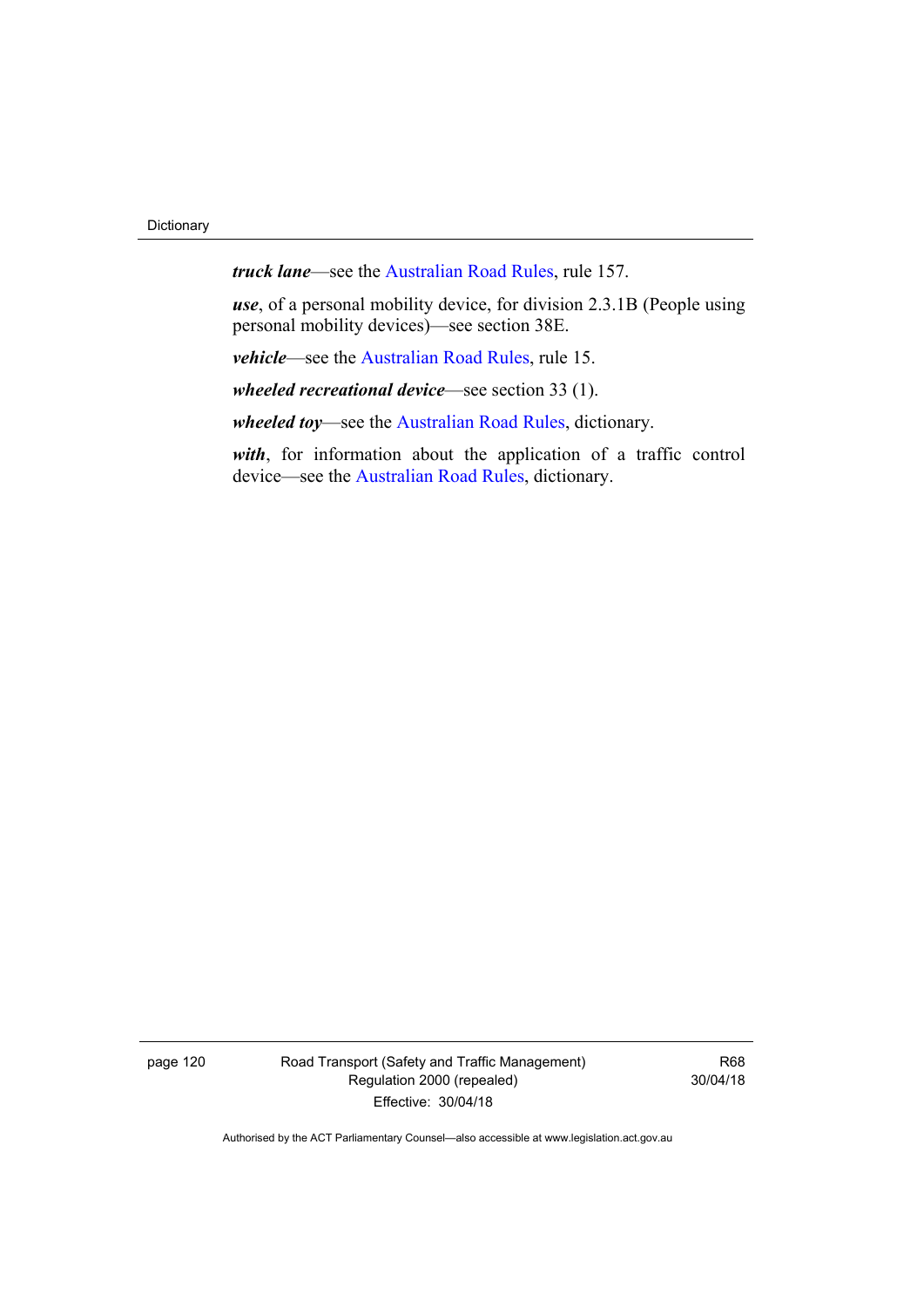***truck lane***—see the Australian Road Rules, rule 157.

***use***, of a personal mobility device, for division 2.3.1B (People using personal mobility devices)—see section 38E.

***vehicle***—see the Australian Road Rules, rule 15.

***wheeled recreational device***—see section 33 (1).

***wheeled toy***—see the Australian Road Rules, dictionary.

***with***, for information about the application of a traffic control device—see the Australian Road Rules, dictionary.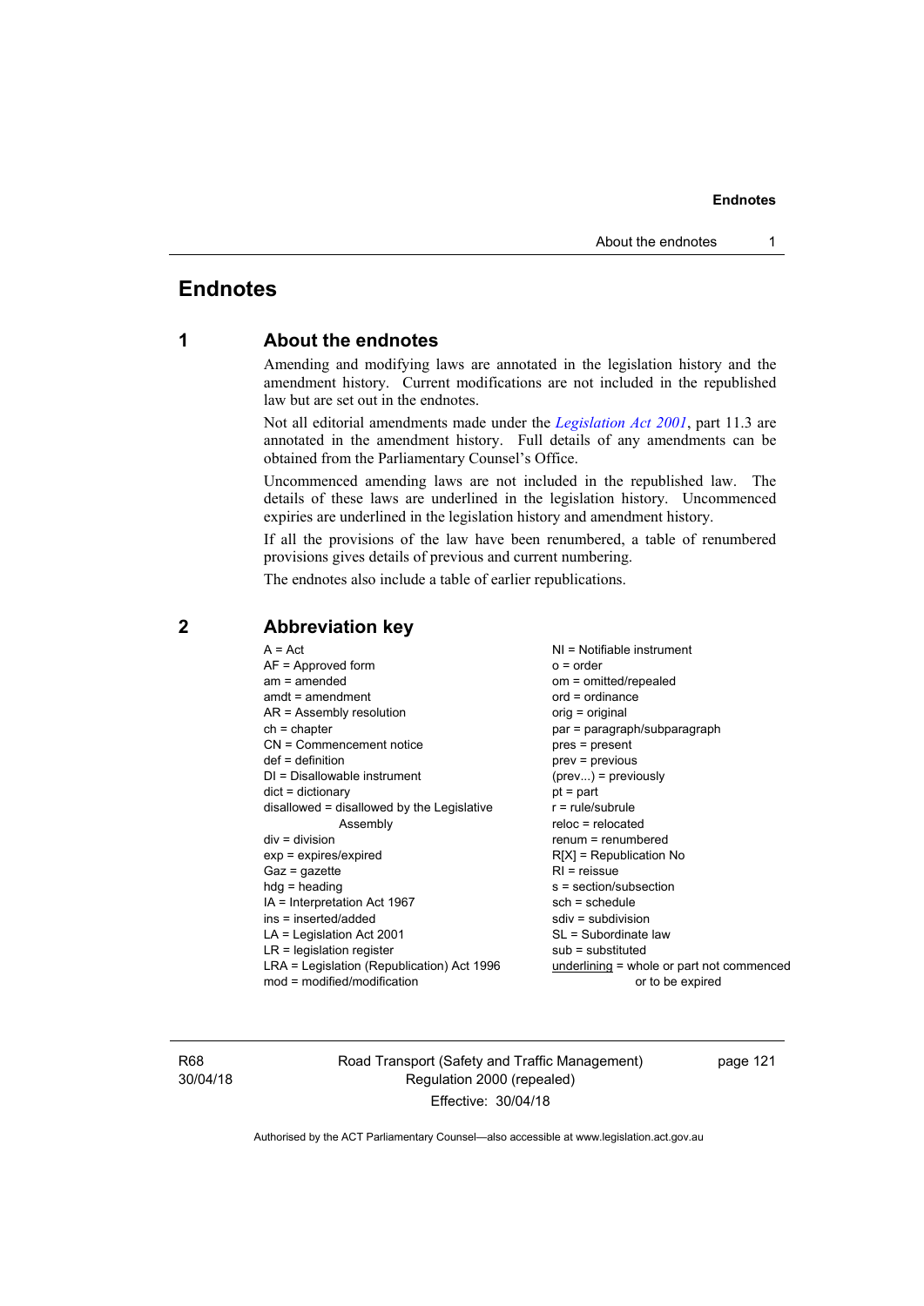# Endnotes

## 1 About the endnotes

Amending and modifying laws are annotated in the legislation history and the amendment history. Current modifications are not included in the republished law but are set out in the endnotes.

Not all editorial amendments made under the *Legislation Act 2001*, part 11.3 are annotated in the amendment history. Full details of any amendments can be obtained from the Parliamentary Counsel's Office.

Uncommenced amending laws are not included in the republished law. The details of these laws are underlined in the legislation history. Uncommenced expiries are underlined in the legislation history and amendment history.

If all the provisions of the law have been renumbered, a table of renumbered provisions gives details of previous and current numbering.

The endnotes also include a table of earlier republications.

## 2 Abbreviation key

A = Act
AF = Approved form
am = amended
amdt = amendment
AR = Assembly resolution
ch = chapter
CN = Commencement notice
def = definition
DI = Disallowable instrument
dict = dictionary
disallowed = disallowed by the Legislative Assembly
div = division
exp = expires/expired
Gaz = gazette
hdg = heading
IA = Interpretation Act 1967
ins = inserted/added
LA = Legislation Act 2001
LR = legislation register
LRA = Legislation (Republication) Act 1996
mod = modified/modification
NI = Notifiable instrument
o = order
om = omitted/repealed
ord = ordinance
orig = original
par = paragraph/subparagraph
pres = present
prev = previous
(prev...) = previously
pt = part
r = rule/subrule
reloc = relocated
renum = renumbered
R[X] = Republication No
RI = reissue
s = section/subsection
sch = schedule
sdiv = subdivision
SL = Subordinate law
sub = substituted
underlining = whole or part not commenced or to be expired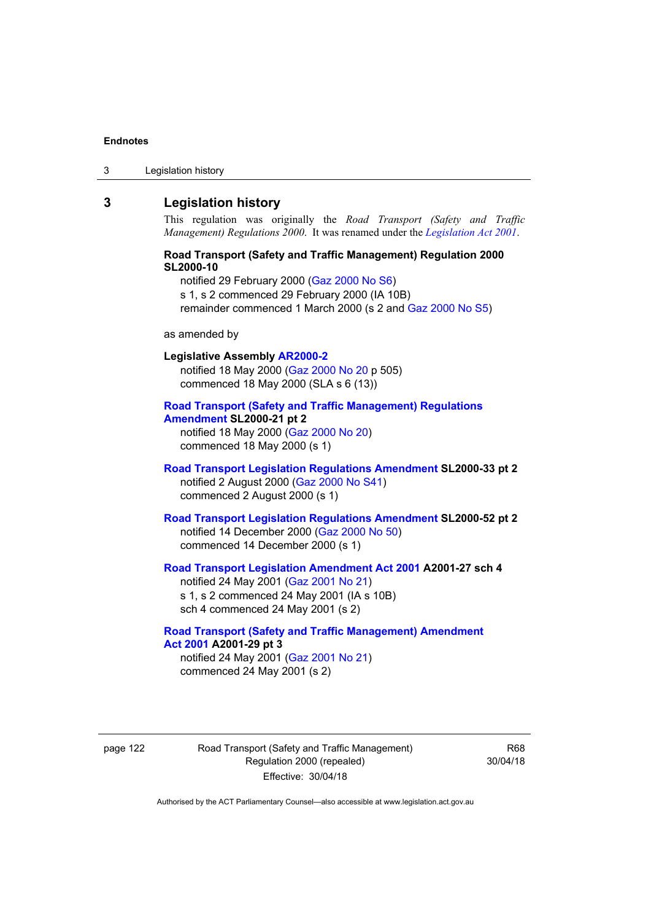## 3 Legislation history

This regulation was originally the *Road Transport (Safety and Traffic Management) Regulations 2000*. It was renamed under the *Legislation Act 2001*.

**Road Transport (Safety and Traffic Management) Regulation 2000 SL2000-10**

notified 29 February 2000 (Gaz 2000 No S6)
s 1, s 2 commenced 29 February 2000 (IA 10B)
remainder commenced 1 March 2000 (s 2 and Gaz 2000 No S5)

as amended by

**Legislative Assembly AR2000-2**

notified 18 May 2000 (Gaz 2000 No 20 p 505)
commenced 18 May 2000 (SLA s 6 (13))

**Road Transport (Safety and Traffic Management) Regulations Amendment SL2000-21 pt 2**

notified 18 May 2000 (Gaz 2000 No 20)
commenced 18 May 2000 (s 1)

**Road Transport Legislation Regulations Amendment SL2000-33 pt 2**

notified 2 August 2000 (Gaz 2000 No S41)
commenced 2 August 2000 (s 1)

**Road Transport Legislation Regulations Amendment SL2000-52 pt 2**

notified 14 December 2000 (Gaz 2000 No 50)
commenced 14 December 2000 (s 1)

**Road Transport Legislation Amendment Act 2001 A2001-27 sch 4**

notified 24 May 2001 (Gaz 2001 No 21)
s 1, s 2 commenced 24 May 2001 (IA s 10B)
sch 4 commenced 24 May 2001 (s 2)

**Road Transport (Safety and Traffic Management) Amendment Act 2001 A2001-29 pt 3**

notified 24 May 2001 (Gaz 2001 No 21)
commenced 24 May 2001 (s 2)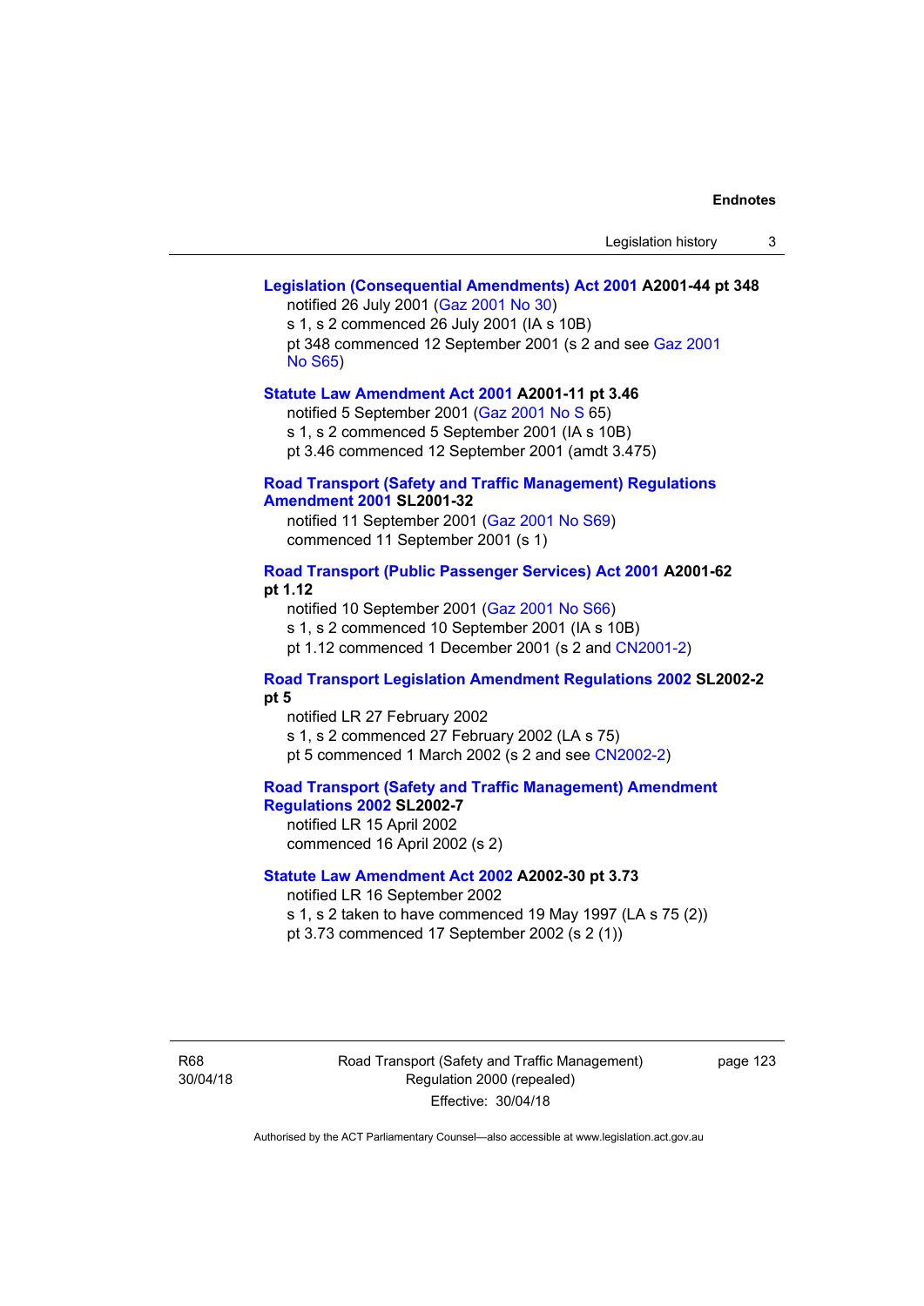**Legislation (Consequential Amendments) Act 2001 A2001-44 pt 348**
notified 26 July 2001 (Gaz 2001 No 30)
s 1, s 2 commenced 26 July 2001 (IA s 10B)
pt 348 commenced 12 September 2001 (s 2 and see Gaz 2001 No S65)

**Statute Law Amendment Act 2001 A2001-11 pt 3.46**
notified 5 September 2001 (Gaz 2001 No S 65)
s 1, s 2 commenced 5 September 2001 (IA s 10B)
pt 3.46 commenced 12 September 2001 (amdt 3.475)

**Road Transport (Safety and Traffic Management) Regulations Amendment 2001 SL2001-32**
notified 11 September 2001 (Gaz 2001 No S69)
commenced 11 September 2001 (s 1)

**Road Transport (Public Passenger Services) Act 2001 A2001-62 pt 1.12**
notified 10 September 2001 (Gaz 2001 No S66)
s 1, s 2 commenced 10 September 2001 (IA s 10B)
pt 1.12 commenced 1 December 2001 (s 2 and CN2001-2)

**Road Transport Legislation Amendment Regulations 2002 SL2002-2 pt 5**
notified LR 27 February 2002
s 1, s 2 commenced 27 February 2002 (LA s 75)
pt 5 commenced 1 March 2002 (s 2 and see CN2002-2)

**Road Transport (Safety and Traffic Management) Amendment Regulations 2002 SL2002-7**
notified LR 15 April 2002
commenced 16 April 2002 (s 2)

**Statute Law Amendment Act 2002 A2002-30 pt 3.73**
notified LR 16 September 2002
s 1, s 2 taken to have commenced 19 May 1997 (LA s 75 (2))
pt 3.73 commenced 17 September 2002 (s 2 (1))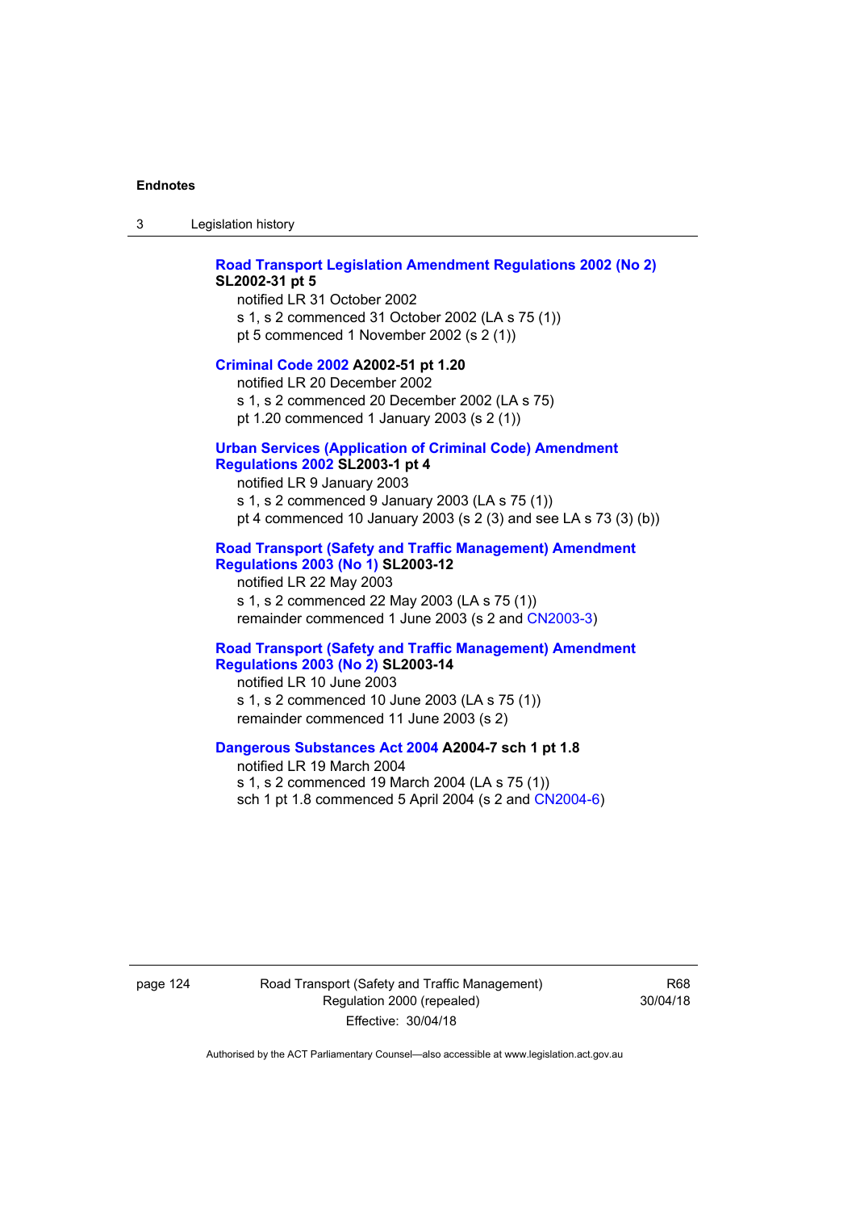**Road Transport Legislation Amendment Regulations 2002 (No 2) SL2002-31 pt 5**
notified LR 31 October 2002
s 1, s 2 commenced 31 October 2002 (LA s 75 (1))
pt 5 commenced 1 November 2002 (s 2 (1))

**Criminal Code 2002 A2002-51 pt 1.20**
notified LR 20 December 2002
s 1, s 2 commenced 20 December 2002 (LA s 75)
pt 1.20 commenced 1 January 2003 (s 2 (1))

**Urban Services (Application of Criminal Code) Amendment Regulations 2002 SL2003-1 pt 4**
notified LR 9 January 2003
s 1, s 2 commenced 9 January 2003 (LA s 75 (1))
pt 4 commenced 10 January 2003 (s 2 (3) and see LA s 73 (3) (b))

**Road Transport (Safety and Traffic Management) Amendment Regulations 2003 (No 1) SL2003-12**
notified LR 22 May 2003
s 1, s 2 commenced 22 May 2003 (LA s 75 (1))
remainder commenced 1 June 2003 (s 2 and CN2003-3)

**Road Transport (Safety and Traffic Management) Amendment Regulations 2003 (No 2) SL2003-14**
notified LR 10 June 2003
s 1, s 2 commenced 10 June 2003 (LA s 75 (1))
remainder commenced 11 June 2003 (s 2)

**Dangerous Substances Act 2004 A2004-7 sch 1 pt 1.8**
notified LR 19 March 2004
s 1, s 2 commenced 19 March 2004 (LA s 75 (1))
sch 1 pt 1.8 commenced 5 April 2004 (s 2 and CN2004-6)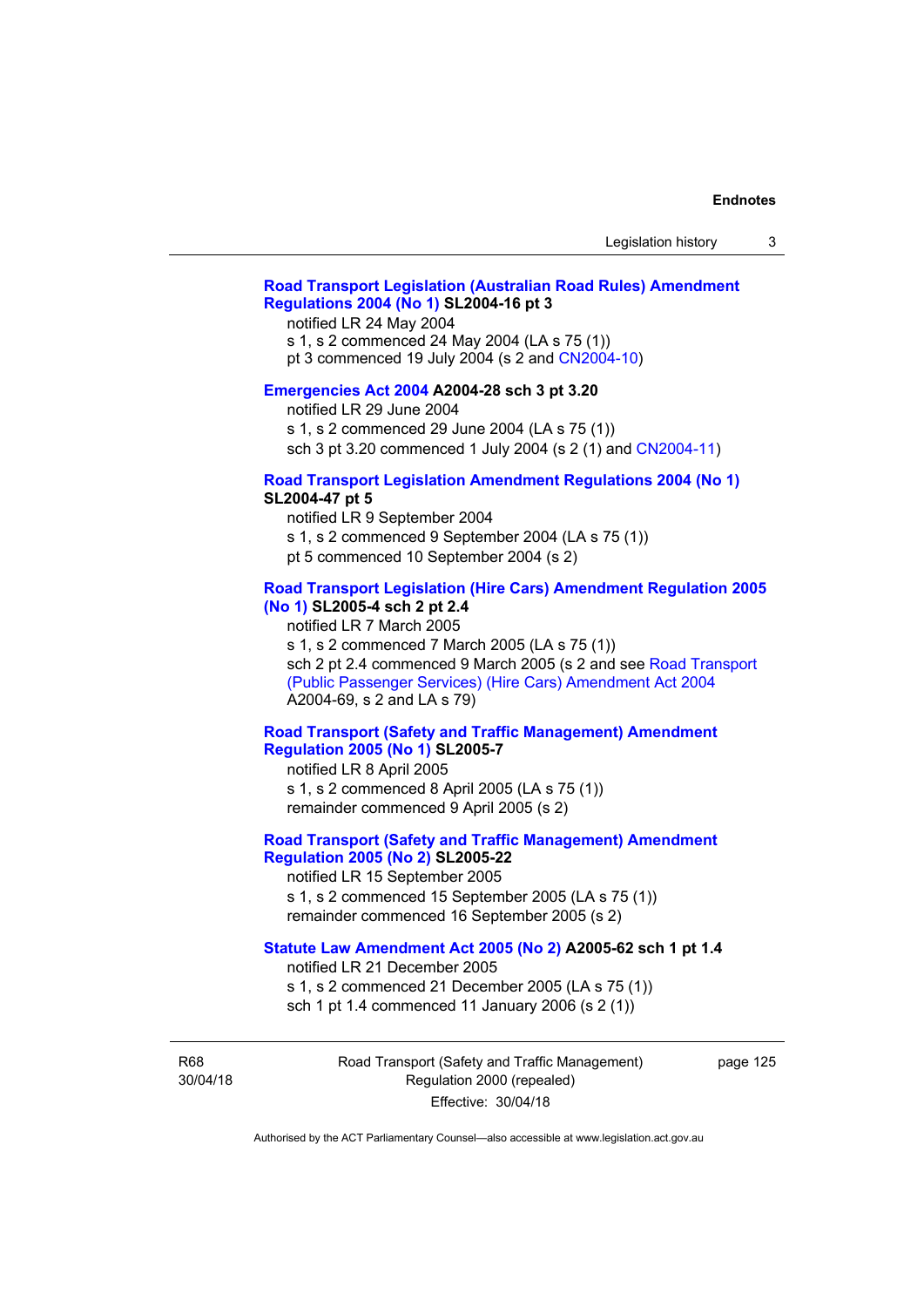**Road Transport Legislation (Australian Road Rules) Amendment Regulations 2004 (No 1)** **SL2004-16 pt 3**

notified LR 24 May 2004
s 1, s 2 commenced 24 May 2004 (LA s 75 (1))
pt 3 commenced 19 July 2004 (s 2 and CN2004-10)

**Emergencies Act 2004** **A2004-28 sch 3 pt 3.20**

notified LR 29 June 2004
s 1, s 2 commenced 29 June 2004 (LA s 75 (1))
sch 3 pt 3.20 commenced 1 July 2004 (s 2 (1) and CN2004-11)

**Road Transport Legislation Amendment Regulations 2004 (No 1)** **SL2004-47 pt 5**

notified LR 9 September 2004
s 1, s 2 commenced 9 September 2004 (LA s 75 (1))
pt 5 commenced 10 September 2004 (s 2)

**Road Transport Legislation (Hire Cars) Amendment Regulation 2005 (No 1)** **SL2005-4 sch 2 pt 2.4**

notified LR 7 March 2005
s 1, s 2 commenced 7 March 2005 (LA s 75 (1))
sch 2 pt 2.4 commenced 9 March 2005 (s 2 and see Road Transport (Public Passenger Services) (Hire Cars) Amendment Act 2004 A2004-69, s 2 and LA s 79)

**Road Transport (Safety and Traffic Management) Amendment Regulation 2005 (No 1)** **SL2005-7**

notified LR 8 April 2005
s 1, s 2 commenced 8 April 2005 (LA s 75 (1))
remainder commenced 9 April 2005 (s 2)

**Road Transport (Safety and Traffic Management) Amendment Regulation 2005 (No 2)** **SL2005-22**

notified LR 15 September 2005
s 1, s 2 commenced 15 September 2005 (LA s 75 (1))
remainder commenced 16 September 2005 (s 2)

**Statute Law Amendment Act 2005 (No 2)** **A2005-62 sch 1 pt 1.4**

notified LR 21 December 2005
s 1, s 2 commenced 21 December 2005 (LA s 75 (1))
sch 1 pt 1.4 commenced 11 January 2006 (s 2 (1))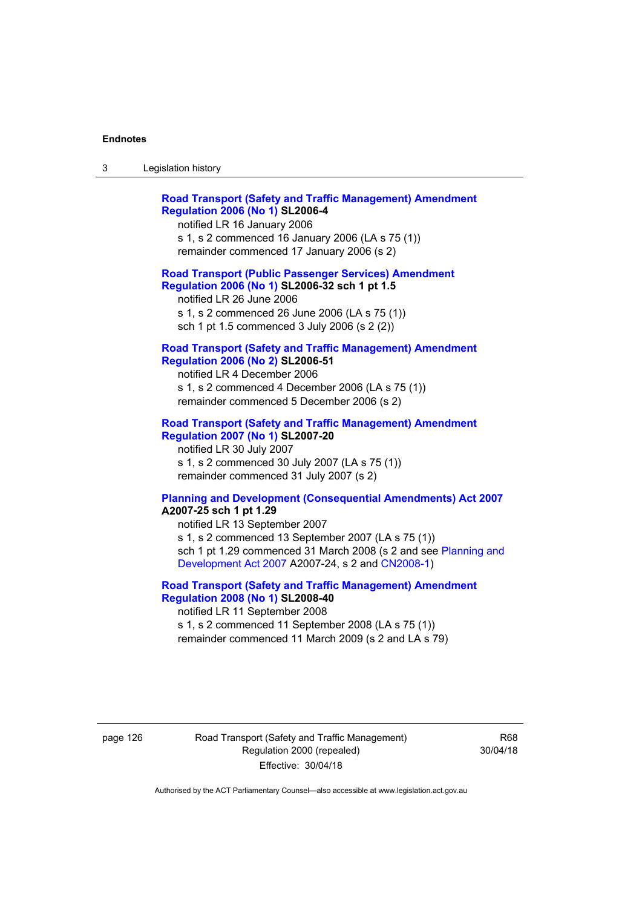**Road Transport (Safety and Traffic Management) Amendment Regulation 2006 (No 1) SL2006-4**

notified LR 16 January 2006

s 1, s 2 commenced 16 January 2006 (LA s 75 (1))

remainder commenced 17 January 2006 (s 2)

**Road Transport (Public Passenger Services) Amendment Regulation 2006 (No 1) SL2006-32 sch 1 pt 1.5**

notified LR 26 June 2006

s 1, s 2 commenced 26 June 2006 (LA s 75 (1))

sch 1 pt 1.5 commenced 3 July 2006 (s 2 (2))

**Road Transport (Safety and Traffic Management) Amendment Regulation 2006 (No 2) SL2006-51**

notified LR 4 December 2006

s 1, s 2 commenced 4 December 2006 (LA s 75 (1))

remainder commenced 5 December 2006 (s 2)

**Road Transport (Safety and Traffic Management) Amendment Regulation 2007 (No 1) SL2007-20**

notified LR 30 July 2007

s 1, s 2 commenced 30 July 2007 (LA s 75 (1))

remainder commenced 31 July 2007 (s 2)

**Planning and Development (Consequential Amendments) Act 2007 A2007-25 sch 1 pt 1.29**

notified LR 13 September 2007

s 1, s 2 commenced 13 September 2007 (LA s 75 (1))

sch 1 pt 1.29 commenced 31 March 2008 (s 2 and see Planning and Development Act 2007 A2007-24, s 2 and CN2008-1)

**Road Transport (Safety and Traffic Management) Amendment Regulation 2008 (No 1) SL2008-40**

notified LR 11 September 2008

s 1, s 2 commenced 11 September 2008 (LA s 75 (1))

remainder commenced 11 March 2009 (s 2 and LA s 79)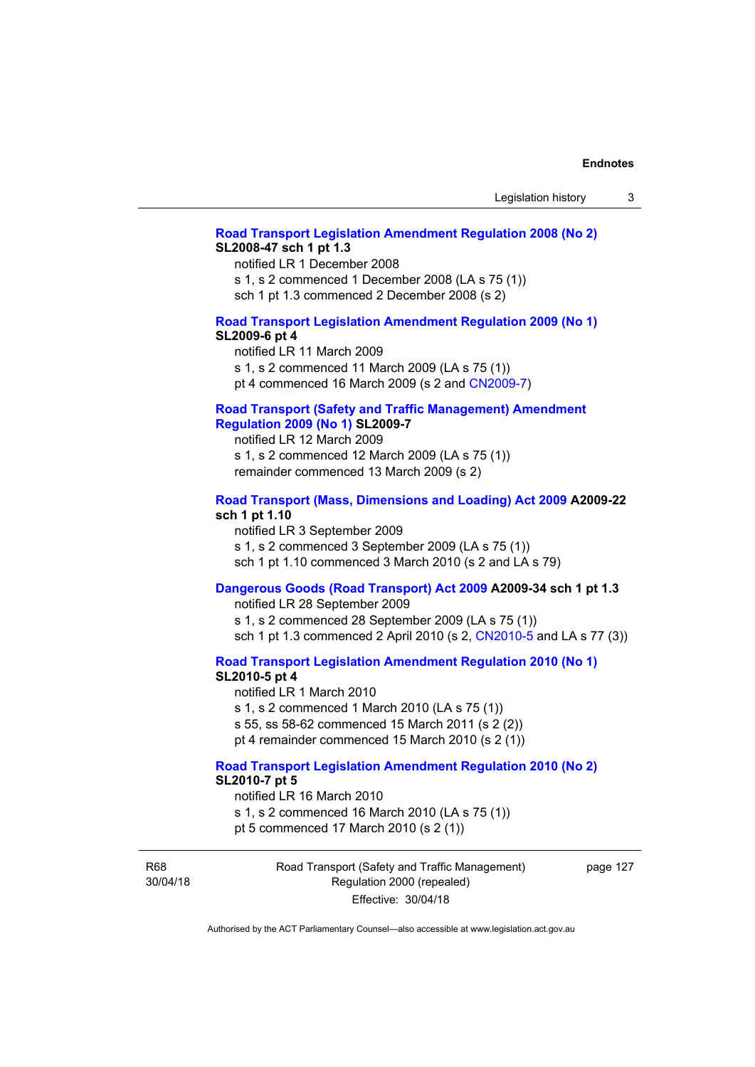**Road Transport Legislation Amendment Regulation 2008 (No 2)**
**SL2008-47 sch 1 pt 1.3**

notified LR 1 December 2008
s 1, s 2 commenced 1 December 2008 (LA s 75 (1))
sch 1 pt 1.3 commenced 2 December 2008 (s 2)

**Road Transport Legislation Amendment Regulation 2009 (No 1)**
**SL2009-6 pt 4**

notified LR 11 March 2009
s 1, s 2 commenced 11 March 2009 (LA s 75 (1))
pt 4 commenced 16 March 2009 (s 2 and CN2009-7)

**Road Transport (Safety and Traffic Management) Amendment Regulation 2009 (No 1) SL2009-7**

notified LR 12 March 2009
s 1, s 2 commenced 12 March 2009 (LA s 75 (1))
remainder commenced 13 March 2009 (s 2)

**Road Transport (Mass, Dimensions and Loading) Act 2009 A2009-22 sch 1 pt 1.10**

notified LR 3 September 2009
s 1, s 2 commenced 3 September 2009 (LA s 75 (1))
sch 1 pt 1.10 commenced 3 March 2010 (s 2 and LA s 79)

**Dangerous Goods (Road Transport) Act 2009 A2009-34 sch 1 pt 1.3**

notified LR 28 September 2009
s 1, s 2 commenced 28 September 2009 (LA s 75 (1))
sch 1 pt 1.3 commenced 2 April 2010 (s 2, CN2010-5 and LA s 77 (3))

**Road Transport Legislation Amendment Regulation 2010 (No 1)**
**SL2010-5 pt 4**

notified LR 1 March 2010
s 1, s 2 commenced 1 March 2010 (LA s 75 (1))
s 55, ss 58-62 commenced 15 March 2011 (s 2 (2))
pt 4 remainder commenced 15 March 2010 (s 2 (1))

**Road Transport Legislation Amendment Regulation 2010 (No 2)**
**SL2010-7 pt 5**

notified LR 16 March 2010
s 1, s 2 commenced 16 March 2010 (LA s 75 (1))
pt 5 commenced 17 March 2010 (s 2 (1))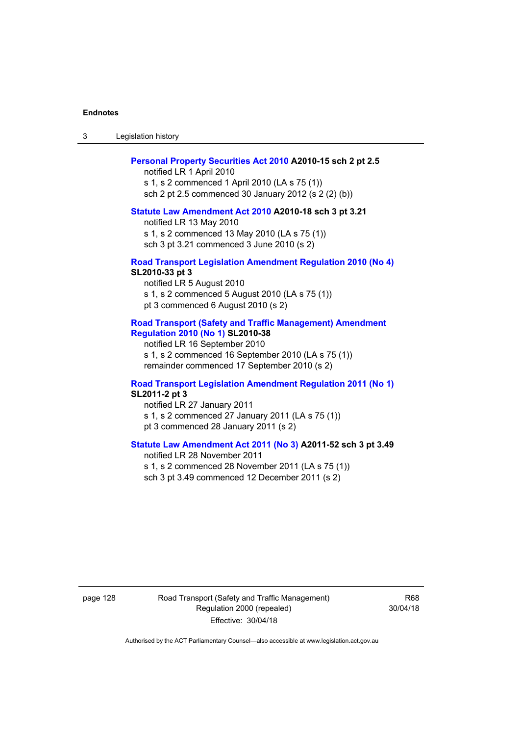**Personal Property Securities Act 2010 A2010-15 sch 2 pt 2.5**

notified LR 1 April 2010

s 1, s 2 commenced 1 April 2010 (LA s 75 (1))

sch 2 pt 2.5 commenced 30 January 2012 (s 2 (2) (b))

**Statute Law Amendment Act 2010 A2010-18 sch 3 pt 3.21**

notified LR 13 May 2010

s 1, s 2 commenced 13 May 2010 (LA s 75 (1))

sch 3 pt 3.21 commenced 3 June 2010 (s 2)

**Road Transport Legislation Amendment Regulation 2010 (No 4) SL2010-33 pt 3**

notified LR 5 August 2010

s 1, s 2 commenced 5 August 2010 (LA s 75 (1))

pt 3 commenced 6 August 2010 (s 2)

**Road Transport (Safety and Traffic Management) Amendment Regulation 2010 (No 1) SL2010-38**

notified LR 16 September 2010

s 1, s 2 commenced 16 September 2010 (LA s 75 (1))

remainder commenced 17 September 2010 (s 2)

**Road Transport Legislation Amendment Regulation 2011 (No 1) SL2011-2 pt 3**

notified LR 27 January 2011

s 1, s 2 commenced 27 January 2011 (LA s 75 (1))

pt 3 commenced 28 January 2011 (s 2)

**Statute Law Amendment Act 2011 (No 3) A2011-52 sch 3 pt 3.49**

notified LR 28 November 2011

s 1, s 2 commenced 28 November 2011 (LA s 75 (1))

sch 3 pt 3.49 commenced 12 December 2011 (s 2)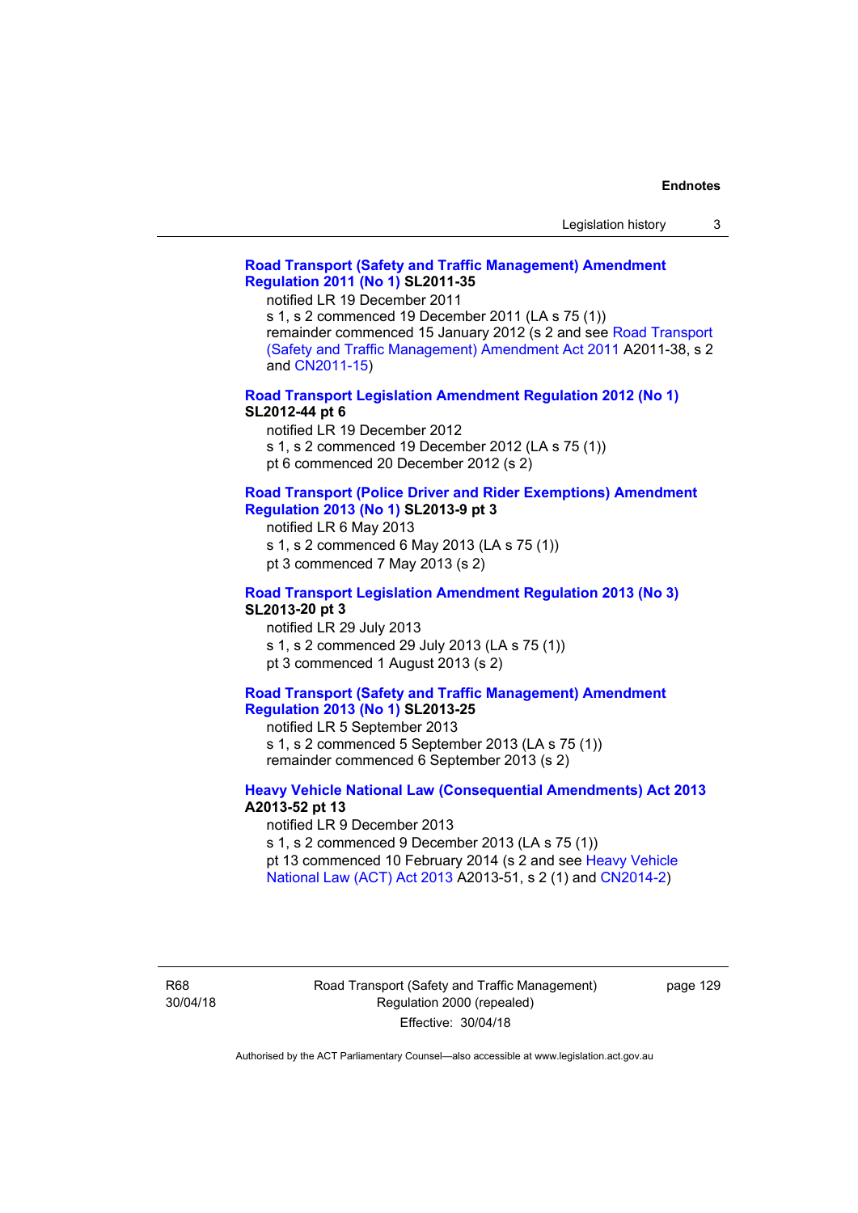**Road Transport (Safety and Traffic Management) Amendment Regulation 2011 (No 1) SL2011-35**

notified LR 19 December 2011
s 1, s 2 commenced 19 December 2011 (LA s 75 (1))
remainder commenced 15 January 2012 (s 2 and see Road Transport (Safety and Traffic Management) Amendment Act 2011 A2011-38, s 2 and CN2011-15)

**Road Transport Legislation Amendment Regulation 2012 (No 1) SL2012-44 pt 6**

notified LR 19 December 2012
s 1, s 2 commenced 19 December 2012 (LA s 75 (1))
pt 6 commenced 20 December 2012 (s 2)

**Road Transport (Police Driver and Rider Exemptions) Amendment Regulation 2013 (No 1) SL2013-9 pt 3**

notified LR 6 May 2013
s 1, s 2 commenced 6 May 2013 (LA s 75 (1))
pt 3 commenced 7 May 2013 (s 2)

**Road Transport Legislation Amendment Regulation 2013 (No 3) SL2013-20 pt 3**

notified LR 29 July 2013
s 1, s 2 commenced 29 July 2013 (LA s 75 (1))
pt 3 commenced 1 August 2013 (s 2)

**Road Transport (Safety and Traffic Management) Amendment Regulation 2013 (No 1) SL2013-25**

notified LR 5 September 2013
s 1, s 2 commenced 5 September 2013 (LA s 75 (1))
remainder commenced 6 September 2013 (s 2)

**Heavy Vehicle National Law (Consequential Amendments) Act 2013 A2013-52 pt 13**

notified LR 9 December 2013
s 1, s 2 commenced 9 December 2013 (LA s 75 (1))
pt 13 commenced 10 February 2014 (s 2 and see Heavy Vehicle National Law (ACT) Act 2013 A2013-51, s 2 (1) and CN2014-2)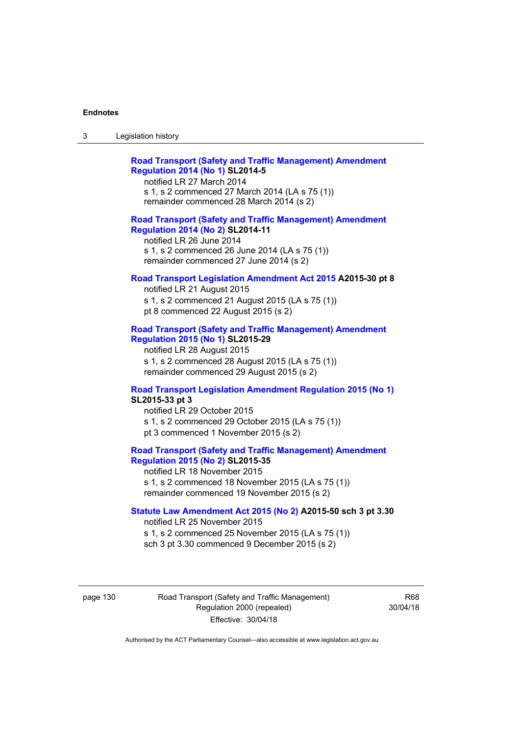**Road Transport (Safety and Traffic Management) Amendment Regulation 2014 (No 1) SL2014-5**
notified LR 27 March 2014
s 1, s 2 commenced 27 March 2014 (LA s 75 (1))
remainder commenced 28 March 2014 (s 2)

**Road Transport (Safety and Traffic Management) Amendment Regulation 2014 (No 2) SL2014-11**
notified LR 26 June 2014
s 1, s 2 commenced 26 June 2014 (LA s 75 (1))
remainder commenced 27 June 2014 (s 2)

**Road Transport Legislation Amendment Act 2015 A2015-30 pt 8**
notified LR 21 August 2015
s 1, s 2 commenced 21 August 2015 (LA s 75 (1))
pt 8 commenced 22 August 2015 (s 2)

**Road Transport (Safety and Traffic Management) Amendment Regulation 2015 (No 1) SL2015-29**
notified LR 28 August 2015
s 1, s 2 commenced 28 August 2015 (LA s 75 (1))
remainder commenced 29 August 2015 (s 2)

**Road Transport Legislation Amendment Regulation 2015 (No 1) SL2015-33 pt 3**
notified LR 29 October 2015
s 1, s 2 commenced 29 October 2015 (LA s 75 (1))
pt 3 commenced 1 November 2015 (s 2)

**Road Transport (Safety and Traffic Management) Amendment Regulation 2015 (No 2) SL2015-35**
notified LR 18 November 2015
s 1, s 2 commenced 18 November 2015 (LA s 75 (1))
remainder commenced 19 November 2015 (s 2)

**Statute Law Amendment Act 2015 (No 2) A2015-50 sch 3 pt 3.30**
notified LR 25 November 2015
s 1, s 2 commenced 25 November 2015 (LA s 75 (1))
sch 3 pt 3.30 commenced 9 December 2015 (s 2)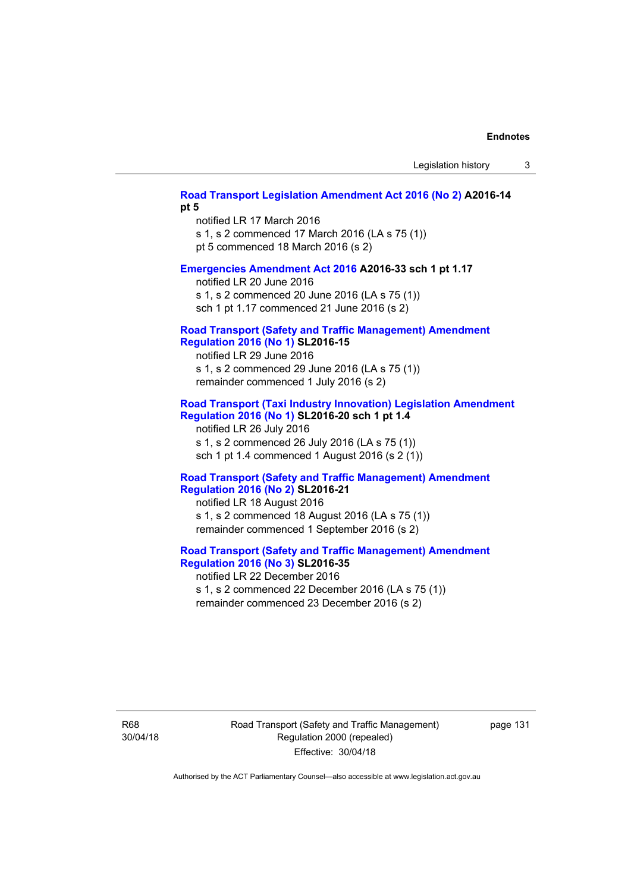**Road Transport Legislation Amendment Act 2016 (No 2) A2016-14 pt 5**

notified LR 17 March 2016

s 1, s 2 commenced 17 March 2016 (LA s 75 (1))

pt 5 commenced 18 March 2016 (s 2)

**Emergencies Amendment Act 2016 A2016-33 sch 1 pt 1.17**

notified LR 20 June 2016

s 1, s 2 commenced 20 June 2016 (LA s 75 (1))

sch 1 pt 1.17 commenced 21 June 2016 (s 2)

**Road Transport (Safety and Traffic Management) Amendment Regulation 2016 (No 1) SL2016-15**

notified LR 29 June 2016

s 1, s 2 commenced 29 June 2016 (LA s 75 (1))

remainder commenced 1 July 2016 (s 2)

**Road Transport (Taxi Industry Innovation) Legislation Amendment Regulation 2016 (No 1) SL2016-20 sch 1 pt 1.4**

notified LR 26 July 2016

s 1, s 2 commenced 26 July 2016 (LA s 75 (1))

sch 1 pt 1.4 commenced 1 August 2016 (s 2 (1))

**Road Transport (Safety and Traffic Management) Amendment Regulation 2016 (No 2) SL2016-21**

notified LR 18 August 2016

s 1, s 2 commenced 18 August 2016 (LA s 75 (1))

remainder commenced 1 September 2016 (s 2)

**Road Transport (Safety and Traffic Management) Amendment Regulation 2016 (No 3) SL2016-35**

notified LR 22 December 2016

s 1, s 2 commenced 22 December 2016 (LA s 75 (1))

remainder commenced 23 December 2016 (s 2)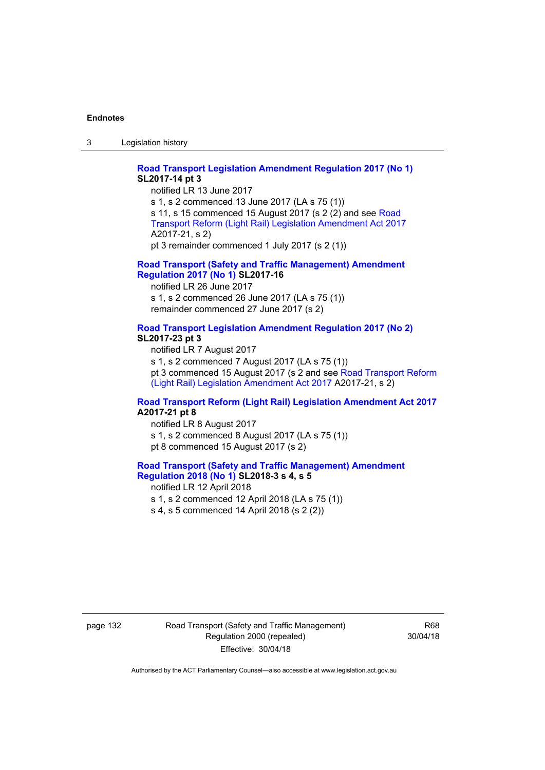**Road Transport Legislation Amendment Regulation 2017 (No 1) SL2017-14 pt 3**

notified LR 13 June 2017
s 1, s 2 commenced 13 June 2017 (LA s 75 (1))
s 11, s 15 commenced 15 August 2017 (s 2 (2) and see Road Transport Reform (Light Rail) Legislation Amendment Act 2017 A2017-21, s 2)
pt 3 remainder commenced 1 July 2017 (s 2 (1))

**Road Transport (Safety and Traffic Management) Amendment Regulation 2017 (No 1) SL2017-16**

notified LR 26 June 2017
s 1, s 2 commenced 26 June 2017 (LA s 75 (1))
remainder commenced 27 June 2017 (s 2)

**Road Transport Legislation Amendment Regulation 2017 (No 2) SL2017-23 pt 3**

notified LR 7 August 2017
s 1, s 2 commenced 7 August 2017 (LA s 75 (1))
pt 3 commenced 15 August 2017 (s 2 and see Road Transport Reform (Light Rail) Legislation Amendment Act 2017 A2017-21, s 2)

**Road Transport Reform (Light Rail) Legislation Amendment Act 2017 A2017-21 pt 8**

notified LR 8 August 2017
s 1, s 2 commenced 8 August 2017 (LA s 75 (1))
pt 8 commenced 15 August 2017 (s 2)

**Road Transport (Safety and Traffic Management) Amendment Regulation 2018 (No 1) SL2018-3 s 4, s 5**

notified LR 12 April 2018
s 1, s 2 commenced 12 April 2018 (LA s 75 (1))
s 4, s 5 commenced 14 April 2018 (s 2 (2))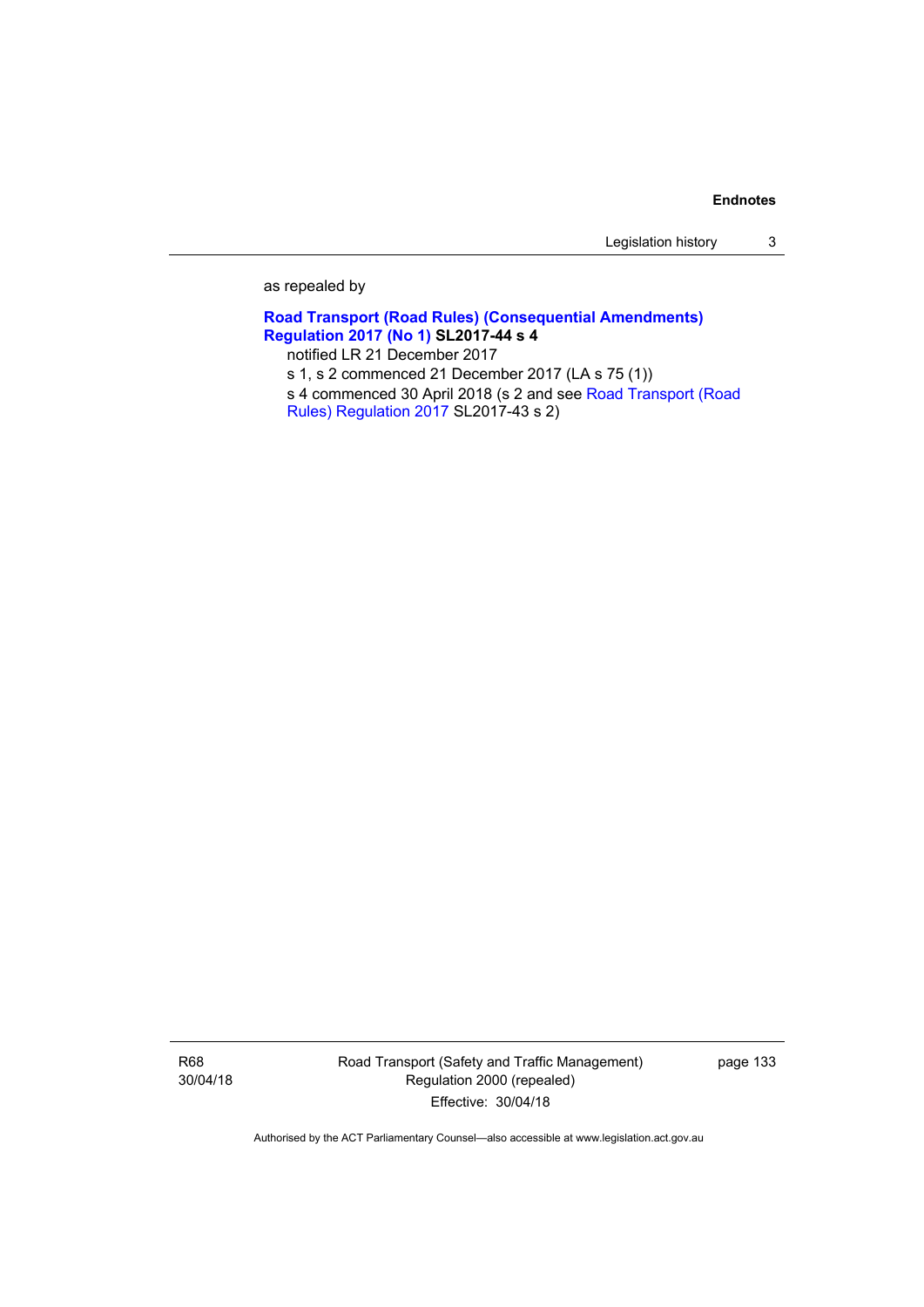as repealed by

**Road Transport (Road Rules) (Consequential Amendments) Regulation 2017 (No 1) SL2017-44 s 4**

notified LR 21 December 2017

s 1, s 2 commenced 21 December 2017 (LA s 75 (1))

s 4 commenced 30 April 2018 (s 2 and see Road Transport (Road Rules) Regulation 2017 SL2017-43 s 2)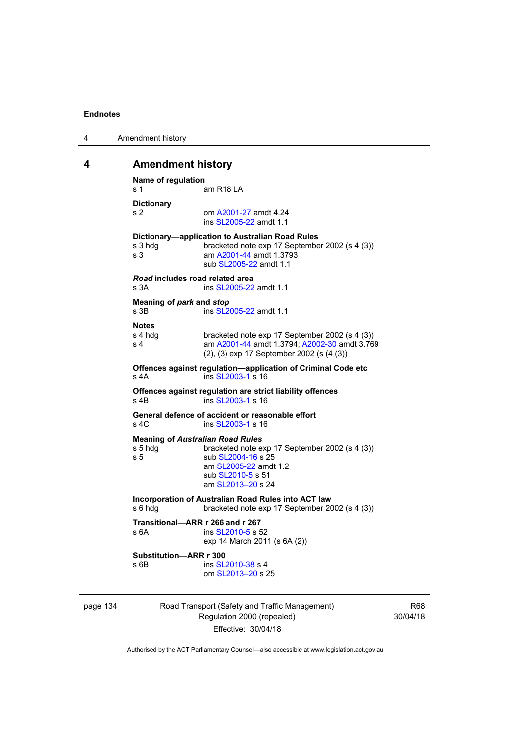## 4 Amendment history

**Name of regulation**

s 1 am R18 LA

**Dictionary**

s 2 om A2001-27 amdt 4.24
ins SL2005-22 amdt 1.1

**Dictionary—application to Australian Road Rules**

s 3 hdg bracketed note exp 17 September 2002 (s 4 (3))
s 3 am A2001-44 amdt 1.3793
sub SL2005-22 amdt 1.1

***Road* includes road related area**

s 3A ins SL2005-22 amdt 1.1

**Meaning of *park* and *stop***

s 3B ins SL2005-22 amdt 1.1

**Notes**

s 4 hdg bracketed note exp 17 September 2002 (s 4 (3))
s 4 am A2001-44 amdt 1.3794; A2002-30 amdt 3.769
(2), (3) exp 17 September 2002 (s (4 (3))

**Offences against regulation—application of Criminal Code etc**

s 4A ins SL2003-1 s 16

**Offences against regulation are strict liability offences**

s 4B ins SL2003-1 s 16

**General defence of accident or reasonable effort**

s 4C ins SL2003-1 s 16

**Meaning of *Australian Road Rules***

s 5 hdg bracketed note exp 17 September 2002 (s 4 (3))
s 5 sub SL2004-16 s 25
am SL2005-22 amdt 1.2
sub SL2010-5 s 51
am SL2013–20 s 24

**Incorporation of Australian Road Rules into ACT law**

s 6 hdg bracketed note exp 17 September 2002 (s 4 (3))

**Transitional—ARR r 266 and r 267**

s 6A ins SL2010-5 s 52
exp 14 March 2011 (s 6A (2))

**Substitution—ARR r 300**

s 6B ins SL2010-38 s 4
om SL2013–20 s 25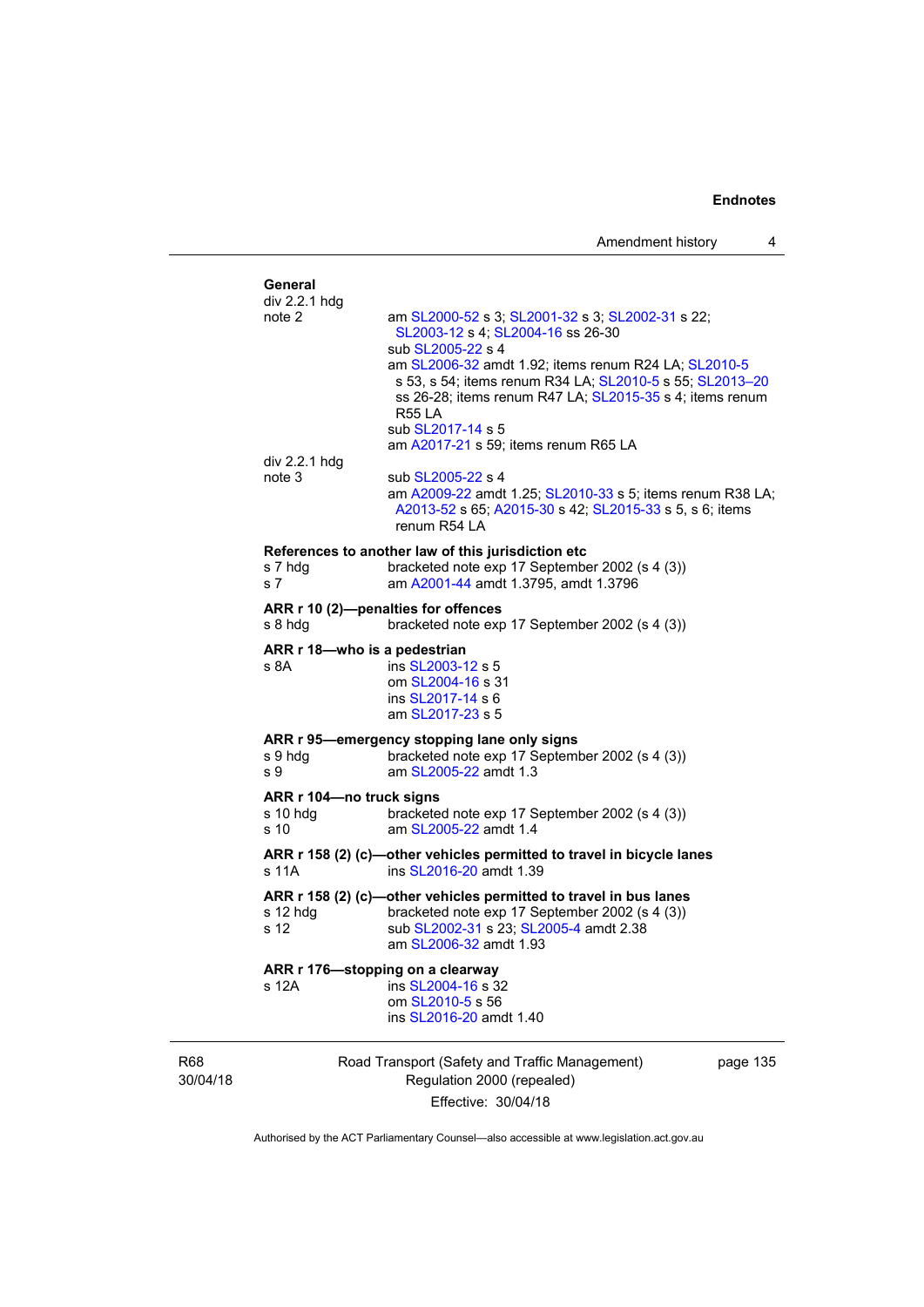**General**

| | |
|---|---|
| div 2.2.1 hdg note 2 | am SL2000-52 s 3; SL2001-32 s 3; SL2002-31 s 22; SL2003-12 s 4; SL2004-16 ss 26-30<br>sub SL2005-22 s 4<br>am SL2006-32 amdt 1.92; items renum R24 LA; SL2010-5 s 53, s 54; items renum R34 LA; SL2010-5 s 55; SL2013–20 ss 26-28; items renum R47 LA; SL2015-35 s 4; items renum R55 LA<br>sub SL2017-14 s 5<br>am A2017-21 s 59; items renum R65 LA |
| div 2.2.1 hdg note 3 | sub SL2005-22 s 4<br>am A2009-22 amdt 1.25; SL2010-33 s 5; items renum R38 LA; A2013-52 s 65; A2015-30 s 42; SL2015-33 s 5, s 6; items renum R54 LA |

**References to another law of this jurisdiction etc**

| | |
|---|---|
| s 7 hdg | bracketed note exp 17 September 2002 (s 4 (3)) |
| s 7 | am A2001-44 amdt 1.3795, amdt 1.3796 |

**ARR r 10 (2)—penalties for offences**

| | |
|---|---|
| s 8 hdg | bracketed note exp 17 September 2002 (s 4 (3)) |

**ARR r 18—who is a pedestrian**

| | |
|---|---|
| s 8A | ins SL2003-12 s 5<br>om SL2004-16 s 31<br>ins SL2017-14 s 6<br>am SL2017-23 s 5 |

**ARR r 95—emergency stopping lane only signs**

| | |
|---|---|
| s 9 hdg | bracketed note exp 17 September 2002 (s 4 (3)) |
| s 9 | am SL2005-22 amdt 1.3 |

**ARR r 104—no truck signs**

| | |
|---|---|
| s 10 hdg | bracketed note exp 17 September 2002 (s 4 (3)) |
| s 10 | am SL2005-22 amdt 1.4 |

**ARR r 158 (2) (c)—other vehicles permitted to travel in bicycle lanes**

| | |
|---|---|
| s 11A | ins SL2016-20 amdt 1.39 |

**ARR r 158 (2) (c)—other vehicles permitted to travel in bus lanes**

| | |
|---|---|
| s 12 hdg | bracketed note exp 17 September 2002 (s 4 (3)) |
| s 12 | sub SL2002-31 s 23; SL2005-4 amdt 2.38<br>am SL2006-32 amdt 1.93 |

**ARR r 176—stopping on a clearway**

| | |
|---|---|
| s 12A | ins SL2004-16 s 32<br>om SL2010-5 s 56<br>ins SL2016-20 amdt 1.40 |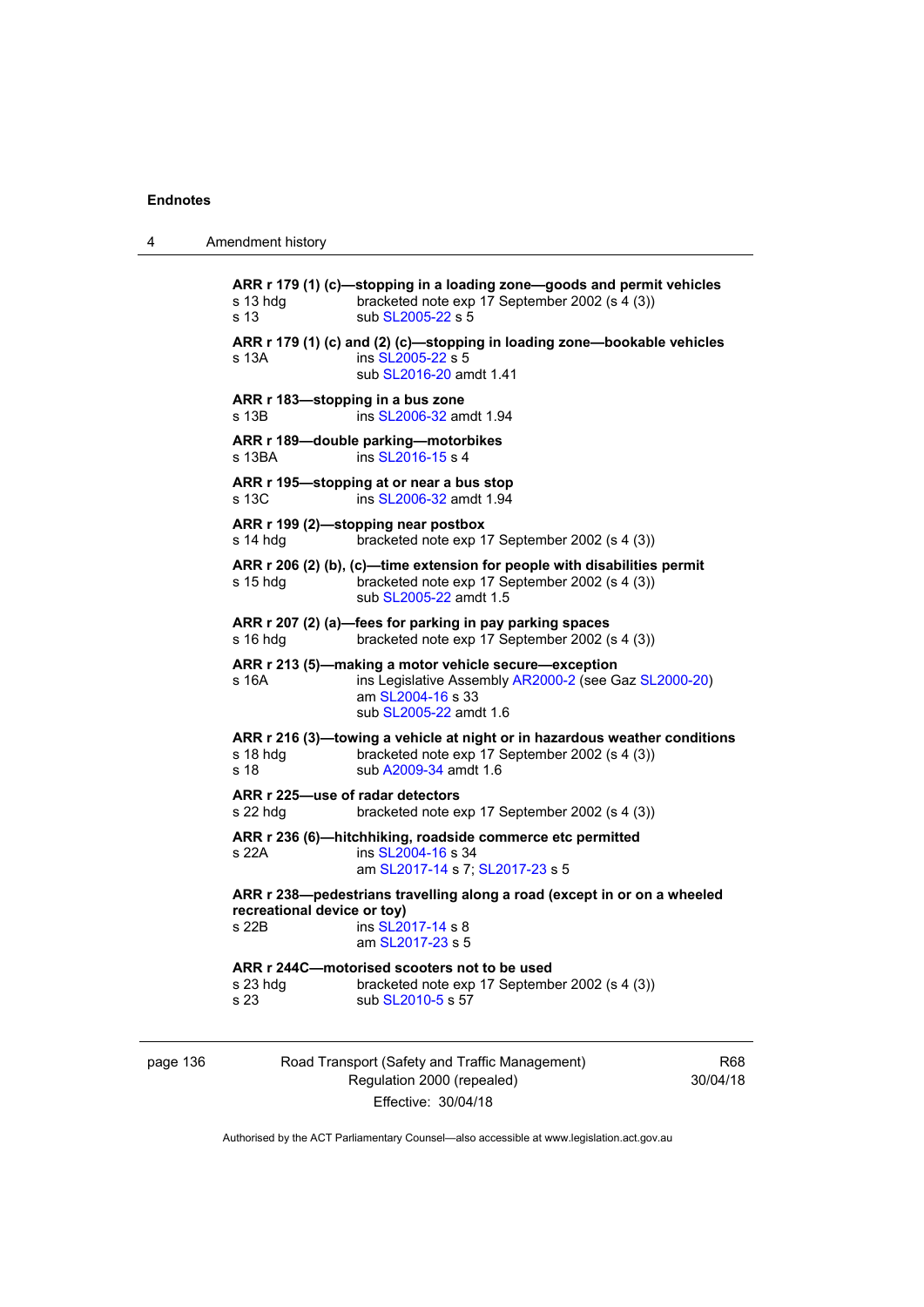**ARR r 179 (1) (c)—stopping in a loading zone—goods and permit vehicles**
s 13 hdg bracketed note exp 17 September 2002 (s 4 (3))
s 13 sub SL2005-22 s 5

**ARR r 179 (1) (c) and (2) (c)—stopping in loading zone—bookable vehicles**
s 13A ins SL2005-22 s 5
sub SL2016-20 amdt 1.41

**ARR r 183—stopping in a bus zone**
s 13B ins SL2006-32 amdt 1.94

**ARR r 189—double parking—motorbikes**
s 13BA ins SL2016-15 s 4

**ARR r 195—stopping at or near a bus stop**
s 13C ins SL2006-32 amdt 1.94

**ARR r 199 (2)—stopping near postbox**
s 14 hdg bracketed note exp 17 September 2002 (s 4 (3))

**ARR r 206 (2) (b), (c)—time extension for people with disabilities permit**
s 15 hdg bracketed note exp 17 September 2002 (s 4 (3))
sub SL2005-22 amdt 1.5

**ARR r 207 (2) (a)—fees for parking in pay parking spaces**
s 16 hdg bracketed note exp 17 September 2002 (s 4 (3))

**ARR r 213 (5)—making a motor vehicle secure—exception**
s 16A ins Legislative Assembly AR2000-2 (see Gaz SL2000-20)
am SL2004-16 s 33
sub SL2005-22 amdt 1.6

**ARR r 216 (3)—towing a vehicle at night or in hazardous weather conditions**
s 18 hdg bracketed note exp 17 September 2002 (s 4 (3))
s 18 sub A2009-34 amdt 1.6

**ARR r 225—use of radar detectors**
s 22 hdg bracketed note exp 17 September 2002 (s 4 (3))

**ARR r 236 (6)—hitchhiking, roadside commerce etc permitted**
s 22A ins SL2004-16 s 34
am SL2017-14 s 7; SL2017-23 s 5

**ARR r 238—pedestrians travelling along a road (except in or on a wheeled recreational device or toy)**
s 22B ins SL2017-14 s 8
am SL2017-23 s 5

**ARR r 244C—motorised scooters not to be used**
s 23 hdg bracketed note exp 17 September 2002 (s 4 (3))
s 23 sub SL2010-5 s 57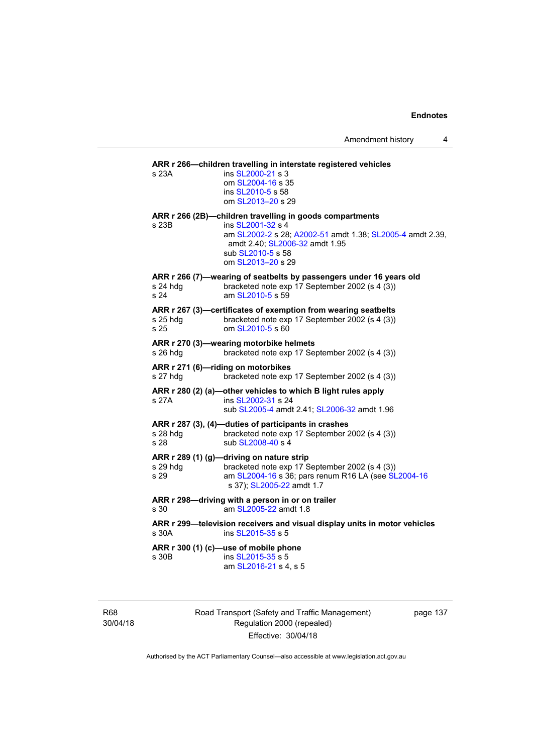**ARR r 266—children travelling in interstate registered vehicles**
s 23A ins SL2000-21 s 3
om SL2004-16 s 35
ins SL2010-5 s 58
om SL2013–20 s 29

**ARR r 266 (2B)—children travelling in goods compartments**
s 23B ins SL2001-32 s 4
am SL2002-2 s 28; A2002-51 amdt 1.38; SL2005-4 amdt 2.39, amdt 2.40; SL2006-32 amdt 1.95
sub SL2010-5 s 58
om SL2013–20 s 29

**ARR r 266 (7)—wearing of seatbelts by passengers under 16 years old**
s 24 hdg bracketed note exp 17 September 2002 (s 4 (3))
s 24 am SL2010-5 s 59

**ARR r 267 (3)—certificates of exemption from wearing seatbelts**
s 25 hdg bracketed note exp 17 September 2002 (s 4 (3))
s 25 om SL2010-5 s 60

**ARR r 270 (3)—wearing motorbike helmets**
s 26 hdg bracketed note exp 17 September 2002 (s 4 (3))

**ARR r 271 (6)—riding on motorbikes**
s 27 hdg bracketed note exp 17 September 2002 (s 4 (3))

**ARR r 280 (2) (a)—other vehicles to which B light rules apply**
s 27A ins SL2002-31 s 24
sub SL2005-4 amdt 2.41; SL2006-32 amdt 1.96

**ARR r 287 (3), (4)—duties of participants in crashes**
s 28 hdg bracketed note exp 17 September 2002 (s 4 (3))
s 28 sub SL2008-40 s 4

**ARR r 289 (1) (g)—driving on nature strip**
s 29 hdg bracketed note exp 17 September 2002 (s 4 (3))
s 29 am SL2004-16 s 36; pars renum R16 LA (see SL2004-16 s 37); SL2005-22 amdt 1.7

**ARR r 298—driving with a person in or on trailer**
s 30 am SL2005-22 amdt 1.8

**ARR r 299—television receivers and visual display units in motor vehicles**
s 30A ins SL2015-35 s 5

**ARR r 300 (1) (c)—use of mobile phone**
s 30B ins SL2015-35 s 5
am SL2016-21 s 4, s 5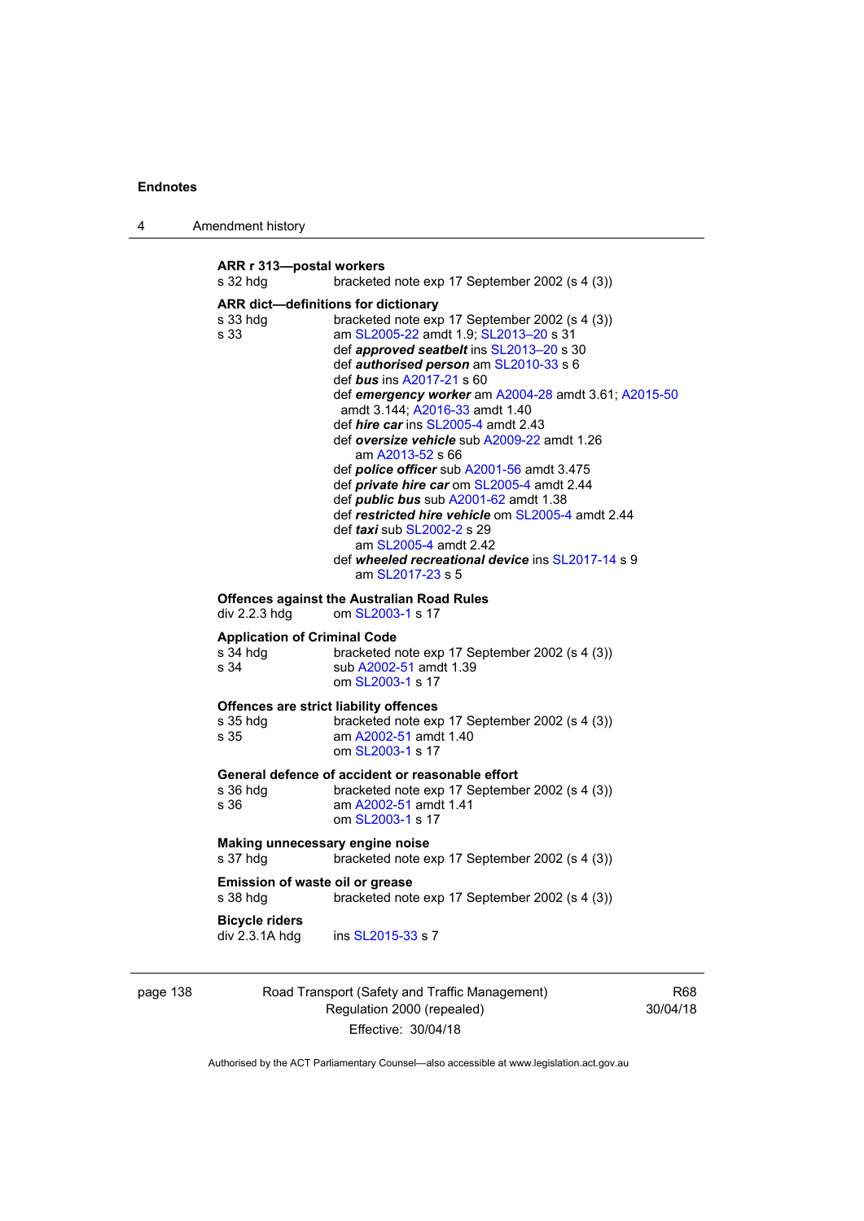**ARR r 313—postal workers**

s 32 hdg bracketed note exp 17 September 2002 (s 4 (3))

**ARR dict—definitions for dictionary**

s 33 hdg bracketed note exp 17 September 2002 (s 4 (3))

s 33 am SL2005-22 amdt 1.9; SL2013–20 s 31

def ***approved seatbelt*** ins SL2013–20 s 30

def ***authorised person*** am SL2010-33 s 6

def ***bus*** ins A2017-21 s 60

def ***emergency worker*** am A2004-28 amdt 3.61; A2015-50 amdt 3.144; A2016-33 amdt 1.40

def ***hire car*** ins SL2005-4 amdt 2.43

def ***oversize vehicle*** sub A2009-22 amdt 1.26
am A2013-52 s 66

def ***police officer*** sub A2001-56 amdt 3.475

def ***private hire car*** om SL2005-4 amdt 2.44

def ***public bus*** sub A2001-62 amdt 1.38

def ***restricted hire vehicle*** om SL2005-4 amdt 2.44

def ***taxi*** sub SL2002-2 s 29
am SL2005-4 amdt 2.42

def ***wheeled recreational device*** ins SL2017-14 s 9
am SL2017-23 s 5

**Offences against the Australian Road Rules**

div 2.2.3 hdg om SL2003-1 s 17

**Application of Criminal Code**

s 34 hdg bracketed note exp 17 September 2002 (s 4 (3))

s 34 sub A2002-51 amdt 1.39
om SL2003-1 s 17

**Offences are strict liability offences**

s 35 hdg bracketed note exp 17 September 2002 (s 4 (3))

s 35 am A2002-51 amdt 1.40
om SL2003-1 s 17

**General defence of accident or reasonable effort**

s 36 hdg bracketed note exp 17 September 2002 (s 4 (3))

s 36 am A2002-51 amdt 1.41
om SL2003-1 s 17

**Making unnecessary engine noise**

s 37 hdg bracketed note exp 17 September 2002 (s 4 (3))

**Emission of waste oil or grease**

s 38 hdg bracketed note exp 17 September 2002 (s 4 (3))

**Bicycle riders**

div 2.3.1A hdg ins SL2015-33 s 7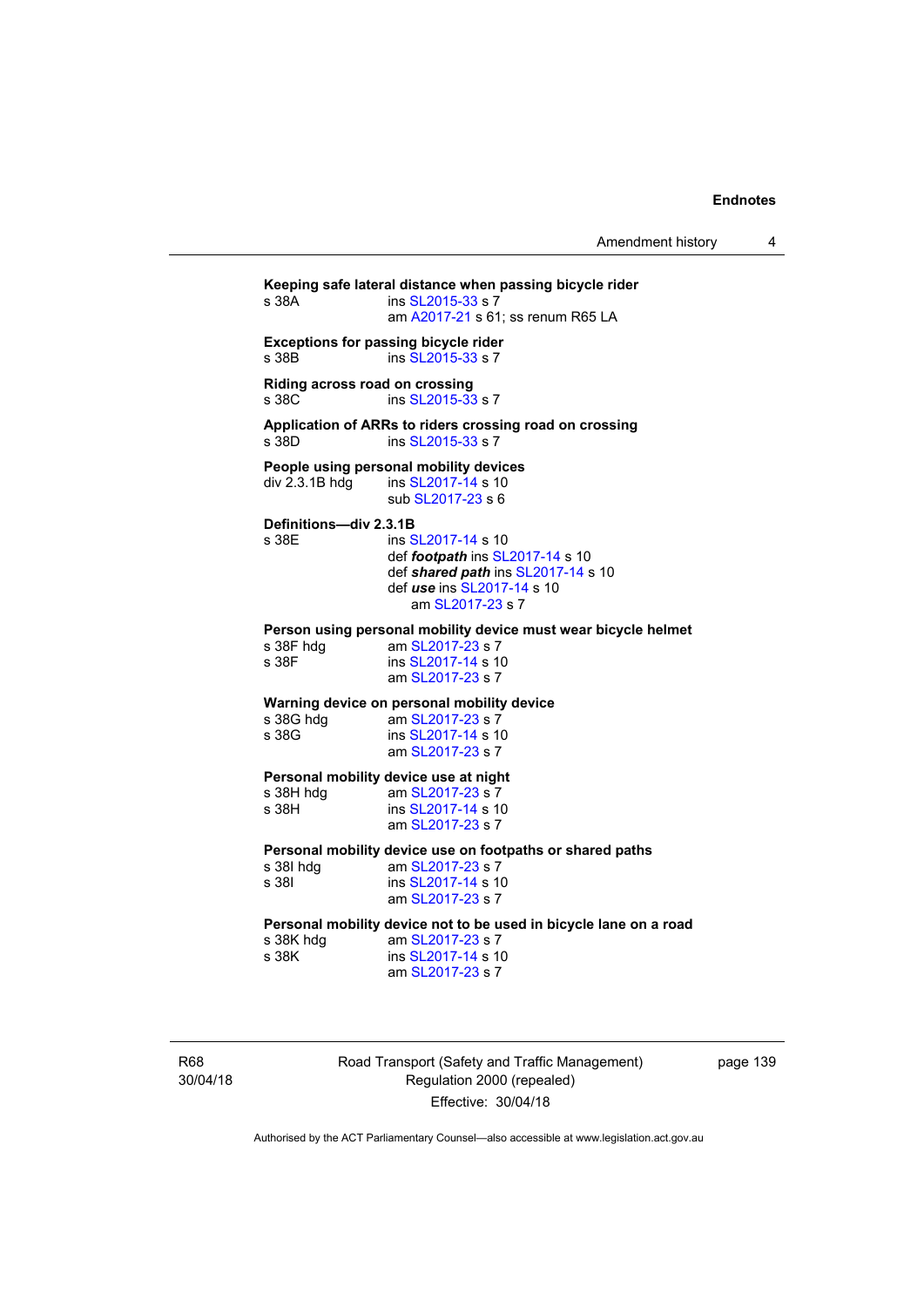**Keeping safe lateral distance when passing bicycle rider**

s 38A ins SL2015-33 s 7
am A2017-21 s 61; ss renum R65 LA

**Exceptions for passing bicycle rider**

s 38B ins SL2015-33 s 7

**Riding across road on crossing**

s 38C ins SL2015-33 s 7

**Application of ARRs to riders crossing road on crossing**

s 38D ins SL2015-33 s 7

**People using personal mobility devices**

div 2.3.1B hdg ins SL2017-14 s 10
sub SL2017-23 s 6

**Definitions—div 2.3.1B**

s 38E ins SL2017-14 s 10
def ***footpath*** ins SL2017-14 s 10
def ***shared path*** ins SL2017-14 s 10
def ***use*** ins SL2017-14 s 10
am SL2017-23 s 7

**Person using personal mobility device must wear bicycle helmet**

s 38F hdg am SL2017-23 s 7
s 38F ins SL2017-14 s 10
am SL2017-23 s 7

**Warning device on personal mobility device**

s 38G hdg am SL2017-23 s 7
s 38G ins SL2017-14 s 10
am SL2017-23 s 7

**Personal mobility device use at night**

s 38H hdg am SL2017-23 s 7
s 38H ins SL2017-14 s 10
am SL2017-23 s 7

**Personal mobility device use on footpaths or shared paths**

s 38I hdg am SL2017-23 s 7
s 38I ins SL2017-14 s 10
am SL2017-23 s 7

**Personal mobility device not to be used in bicycle lane on a road**

s 38K hdg am SL2017-23 s 7
s 38K ins SL2017-14 s 10
am SL2017-23 s 7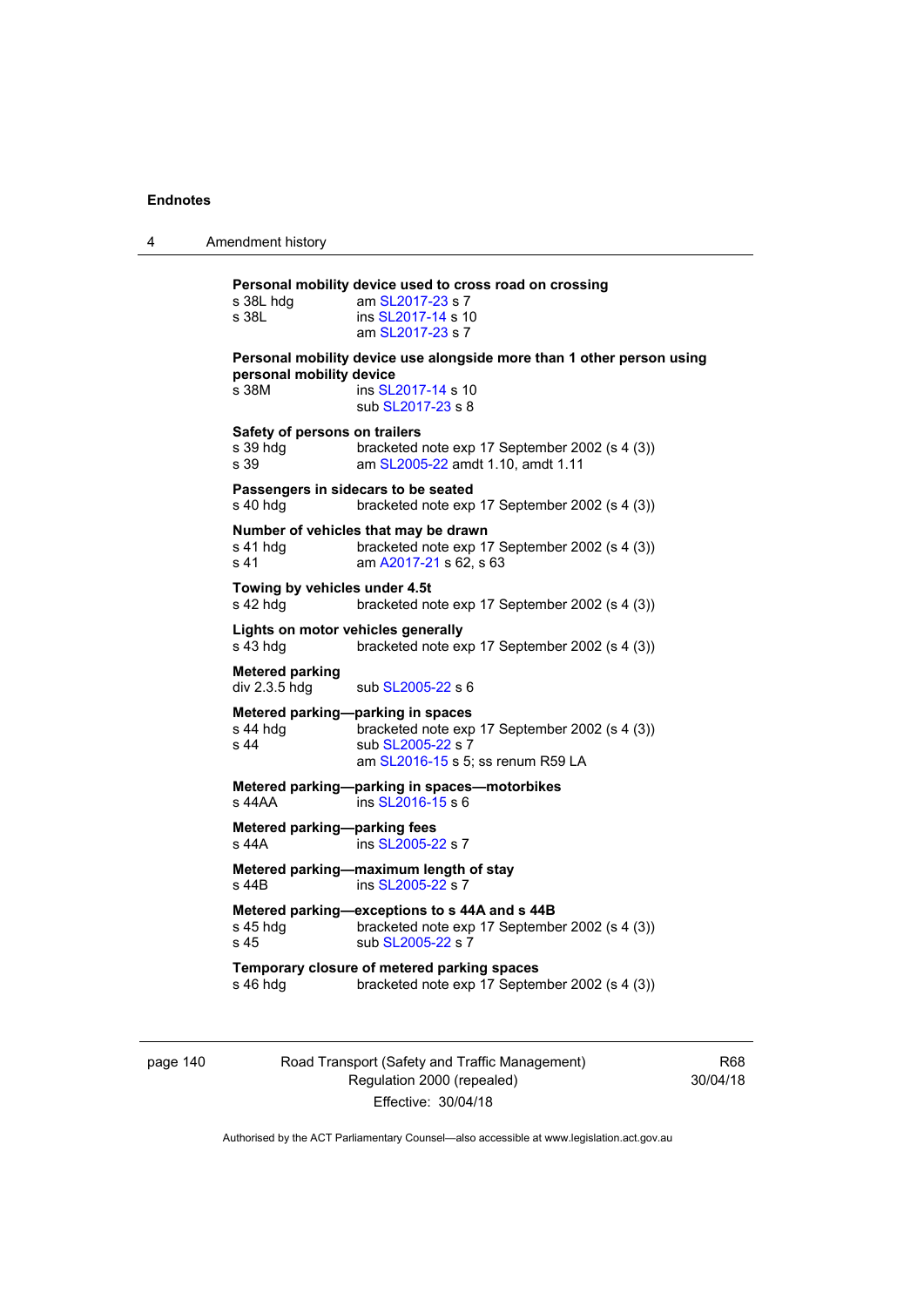**Personal mobility device used to cross road on crossing**

s 38L hdg — am SL2017-23 s 7
s 38L — ins SL2017-14 s 10
am SL2017-23 s 7

**Personal mobility device use alongside more than 1 other person using personal mobility device**

s 38M — ins SL2017-14 s 10
sub SL2017-23 s 8

**Safety of persons on trailers**

s 39 hdg — bracketed note exp 17 September 2002 (s 4 (3))
s 39 — am SL2005-22 amdt 1.10, amdt 1.11

**Passengers in sidecars to be seated**

s 40 hdg — bracketed note exp 17 September 2002 (s 4 (3))

**Number of vehicles that may be drawn**

s 41 hdg — bracketed note exp 17 September 2002 (s 4 (3))
s 41 — am A2017-21 s 62, s 63

**Towing by vehicles under 4.5t**

s 42 hdg — bracketed note exp 17 September 2002 (s 4 (3))

**Lights on motor vehicles generally**

s 43 hdg — bracketed note exp 17 September 2002 (s 4 (3))

**Metered parking**

div 2.3.5 hdg — sub SL2005-22 s 6

**Metered parking—parking in spaces**

s 44 hdg — bracketed note exp 17 September 2002 (s 4 (3))
s 44 — sub SL2005-22 s 7
am SL2016-15 s 5; ss renum R59 LA

**Metered parking—parking in spaces—motorbikes**

s 44AA — ins SL2016-15 s 6

**Metered parking—parking fees**

s 44A — ins SL2005-22 s 7

**Metered parking—maximum length of stay**

s 44B — ins SL2005-22 s 7

**Metered parking—exceptions to s 44A and s 44B**

s 45 hdg — bracketed note exp 17 September 2002 (s 4 (3))
s 45 — sub SL2005-22 s 7

**Temporary closure of metered parking spaces**

s 46 hdg — bracketed note exp 17 September 2002 (s 4 (3))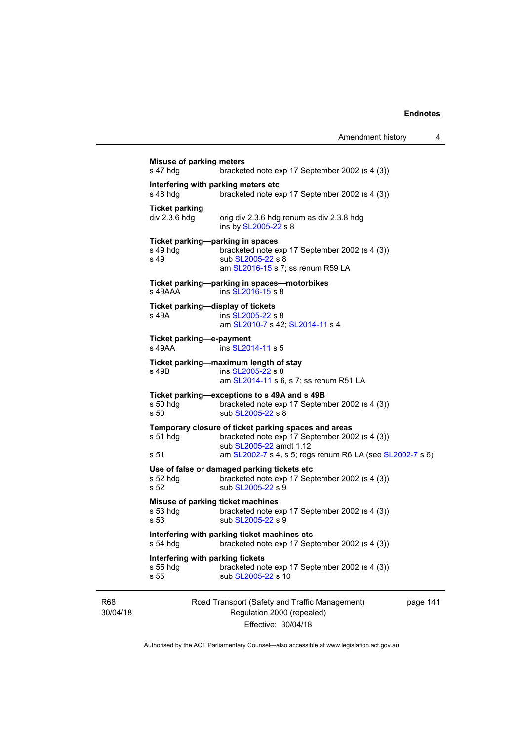**Misuse of parking meters**
s 47 hdg — bracketed note exp 17 September 2002 (s 4 (3))

**Interfering with parking meters etc**
s 48 hdg — bracketed note exp 17 September 2002 (s 4 (3))

**Ticket parking**
div 2.3.6 hdg — orig div 2.3.6 hdg renum as div 2.3.8 hdg
ins by SL2005-22 s 8

**Ticket parking—parking in spaces**
s 49 hdg — bracketed note exp 17 September 2002 (s 4 (3))
s 49 — sub SL2005-22 s 8
am SL2016-15 s 7; ss renum R59 LA

**Ticket parking—parking in spaces—motorbikes**
s 49AAA — ins SL2016-15 s 8

**Ticket parking—display of tickets**
s 49A — ins SL2005-22 s 8
am SL2010-7 s 42; SL2014-11 s 4

**Ticket parking—e-payment**
s 49AA — ins SL2014-11 s 5

**Ticket parking—maximum length of stay**
s 49B — ins SL2005-22 s 8
am SL2014-11 s 6, s 7; ss renum R51 LA

**Ticket parking—exceptions to s 49A and s 49B**
s 50 hdg — bracketed note exp 17 September 2002 (s 4 (3))
s 50 — sub SL2005-22 s 8

**Temporary closure of ticket parking spaces and areas**
s 51 hdg — bracketed note exp 17 September 2002 (s 4 (3))
sub SL2005-22 amdt 1.12
s 51 — am SL2002-7 s 4, s 5; regs renum R6 LA (see SL2002-7 s 6)

**Use of false or damaged parking tickets etc**
s 52 hdg — bracketed note exp 17 September 2002 (s 4 (3))
s 52 — sub SL2005-22 s 9

**Misuse of parking ticket machines**
s 53 hdg — bracketed note exp 17 September 2002 (s 4 (3))
s 53 — sub SL2005-22 s 9

**Interfering with parking ticket machines etc**
s 54 hdg — bracketed note exp 17 September 2002 (s 4 (3))

**Interfering with parking tickets**
s 55 hdg — bracketed note exp 17 September 2002 (s 4 (3))
s 55 — sub SL2005-22 s 10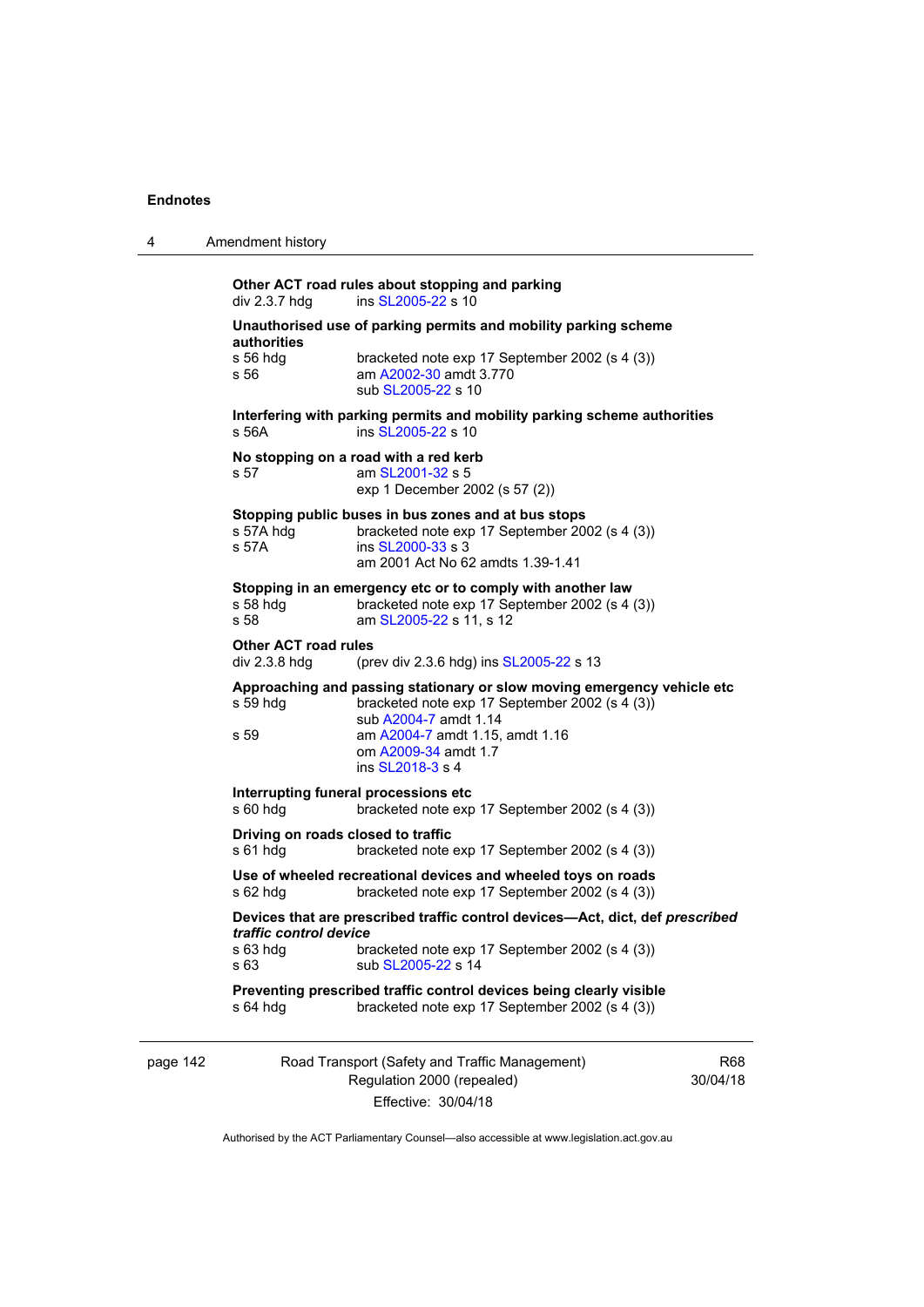**Other ACT road rules about stopping and parking**

div 2.3.7 hdg ins SL2005-22 s 10

**Unauthorised use of parking permits and mobility parking scheme authorities**

s 56 hdg bracketed note exp 17 September 2002 (s 4 (3))
s 56 am A2002-30 amdt 3.770
sub SL2005-22 s 10

**Interfering with parking permits and mobility parking scheme authorities**

s 56A ins SL2005-22 s 10

**No stopping on a road with a red kerb**

s 57 am SL2001-32 s 5
exp 1 December 2002 (s 57 (2))

**Stopping public buses in bus zones and at bus stops**

s 57A hdg bracketed note exp 17 September 2002 (s 4 (3))
s 57A ins SL2000-33 s 3
am 2001 Act No 62 amdts 1.39-1.41

**Stopping in an emergency etc or to comply with another law**

s 58 hdg bracketed note exp 17 September 2002 (s 4 (3))
s 58 am SL2005-22 s 11, s 12

**Other ACT road rules**

div 2.3.8 hdg (prev div 2.3.6 hdg) ins SL2005-22 s 13

**Approaching and passing stationary or slow moving emergency vehicle etc**

s 59 hdg bracketed note exp 17 September 2002 (s 4 (3))
sub A2004-7 amdt 1.14
s 59 am A2004-7 amdt 1.15, amdt 1.16
om A2009-34 amdt 1.7
ins SL2018-3 s 4

**Interrupting funeral processions etc**

s 60 hdg bracketed note exp 17 September 2002 (s 4 (3))

**Driving on roads closed to traffic**

s 61 hdg bracketed note exp 17 September 2002 (s 4 (3))

**Use of wheeled recreational devices and wheeled toys on roads**

s 62 hdg bracketed note exp 17 September 2002 (s 4 (3))

**Devices that are prescribed traffic control devices—Act, dict, def *prescribed traffic control device***

s 63 hdg bracketed note exp 17 September 2002 (s 4 (3))
s 63 sub SL2005-22 s 14

**Preventing prescribed traffic control devices being clearly visible**

s 64 hdg bracketed note exp 17 September 2002 (s 4 (3))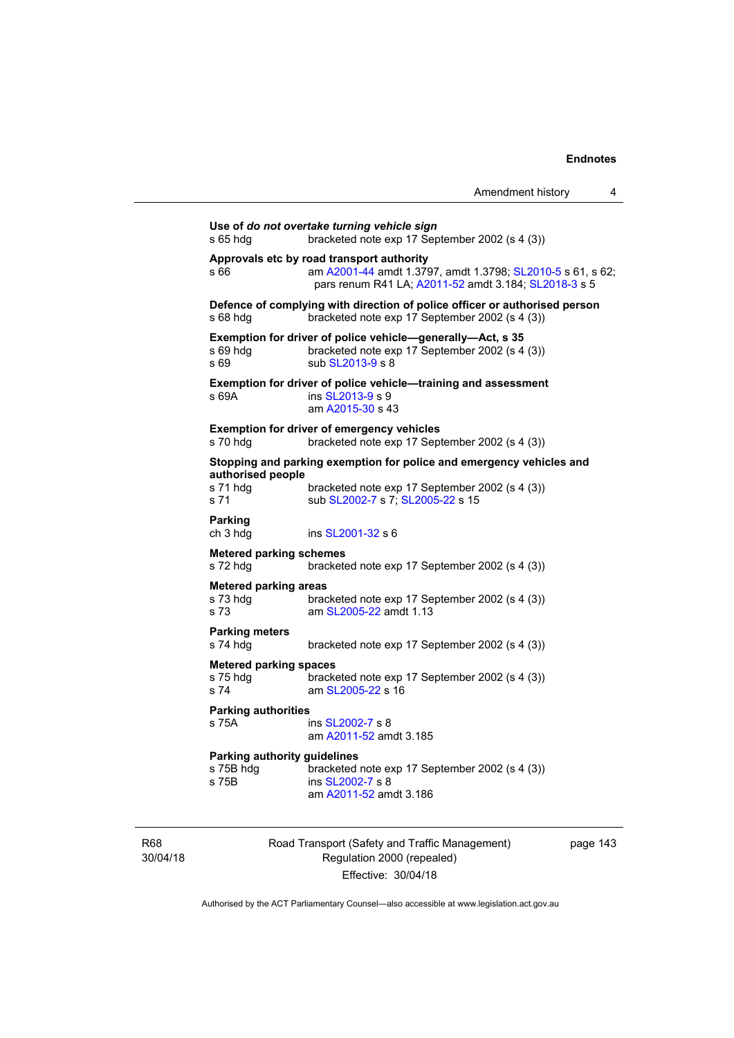**Use of *do not overtake turning vehicle sign***
s 65 hdg bracketed note exp 17 September 2002 (s 4 (3))

**Approvals etc by road transport authority**
s 66 am A2001-44 amdt 1.3797, amdt 1.3798; SL2010-5 s 61, s 62; pars renum R41 LA; A2011-52 amdt 3.184; SL2018-3 s 5

**Defence of complying with direction of police officer or authorised person**
s 68 hdg bracketed note exp 17 September 2002 (s 4 (3))

**Exemption for driver of police vehicle—generally—Act, s 35**
s 69 hdg bracketed note exp 17 September 2002 (s 4 (3))
s 69 sub SL2013-9 s 8

**Exemption for driver of police vehicle—training and assessment**
s 69A ins SL2013-9 s 9
am A2015-30 s 43

**Exemption for driver of emergency vehicles**
s 70 hdg bracketed note exp 17 September 2002 (s 4 (3))

**Stopping and parking exemption for police and emergency vehicles and authorised people**
s 71 hdg bracketed note exp 17 September 2002 (s 4 (3))
s 71 sub SL2002-7 s 7; SL2005-22 s 15

**Parking**
ch 3 hdg ins SL2001-32 s 6

**Metered parking schemes**
s 72 hdg bracketed note exp 17 September 2002 (s 4 (3))

**Metered parking areas**
s 73 hdg bracketed note exp 17 September 2002 (s 4 (3))
s 73 am SL2005-22 amdt 1.13

**Parking meters**
s 74 hdg bracketed note exp 17 September 2002 (s 4 (3))

**Metered parking spaces**
s 75 hdg bracketed note exp 17 September 2002 (s 4 (3))
s 74 am SL2005-22 s 16

**Parking authorities**
s 75A ins SL2002-7 s 8
am A2011-52 amdt 3.185

**Parking authority guidelines**
s 75B hdg bracketed note exp 17 September 2002 (s 4 (3))
s 75B ins SL2002-7 s 8
am A2011-52 amdt 3.186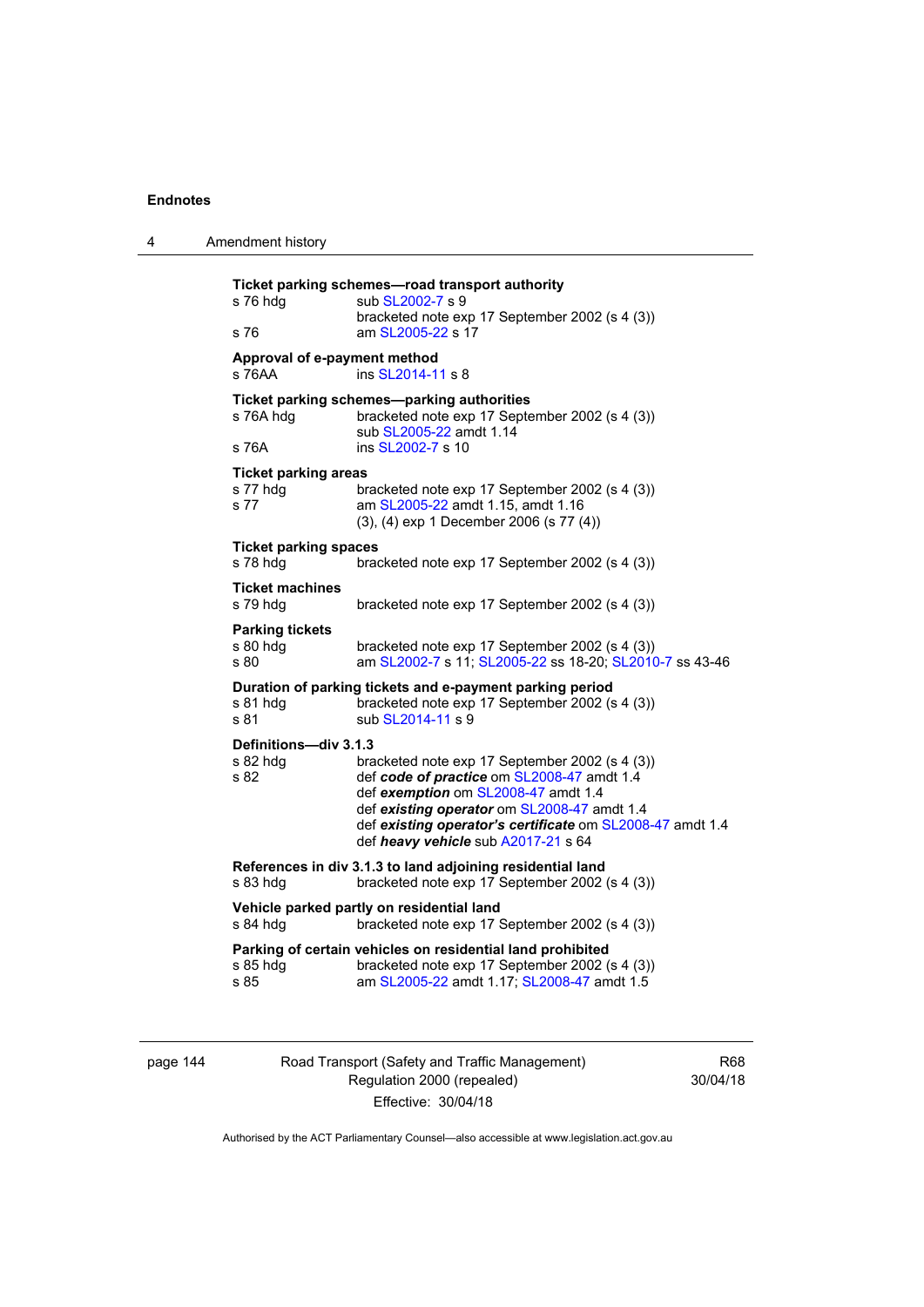**Ticket parking schemes—road transport authority**

s 76 hdg sub SL2002-7 s 9
bracketed note exp 17 September 2002 (s 4 (3))

s 76 am SL2005-22 s 17

**Approval of e-payment method**

s 76AA ins SL2014-11 s 8

**Ticket parking schemes—parking authorities**

s 76A hdg bracketed note exp 17 September 2002 (s 4 (3))
sub SL2005-22 amdt 1.14

s 76A ins SL2002-7 s 10

**Ticket parking areas**

s 77 hdg bracketed note exp 17 September 2002 (s 4 (3))

s 77 am SL2005-22 amdt 1.15, amdt 1.16
(3), (4) exp 1 December 2006 (s 77 (4))

**Ticket parking spaces**

s 78 hdg bracketed note exp 17 September 2002 (s 4 (3))

**Ticket machines**

s 79 hdg bracketed note exp 17 September 2002 (s 4 (3))

**Parking tickets**

s 80 hdg bracketed note exp 17 September 2002 (s 4 (3))

s 80 am SL2002-7 s 11; SL2005-22 ss 18-20; SL2010-7 ss 43-46

**Duration of parking tickets and e-payment parking period**

s 81 hdg bracketed note exp 17 September 2002 (s 4 (3))

s 81 sub SL2014-11 s 9

**Definitions—div 3.1.3**

s 82 hdg bracketed note exp 17 September 2002 (s 4 (3))

s 82 def ***code of practice*** om SL2008-47 amdt 1.4
def ***exemption*** om SL2008-47 amdt 1.4
def ***existing operator*** om SL2008-47 amdt 1.4
def ***existing operator's certificate*** om SL2008-47 amdt 1.4
def ***heavy vehicle*** sub A2017-21 s 64

**References in div 3.1.3 to land adjoining residential land**

s 83 hdg bracketed note exp 17 September 2002 (s 4 (3))

**Vehicle parked partly on residential land**

s 84 hdg bracketed note exp 17 September 2002 (s 4 (3))

**Parking of certain vehicles on residential land prohibited**

s 85 hdg bracketed note exp 17 September 2002 (s 4 (3))

s 85 am SL2005-22 amdt 1.17; SL2008-47 amdt 1.5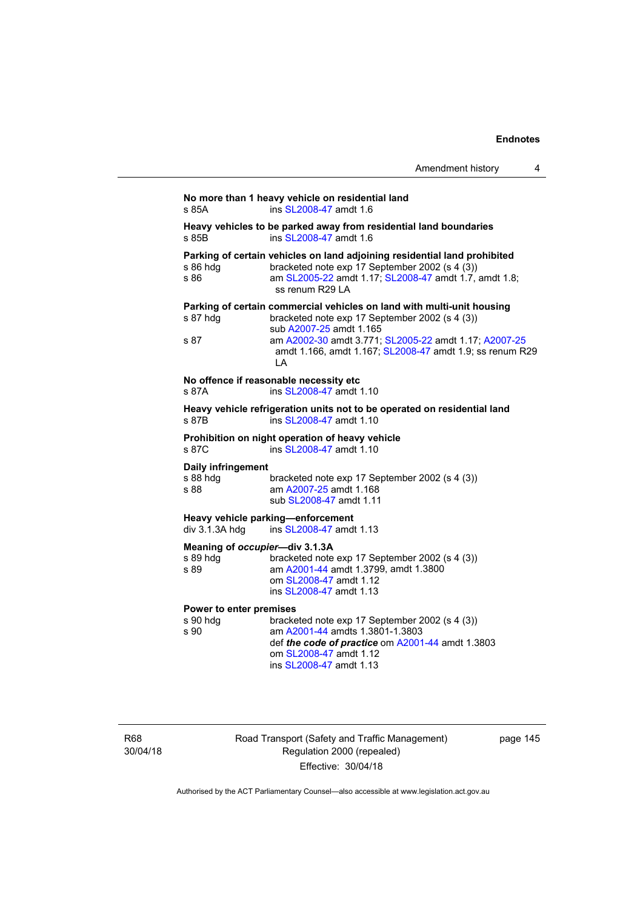**No more than 1 heavy vehicle on residential land**

s 85A ins SL2008-47 amdt 1.6

**Heavy vehicles to be parked away from residential land boundaries**

s 85B ins SL2008-47 amdt 1.6

**Parking of certain vehicles on land adjoining residential land prohibited**

s 86 hdg bracketed note exp 17 September 2002 (s 4 (3))

s 86 am SL2005-22 amdt 1.17; SL2008-47 amdt 1.7, amdt 1.8; ss renum R29 LA

**Parking of certain commercial vehicles on land with multi-unit housing**

s 87 hdg bracketed note exp 17 September 2002 (s 4 (3))
sub A2007-25 amdt 1.165

s 87 am A2002-30 amdt 3.771; SL2005-22 amdt 1.17; A2007-25 amdt 1.166, amdt 1.167; SL2008-47 amdt 1.9; ss renum R29 LA

**No offence if reasonable necessity etc**

s 87A ins SL2008-47 amdt 1.10

**Heavy vehicle refrigeration units not to be operated on residential land**

s 87B ins SL2008-47 amdt 1.10

**Prohibition on night operation of heavy vehicle**

s 87C ins SL2008-47 amdt 1.10

**Daily infringement**

s 88 hdg bracketed note exp 17 September 2002 (s 4 (3))

s 88 am A2007-25 amdt 1.168
sub SL2008-47 amdt 1.11

**Heavy vehicle parking—enforcement**

div 3.1.3A hdg ins SL2008-47 amdt 1.13

**Meaning of *occupier*—div 3.1.3A**

s 89 hdg bracketed note exp 17 September 2002 (s 4 (3))

s 89 am A2001-44 amdt 1.3799, amdt 1.3800
om SL2008-47 amdt 1.12
ins SL2008-47 amdt 1.13

**Power to enter premises**

s 90 hdg bracketed note exp 17 September 2002 (s 4 (3))

s 90 am A2001-44 amdts 1.3801-1.3803
def ***the code of practice*** om A2001-44 amdt 1.3803
om SL2008-47 amdt 1.12
ins SL2008-47 amdt 1.13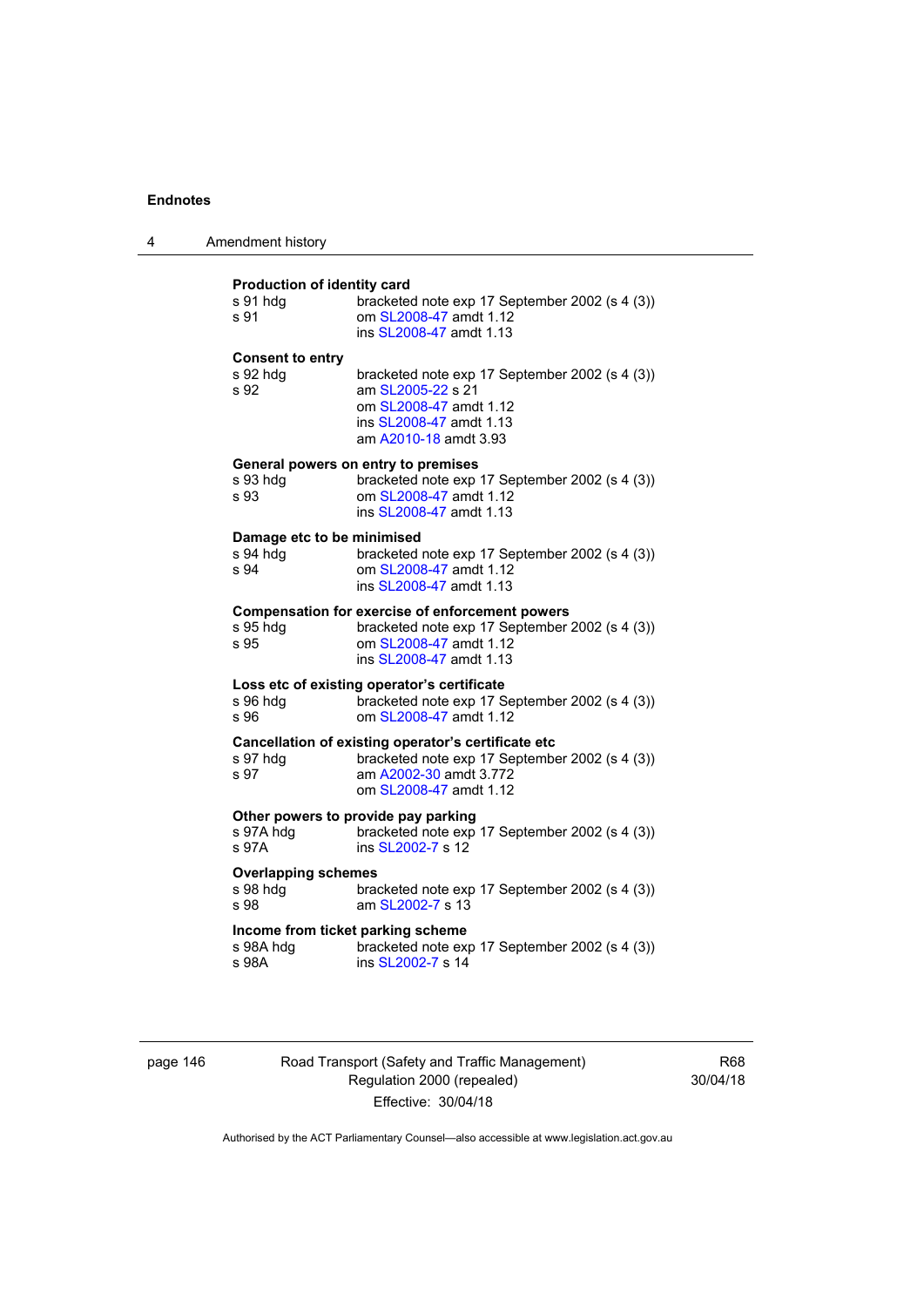**Production of identity card**

s 91 hdg bracketed note exp 17 September 2002 (s 4 (3))
s 91 om SL2008-47 amdt 1.12
ins SL2008-47 amdt 1.13

**Consent to entry**

s 92 hdg bracketed note exp 17 September 2002 (s 4 (3))
s 92 am SL2005-22 s 21
om SL2008-47 amdt 1.12
ins SL2008-47 amdt 1.13
am A2010-18 amdt 3.93

**General powers on entry to premises**

s 93 hdg bracketed note exp 17 September 2002 (s 4 (3))
s 93 om SL2008-47 amdt 1.12
ins SL2008-47 amdt 1.13

**Damage etc to be minimised**

s 94 hdg bracketed note exp 17 September 2002 (s 4 (3))
s 94 om SL2008-47 amdt 1.12
ins SL2008-47 amdt 1.13

**Compensation for exercise of enforcement powers**

s 95 hdg bracketed note exp 17 September 2002 (s 4 (3))
s 95 om SL2008-47 amdt 1.12
ins SL2008-47 amdt 1.13

**Loss etc of existing operator's certificate**

s 96 hdg bracketed note exp 17 September 2002 (s 4 (3))
s 96 om SL2008-47 amdt 1.12

**Cancellation of existing operator's certificate etc**

s 97 hdg bracketed note exp 17 September 2002 (s 4 (3))
s 97 am A2002-30 amdt 3.772
om SL2008-47 amdt 1.12

**Other powers to provide pay parking**

s 97A hdg bracketed note exp 17 September 2002 (s 4 (3))
s 97A ins SL2002-7 s 12

**Overlapping schemes**

s 98 hdg bracketed note exp 17 September 2002 (s 4 (3))
s 98 am SL2002-7 s 13

**Income from ticket parking scheme**

s 98A hdg bracketed note exp 17 September 2002 (s 4 (3))
s 98A ins SL2002-7 s 14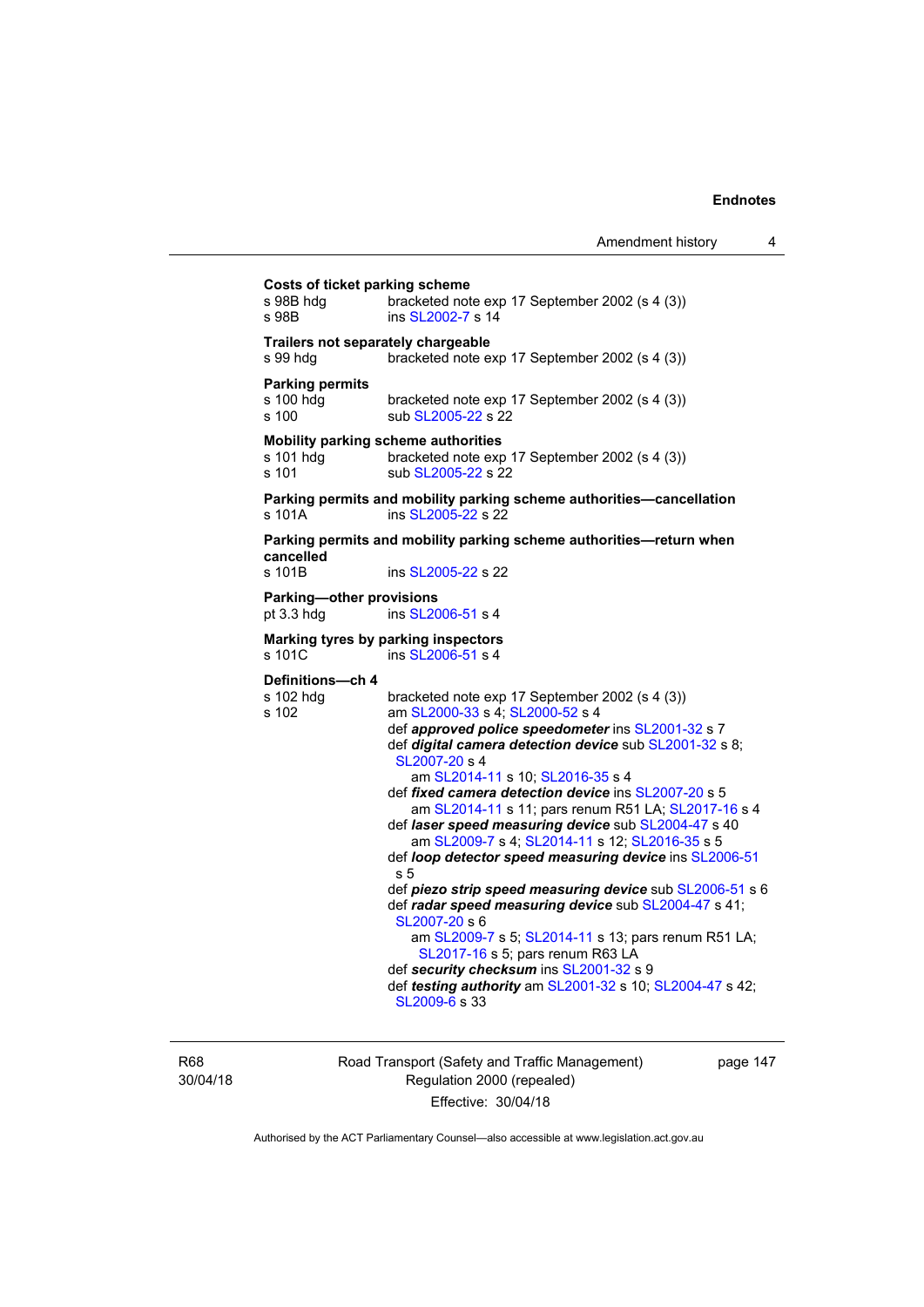**Costs of ticket parking scheme**
s 98B hdg bracketed note exp 17 September 2002 (s 4 (3))
s 98B ins SL2002-7 s 14

**Trailers not separately chargeable**
s 99 hdg bracketed note exp 17 September 2002 (s 4 (3))

**Parking permits**
s 100 hdg bracketed note exp 17 September 2002 (s 4 (3))
s 100 sub SL2005-22 s 22

**Mobility parking scheme authorities**
s 101 hdg bracketed note exp 17 September 2002 (s 4 (3))
s 101 sub SL2005-22 s 22

**Parking permits and mobility parking scheme authorities—cancellation**
s 101A ins SL2005-22 s 22

**Parking permits and mobility parking scheme authorities—return when cancelled**
s 101B ins SL2005-22 s 22

**Parking—other provisions**
pt 3.3 hdg ins SL2006-51 s 4

**Marking tyres by parking inspectors**
s 101C ins SL2006-51 s 4

**Definitions—ch 4**
s 102 hdg bracketed note exp 17 September 2002 (s 4 (3))
s 102 am SL2000-33 s 4; SL2000-52 s 4
def ***approved police speedometer*** ins SL2001-32 s 7
def ***digital camera detection device*** sub SL2001-32 s 8; SL2007-20 s 4
am SL2014-11 s 10; SL2016-35 s 4
def ***fixed camera detection device*** ins SL2007-20 s 5
am SL2014-11 s 11; pars renum R51 LA; SL2017-16 s 4
def ***laser speed measuring device*** sub SL2004-47 s 40
am SL2009-7 s 4; SL2014-11 s 12; SL2016-35 s 5
def ***loop detector speed measuring device*** ins SL2006-51 s 5
def ***piezo strip speed measuring device*** sub SL2006-51 s 6
def ***radar speed measuring device*** sub SL2004-47 s 41; SL2007-20 s 6
am SL2009-7 s 5; SL2014-11 s 13; pars renum R51 LA; SL2017-16 s 5; pars renum R63 LA
def ***security checksum*** ins SL2001-32 s 9
def ***testing authority*** am SL2001-32 s 10; SL2004-47 s 42; SL2009-6 s 33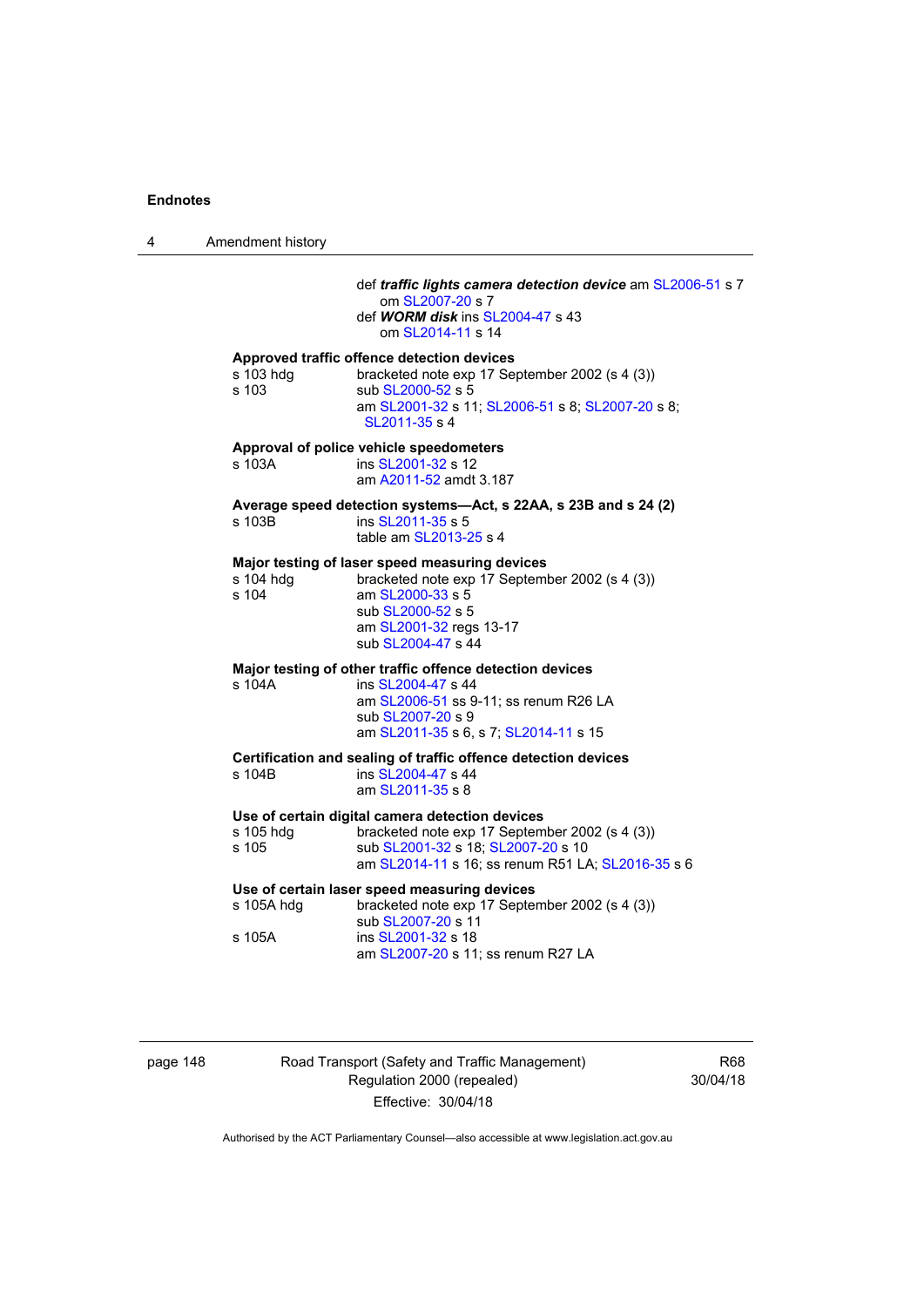def ***traffic lights camera detection device*** am SL2006-51 s 7
om SL2007-20 s 7

def ***WORM disk*** ins SL2004-47 s 43
om SL2014-11 s 14

**Approved traffic offence detection devices**

s 103 hdg bracketed note exp 17 September 2002 (s 4 (3))
s 103 sub SL2000-52 s 5
am SL2001-32 s 11; SL2006-51 s 8; SL2007-20 s 8; SL2011-35 s 4

**Approval of police vehicle speedometers**

s 103A ins SL2001-32 s 12
am A2011-52 amdt 3.187

**Average speed detection systems—Act, s 22AA, s 23B and s 24 (2)**

s 103B ins SL2011-35 s 5
table am SL2013-25 s 4

**Major testing of laser speed measuring devices**

s 104 hdg bracketed note exp 17 September 2002 (s 4 (3))
s 104 am SL2000-33 s 5
sub SL2000-52 s 5
am SL2001-32 regs 13-17
sub SL2004-47 s 44

**Major testing of other traffic offence detection devices**

s 104A ins SL2004-47 s 44
am SL2006-51 ss 9-11; ss renum R26 LA
sub SL2007-20 s 9
am SL2011-35 s 6, s 7; SL2014-11 s 15

**Certification and sealing of traffic offence detection devices**

s 104B ins SL2004-47 s 44
am SL2011-35 s 8

**Use of certain digital camera detection devices**

s 105 hdg bracketed note exp 17 September 2002 (s 4 (3))
s 105 sub SL2001-32 s 18; SL2007-20 s 10
am SL2014-11 s 16; ss renum R51 LA; SL2016-35 s 6

**Use of certain laser speed measuring devices**

s 105A hdg bracketed note exp 17 September 2002 (s 4 (3))
sub SL2007-20 s 11
s 105A ins SL2001-32 s 18
am SL2007-20 s 11; ss renum R27 LA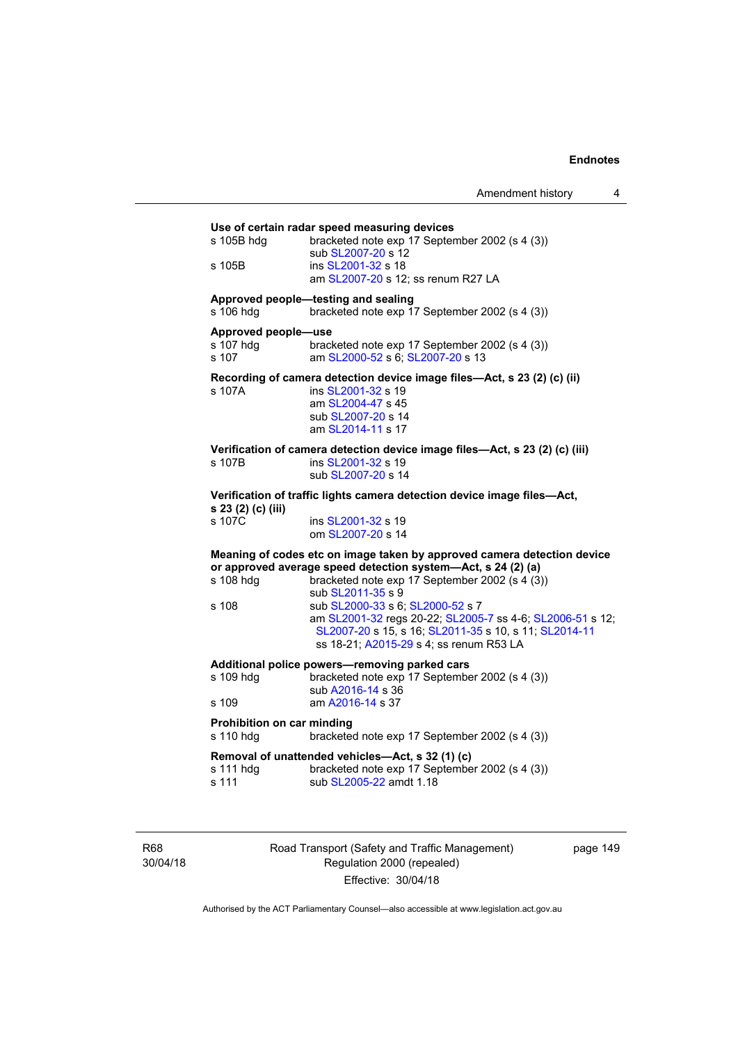**Use of certain radar speed measuring devices**

s 105B hdg — bracketed note exp 17 September 2002 (s 4 (3))
sub SL2007-20 s 12

s 105B — ins SL2001-32 s 18
am SL2007-20 s 12; ss renum R27 LA

**Approved people—testing and sealing**

s 106 hdg — bracketed note exp 17 September 2002 (s 4 (3))

**Approved people—use**

s 107 hdg — bracketed note exp 17 September 2002 (s 4 (3))

s 107 — am SL2000-52 s 6; SL2007-20 s 13

**Recording of camera detection device image files—Act, s 23 (2) (c) (ii)**

s 107A — ins SL2001-32 s 19
am SL2004-47 s 45
sub SL2007-20 s 14
am SL2014-11 s 17

**Verification of camera detection device image files—Act, s 23 (2) (c) (iii)**

s 107B — ins SL2001-32 s 19
sub SL2007-20 s 14

**Verification of traffic lights camera detection device image files—Act, s 23 (2) (c) (iii)**

s 107C — ins SL2001-32 s 19
om SL2007-20 s 14

**Meaning of codes etc on image taken by approved camera detection device or approved average speed detection system—Act, s 24 (2) (a)**

s 108 hdg — bracketed note exp 17 September 2002 (s 4 (3))
sub SL2011-35 s 9

s 108 — sub SL2000-33 s 6; SL2000-52 s 7
am SL2001-32 regs 20-22; SL2005-7 ss 4-6; SL2006-51 s 12; SL2007-20 s 15, s 16; SL2011-35 s 10, s 11; SL2014-11 ss 18-21; A2015-29 s 4; ss renum R53 LA

**Additional police powers—removing parked cars**

s 109 hdg — bracketed note exp 17 September 2002 (s 4 (3))
sub A2016-14 s 36

s 109 — am A2016-14 s 37

**Prohibition on car minding**

s 110 hdg — bracketed note exp 17 September 2002 (s 4 (3))

**Removal of unattended vehicles—Act, s 32 (1) (c)**

s 111 hdg — bracketed note exp 17 September 2002 (s 4 (3))

s 111 — sub SL2005-22 amdt 1.18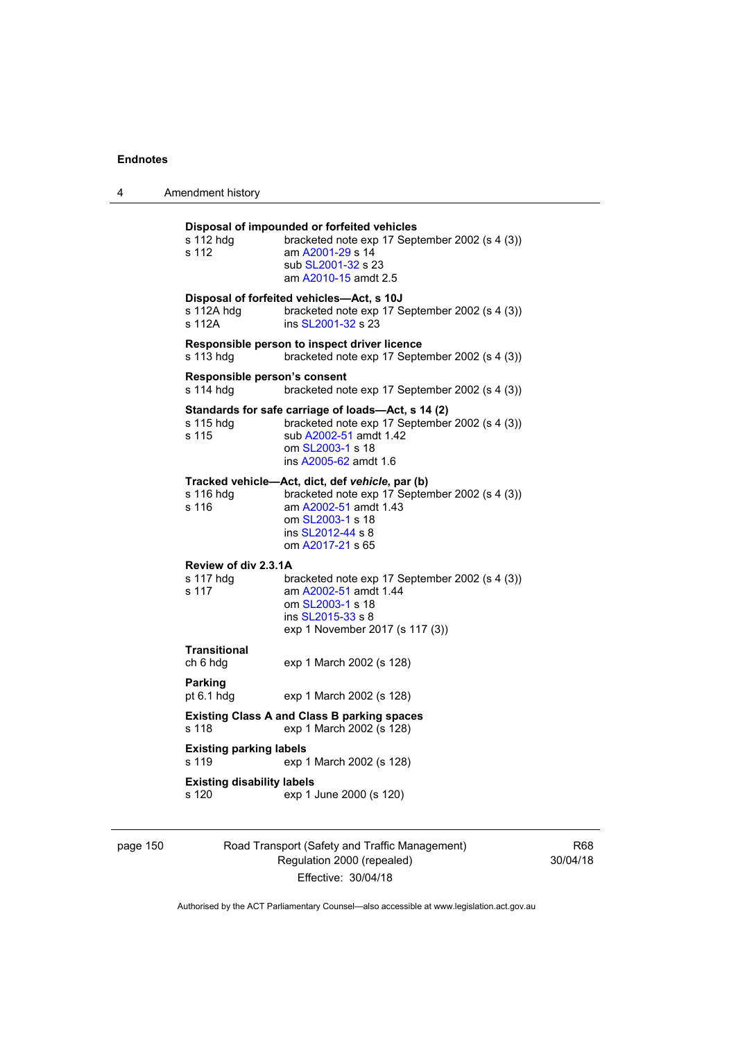**Disposal of impounded or forfeited vehicles**
s 112 hdg	bracketed note exp 17 September 2002 (s 4 (3))
s 112	am A2001-29 s 14
	sub SL2001-32 s 23
	am A2010-15 amdt 2.5

**Disposal of forfeited vehicles—Act, s 10J**
s 112A hdg	bracketed note exp 17 September 2002 (s 4 (3))
s 112A	ins SL2001-32 s 23

**Responsible person to inspect driver licence**
s 113 hdg	bracketed note exp 17 September 2002 (s 4 (3))

**Responsible person's consent**
s 114 hdg	bracketed note exp 17 September 2002 (s 4 (3))

**Standards for safe carriage of loads—Act, s 14 (2)**
s 115 hdg	bracketed note exp 17 September 2002 (s 4 (3))
s 115	sub A2002-51 amdt 1.42
	om SL2003-1 s 18
	ins A2005-62 amdt 1.6

**Tracked vehicle—Act, dict, def *vehicle*, par (b)**
s 116 hdg	bracketed note exp 17 September 2002 (s 4 (3))
s 116	am A2002-51 amdt 1.43
	om SL2003-1 s 18
	ins SL2012-44 s 8
	om A2017-21 s 65

**Review of div 2.3.1A**
s 117 hdg	bracketed note exp 17 September 2002 (s 4 (3))
s 117	am A2002-51 amdt 1.44
	om SL2003-1 s 18
	ins SL2015-33 s 8
	exp 1 November 2017 (s 117 (3))

**Transitional**
ch 6 hdg	exp 1 March 2002 (s 128)

**Parking**
pt 6.1 hdg	exp 1 March 2002 (s 128)

**Existing Class A and Class B parking spaces**
s 118	exp 1 March 2002 (s 128)

**Existing parking labels**
s 119	exp 1 March 2002 (s 128)

**Existing disability labels**
s 120	exp 1 June 2000 (s 120)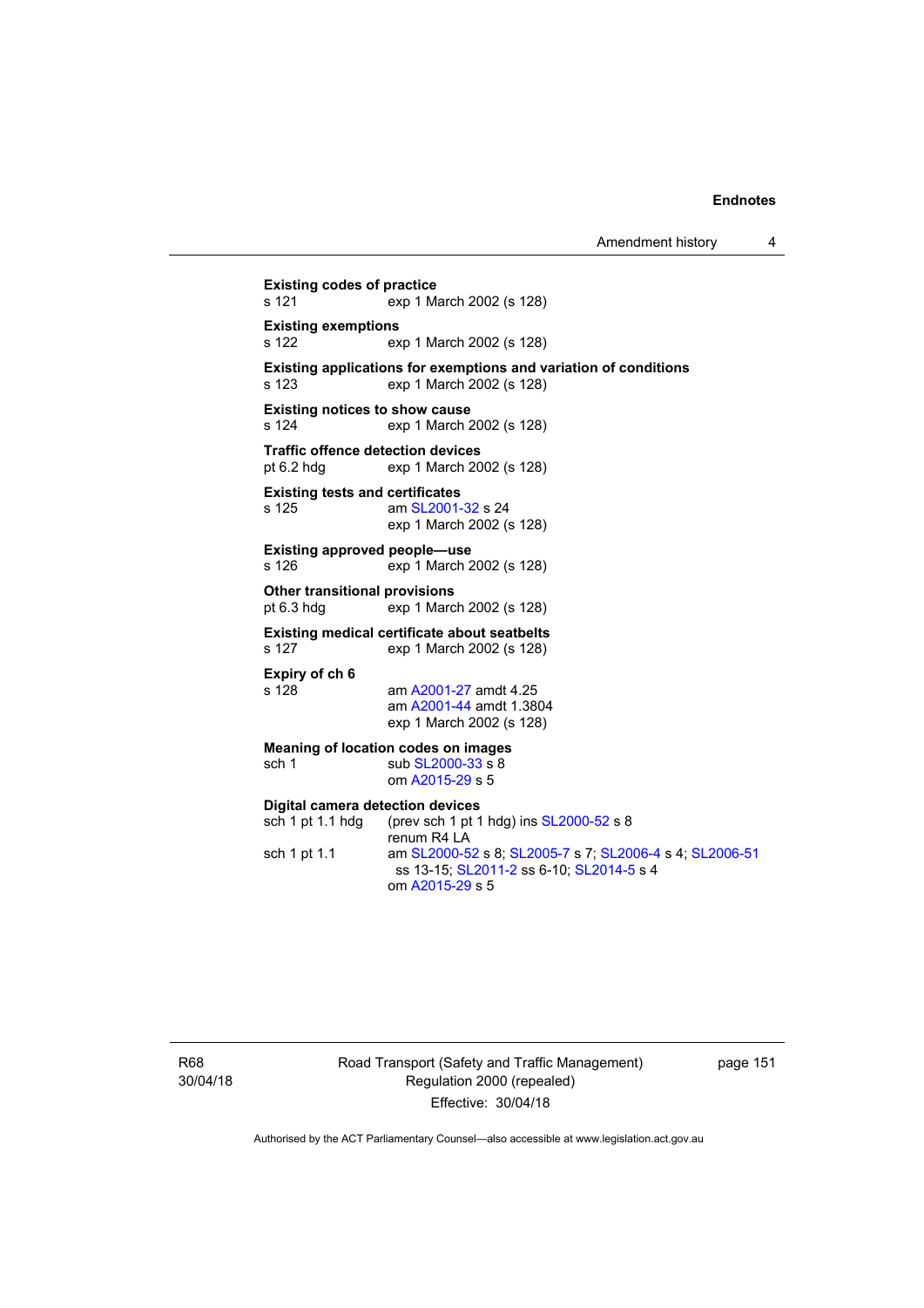**Existing codes of practice**
s 121 exp 1 March 2002 (s 128)

**Existing exemptions**
s 122 exp 1 March 2002 (s 128)

**Existing applications for exemptions and variation of conditions**
s 123 exp 1 March 2002 (s 128)

**Existing notices to show cause**
s 124 exp 1 March 2002 (s 128)

**Traffic offence detection devices**
pt 6.2 hdg exp 1 March 2002 (s 128)

**Existing tests and certificates**
s 125 am SL2001-32 s 24
exp 1 March 2002 (s 128)

**Existing approved people—use**
s 126 exp 1 March 2002 (s 128)

**Other transitional provisions**
pt 6.3 hdg exp 1 March 2002 (s 128)

**Existing medical certificate about seatbelts**
s 127 exp 1 March 2002 (s 128)

**Expiry of ch 6**
s 128 am A2001-27 amdt 4.25
am A2001-44 amdt 1.3804
exp 1 March 2002 (s 128)

**Meaning of location codes on images**
sch 1 sub SL2000-33 s 8
om A2015-29 s 5

**Digital camera detection devices**
sch 1 pt 1.1 hdg (prev sch 1 pt 1 hdg) ins SL2000-52 s 8
renum R4 LA
sch 1 pt 1.1 am SL2000-52 s 8; SL2005-7 s 7; SL2006-4 s 4; SL2006-51 ss 13-15; SL2011-2 ss 6-10; SL2014-5 s 4
om A2015-29 s 5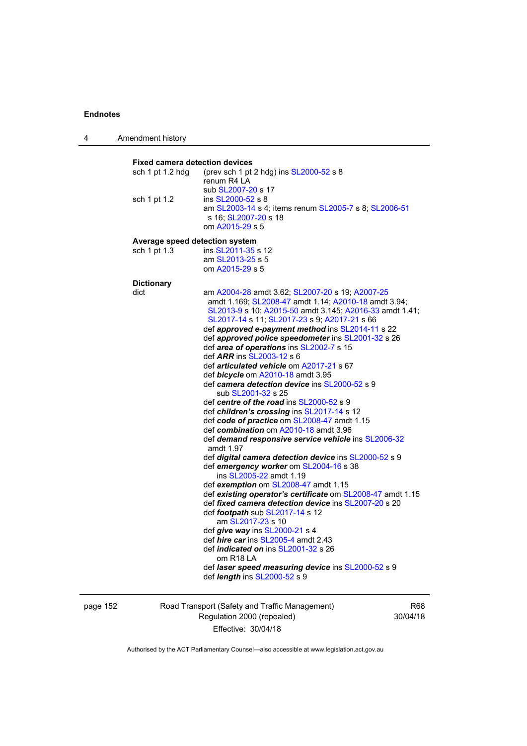**Fixed camera detection devices**

sch 1 pt 1.2 hdg (prev sch 1 pt 2 hdg) ins SL2000-52 s 8
renum R4 LA
sub SL2007-20 s 17

sch 1 pt 1.2 ins SL2000-52 s 8
am SL2003-14 s 4; items renum SL2005-7 s 8; SL2006-51 s 16; SL2007-20 s 18
om A2015-29 s 5

**Average speed detection system**

sch 1 pt 1.3 ins SL2011-35 s 12
am SL2013-25 s 5
om A2015-29 s 5

**Dictionary**

dict am A2004-28 amdt 3.62; SL2007-20 s 19; A2007-25 amdt 1.169; SL2008-47 amdt 1.14; A2010-18 amdt 3.94; SL2013-9 s 10; A2015-50 amdt 3.145; A2016-33 amdt 1.41; SL2017-14 s 11; SL2017-23 s 9; A2017-21 s 66

def ***approved e-payment method*** ins SL2014-11 s 22
def ***approved police speedometer*** ins SL2001-32 s 26
def ***area of operations*** ins SL2002-7 s 15
def ***ARR*** ins SL2003-12 s 6
def ***articulated vehicle*** om A2017-21 s 67
def ***bicycle*** om A2010-18 amdt 3.95
def ***camera detection device*** ins SL2000-52 s 9
sub SL2001-32 s 25
def ***centre of the road*** ins SL2000-52 s 9
def ***children's crossing*** ins SL2017-14 s 12
def ***code of practice*** om SL2008-47 amdt 1.15
def ***combination*** om A2010-18 amdt 3.96
def ***demand responsive service vehicle*** ins SL2006-32 amdt 1.97
def ***digital camera detection device*** ins SL2000-52 s 9
def ***emergency worker*** om SL2004-16 s 38
ins SL2005-22 amdt 1.19
def ***exemption*** om SL2008-47 amdt 1.15
def ***existing operator's certificate*** om SL2008-47 amdt 1.15
def ***fixed camera detection device*** ins SL2007-20 s 20
def ***footpath*** sub SL2017-14 s 12
am SL2017-23 s 10
def ***give way*** ins SL2000-21 s 4
def ***hire car*** ins SL2005-4 amdt 2.43
def ***indicated on*** ins SL2001-32 s 26
om R18 LA
def ***laser speed measuring device*** ins SL2000-52 s 9
def ***length*** ins SL2000-52 s 9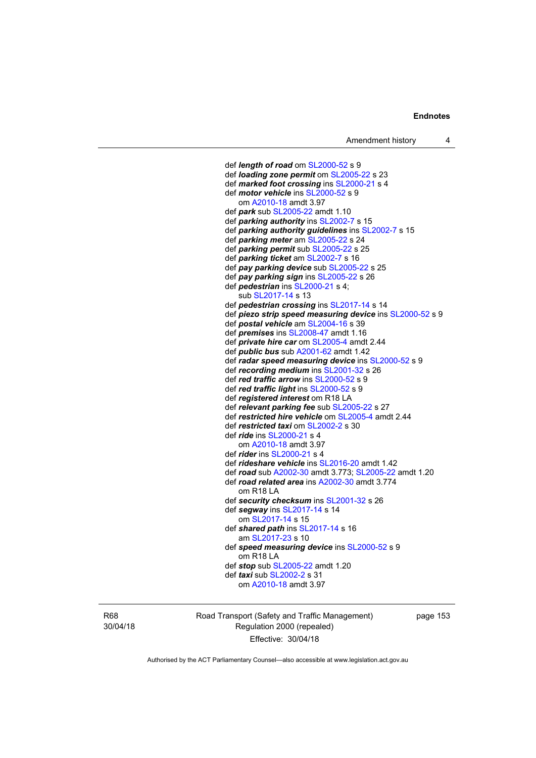def ***length of road*** om SL2000-52 s 9
def ***loading zone permit*** om SL2005-22 s 23
def ***marked foot crossing*** ins SL2000-21 s 4
def ***motor vehicle*** ins SL2000-52 s 9
om A2010-18 amdt 3.97
def ***park*** sub SL2005-22 amdt 1.10
def ***parking authority*** ins SL2002-7 s 15
def ***parking authority guidelines*** ins SL2002-7 s 15
def ***parking meter*** am SL2005-22 s 24
def ***parking permit*** sub SL2005-22 s 25
def ***parking ticket*** am SL2002-7 s 16
def ***pay parking device*** sub SL2005-22 s 25
def ***pay parking sign*** ins SL2005-22 s 26
def ***pedestrian*** ins SL2000-21 s 4;
sub SL2017-14 s 13
def ***pedestrian crossing*** ins SL2017-14 s 14
def ***piezo strip speed measuring device*** ins SL2000-52 s 9
def ***postal vehicle*** am SL2004-16 s 39
def ***premises*** ins SL2008-47 amdt 1.16
def ***private hire car*** om SL2005-4 amdt 2.44
def ***public bus*** sub A2001-62 amdt 1.42
def ***radar speed measuring device*** ins SL2000-52 s 9
def ***recording medium*** ins SL2001-32 s 26
def ***red traffic arrow*** ins SL2000-52 s 9
def ***red traffic light*** ins SL2000-52 s 9
def ***registered interest*** om R18 LA
def ***relevant parking fee*** sub SL2005-22 s 27
def ***restricted hire vehicle*** om SL2005-4 amdt 2.44
def ***restricted taxi*** om SL2002-2 s 30
def ***ride*** ins SL2000-21 s 4
om A2010-18 amdt 3.97
def ***rider*** ins SL2000-21 s 4
def ***rideshare vehicle*** ins SL2016-20 amdt 1.42
def ***road*** sub A2002-30 amdt 3.773; SL2005-22 amdt 1.20
def ***road related area*** ins A2002-30 amdt 3.774
om R18 LA
def ***security checksum*** ins SL2001-32 s 26
def ***segway*** ins SL2017-14 s 14
om SL2017-14 s 15
def ***shared path*** ins SL2017-14 s 16
am SL2017-23 s 10
def ***speed measuring device*** ins SL2000-52 s 9
om R18 LA
def ***stop*** sub SL2005-22 amdt 1.20
def ***taxi*** sub SL2002-2 s 31
om A2010-18 amdt 3.97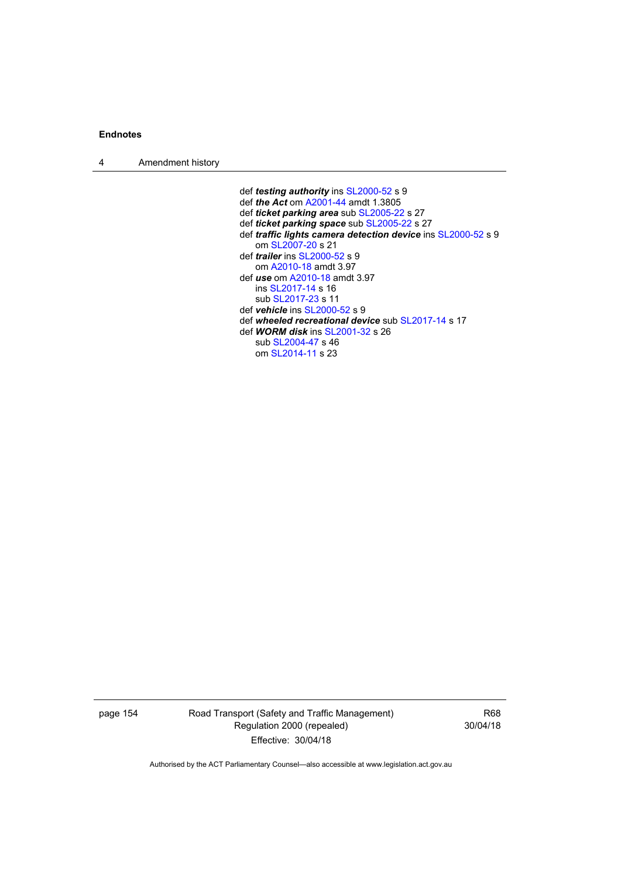def ***testing authority*** ins SL2000-52 s 9
def ***the Act*** om A2001-44 amdt 1.3805
def ***ticket parking area*** sub SL2005-22 s 27
def ***ticket parking space*** sub SL2005-22 s 27
def ***traffic lights camera detection device*** ins SL2000-52 s 9
   om SL2007-20 s 21
def ***trailer*** ins SL2000-52 s 9
   om A2010-18 amdt 3.97
def ***use*** om A2010-18 amdt 3.97
   ins SL2017-14 s 16
   sub SL2017-23 s 11
def ***vehicle*** ins SL2000-52 s 9
def ***wheeled recreational device*** sub SL2017-14 s 17
def ***WORM disk*** ins SL2001-32 s 26
   sub SL2004-47 s 46
   om SL2014-11 s 23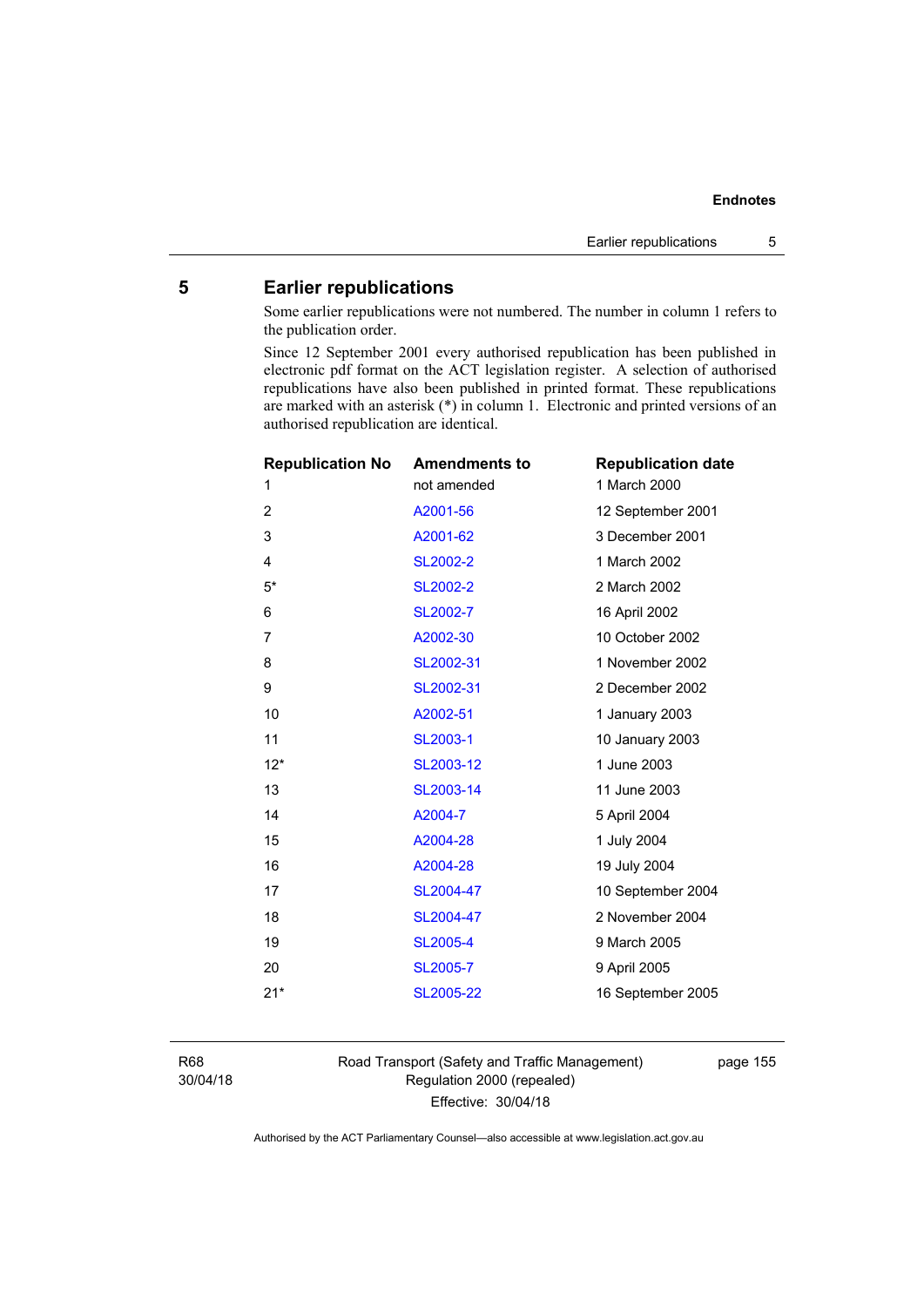## 5 Earlier republications

Some earlier republications were not numbered. The number in column 1 refers to the publication order.

Since 12 September 2001 every authorised republication has been published in electronic pdf format on the ACT legislation register. A selection of authorised republications have also been published in printed format. These republications are marked with an asterisk (*) in column 1. Electronic and printed versions of an authorised republication are identical.

| Republication No | Amendments to | Republication date |
|---|---|---|
| 1 | not amended | 1 March 2000 |
| 2 | A2001-56 | 12 September 2001 |
| 3 | A2001-62 | 3 December 2001 |
| 4 | SL2002-2 | 1 March 2002 |
| 5* | SL2002-2 | 2 March 2002 |
| 6 | SL2002-7 | 16 April 2002 |
| 7 | A2002-30 | 10 October 2002 |
| 8 | SL2002-31 | 1 November 2002 |
| 9 | SL2002-31 | 2 December 2002 |
| 10 | A2002-51 | 1 January 2003 |
| 11 | SL2003-1 | 10 January 2003 |
| 12* | SL2003-12 | 1 June 2003 |
| 13 | SL2003-14 | 11 June 2003 |
| 14 | A2004-7 | 5 April 2004 |
| 15 | A2004-28 | 1 July 2004 |
| 16 | A2004-28 | 19 July 2004 |
| 17 | SL2004-47 | 10 September 2004 |
| 18 | SL2004-47 | 2 November 2004 |
| 19 | SL2005-4 | 9 March 2005 |
| 20 | SL2005-7 | 9 April 2005 |
| 21* | SL2005-22 | 16 September 2005 |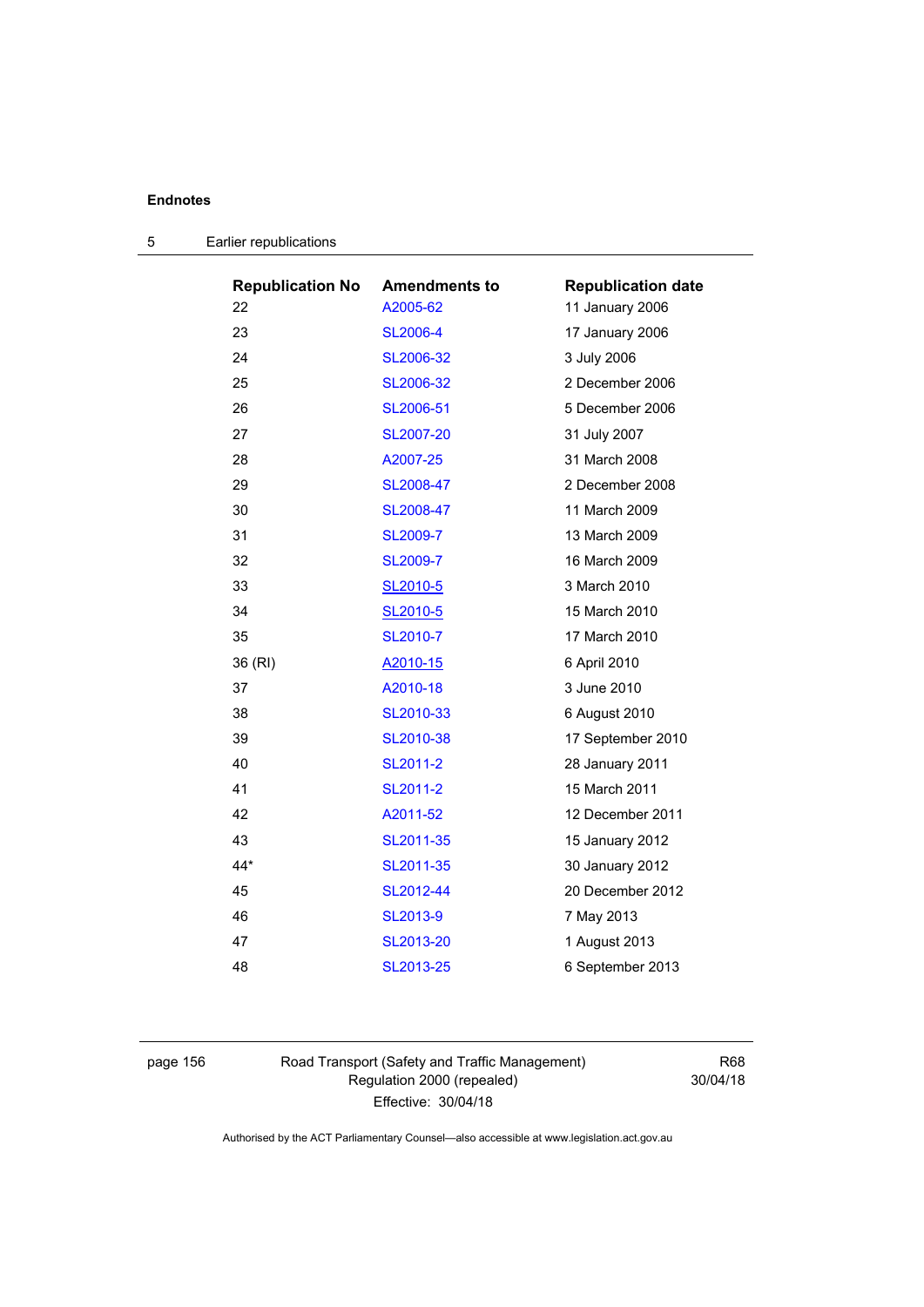## Endnotes

### 5 Earlier republications

| Republication No | Amendments to | Republication date |
|---|---|---|
| 22 | A2005-62 | 11 January 2006 |
| 23 | SL2006-4 | 17 January 2006 |
| 24 | SL2006-32 | 3 July 2006 |
| 25 | SL2006-32 | 2 December 2006 |
| 26 | SL2006-51 | 5 December 2006 |
| 27 | SL2007-20 | 31 July 2007 |
| 28 | A2007-25 | 31 March 2008 |
| 29 | SL2008-47 | 2 December 2008 |
| 30 | SL2008-47 | 11 March 2009 |
| 31 | SL2009-7 | 13 March 2009 |
| 32 | SL2009-7 | 16 March 2009 |
| 33 | SL2010-5 | 3 March 2010 |
| 34 | SL2010-5 | 15 March 2010 |
| 35 | SL2010-7 | 17 March 2010 |
| 36 (RI) | A2010-15 | 6 April 2010 |
| 37 | A2010-18 | 3 June 2010 |
| 38 | SL2010-33 | 6 August 2010 |
| 39 | SL2010-38 | 17 September 2010 |
| 40 | SL2011-2 | 28 January 2011 |
| 41 | SL2011-2 | 15 March 2011 |
| 42 | A2011-52 | 12 December 2011 |
| 43 | SL2011-35 | 15 January 2012 |
| 44* | SL2011-35 | 30 January 2012 |
| 45 | SL2012-44 | 20 December 2012 |
| 46 | SL2013-9 | 7 May 2013 |
| 47 | SL2013-20 | 1 August 2013 |
| 48 | SL2013-25 | 6 September 2013 |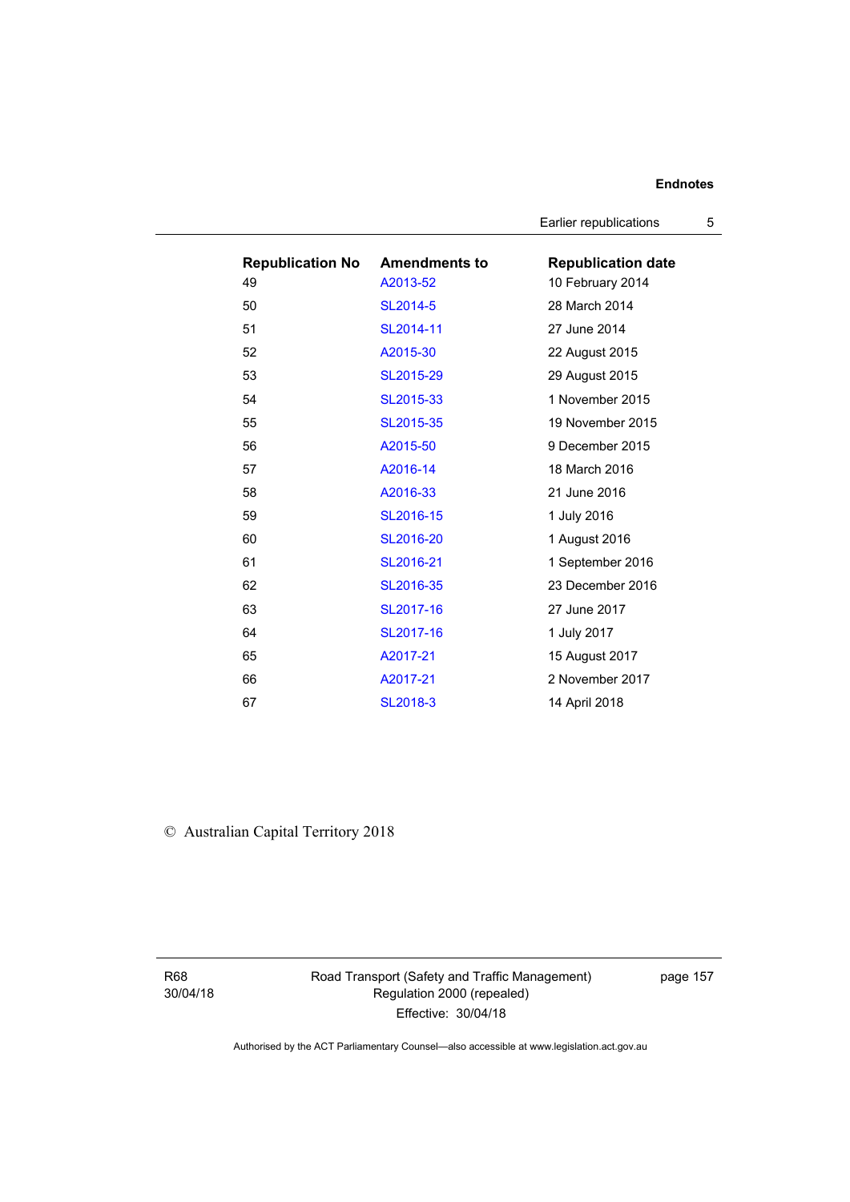| Republication No | Amendments to | Republication date |
|---|---|---|
| 49 | A2013-52 | 10 February 2014 |
| 50 | SL2014-5 | 28 March 2014 |
| 51 | SL2014-11 | 27 June 2014 |
| 52 | A2015-30 | 22 August 2015 |
| 53 | SL2015-29 | 29 August 2015 |
| 54 | SL2015-33 | 1 November 2015 |
| 55 | SL2015-35 | 19 November 2015 |
| 56 | A2015-50 | 9 December 2015 |
| 57 | A2016-14 | 18 March 2016 |
| 58 | A2016-33 | 21 June 2016 |
| 59 | SL2016-15 | 1 July 2016 |
| 60 | SL2016-20 | 1 August 2016 |
| 61 | SL2016-21 | 1 September 2016 |
| 62 | SL2016-35 | 23 December 2016 |
| 63 | SL2017-16 | 27 June 2017 |
| 64 | SL2017-16 | 1 July 2017 |
| 65 | A2017-21 | 15 August 2017 |
| 66 | A2017-21 | 2 November 2017 |
| 67 | SL2018-3 | 14 April 2018 |

© Australian Capital Territory 2018